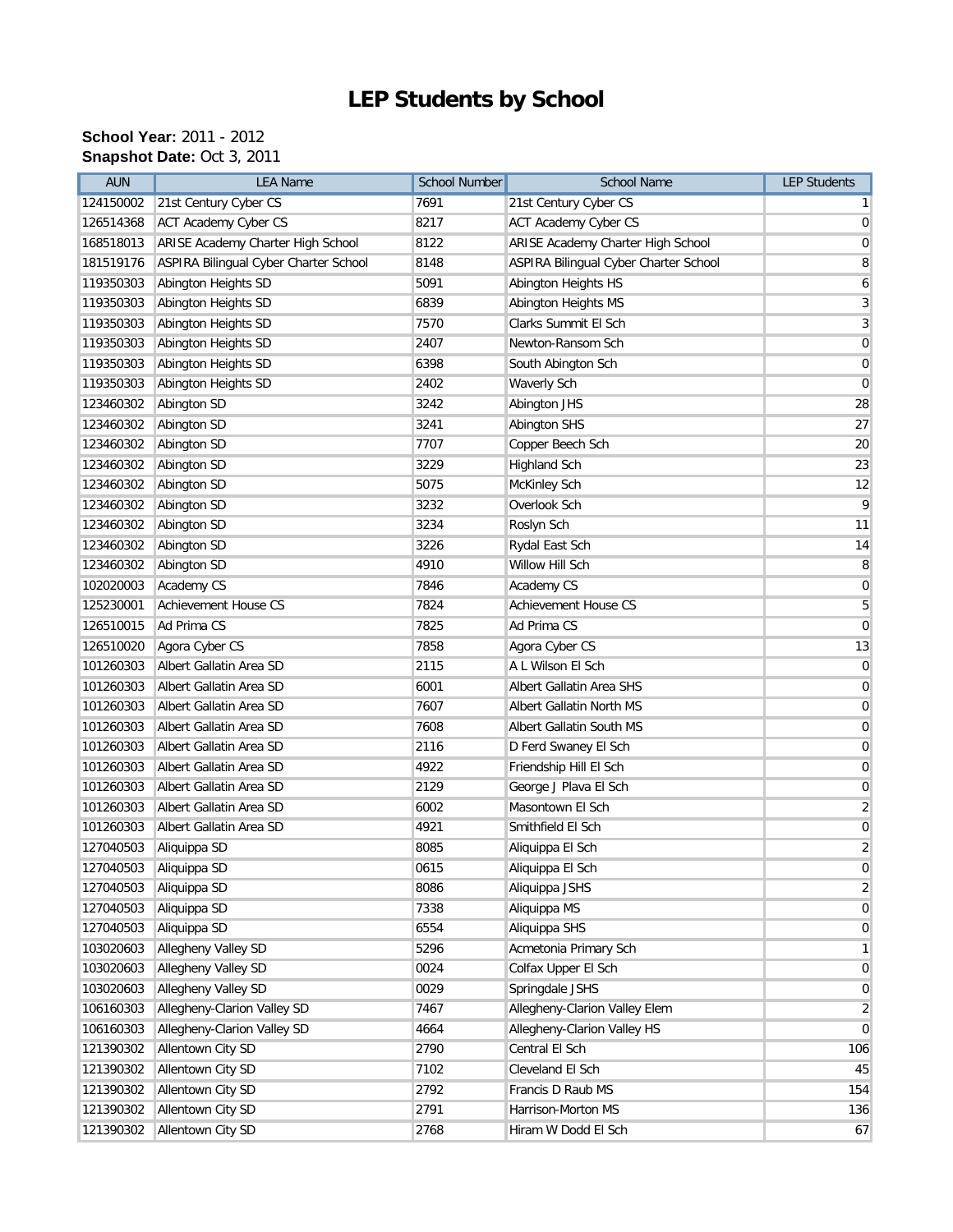# LEP Students by School

**School Year:** 2011 - 2012
**Snapshot Date:** Oct 3, 2011

| AUN | LEA Name | School Number | School Name | LEP Students |
|---|---|---|---|---|
| 124150002 | 21st Century Cyber CS | 7691 | 21st Century Cyber CS | 1 |
| 126514368 | ACT Academy Cyber CS | 8217 | ACT Academy Cyber CS | 0 |
| 168518013 | ARISE Academy Charter High School | 8122 | ARISE Academy Charter High School | 0 |
| 181519176 | ASPIRA Bilingual Cyber Charter School | 8148 | ASPIRA Bilingual Cyber Charter School | 8 |
| 119350303 | Abington Heights SD | 5091 | Abington Heights HS | 6 |
| 119350303 | Abington Heights SD | 6839 | Abington Heights MS | 3 |
| 119350303 | Abington Heights SD | 7570 | Clarks Summit El Sch | 3 |
| 119350303 | Abington Heights SD | 2407 | Newton-Ransom Sch | 0 |
| 119350303 | Abington Heights SD | 6398 | South Abington Sch | 0 |
| 119350303 | Abington Heights SD | 2402 | Waverly Sch | 0 |
| 123460302 | Abington SD | 3242 | Abington JHS | 28 |
| 123460302 | Abington SD | 3241 | Abington SHS | 27 |
| 123460302 | Abington SD | 7707 | Copper Beech Sch | 20 |
| 123460302 | Abington SD | 3229 | Highland Sch | 23 |
| 123460302 | Abington SD | 5075 | McKinley Sch | 12 |
| 123460302 | Abington SD | 3232 | Overlook Sch | 9 |
| 123460302 | Abington SD | 3234 | Roslyn Sch | 11 |
| 123460302 | Abington SD | 3226 | Rydal East Sch | 14 |
| 123460302 | Abington SD | 4910 | Willow Hill Sch | 8 |
| 102020003 | Academy CS | 7846 | Academy CS | 0 |
| 125230001 | Achievement House CS | 7824 | Achievement House CS | 5 |
| 126510015 | Ad Prima CS | 7825 | Ad Prima CS | 0 |
| 126510020 | Agora Cyber CS | 7858 | Agora Cyber CS | 13 |
| 101260303 | Albert Gallatin Area SD | 2115 | A L Wilson El Sch | 0 |
| 101260303 | Albert Gallatin Area SD | 6001 | Albert Gallatin Area SHS | 0 |
| 101260303 | Albert Gallatin Area SD | 7607 | Albert Gallatin North MS | 0 |
| 101260303 | Albert Gallatin Area SD | 7608 | Albert Gallatin South MS | 0 |
| 101260303 | Albert Gallatin Area SD | 2116 | D Ferd Swaney El Sch | 0 |
| 101260303 | Albert Gallatin Area SD | 4922 | Friendship Hill El Sch | 0 |
| 101260303 | Albert Gallatin Area SD | 2129 | George J Plava El Sch | 0 |
| 101260303 | Albert Gallatin Area SD | 6002 | Masontown El Sch | 2 |
| 101260303 | Albert Gallatin Area SD | 4921 | Smithfield El Sch | 0 |
| 127040503 | Aliquippa SD | 8085 | Aliquippa El Sch | 2 |
| 127040503 | Aliquippa SD | 0615 | Aliquippa El Sch | 0 |
| 127040503 | Aliquippa SD | 8086 | Aliquippa JSHS | 2 |
| 127040503 | Aliquippa SD | 7338 | Aliquippa MS | 0 |
| 127040503 | Aliquippa SD | 6554 | Aliquippa SHS | 0 |
| 103020603 | Allegheny Valley SD | 5296 | Acmetonia Primary Sch | 1 |
| 103020603 | Allegheny Valley SD | 0024 | Colfax Upper El Sch | 0 |
| 103020603 | Allegheny Valley SD | 0029 | Springdale JSHS | 0 |
| 106160303 | Allegheny-Clarion Valley SD | 7467 | Allegheny-Clarion Valley Elem | 2 |
| 106160303 | Allegheny-Clarion Valley SD | 4664 | Allegheny-Clarion Valley HS | 0 |
| 121390302 | Allentown City SD | 2790 | Central El Sch | 106 |
| 121390302 | Allentown City SD | 7102 | Cleveland El Sch | 45 |
| 121390302 | Allentown City SD | 2792 | Francis D Raub MS | 154 |
| 121390302 | Allentown City SD | 2791 | Harrison-Morton MS | 136 |
| 121390302 | Allentown City SD | 2768 | Hiram W Dodd El Sch | 67 |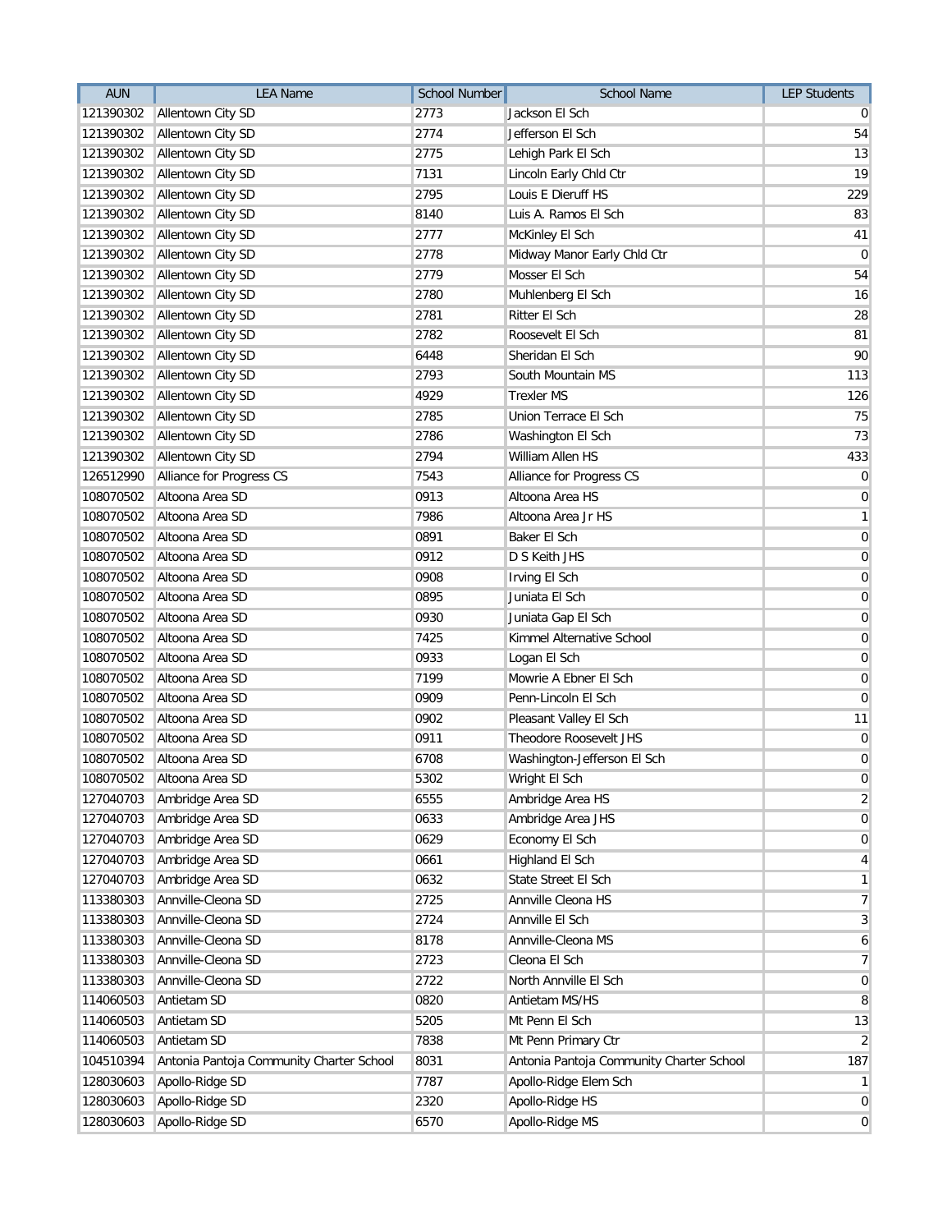| AUN | LEA Name | School Number | School Name | LEP Students |
|---|---|---|---|---|
| 121390302 | Allentown City SD | 2773 | Jackson El Sch | 0 |
| 121390302 | Allentown City SD | 2774 | Jefferson El Sch | 54 |
| 121390302 | Allentown City SD | 2775 | Lehigh Park El Sch | 13 |
| 121390302 | Allentown City SD | 7131 | Lincoln Early Chld Ctr | 19 |
| 121390302 | Allentown City SD | 2795 | Louis E Dieruff HS | 229 |
| 121390302 | Allentown City SD | 8140 | Luis A. Ramos El Sch | 83 |
| 121390302 | Allentown City SD | 2777 | McKinley El Sch | 41 |
| 121390302 | Allentown City SD | 2778 | Midway Manor Early Chld Ctr | 0 |
| 121390302 | Allentown City SD | 2779 | Mosser El Sch | 54 |
| 121390302 | Allentown City SD | 2780 | Muhlenberg El Sch | 16 |
| 121390302 | Allentown City SD | 2781 | Ritter El Sch | 28 |
| 121390302 | Allentown City SD | 2782 | Roosevelt El Sch | 81 |
| 121390302 | Allentown City SD | 6448 | Sheridan El Sch | 90 |
| 121390302 | Allentown City SD | 2793 | South Mountain MS | 113 |
| 121390302 | Allentown City SD | 4929 | Trexler MS | 126 |
| 121390302 | Allentown City SD | 2785 | Union Terrace El Sch | 75 |
| 121390302 | Allentown City SD | 2786 | Washington El Sch | 73 |
| 121390302 | Allentown City SD | 2794 | William Allen HS | 433 |
| 126512990 | Alliance for Progress CS | 7543 | Alliance for Progress CS | 0 |
| 108070502 | Altoona Area SD | 0913 | Altoona Area HS | 0 |
| 108070502 | Altoona Area SD | 7986 | Altoona Area Jr HS | 1 |
| 108070502 | Altoona Area SD | 0891 | Baker El Sch | 0 |
| 108070502 | Altoona Area SD | 0912 | D S Keith JHS | 0 |
| 108070502 | Altoona Area SD | 0908 | Irving El Sch | 0 |
| 108070502 | Altoona Area SD | 0895 | Juniata El Sch | 0 |
| 108070502 | Altoona Area SD | 0930 | Juniata Gap El Sch | 0 |
| 108070502 | Altoona Area SD | 7425 | Kimmel Alternative School | 0 |
| 108070502 | Altoona Area SD | 0933 | Logan El Sch | 0 |
| 108070502 | Altoona Area SD | 7199 | Mowrie A Ebner El Sch | 0 |
| 108070502 | Altoona Area SD | 0909 | Penn-Lincoln El Sch | 0 |
| 108070502 | Altoona Area SD | 0902 | Pleasant Valley El Sch | 11 |
| 108070502 | Altoona Area SD | 0911 | Theodore Roosevelt JHS | 0 |
| 108070502 | Altoona Area SD | 6708 | Washington-Jefferson El Sch | 0 |
| 108070502 | Altoona Area SD | 5302 | Wright El Sch | 0 |
| 127040703 | Ambridge Area SD | 6555 | Ambridge Area HS | 2 |
| 127040703 | Ambridge Area SD | 0633 | Ambridge Area JHS | 0 |
| 127040703 | Ambridge Area SD | 0629 | Economy El Sch | 0 |
| 127040703 | Ambridge Area SD | 0661 | Highland El Sch | 4 |
| 127040703 | Ambridge Area SD | 0632 | State Street El Sch | 1 |
| 113380303 | Annville-Cleona SD | 2725 | Annville Cleona HS | 7 |
| 113380303 | Annville-Cleona SD | 2724 | Annville El Sch | 3 |
| 113380303 | Annville-Cleona SD | 8178 | Annville-Cleona MS | 6 |
| 113380303 | Annville-Cleona SD | 2723 | Cleona El Sch | 7 |
| 113380303 | Annville-Cleona SD | 2722 | North Annville El Sch | 0 |
| 114060503 | Antietam SD | 0820 | Antietam MS/HS | 8 |
| 114060503 | Antietam SD | 5205 | Mt Penn El Sch | 13 |
| 114060503 | Antietam SD | 7838 | Mt Penn Primary Ctr | 2 |
| 104510394 | Antonia Pantoja Community Charter School | 8031 | Antonia Pantoja Community Charter School | 187 |
| 128030603 | Apollo-Ridge SD | 7787 | Apollo-Ridge Elem Sch | 1 |
| 128030603 | Apollo-Ridge SD | 2320 | Apollo-Ridge HS | 0 |
| 128030603 | Apollo-Ridge SD | 6570 | Apollo-Ridge MS | 0 |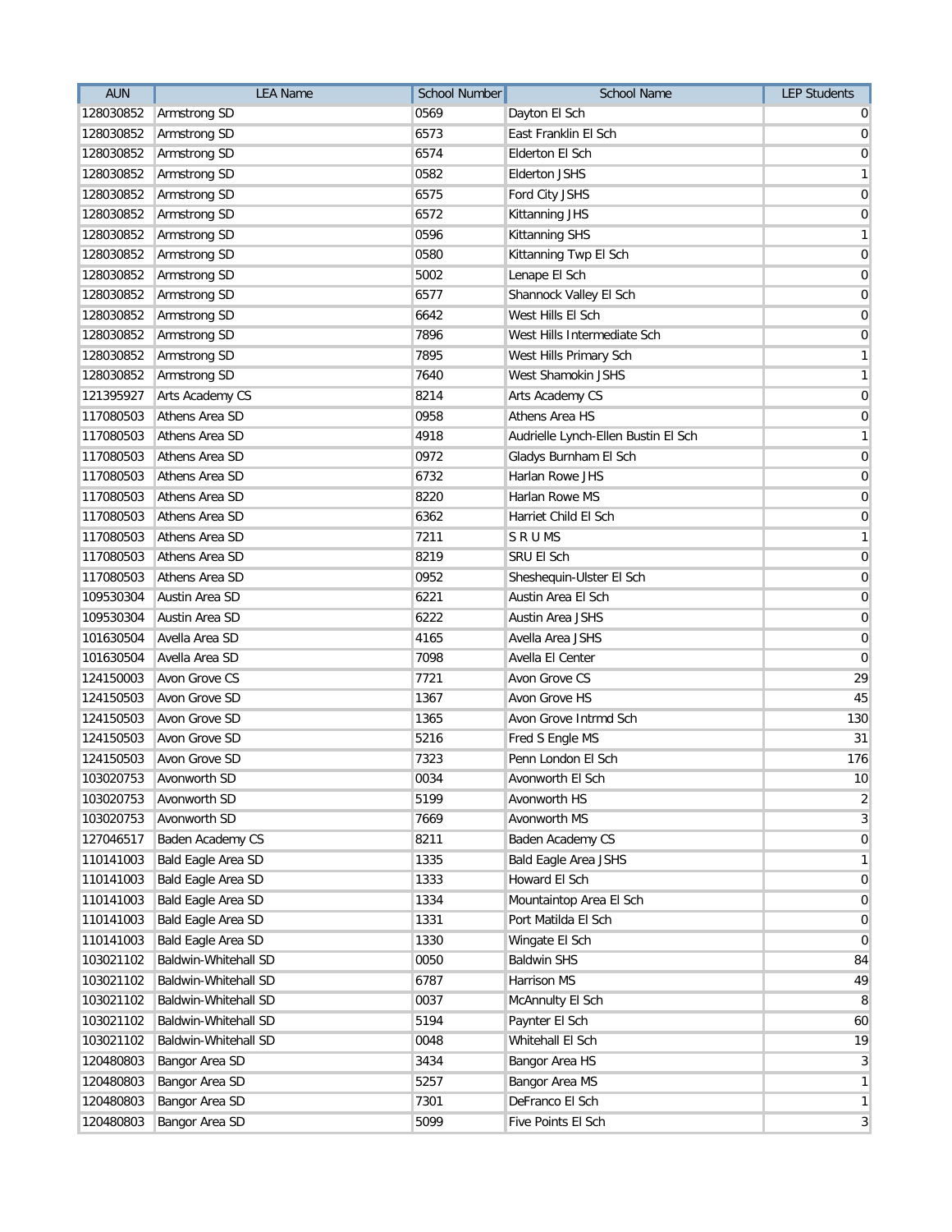| AUN | LEA Name | School Number | School Name | LEP Students |
|---|---|---|---|---|
| 128030852 | Armstrong SD | 0569 | Dayton El Sch | 0 |
| 128030852 | Armstrong SD | 6573 | East Franklin El Sch | 0 |
| 128030852 | Armstrong SD | 6574 | Elderton El Sch | 0 |
| 128030852 | Armstrong SD | 0582 | Elderton JSHS | 1 |
| 128030852 | Armstrong SD | 6575 | Ford City JSHS | 0 |
| 128030852 | Armstrong SD | 6572 | Kittanning JHS | 0 |
| 128030852 | Armstrong SD | 0596 | Kittanning SHS | 1 |
| 128030852 | Armstrong SD | 0580 | Kittanning Twp El Sch | 0 |
| 128030852 | Armstrong SD | 5002 | Lenape El Sch | 0 |
| 128030852 | Armstrong SD | 6577 | Shannock Valley El Sch | 0 |
| 128030852 | Armstrong SD | 6642 | West Hills El Sch | 0 |
| 128030852 | Armstrong SD | 7896 | West Hills Intermediate Sch | 0 |
| 128030852 | Armstrong SD | 7895 | West Hills Primary Sch | 1 |
| 128030852 | Armstrong SD | 7640 | West Shamokin JSHS | 1 |
| 121395927 | Arts Academy CS | 8214 | Arts Academy CS | 0 |
| 117080503 | Athens Area SD | 0958 | Athens Area HS | 0 |
| 117080503 | Athens Area SD | 4918 | Audrielle Lynch-Ellen Bustin El Sch | 1 |
| 117080503 | Athens Area SD | 0972 | Gladys Burnham El Sch | 0 |
| 117080503 | Athens Area SD | 6732 | Harlan Rowe JHS | 0 |
| 117080503 | Athens Area SD | 8220 | Harlan Rowe MS | 0 |
| 117080503 | Athens Area SD | 6362 | Harriet Child El Sch | 0 |
| 117080503 | Athens Area SD | 7211 | S R U MS | 1 |
| 117080503 | Athens Area SD | 8219 | SRU El Sch | 0 |
| 117080503 | Athens Area SD | 0952 | Sheshequin-Ulster El Sch | 0 |
| 109530304 | Austin Area SD | 6221 | Austin Area El Sch | 0 |
| 109530304 | Austin Area SD | 6222 | Austin Area JSHS | 0 |
| 101630504 | Avella Area SD | 4165 | Avella Area JSHS | 0 |
| 101630504 | Avella Area SD | 7098 | Avella El Center | 0 |
| 124150003 | Avon Grove CS | 7721 | Avon Grove CS | 29 |
| 124150503 | Avon Grove SD | 1367 | Avon Grove HS | 45 |
| 124150503 | Avon Grove SD | 1365 | Avon Grove Intrmd Sch | 130 |
| 124150503 | Avon Grove SD | 5216 | Fred S Engle MS | 31 |
| 124150503 | Avon Grove SD | 7323 | Penn London El Sch | 176 |
| 103020753 | Avonworth SD | 0034 | Avonworth El Sch | 10 |
| 103020753 | Avonworth SD | 5199 | Avonworth HS | 2 |
| 103020753 | Avonworth SD | 7669 | Avonworth MS | 3 |
| 127046517 | Baden Academy CS | 8211 | Baden Academy CS | 0 |
| 110141003 | Bald Eagle Area SD | 1335 | Bald Eagle Area JSHS | 1 |
| 110141003 | Bald Eagle Area SD | 1333 | Howard El Sch | 0 |
| 110141003 | Bald Eagle Area SD | 1334 | Mountaintop Area El Sch | 0 |
| 110141003 | Bald Eagle Area SD | 1331 | Port Matilda El Sch | 0 |
| 110141003 | Bald Eagle Area SD | 1330 | Wingate El Sch | 0 |
| 103021102 | Baldwin-Whitehall SD | 0050 | Baldwin SHS | 84 |
| 103021102 | Baldwin-Whitehall SD | 6787 | Harrison MS | 49 |
| 103021102 | Baldwin-Whitehall SD | 0037 | McAnnulty El Sch | 8 |
| 103021102 | Baldwin-Whitehall SD | 5194 | Paynter El Sch | 60 |
| 103021102 | Baldwin-Whitehall SD | 0048 | Whitehall El Sch | 19 |
| 120480803 | Bangor Area SD | 3434 | Bangor Area HS | 3 |
| 120480803 | Bangor Area SD | 5257 | Bangor Area MS | 1 |
| 120480803 | Bangor Area SD | 7301 | DeFranco El Sch | 1 |
| 120480803 | Bangor Area SD | 5099 | Five Points El Sch | 3 |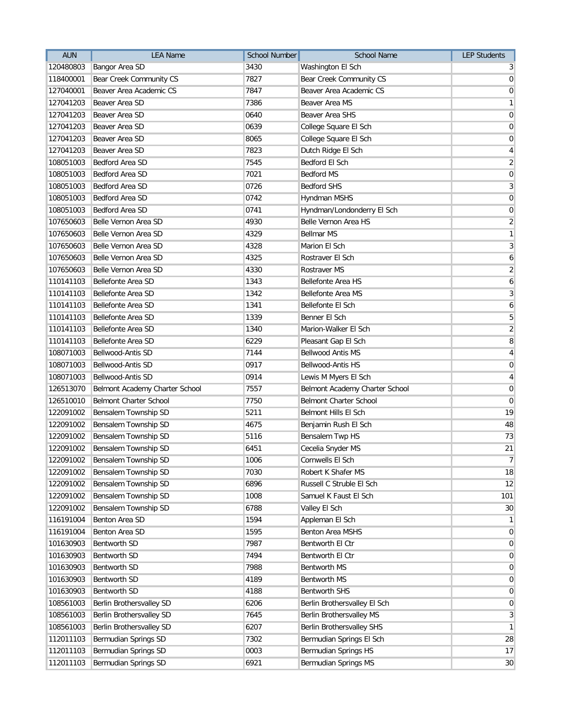| AUN | LEA Name | School Number | School Name | LEP Students |
|---|---|---|---|---|
| 120480803 | Bangor Area SD | 3430 | Washington El Sch | 3 |
| 118400001 | Bear Creek Community CS | 7827 | Bear Creek Community CS | 0 |
| 127040001 | Beaver Area Academic CS | 7847 | Beaver Area Academic CS | 0 |
| 127041203 | Beaver Area SD | 7386 | Beaver Area MS | 1 |
| 127041203 | Beaver Area SD | 0640 | Beaver Area SHS | 0 |
| 127041203 | Beaver Area SD | 0639 | College Square El Sch | 0 |
| 127041203 | Beaver Area SD | 8065 | College Square El Sch | 0 |
| 127041203 | Beaver Area SD | 7823 | Dutch Ridge El Sch | 4 |
| 108051003 | Bedford Area SD | 7545 | Bedford El Sch | 2 |
| 108051003 | Bedford Area SD | 7021 | Bedford MS | 0 |
| 108051003 | Bedford Area SD | 0726 | Bedford SHS | 3 |
| 108051003 | Bedford Area SD | 0742 | Hyndman MSHS | 0 |
| 108051003 | Bedford Area SD | 0741 | Hyndman/Londonderry El Sch | 0 |
| 107650603 | Belle Vernon Area SD | 4930 | Belle Vernon Area HS | 2 |
| 107650603 | Belle Vernon Area SD | 4329 | Bellmar MS | 1 |
| 107650603 | Belle Vernon Area SD | 4328 | Marion El Sch | 3 |
| 107650603 | Belle Vernon Area SD | 4325 | Rostraver El Sch | 6 |
| 107650603 | Belle Vernon Area SD | 4330 | Rostraver MS | 2 |
| 110141103 | Bellefonte Area SD | 1343 | Bellefonte Area HS | 6 |
| 110141103 | Bellefonte Area SD | 1342 | Bellefonte Area MS | 3 |
| 110141103 | Bellefonte Area SD | 1341 | Bellefonte El Sch | 6 |
| 110141103 | Bellefonte Area SD | 1339 | Benner El Sch | 5 |
| 110141103 | Bellefonte Area SD | 1340 | Marion-Walker El Sch | 2 |
| 110141103 | Bellefonte Area SD | 6229 | Pleasant Gap El Sch | 8 |
| 108071003 | Bellwood-Antis SD | 7144 | Bellwood Antis MS | 4 |
| 108071003 | Bellwood-Antis SD | 0917 | Bellwood-Antis HS | 0 |
| 108071003 | Bellwood-Antis SD | 0914 | Lewis M Myers El Sch | 4 |
| 126513070 | Belmont Academy Charter School | 7557 | Belmont Academy Charter School | 0 |
| 126510010 | Belmont Charter School | 7750 | Belmont Charter School | 0 |
| 122091002 | Bensalem Township SD | 5211 | Belmont Hills El Sch | 19 |
| 122091002 | Bensalem Township SD | 4675 | Benjamin Rush El Sch | 48 |
| 122091002 | Bensalem Township SD | 5116 | Bensalem Twp HS | 73 |
| 122091002 | Bensalem Township SD | 6451 | Cecelia Snyder MS | 21 |
| 122091002 | Bensalem Township SD | 1006 | Cornwells El Sch | 7 |
| 122091002 | Bensalem Township SD | 7030 | Robert K Shafer MS | 18 |
| 122091002 | Bensalem Township SD | 6896 | Russell C Struble El Sch | 12 |
| 122091002 | Bensalem Township SD | 1008 | Samuel K Faust El Sch | 101 |
| 122091002 | Bensalem Township SD | 6788 | Valley El Sch | 30 |
| 116191004 | Benton Area SD | 1594 | Appleman El Sch | 1 |
| 116191004 | Benton Area SD | 1595 | Benton Area MSHS | 0 |
| 101630903 | Bentworth SD | 7987 | Bentworth El Ctr | 0 |
| 101630903 | Bentworth SD | 7494 | Bentworth El Ctr | 0 |
| 101630903 | Bentworth SD | 7988 | Bentworth MS | 0 |
| 101630903 | Bentworth SD | 4189 | Bentworth MS | 0 |
| 101630903 | Bentworth SD | 4188 | Bentworth SHS | 0 |
| 108561003 | Berlin Brothersvalley SD | 6206 | Berlin Brothersvalley El Sch | 0 |
| 108561003 | Berlin Brothersvalley SD | 7645 | Berlin Brothersvalley MS | 3 |
| 108561003 | Berlin Brothersvalley SD | 6207 | Berlin Brothersvalley SHS | 1 |
| 112011103 | Bermudian Springs SD | 7302 | Bermudian Springs El Sch | 28 |
| 112011103 | Bermudian Springs SD | 0003 | Bermudian Springs HS | 17 |
| 112011103 | Bermudian Springs SD | 6921 | Bermudian Springs MS | 30 |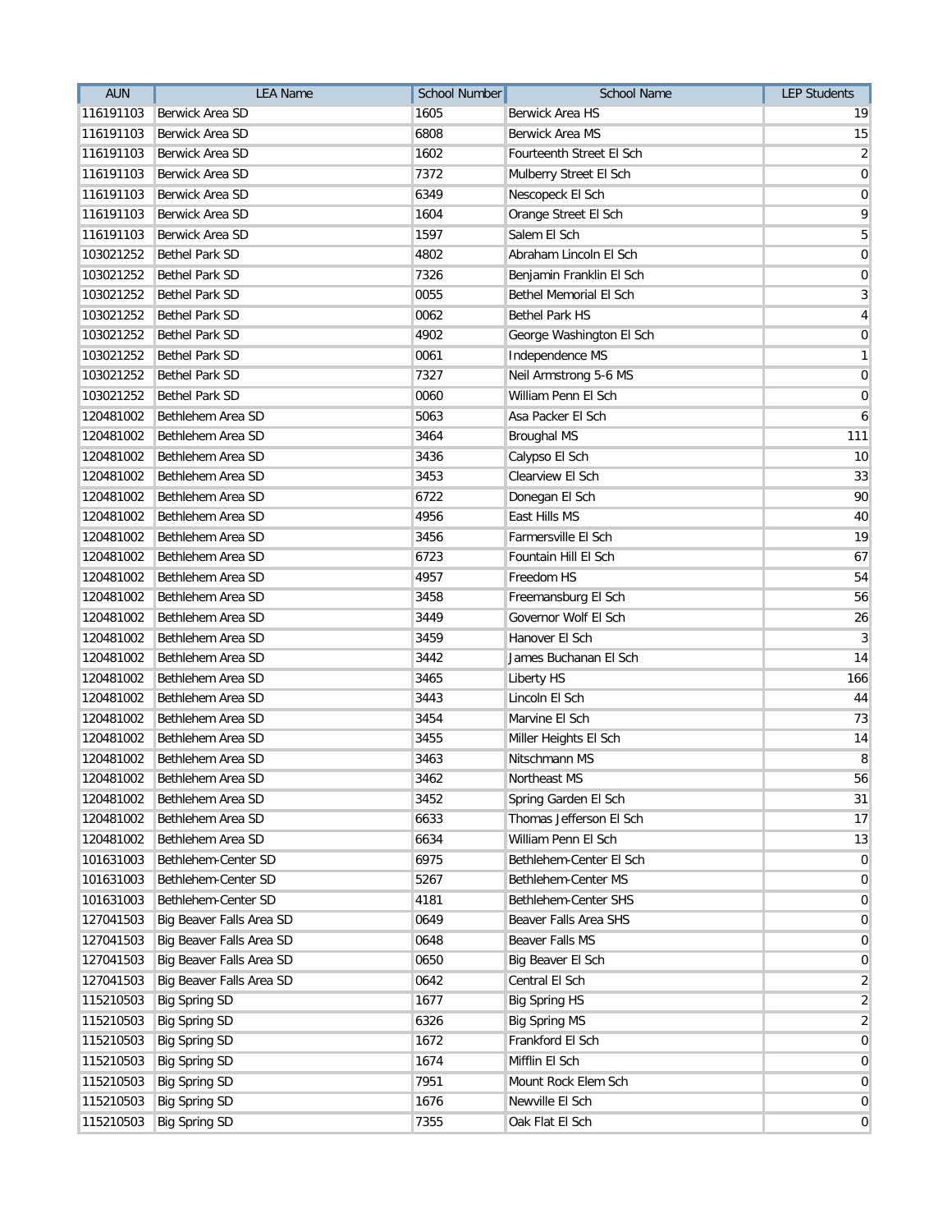| AUN | LEA Name | School Number | School Name | LEP Students |
|---|---|---|---|---|
| 116191103 | Berwick Area SD | 1605 | Berwick Area HS | 19 |
| 116191103 | Berwick Area SD | 6808 | Berwick Area MS | 15 |
| 116191103 | Berwick Area SD | 1602 | Fourteenth Street El Sch | 2 |
| 116191103 | Berwick Area SD | 7372 | Mulberry Street El Sch | 0 |
| 116191103 | Berwick Area SD | 6349 | Nescopeck El Sch | 0 |
| 116191103 | Berwick Area SD | 1604 | Orange Street El Sch | 9 |
| 116191103 | Berwick Area SD | 1597 | Salem El Sch | 5 |
| 103021252 | Bethel Park SD | 4802 | Abraham Lincoln El Sch | 0 |
| 103021252 | Bethel Park SD | 7326 | Benjamin Franklin El Sch | 0 |
| 103021252 | Bethel Park SD | 0055 | Bethel Memorial El Sch | 3 |
| 103021252 | Bethel Park SD | 0062 | Bethel Park HS | 4 |
| 103021252 | Bethel Park SD | 4902 | George Washington El Sch | 0 |
| 103021252 | Bethel Park SD | 0061 | Independence MS | 1 |
| 103021252 | Bethel Park SD | 7327 | Neil Armstrong 5-6 MS | 0 |
| 103021252 | Bethel Park SD | 0060 | William Penn El Sch | 0 |
| 120481002 | Bethlehem Area SD | 5063 | Asa Packer El Sch | 6 |
| 120481002 | Bethlehem Area SD | 3464 | Broughal MS | 111 |
| 120481002 | Bethlehem Area SD | 3436 | Calypso El Sch | 10 |
| 120481002 | Bethlehem Area SD | 3453 | Clearview El Sch | 33 |
| 120481002 | Bethlehem Area SD | 6722 | Donegan El Sch | 90 |
| 120481002 | Bethlehem Area SD | 4956 | East Hills MS | 40 |
| 120481002 | Bethlehem Area SD | 3456 | Farmersville El Sch | 19 |
| 120481002 | Bethlehem Area SD | 6723 | Fountain Hill El Sch | 67 |
| 120481002 | Bethlehem Area SD | 4957 | Freedom HS | 54 |
| 120481002 | Bethlehem Area SD | 3458 | Freemansburg El Sch | 56 |
| 120481002 | Bethlehem Area SD | 3449 | Governor Wolf El Sch | 26 |
| 120481002 | Bethlehem Area SD | 3459 | Hanover El Sch | 3 |
| 120481002 | Bethlehem Area SD | 3442 | James Buchanan El Sch | 14 |
| 120481002 | Bethlehem Area SD | 3465 | Liberty HS | 166 |
| 120481002 | Bethlehem Area SD | 3443 | Lincoln El Sch | 44 |
| 120481002 | Bethlehem Area SD | 3454 | Marvine El Sch | 73 |
| 120481002 | Bethlehem Area SD | 3455 | Miller Heights El Sch | 14 |
| 120481002 | Bethlehem Area SD | 3463 | Nitschmann MS | 8 |
| 120481002 | Bethlehem Area SD | 3462 | Northeast MS | 56 |
| 120481002 | Bethlehem Area SD | 3452 | Spring Garden El Sch | 31 |
| 120481002 | Bethlehem Area SD | 6633 | Thomas Jefferson El Sch | 17 |
| 120481002 | Bethlehem Area SD | 6634 | William Penn El Sch | 13 |
| 101631003 | Bethlehem-Center SD | 6975 | Bethlehem-Center El Sch | 0 |
| 101631003 | Bethlehem-Center SD | 5267 | Bethlehem-Center MS | 0 |
| 101631003 | Bethlehem-Center SD | 4181 | Bethlehem-Center SHS | 0 |
| 127041503 | Big Beaver Falls Area SD | 0649 | Beaver Falls Area SHS | 0 |
| 127041503 | Big Beaver Falls Area SD | 0648 | Beaver Falls MS | 0 |
| 127041503 | Big Beaver Falls Area SD | 0650 | Big Beaver El Sch | 0 |
| 127041503 | Big Beaver Falls Area SD | 0642 | Central El Sch | 2 |
| 115210503 | Big Spring SD | 1677 | Big Spring HS | 2 |
| 115210503 | Big Spring SD | 6326 | Big Spring MS | 2 |
| 115210503 | Big Spring SD | 1672 | Frankford El Sch | 0 |
| 115210503 | Big Spring SD | 1674 | Mifflin El Sch | 0 |
| 115210503 | Big Spring SD | 7951 | Mount Rock Elem Sch | 0 |
| 115210503 | Big Spring SD | 1676 | Newville El Sch | 0 |
| 115210503 | Big Spring SD | 7355 | Oak Flat El Sch | 0 |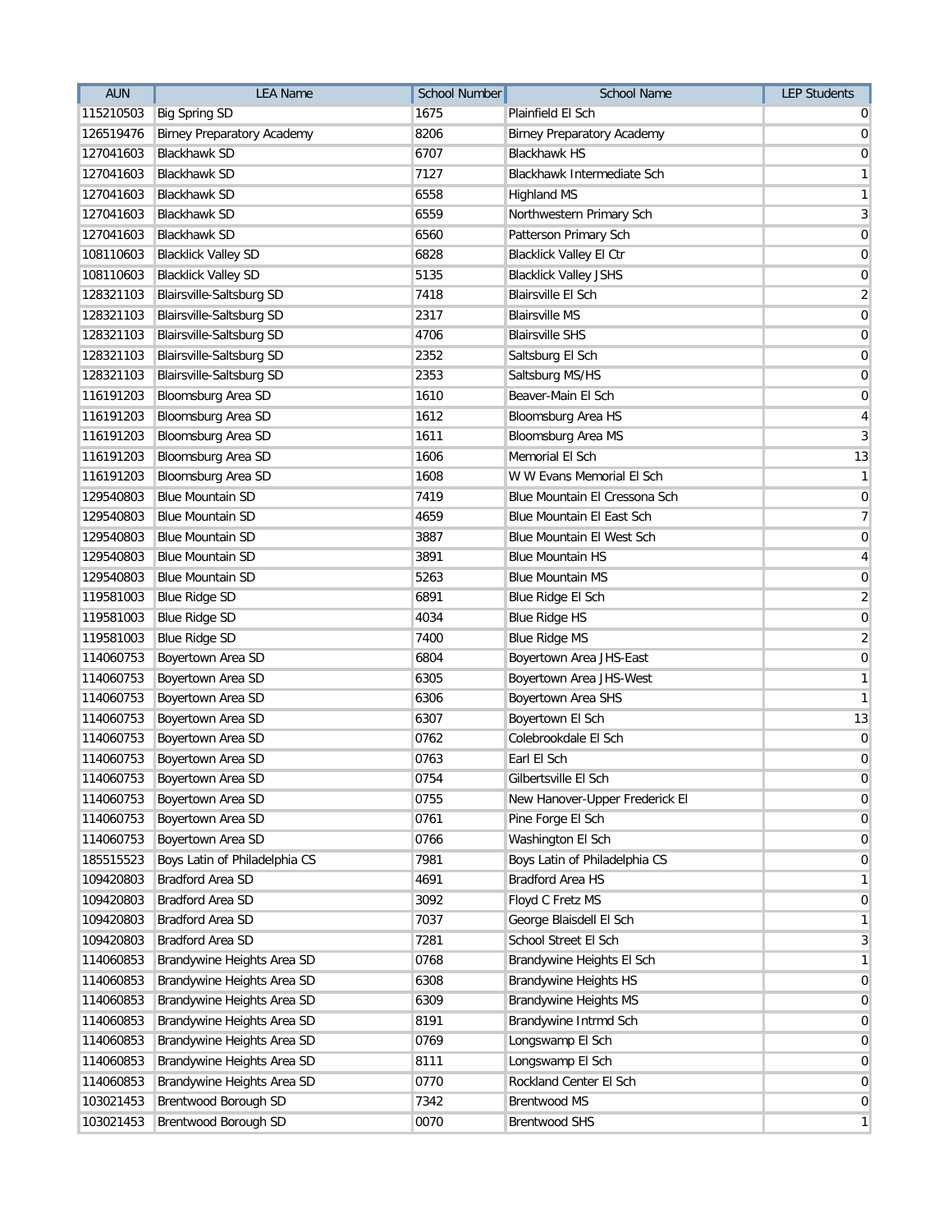| AUN | LEA Name | School Number | School Name | LEP Students |
|---|---|---|---|---|
| 115210503 | Big Spring SD | 1675 | Plainfield El Sch | 0 |
| 126519476 | Birney Preparatory Academy | 8206 | Birney Preparatory Academy | 0 |
| 127041603 | Blackhawk SD | 6707 | Blackhawk HS | 0 |
| 127041603 | Blackhawk SD | 7127 | Blackhawk Intermediate Sch | 1 |
| 127041603 | Blackhawk SD | 6558 | Highland MS | 1 |
| 127041603 | Blackhawk SD | 6559 | Northwestern Primary Sch | 3 |
| 127041603 | Blackhawk SD | 6560 | Patterson Primary Sch | 0 |
| 108110603 | Blacklick Valley SD | 6828 | Blacklick Valley El Ctr | 0 |
| 108110603 | Blacklick Valley SD | 5135 | Blacklick Valley JSHS | 0 |
| 128321103 | Blairsville-Saltsburg SD | 7418 | Blairsville El Sch | 2 |
| 128321103 | Blairsville-Saltsburg SD | 2317 | Blairsville MS | 0 |
| 128321103 | Blairsville-Saltsburg SD | 4706 | Blairsville SHS | 0 |
| 128321103 | Blairsville-Saltsburg SD | 2352 | Saltsburg El Sch | 0 |
| 128321103 | Blairsville-Saltsburg SD | 2353 | Saltsburg MS/HS | 0 |
| 116191203 | Bloomsburg Area SD | 1610 | Beaver-Main El Sch | 0 |
| 116191203 | Bloomsburg Area SD | 1612 | Bloomsburg Area HS | 4 |
| 116191203 | Bloomsburg Area SD | 1611 | Bloomsburg Area MS | 3 |
| 116191203 | Bloomsburg Area SD | 1606 | Memorial El Sch | 13 |
| 116191203 | Bloomsburg Area SD | 1608 | W W Evans Memorial El Sch | 1 |
| 129540803 | Blue Mountain SD | 7419 | Blue Mountain El Cressona Sch | 0 |
| 129540803 | Blue Mountain SD | 4659 | Blue Mountain El East Sch | 7 |
| 129540803 | Blue Mountain SD | 3887 | Blue Mountain El West Sch | 0 |
| 129540803 | Blue Mountain SD | 3891 | Blue Mountain HS | 4 |
| 129540803 | Blue Mountain SD | 5263 | Blue Mountain MS | 0 |
| 119581003 | Blue Ridge SD | 6891 | Blue Ridge El Sch | 2 |
| 119581003 | Blue Ridge SD | 4034 | Blue Ridge HS | 0 |
| 119581003 | Blue Ridge SD | 7400 | Blue Ridge MS | 2 |
| 114060753 | Boyertown Area SD | 6804 | Boyertown Area JHS-East | 0 |
| 114060753 | Boyertown Area SD | 6305 | Boyertown Area JHS-West | 1 |
| 114060753 | Boyertown Area SD | 6306 | Boyertown Area SHS | 1 |
| 114060753 | Boyertown Area SD | 6307 | Boyertown El Sch | 13 |
| 114060753 | Boyertown Area SD | 0762 | Colebrookdale El Sch | 0 |
| 114060753 | Boyertown Area SD | 0763 | Earl El Sch | 0 |
| 114060753 | Boyertown Area SD | 0754 | Gilbertsville El Sch | 0 |
| 114060753 | Boyertown Area SD | 0755 | New Hanover-Upper Frederick El | 0 |
| 114060753 | Boyertown Area SD | 0761 | Pine Forge El Sch | 0 |
| 114060753 | Boyertown Area SD | 0766 | Washington El Sch | 0 |
| 185515523 | Boys Latin of Philadelphia CS | 7981 | Boys Latin of Philadelphia CS | 0 |
| 109420803 | Bradford Area SD | 4691 | Bradford Area HS | 1 |
| 109420803 | Bradford Area SD | 3092 | Floyd C Fretz MS | 0 |
| 109420803 | Bradford Area SD | 7037 | George Blaisdell El Sch | 1 |
| 109420803 | Bradford Area SD | 7281 | School Street El Sch | 3 |
| 114060853 | Brandywine Heights Area SD | 0768 | Brandywine Heights El Sch | 1 |
| 114060853 | Brandywine Heights Area SD | 6308 | Brandywine Heights HS | 0 |
| 114060853 | Brandywine Heights Area SD | 6309 | Brandywine Heights MS | 0 |
| 114060853 | Brandywine Heights Area SD | 8191 | Brandywine Intrmd Sch | 0 |
| 114060853 | Brandywine Heights Area SD | 0769 | Longswamp El Sch | 0 |
| 114060853 | Brandywine Heights Area SD | 8111 | Longswamp El Sch | 0 |
| 114060853 | Brandywine Heights Area SD | 0770 | Rockland Center El Sch | 0 |
| 103021453 | Brentwood Borough SD | 7342 | Brentwood MS | 0 |
| 103021453 | Brentwood Borough SD | 0070 | Brentwood SHS | 1 |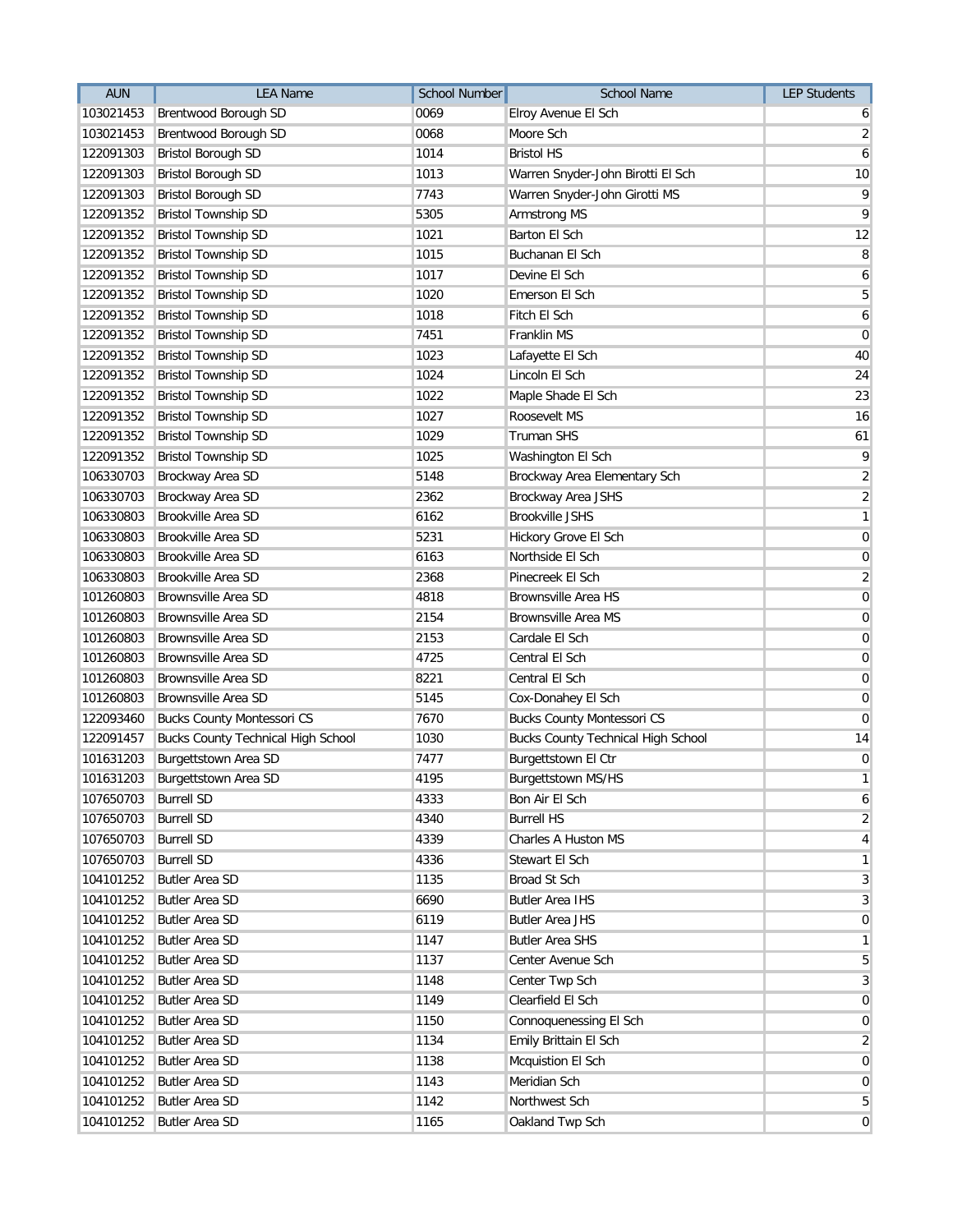| AUN | LEA Name | School Number | School Name | LEP Students |
|---|---|---|---|---|
| 103021453 | Brentwood Borough SD | 0069 | Elroy Avenue El Sch | 6 |
| 103021453 | Brentwood Borough SD | 0068 | Moore Sch | 2 |
| 122091303 | Bristol Borough SD | 1014 | Bristol HS | 6 |
| 122091303 | Bristol Borough SD | 1013 | Warren Snyder-John Birotti El Sch | 10 |
| 122091303 | Bristol Borough SD | 7743 | Warren Snyder-John Girotti MS | 9 |
| 122091352 | Bristol Township SD | 5305 | Armstrong MS | 9 |
| 122091352 | Bristol Township SD | 1021 | Barton El Sch | 12 |
| 122091352 | Bristol Township SD | 1015 | Buchanan El Sch | 8 |
| 122091352 | Bristol Township SD | 1017 | Devine El Sch | 6 |
| 122091352 | Bristol Township SD | 1020 | Emerson El Sch | 5 |
| 122091352 | Bristol Township SD | 1018 | Fitch El Sch | 6 |
| 122091352 | Bristol Township SD | 7451 | Franklin MS | 0 |
| 122091352 | Bristol Township SD | 1023 | Lafayette El Sch | 40 |
| 122091352 | Bristol Township SD | 1024 | Lincoln El Sch | 24 |
| 122091352 | Bristol Township SD | 1022 | Maple Shade El Sch | 23 |
| 122091352 | Bristol Township SD | 1027 | Roosevelt MS | 16 |
| 122091352 | Bristol Township SD | 1029 | Truman SHS | 61 |
| 122091352 | Bristol Township SD | 1025 | Washington El Sch | 9 |
| 106330703 | Brockway Area SD | 5148 | Brockway Area Elementary Sch | 2 |
| 106330703 | Brockway Area SD | 2362 | Brockway Area JSHS | 2 |
| 106330803 | Brookville Area SD | 6162 | Brookville JSHS | 1 |
| 106330803 | Brookville Area SD | 5231 | Hickory Grove El Sch | 0 |
| 106330803 | Brookville Area SD | 6163 | Northside El Sch | 0 |
| 106330803 | Brookville Area SD | 2368 | Pinecreek El Sch | 2 |
| 101260803 | Brownsville Area SD | 4818 | Brownsville Area HS | 0 |
| 101260803 | Brownsville Area SD | 2154 | Brownsville Area MS | 0 |
| 101260803 | Brownsville Area SD | 2153 | Cardale El Sch | 0 |
| 101260803 | Brownsville Area SD | 4725 | Central El Sch | 0 |
| 101260803 | Brownsville Area SD | 8221 | Central El Sch | 0 |
| 101260803 | Brownsville Area SD | 5145 | Cox-Donahey El Sch | 0 |
| 122093460 | Bucks County Montessori CS | 7670 | Bucks County Montessori CS | 0 |
| 122091457 | Bucks County Technical High School | 1030 | Bucks County Technical High School | 14 |
| 101631203 | Burgettstown Area SD | 7477 | Burgettstown El Ctr | 0 |
| 101631203 | Burgettstown Area SD | 4195 | Burgettstown MS/HS | 1 |
| 107650703 | Burrell SD | 4333 | Bon Air El Sch | 6 |
| 107650703 | Burrell SD | 4340 | Burrell HS | 2 |
| 107650703 | Burrell SD | 4339 | Charles A Huston MS | 4 |
| 107650703 | Burrell SD | 4336 | Stewart El Sch | 1 |
| 104101252 | Butler Area SD | 1135 | Broad St Sch | 3 |
| 104101252 | Butler Area SD | 6690 | Butler Area IHS | 3 |
| 104101252 | Butler Area SD | 6119 | Butler Area JHS | 0 |
| 104101252 | Butler Area SD | 1147 | Butler Area SHS | 1 |
| 104101252 | Butler Area SD | 1137 | Center Avenue Sch | 5 |
| 104101252 | Butler Area SD | 1148 | Center Twp Sch | 3 |
| 104101252 | Butler Area SD | 1149 | Clearfield El Sch | 0 |
| 104101252 | Butler Area SD | 1150 | Connoquenessing El Sch | 0 |
| 104101252 | Butler Area SD | 1134 | Emily Brittain El Sch | 2 |
| 104101252 | Butler Area SD | 1138 | Mcquistion El Sch | 0 |
| 104101252 | Butler Area SD | 1143 | Meridian Sch | 0 |
| 104101252 | Butler Area SD | 1142 | Northwest Sch | 5 |
| 104101252 | Butler Area SD | 1165 | Oakland Twp Sch | 0 |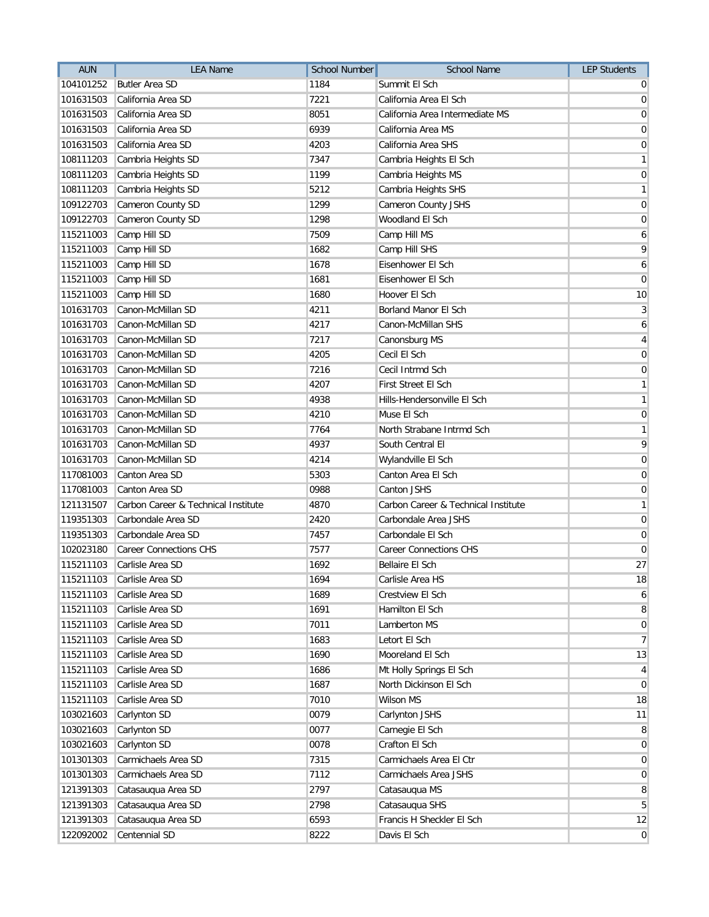| AUN | LEA Name | School Number | School Name | LEP Students |
|---|---|---|---|---|
| 104101252 | Butler Area SD | 1184 | Summit El Sch | 0 |
| 101631503 | California Area SD | 7221 | California Area El Sch | 0 |
| 101631503 | California Area SD | 8051 | California Area Intermediate MS | 0 |
| 101631503 | California Area SD | 6939 | California Area MS | 0 |
| 101631503 | California Area SD | 4203 | California Area SHS | 0 |
| 108111203 | Cambria Heights SD | 7347 | Cambria Heights El Sch | 1 |
| 108111203 | Cambria Heights SD | 1199 | Cambria Heights MS | 0 |
| 108111203 | Cambria Heights SD | 5212 | Cambria Heights SHS | 1 |
| 109122703 | Cameron County SD | 1299 | Cameron County JSHS | 0 |
| 109122703 | Cameron County SD | 1298 | Woodland El Sch | 0 |
| 115211003 | Camp Hill SD | 7509 | Camp Hill MS | 6 |
| 115211003 | Camp Hill SD | 1682 | Camp Hill SHS | 9 |
| 115211003 | Camp Hill SD | 1678 | Eisenhower El Sch | 6 |
| 115211003 | Camp Hill SD | 1681 | Eisenhower El Sch | 0 |
| 115211003 | Camp Hill SD | 1680 | Hoover El Sch | 10 |
| 101631703 | Canon-McMillan SD | 4211 | Borland Manor El Sch | 3 |
| 101631703 | Canon-McMillan SD | 4217 | Canon-McMillan SHS | 6 |
| 101631703 | Canon-McMillan SD | 7217 | Canonsburg MS | 4 |
| 101631703 | Canon-McMillan SD | 4205 | Cecil El Sch | 0 |
| 101631703 | Canon-McMillan SD | 7216 | Cecil Intrmd Sch | 0 |
| 101631703 | Canon-McMillan SD | 4207 | First Street El Sch | 1 |
| 101631703 | Canon-McMillan SD | 4938 | Hills-Hendersonville El Sch | 1 |
| 101631703 | Canon-McMillan SD | 4210 | Muse El Sch | 0 |
| 101631703 | Canon-McMillan SD | 7764 | North Strabane Intrmd Sch | 1 |
| 101631703 | Canon-McMillan SD | 4937 | South Central El | 9 |
| 101631703 | Canon-McMillan SD | 4214 | Wylandville El Sch | 0 |
| 117081003 | Canton Area SD | 5303 | Canton Area El Sch | 0 |
| 117081003 | Canton Area SD | 0988 | Canton JSHS | 0 |
| 121131507 | Carbon Career & Technical Institute | 4870 | Carbon Career & Technical Institute | 1 |
| 119351303 | Carbondale Area SD | 2420 | Carbondale Area JSHS | 0 |
| 119351303 | Carbondale Area SD | 7457 | Carbondale El Sch | 0 |
| 102023180 | Career Connections CHS | 7577 | Career Connections CHS | 0 |
| 115211103 | Carlisle Area SD | 1692 | Bellaire El Sch | 27 |
| 115211103 | Carlisle Area SD | 1694 | Carlisle Area HS | 18 |
| 115211103 | Carlisle Area SD | 1689 | Crestview El Sch | 6 |
| 115211103 | Carlisle Area SD | 1691 | Hamilton El Sch | 8 |
| 115211103 | Carlisle Area SD | 7011 | Lamberton MS | 0 |
| 115211103 | Carlisle Area SD | 1683 | Letort El Sch | 7 |
| 115211103 | Carlisle Area SD | 1690 | Mooreland El Sch | 13 |
| 115211103 | Carlisle Area SD | 1686 | Mt Holly Springs El Sch | 4 |
| 115211103 | Carlisle Area SD | 1687 | North Dickinson El Sch | 0 |
| 115211103 | Carlisle Area SD | 7010 | Wilson MS | 18 |
| 103021603 | Carlynton SD | 0079 | Carlynton JSHS | 11 |
| 103021603 | Carlynton SD | 0077 | Carnegie El Sch | 8 |
| 103021603 | Carlynton SD | 0078 | Crafton El Sch | 0 |
| 101301303 | Carmichaels Area SD | 7315 | Carmichaels Area El Ctr | 0 |
| 101301303 | Carmichaels Area SD | 7112 | Carmichaels Area JSHS | 0 |
| 121391303 | Catasauqua Area SD | 2797 | Catasauqua MS | 8 |
| 121391303 | Catasauqua Area SD | 2798 | Catasauqua SHS | 5 |
| 121391303 | Catasauqua Area SD | 6593 | Francis H Sheckler El Sch | 12 |
| 122092002 | Centennial SD | 8222 | Davis El Sch | 0 |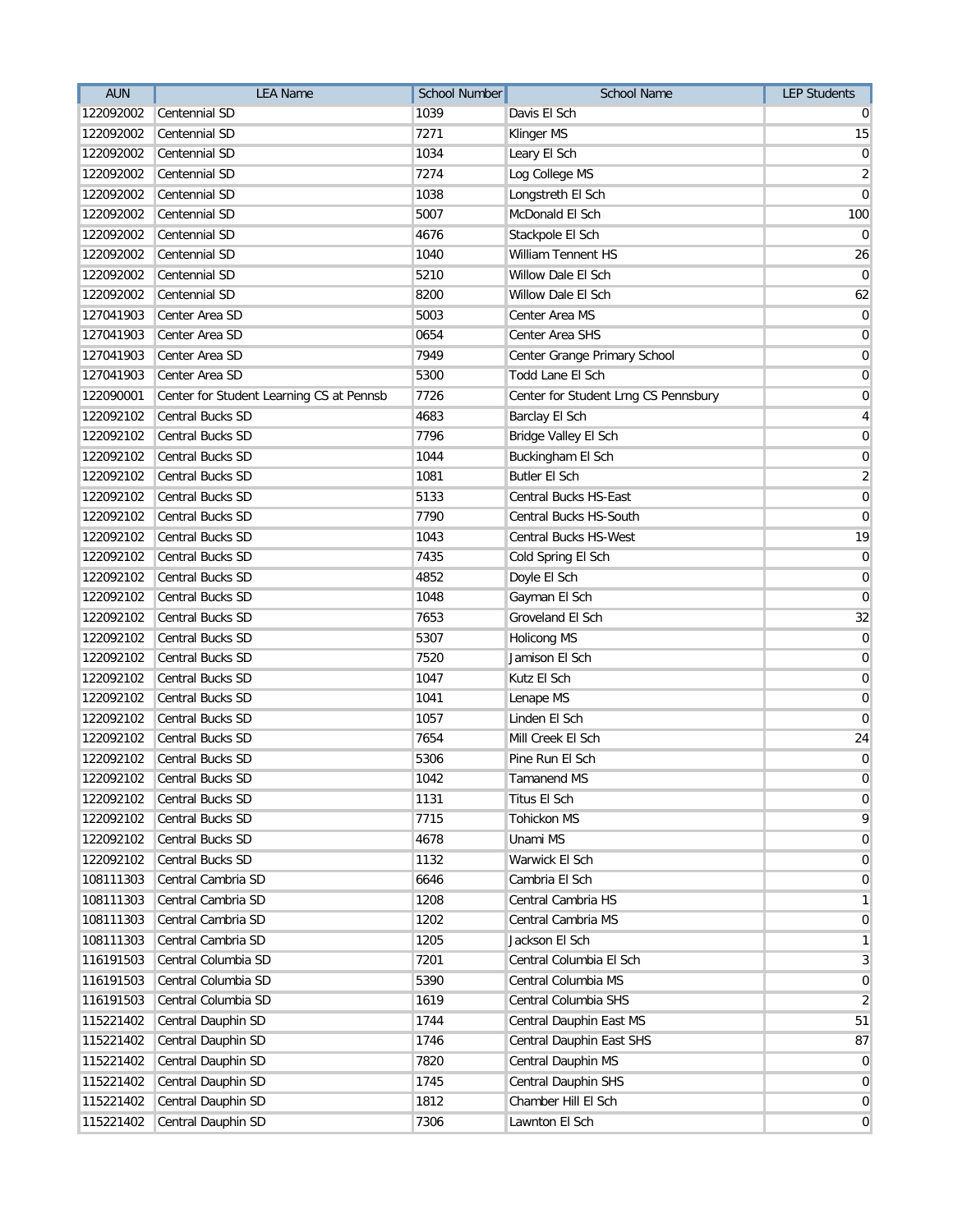| AUN | LEA Name | School Number | School Name | LEP Students |
|---|---|---|---|---|
| 122092002 | Centennial SD | 1039 | Davis El Sch | 0 |
| 122092002 | Centennial SD | 7271 | Klinger MS | 15 |
| 122092002 | Centennial SD | 1034 | Leary El Sch | 0 |
| 122092002 | Centennial SD | 7274 | Log College MS | 2 |
| 122092002 | Centennial SD | 1038 | Longstreth El Sch | 0 |
| 122092002 | Centennial SD | 5007 | McDonald El Sch | 100 |
| 122092002 | Centennial SD | 4676 | Stackpole El Sch | 0 |
| 122092002 | Centennial SD | 1040 | William Tennent HS | 26 |
| 122092002 | Centennial SD | 5210 | Willow Dale El Sch | 0 |
| 122092002 | Centennial SD | 8200 | Willow Dale El Sch | 62 |
| 127041903 | Center Area SD | 5003 | Center Area MS | 0 |
| 127041903 | Center Area SD | 0654 | Center Area SHS | 0 |
| 127041903 | Center Area SD | 7949 | Center Grange Primary School | 0 |
| 127041903 | Center Area SD | 5300 | Todd Lane El Sch | 0 |
| 122090001 | Center for Student Learning CS at Pennsb | 7726 | Center for Student Lrng CS Pennsbury | 0 |
| 122092102 | Central Bucks SD | 4683 | Barclay El Sch | 4 |
| 122092102 | Central Bucks SD | 7796 | Bridge Valley El Sch | 0 |
| 122092102 | Central Bucks SD | 1044 | Buckingham El Sch | 0 |
| 122092102 | Central Bucks SD | 1081 | Butler El Sch | 2 |
| 122092102 | Central Bucks SD | 5133 | Central Bucks HS-East | 0 |
| 122092102 | Central Bucks SD | 7790 | Central Bucks HS-South | 0 |
| 122092102 | Central Bucks SD | 1043 | Central Bucks HS-West | 19 |
| 122092102 | Central Bucks SD | 7435 | Cold Spring El Sch | 0 |
| 122092102 | Central Bucks SD | 4852 | Doyle El Sch | 0 |
| 122092102 | Central Bucks SD | 1048 | Gayman El Sch | 0 |
| 122092102 | Central Bucks SD | 7653 | Groveland El Sch | 32 |
| 122092102 | Central Bucks SD | 5307 | Holicong MS | 0 |
| 122092102 | Central Bucks SD | 7520 | Jamison El Sch | 0 |
| 122092102 | Central Bucks SD | 1047 | Kutz El Sch | 0 |
| 122092102 | Central Bucks SD | 1041 | Lenape MS | 0 |
| 122092102 | Central Bucks SD | 1057 | Linden El Sch | 0 |
| 122092102 | Central Bucks SD | 7654 | Mill Creek El Sch | 24 |
| 122092102 | Central Bucks SD | 5306 | Pine Run El Sch | 0 |
| 122092102 | Central Bucks SD | 1042 | Tamanend MS | 0 |
| 122092102 | Central Bucks SD | 1131 | Titus El Sch | 0 |
| 122092102 | Central Bucks SD | 7715 | Tohickon MS | 9 |
| 122092102 | Central Bucks SD | 4678 | Unami MS | 0 |
| 122092102 | Central Bucks SD | 1132 | Warwick El Sch | 0 |
| 108111303 | Central Cambria SD | 6646 | Cambria El Sch | 0 |
| 108111303 | Central Cambria SD | 1208 | Central Cambria HS | 1 |
| 108111303 | Central Cambria SD | 1202 | Central Cambria MS | 0 |
| 108111303 | Central Cambria SD | 1205 | Jackson El Sch | 1 |
| 116191503 | Central Columbia SD | 7201 | Central Columbia El Sch | 3 |
| 116191503 | Central Columbia SD | 5390 | Central Columbia MS | 0 |
| 116191503 | Central Columbia SD | 1619 | Central Columbia SHS | 2 |
| 115221402 | Central Dauphin SD | 1744 | Central Dauphin East MS | 51 |
| 115221402 | Central Dauphin SD | 1746 | Central Dauphin East SHS | 87 |
| 115221402 | Central Dauphin SD | 7820 | Central Dauphin MS | 0 |
| 115221402 | Central Dauphin SD | 1745 | Central Dauphin SHS | 0 |
| 115221402 | Central Dauphin SD | 1812 | Chamber Hill El Sch | 0 |
| 115221402 | Central Dauphin SD | 7306 | Lawnton El Sch | 0 |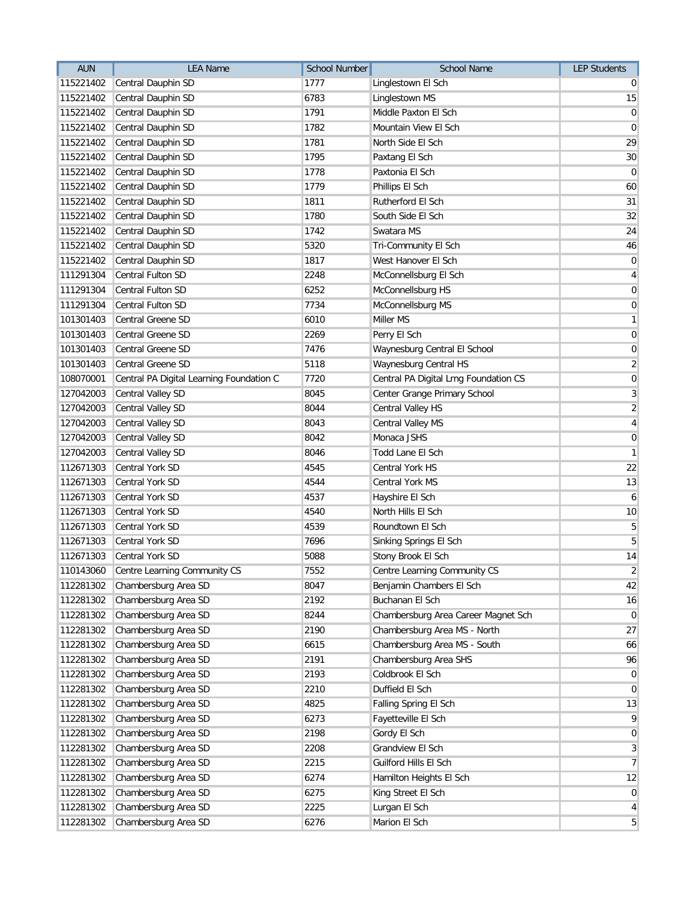| AUN | LEA Name | School Number | School Name | LEP Students |
|---|---|---|---|---|
| 115221402 | Central Dauphin SD | 1777 | Linglestown El Sch | 0 |
| 115221402 | Central Dauphin SD | 6783 | Linglestown MS | 15 |
| 115221402 | Central Dauphin SD | 1791 | Middle Paxton El Sch | 0 |
| 115221402 | Central Dauphin SD | 1782 | Mountain View El Sch | 0 |
| 115221402 | Central Dauphin SD | 1781 | North Side El Sch | 29 |
| 115221402 | Central Dauphin SD | 1795 | Paxtang El Sch | 30 |
| 115221402 | Central Dauphin SD | 1778 | Paxtonia El Sch | 0 |
| 115221402 | Central Dauphin SD | 1779 | Phillips El Sch | 60 |
| 115221402 | Central Dauphin SD | 1811 | Rutherford El Sch | 31 |
| 115221402 | Central Dauphin SD | 1780 | South Side El Sch | 32 |
| 115221402 | Central Dauphin SD | 1742 | Swatara MS | 24 |
| 115221402 | Central Dauphin SD | 5320 | Tri-Community El Sch | 46 |
| 115221402 | Central Dauphin SD | 1817 | West Hanover El Sch | 0 |
| 111291304 | Central Fulton SD | 2248 | McConnellsburg El Sch | 4 |
| 111291304 | Central Fulton SD | 6252 | McConnellsburg HS | 0 |
| 111291304 | Central Fulton SD | 7734 | McConnellsburg MS | 0 |
| 101301403 | Central Greene SD | 6010 | Miller MS | 1 |
| 101301403 | Central Greene SD | 2269 | Perry El Sch | 0 |
| 101301403 | Central Greene SD | 7476 | Waynesburg Central El School | 0 |
| 101301403 | Central Greene SD | 5118 | Waynesburg Central HS | 2 |
| 108070001 | Central PA Digital Learning Foundation C | 7720 | Central PA Digital Lrng Foundation CS | 0 |
| 127042003 | Central Valley SD | 8045 | Center Grange Primary School | 3 |
| 127042003 | Central Valley SD | 8044 | Central Valley HS | 2 |
| 127042003 | Central Valley SD | 8043 | Central Valley MS | 4 |
| 127042003 | Central Valley SD | 8042 | Monaca JSHS | 0 |
| 127042003 | Central Valley SD | 8046 | Todd Lane El Sch | 1 |
| 112671303 | Central York SD | 4545 | Central York HS | 22 |
| 112671303 | Central York SD | 4544 | Central York MS | 13 |
| 112671303 | Central York SD | 4537 | Hayshire El Sch | 6 |
| 112671303 | Central York SD | 4540 | North Hills El Sch | 10 |
| 112671303 | Central York SD | 4539 | Roundtown El Sch | 5 |
| 112671303 | Central York SD | 7696 | Sinking Springs El Sch | 5 |
| 112671303 | Central York SD | 5088 | Stony Brook El Sch | 14 |
| 110143060 | Centre Learning Community CS | 7552 | Centre Learning Community CS | 2 |
| 112281302 | Chambersburg Area SD | 8047 | Benjamin Chambers El Sch | 42 |
| 112281302 | Chambersburg Area SD | 2192 | Buchanan El Sch | 16 |
| 112281302 | Chambersburg Area SD | 8244 | Chambersburg Area Career Magnet Sch | 0 |
| 112281302 | Chambersburg Area SD | 2190 | Chambersburg Area MS - North | 27 |
| 112281302 | Chambersburg Area SD | 6615 | Chambersburg Area MS - South | 66 |
| 112281302 | Chambersburg Area SD | 2191 | Chambersburg Area SHS | 96 |
| 112281302 | Chambersburg Area SD | 2193 | Coldbrook El Sch | 0 |
| 112281302 | Chambersburg Area SD | 2210 | Duffield El Sch | 0 |
| 112281302 | Chambersburg Area SD | 4825 | Falling Spring El Sch | 13 |
| 112281302 | Chambersburg Area SD | 6273 | Fayetteville El Sch | 9 |
| 112281302 | Chambersburg Area SD | 2198 | Gordy El Sch | 0 |
| 112281302 | Chambersburg Area SD | 2208 | Grandview El Sch | 3 |
| 112281302 | Chambersburg Area SD | 2215 | Guilford Hills El Sch | 7 |
| 112281302 | Chambersburg Area SD | 6274 | Hamilton Heights El Sch | 12 |
| 112281302 | Chambersburg Area SD | 6275 | King Street El Sch | 0 |
| 112281302 | Chambersburg Area SD | 2225 | Lurgan El Sch | 4 |
| 112281302 | Chambersburg Area SD | 6276 | Marion El Sch | 5 |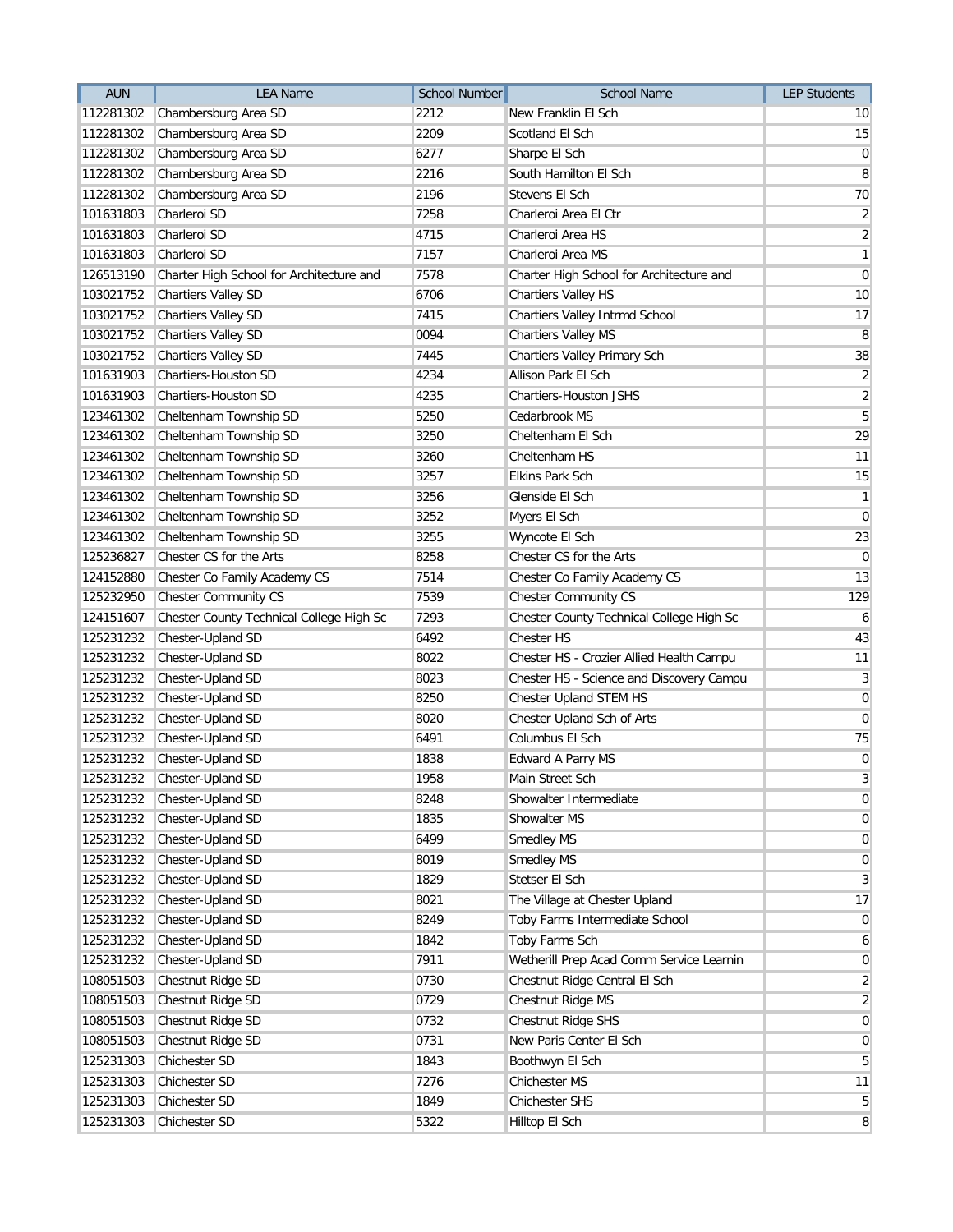| AUN | LEA Name | School Number | School Name | LEP Students |
|---|---|---|---|---|
| 112281302 | Chambersburg Area SD | 2212 | New Franklin El Sch | 10 |
| 112281302 | Chambersburg Area SD | 2209 | Scotland El Sch | 15 |
| 112281302 | Chambersburg Area SD | 6277 | Sharpe El Sch | 0 |
| 112281302 | Chambersburg Area SD | 2216 | South Hamilton El Sch | 8 |
| 112281302 | Chambersburg Area SD | 2196 | Stevens El Sch | 70 |
| 101631803 | Charleroi SD | 7258 | Charleroi Area El Ctr | 2 |
| 101631803 | Charleroi SD | 4715 | Charleroi Area HS | 2 |
| 101631803 | Charleroi SD | 7157 | Charleroi Area MS | 1 |
| 126513190 | Charter High School for Architecture and | 7578 | Charter High School for Architecture and | 0 |
| 103021752 | Chartiers Valley SD | 6706 | Chartiers Valley HS | 10 |
| 103021752 | Chartiers Valley SD | 7415 | Chartiers Valley Intrmd School | 17 |
| 103021752 | Chartiers Valley SD | 0094 | Chartiers Valley MS | 8 |
| 103021752 | Chartiers Valley SD | 7445 | Chartiers Valley Primary Sch | 38 |
| 101631903 | Chartiers-Houston SD | 4234 | Allison Park El Sch | 2 |
| 101631903 | Chartiers-Houston SD | 4235 | Chartiers-Houston JSHS | 2 |
| 123461302 | Cheltenham Township SD | 5250 | Cedarbrook MS | 5 |
| 123461302 | Cheltenham Township SD | 3250 | Cheltenham El Sch | 29 |
| 123461302 | Cheltenham Township SD | 3260 | Cheltenham HS | 11 |
| 123461302 | Cheltenham Township SD | 3257 | Elkins Park Sch | 15 |
| 123461302 | Cheltenham Township SD | 3256 | Glenside El Sch | 1 |
| 123461302 | Cheltenham Township SD | 3252 | Myers El Sch | 0 |
| 123461302 | Cheltenham Township SD | 3255 | Wyncote El Sch | 23 |
| 125236827 | Chester CS for the Arts | 8258 | Chester CS for the Arts | 0 |
| 124152880 | Chester Co Family Academy CS | 7514 | Chester Co Family Academy CS | 13 |
| 125232950 | Chester Community CS | 7539 | Chester Community CS | 129 |
| 124151607 | Chester County Technical College High Sc | 7293 | Chester County Technical College High Sc | 6 |
| 125231232 | Chester-Upland SD | 6492 | Chester HS | 43 |
| 125231232 | Chester-Upland SD | 8022 | Chester HS - Crozier Allied Health Campu | 11 |
| 125231232 | Chester-Upland SD | 8023 | Chester HS - Science and Discovery Campu | 3 |
| 125231232 | Chester-Upland SD | 8250 | Chester Upland STEM HS | 0 |
| 125231232 | Chester-Upland SD | 8020 | Chester Upland Sch of Arts | 0 |
| 125231232 | Chester-Upland SD | 6491 | Columbus El Sch | 75 |
| 125231232 | Chester-Upland SD | 1838 | Edward A Parry MS | 0 |
| 125231232 | Chester-Upland SD | 1958 | Main Street Sch | 3 |
| 125231232 | Chester-Upland SD | 8248 | Showalter Intermediate | 0 |
| 125231232 | Chester-Upland SD | 1835 | Showalter MS | 0 |
| 125231232 | Chester-Upland SD | 6499 | Smedley MS | 0 |
| 125231232 | Chester-Upland SD | 8019 | Smedley MS | 0 |
| 125231232 | Chester-Upland SD | 1829 | Stetser El Sch | 3 |
| 125231232 | Chester-Upland SD | 8021 | The Village at Chester Upland | 17 |
| 125231232 | Chester-Upland SD | 8249 | Toby Farms Intermediate School | 0 |
| 125231232 | Chester-Upland SD | 1842 | Toby Farms Sch | 6 |
| 125231232 | Chester-Upland SD | 7911 | Wetherill Prep Acad Comm Service Learnin | 0 |
| 108051503 | Chestnut Ridge SD | 0730 | Chestnut Ridge Central El Sch | 2 |
| 108051503 | Chestnut Ridge SD | 0729 | Chestnut Ridge MS | 2 |
| 108051503 | Chestnut Ridge SD | 0732 | Chestnut Ridge SHS | 0 |
| 108051503 | Chestnut Ridge SD | 0731 | New Paris Center El Sch | 0 |
| 125231303 | Chichester SD | 1843 | Boothwyn El Sch | 5 |
| 125231303 | Chichester SD | 7276 | Chichester MS | 11 |
| 125231303 | Chichester SD | 1849 | Chichester SHS | 5 |
| 125231303 | Chichester SD | 5322 | Hilltop El Sch | 8 |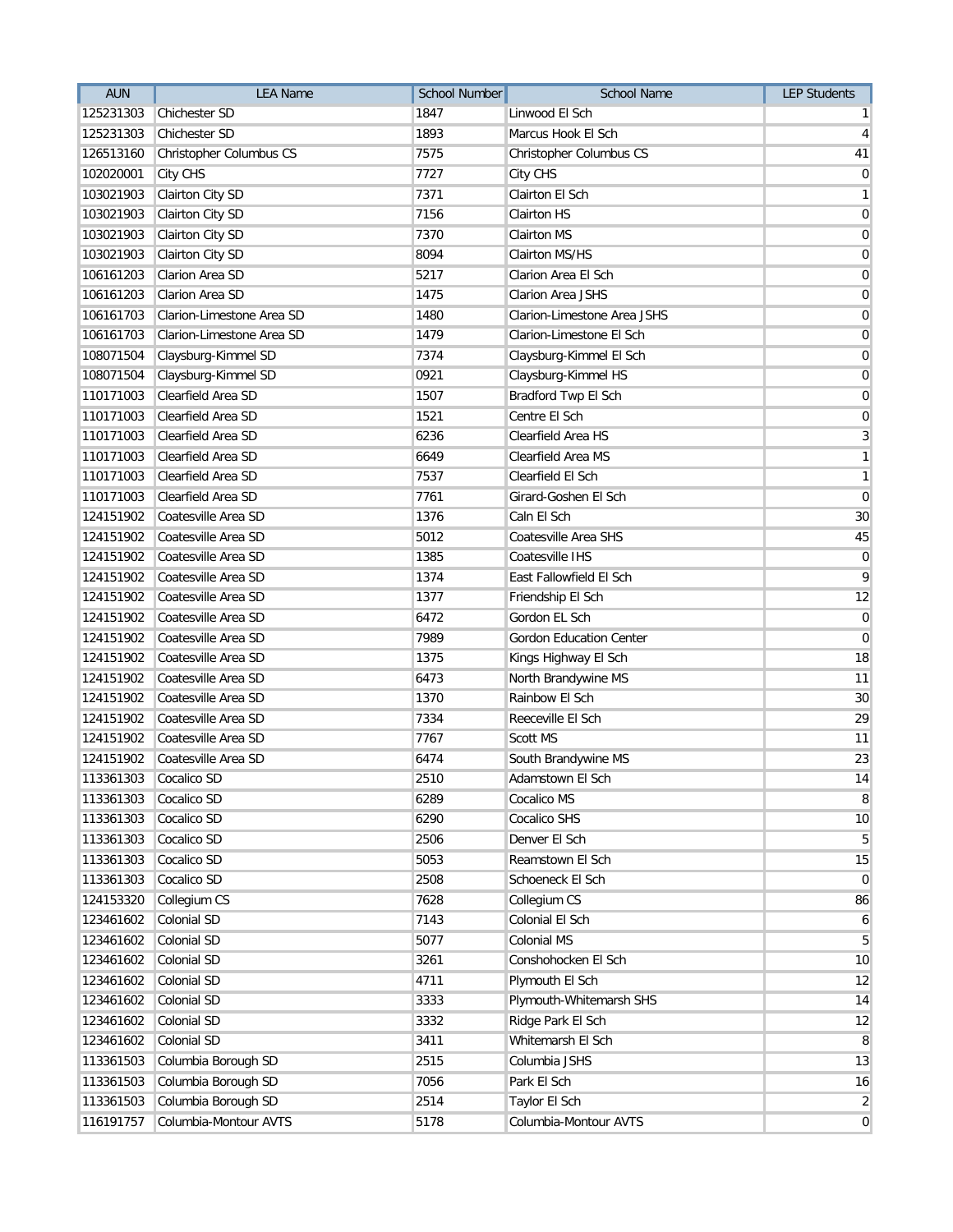| AUN | LEA Name | School Number | School Name | LEP Students |
|---|---|---|---|---|
| 125231303 | Chichester SD | 1847 | Linwood El Sch | 1 |
| 125231303 | Chichester SD | 1893 | Marcus Hook El Sch | 4 |
| 126513160 | Christopher Columbus CS | 7575 | Christopher Columbus CS | 41 |
| 102020001 | City CHS | 7727 | City CHS | 0 |
| 103021903 | Clairton City SD | 7371 | Clairton El Sch | 1 |
| 103021903 | Clairton City SD | 7156 | Clairton HS | 0 |
| 103021903 | Clairton City SD | 7370 | Clairton MS | 0 |
| 103021903 | Clairton City SD | 8094 | Clairton MS/HS | 0 |
| 106161203 | Clarion Area SD | 5217 | Clarion Area El Sch | 0 |
| 106161203 | Clarion Area SD | 1475 | Clarion Area JSHS | 0 |
| 106161703 | Clarion-Limestone Area SD | 1480 | Clarion-Limestone Area JSHS | 0 |
| 106161703 | Clarion-Limestone Area SD | 1479 | Clarion-Limestone El Sch | 0 |
| 108071504 | Claysburg-Kimmel SD | 7374 | Claysburg-Kimmel El Sch | 0 |
| 108071504 | Claysburg-Kimmel SD | 0921 | Claysburg-Kimmel HS | 0 |
| 110171003 | Clearfield Area SD | 1507 | Bradford Twp El Sch | 0 |
| 110171003 | Clearfield Area SD | 1521 | Centre El Sch | 0 |
| 110171003 | Clearfield Area SD | 6236 | Clearfield Area HS | 3 |
| 110171003 | Clearfield Area SD | 6649 | Clearfield Area MS | 1 |
| 110171003 | Clearfield Area SD | 7537 | Clearfield El Sch | 1 |
| 110171003 | Clearfield Area SD | 7761 | Girard-Goshen El Sch | 0 |
| 124151902 | Coatesville Area SD | 1376 | Caln El Sch | 30 |
| 124151902 | Coatesville Area SD | 5012 | Coatesville Area SHS | 45 |
| 124151902 | Coatesville Area SD | 1385 | Coatesville IHS | 0 |
| 124151902 | Coatesville Area SD | 1374 | East Fallowfield El Sch | 9 |
| 124151902 | Coatesville Area SD | 1377 | Friendship El Sch | 12 |
| 124151902 | Coatesville Area SD | 6472 | Gordon EL Sch | 0 |
| 124151902 | Coatesville Area SD | 7989 | Gordon Education Center | 0 |
| 124151902 | Coatesville Area SD | 1375 | Kings Highway El Sch | 18 |
| 124151902 | Coatesville Area SD | 6473 | North Brandywine MS | 11 |
| 124151902 | Coatesville Area SD | 1370 | Rainbow El Sch | 30 |
| 124151902 | Coatesville Area SD | 7334 | Reeceville El Sch | 29 |
| 124151902 | Coatesville Area SD | 7767 | Scott MS | 11 |
| 124151902 | Coatesville Area SD | 6474 | South Brandywine MS | 23 |
| 113361303 | Cocalico SD | 2510 | Adamstown El Sch | 14 |
| 113361303 | Cocalico SD | 6289 | Cocalico MS | 8 |
| 113361303 | Cocalico SD | 6290 | Cocalico SHS | 10 |
| 113361303 | Cocalico SD | 2506 | Denver El Sch | 5 |
| 113361303 | Cocalico SD | 5053 | Reamstown El Sch | 15 |
| 113361303 | Cocalico SD | 2508 | Schoeneck El Sch | 0 |
| 124153320 | Collegium CS | 7628 | Collegium CS | 86 |
| 123461602 | Colonial SD | 7143 | Colonial El Sch | 6 |
| 123461602 | Colonial SD | 5077 | Colonial MS | 5 |
| 123461602 | Colonial SD | 3261 | Conshohocken El Sch | 10 |
| 123461602 | Colonial SD | 4711 | Plymouth El Sch | 12 |
| 123461602 | Colonial SD | 3333 | Plymouth-Whitemarsh SHS | 14 |
| 123461602 | Colonial SD | 3332 | Ridge Park El Sch | 12 |
| 123461602 | Colonial SD | 3411 | Whitemarsh El Sch | 8 |
| 113361503 | Columbia Borough SD | 2515 | Columbia JSHS | 13 |
| 113361503 | Columbia Borough SD | 7056 | Park El Sch | 16 |
| 113361503 | Columbia Borough SD | 2514 | Taylor El Sch | 2 |
| 116191757 | Columbia-Montour AVTS | 5178 | Columbia-Montour AVTS | 0 |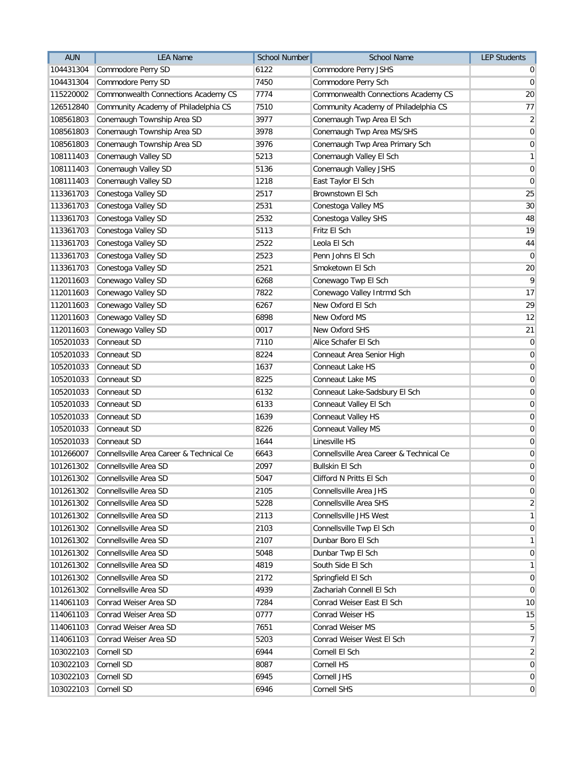| AUN | LEA Name | School Number | School Name | LEP Students |
|---|---|---|---|---|
| 104431304 | Commodore Perry SD | 6122 | Commodore Perry JSHS | 0 |
| 104431304 | Commodore Perry SD | 7450 | Commodore Perry Sch | 0 |
| 115220002 | Commonwealth Connections Academy CS | 7774 | Commonwealth Connections Academy CS | 20 |
| 126512840 | Community Academy of Philadelphia CS | 7510 | Community Academy of Philadelphia CS | 77 |
| 108561803 | Conemaugh Township Area SD | 3977 | Conemaugh Twp Area El Sch | 2 |
| 108561803 | Conemaugh Township Area SD | 3978 | Conemaugh Twp Area MS/SHS | 0 |
| 108561803 | Conemaugh Township Area SD | 3976 | Conemaugh Twp Area Primary Sch | 0 |
| 108111403 | Conemaugh Valley SD | 5213 | Conemaugh Valley El Sch | 1 |
| 108111403 | Conemaugh Valley SD | 5136 | Conemaugh Valley JSHS | 0 |
| 108111403 | Conemaugh Valley SD | 1218 | East Taylor El Sch | 0 |
| 113361703 | Conestoga Valley SD | 2517 | Brownstown El Sch | 25 |
| 113361703 | Conestoga Valley SD | 2531 | Conestoga Valley MS | 30 |
| 113361703 | Conestoga Valley SD | 2532 | Conestoga Valley SHS | 48 |
| 113361703 | Conestoga Valley SD | 5113 | Fritz El Sch | 19 |
| 113361703 | Conestoga Valley SD | 2522 | Leola El Sch | 44 |
| 113361703 | Conestoga Valley SD | 2523 | Penn Johns El Sch | 0 |
| 113361703 | Conestoga Valley SD | 2521 | Smoketown El Sch | 20 |
| 112011603 | Conewago Valley SD | 6268 | Conewago Twp El Sch | 9 |
| 112011603 | Conewago Valley SD | 7822 | Conewago Valley Intrmd Sch | 17 |
| 112011603 | Conewago Valley SD | 6267 | New Oxford El Sch | 29 |
| 112011603 | Conewago Valley SD | 6898 | New Oxford MS | 12 |
| 112011603 | Conewago Valley SD | 0017 | New Oxford SHS | 21 |
| 105201033 | Conneaut SD | 7110 | Alice Schafer El Sch | 0 |
| 105201033 | Conneaut SD | 8224 | Conneaut Area Senior High | 0 |
| 105201033 | Conneaut SD | 1637 | Conneaut Lake HS | 0 |
| 105201033 | Conneaut SD | 8225 | Conneaut Lake MS | 0 |
| 105201033 | Conneaut SD | 6132 | Conneaut Lake-Sadsbury El Sch | 0 |
| 105201033 | Conneaut SD | 6133 | Conneaut Valley El Sch | 0 |
| 105201033 | Conneaut SD | 1639 | Conneaut Valley HS | 0 |
| 105201033 | Conneaut SD | 8226 | Conneaut Valley MS | 0 |
| 105201033 | Conneaut SD | 1644 | Linesville HS | 0 |
| 101266007 | Connellsville Area Career & Technical Ce | 6643 | Connellsville Area Career & Technical Ce | 0 |
| 101261302 | Connellsville Area SD | 2097 | Bullskin El Sch | 0 |
| 101261302 | Connellsville Area SD | 5047 | Clifford N Pritts El Sch | 0 |
| 101261302 | Connellsville Area SD | 2105 | Connellsville Area JHS | 0 |
| 101261302 | Connellsville Area SD | 5228 | Connellsville Area SHS | 2 |
| 101261302 | Connellsville Area SD | 2113 | Connellsville JHS West | 1 |
| 101261302 | Connellsville Area SD | 2103 | Connellsville Twp El Sch | 0 |
| 101261302 | Connellsville Area SD | 2107 | Dunbar Boro El Sch | 1 |
| 101261302 | Connellsville Area SD | 5048 | Dunbar Twp El Sch | 0 |
| 101261302 | Connellsville Area SD | 4819 | South Side El Sch | 1 |
| 101261302 | Connellsville Area SD | 2172 | Springfield El Sch | 0 |
| 101261302 | Connellsville Area SD | 4939 | Zachariah Connell El Sch | 0 |
| 114061103 | Conrad Weiser Area SD | 7284 | Conrad Weiser East El Sch | 10 |
| 114061103 | Conrad Weiser Area SD | 0777 | Conrad Weiser HS | 15 |
| 114061103 | Conrad Weiser Area SD | 7651 | Conrad Weiser MS | 5 |
| 114061103 | Conrad Weiser Area SD | 5203 | Conrad Weiser West El Sch | 7 |
| 103022103 | Cornell SD | 6944 | Cornell El Sch | 2 |
| 103022103 | Cornell SD | 8087 | Cornell HS | 0 |
| 103022103 | Cornell SD | 6945 | Cornell JHS | 0 |
| 103022103 | Cornell SD | 6946 | Cornell SHS | 0 |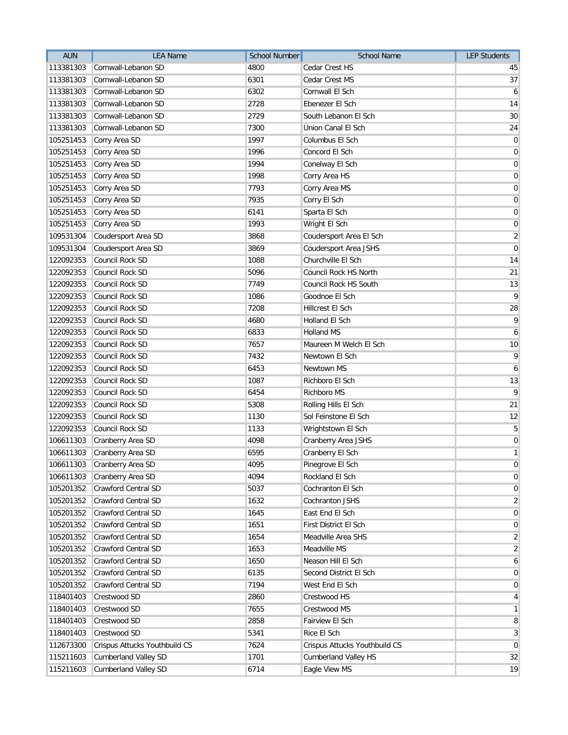| AUN | LEA Name | School Number | School Name | LEP Students |
|---|---|---|---|---|
| 113381303 | Cornwall-Lebanon SD | 4800 | Cedar Crest HS | 45 |
| 113381303 | Cornwall-Lebanon SD | 6301 | Cedar Crest MS | 37 |
| 113381303 | Cornwall-Lebanon SD | 6302 | Cornwall El Sch | 6 |
| 113381303 | Cornwall-Lebanon SD | 2728 | Ebenezer El Sch | 14 |
| 113381303 | Cornwall-Lebanon SD | 2729 | South Lebanon El Sch | 30 |
| 113381303 | Cornwall-Lebanon SD | 7300 | Union Canal El Sch | 24 |
| 105251453 | Corry Area SD | 1997 | Columbus El Sch | 0 |
| 105251453 | Corry Area SD | 1996 | Concord El Sch | 0 |
| 105251453 | Corry Area SD | 1994 | Conelway El Sch | 0 |
| 105251453 | Corry Area SD | 1998 | Corry Area HS | 0 |
| 105251453 | Corry Area SD | 7793 | Corry Area MS | 0 |
| 105251453 | Corry Area SD | 7935 | Corry El Sch | 0 |
| 105251453 | Corry Area SD | 6141 | Sparta El Sch | 0 |
| 105251453 | Corry Area SD | 1993 | Wright El Sch | 0 |
| 109531304 | Coudersport Area SD | 3868 | Coudersport Area El Sch | 2 |
| 109531304 | Coudersport Area SD | 3869 | Coudersport Area JSHS | 0 |
| 122092353 | Council Rock SD | 1088 | Churchville El Sch | 14 |
| 122092353 | Council Rock SD | 5096 | Council Rock HS North | 21 |
| 122092353 | Council Rock SD | 7749 | Council Rock HS South | 13 |
| 122092353 | Council Rock SD | 1086 | Goodnoe El Sch | 9 |
| 122092353 | Council Rock SD | 7208 | Hillcrest El Sch | 28 |
| 122092353 | Council Rock SD | 4680 | Holland El Sch | 9 |
| 122092353 | Council Rock SD | 6833 | Holland MS | 6 |
| 122092353 | Council Rock SD | 7657 | Maureen M Welch El Sch | 10 |
| 122092353 | Council Rock SD | 7432 | Newtown El Sch | 9 |
| 122092353 | Council Rock SD | 6453 | Newtown MS | 6 |
| 122092353 | Council Rock SD | 1087 | Richboro El Sch | 13 |
| 122092353 | Council Rock SD | 6454 | Richboro MS | 9 |
| 122092353 | Council Rock SD | 5308 | Rolling Hills El Sch | 21 |
| 122092353 | Council Rock SD | 1130 | Sol Feinstone El Sch | 12 |
| 122092353 | Council Rock SD | 1133 | Wrightstown El Sch | 5 |
| 106611303 | Cranberry Area SD | 4098 | Cranberry Area JSHS | 0 |
| 106611303 | Cranberry Area SD | 6595 | Cranberry El Sch | 1 |
| 106611303 | Cranberry Area SD | 4095 | Pinegrove El Sch | 0 |
| 106611303 | Cranberry Area SD | 4094 | Rockland El Sch | 0 |
| 105201352 | Crawford Central SD | 5037 | Cochranton El Sch | 0 |
| 105201352 | Crawford Central SD | 1632 | Cochranton JSHS | 2 |
| 105201352 | Crawford Central SD | 1645 | East End El Sch | 0 |
| 105201352 | Crawford Central SD | 1651 | First District El Sch | 0 |
| 105201352 | Crawford Central SD | 1654 | Meadville Area SHS | 2 |
| 105201352 | Crawford Central SD | 1653 | Meadville MS | 2 |
| 105201352 | Crawford Central SD | 1650 | Neason Hill El Sch | 6 |
| 105201352 | Crawford Central SD | 6135 | Second District El Sch | 0 |
| 105201352 | Crawford Central SD | 7194 | West End El Sch | 0 |
| 118401403 | Crestwood SD | 2860 | Crestwood HS | 4 |
| 118401403 | Crestwood SD | 7655 | Crestwood MS | 1 |
| 118401403 | Crestwood SD | 2858 | Fairview El Sch | 8 |
| 118401403 | Crestwood SD | 5341 | Rice El Sch | 3 |
| 112673300 | Crispus Attucks Youthbuild CS | 7624 | Crispus Attucks Youthbuild CS | 0 |
| 115211603 | Cumberland Valley SD | 1701 | Cumberland Valley HS | 32 |
| 115211603 | Cumberland Valley SD | 6714 | Eagle View MS | 19 |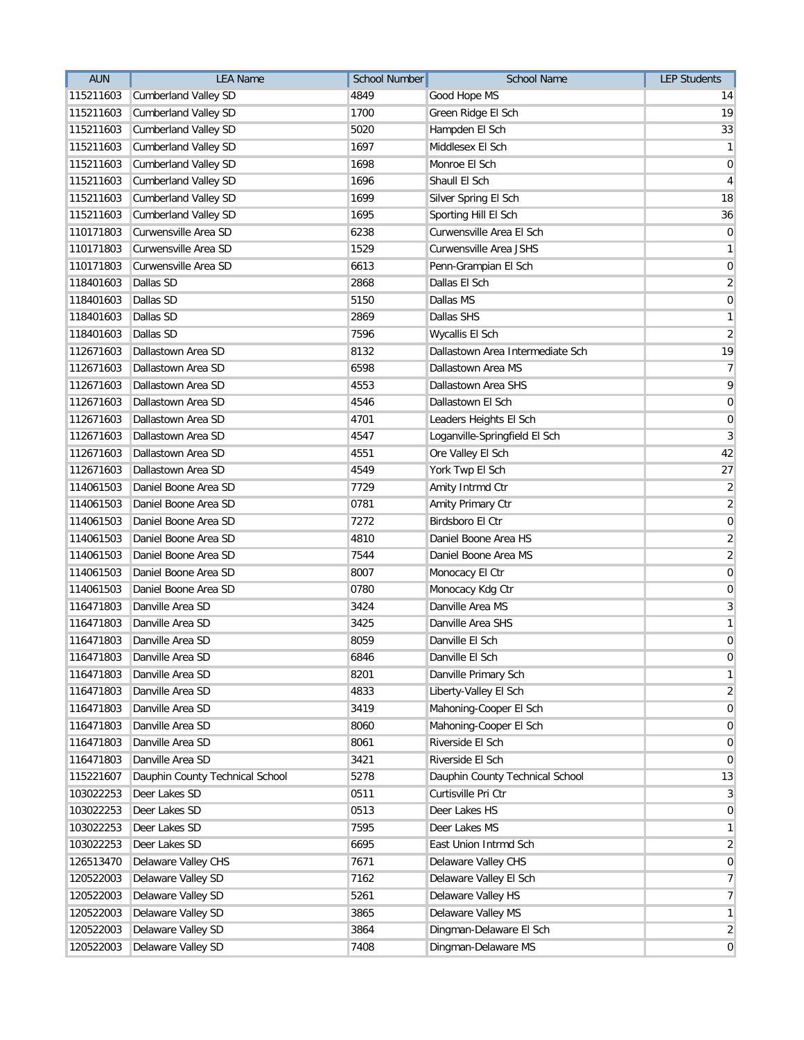| AUN | LEA Name | School Number | School Name | LEP Students |
| --- | --- | --- | --- | --- |
| 115211603 | Cumberland Valley SD | 4849 | Good Hope MS | 14 |
| 115211603 | Cumberland Valley SD | 1700 | Green Ridge El Sch | 19 |
| 115211603 | Cumberland Valley SD | 5020 | Hampden El Sch | 33 |
| 115211603 | Cumberland Valley SD | 1697 | Middlesex El Sch | 1 |
| 115211603 | Cumberland Valley SD | 1698 | Monroe El Sch | 0 |
| 115211603 | Cumberland Valley SD | 1696 | Shaull El Sch | 4 |
| 115211603 | Cumberland Valley SD | 1699 | Silver Spring El Sch | 18 |
| 115211603 | Cumberland Valley SD | 1695 | Sporting Hill El Sch | 36 |
| 110171803 | Curwensville Area SD | 6238 | Curwensville Area El Sch | 0 |
| 110171803 | Curwensville Area SD | 1529 | Curwensville Area JSHS | 1 |
| 110171803 | Curwensville Area SD | 6613 | Penn-Grampian El Sch | 0 |
| 118401603 | Dallas SD | 2868 | Dallas El Sch | 2 |
| 118401603 | Dallas SD | 5150 | Dallas MS | 0 |
| 118401603 | Dallas SD | 2869 | Dallas SHS | 1 |
| 118401603 | Dallas SD | 7596 | Wycallis El Sch | 2 |
| 112671603 | Dallastown Area SD | 8132 | Dallastown Area Intermediate Sch | 19 |
| 112671603 | Dallastown Area SD | 6598 | Dallastown Area MS | 7 |
| 112671603 | Dallastown Area SD | 4553 | Dallastown Area SHS | 9 |
| 112671603 | Dallastown Area SD | 4546 | Dallastown El Sch | 0 |
| 112671603 | Dallastown Area SD | 4701 | Leaders Heights El Sch | 0 |
| 112671603 | Dallastown Area SD | 4547 | Loganville-Springfield El Sch | 3 |
| 112671603 | Dallastown Area SD | 4551 | Ore Valley El Sch | 42 |
| 112671603 | Dallastown Area SD | 4549 | York Twp El Sch | 27 |
| 114061503 | Daniel Boone Area SD | 7729 | Amity Intrmd Ctr | 2 |
| 114061503 | Daniel Boone Area SD | 0781 | Amity Primary Ctr | 2 |
| 114061503 | Daniel Boone Area SD | 7272 | Birdsboro El Ctr | 0 |
| 114061503 | Daniel Boone Area SD | 4810 | Daniel Boone Area HS | 2 |
| 114061503 | Daniel Boone Area SD | 7544 | Daniel Boone Area MS | 2 |
| 114061503 | Daniel Boone Area SD | 8007 | Monocacy El Ctr | 0 |
| 114061503 | Daniel Boone Area SD | 0780 | Monocacy Kdg Ctr | 0 |
| 116471803 | Danville Area SD | 3424 | Danville Area MS | 3 |
| 116471803 | Danville Area SD | 3425 | Danville Area SHS | 1 |
| 116471803 | Danville Area SD | 8059 | Danville El Sch | 0 |
| 116471803 | Danville Area SD | 6846 | Danville El Sch | 0 |
| 116471803 | Danville Area SD | 8201 | Danville Primary Sch | 1 |
| 116471803 | Danville Area SD | 4833 | Liberty-Valley El Sch | 2 |
| 116471803 | Danville Area SD | 3419 | Mahoning-Cooper El Sch | 0 |
| 116471803 | Danville Area SD | 8060 | Mahoning-Cooper El Sch | 0 |
| 116471803 | Danville Area SD | 8061 | Riverside El Sch | 0 |
| 116471803 | Danville Area SD | 3421 | Riverside El Sch | 0 |
| 115221607 | Dauphin County Technical School | 5278 | Dauphin County Technical School | 13 |
| 103022253 | Deer Lakes SD | 0511 | Curtisville Pri Ctr | 3 |
| 103022253 | Deer Lakes SD | 0513 | Deer Lakes HS | 0 |
| 103022253 | Deer Lakes SD | 7595 | Deer Lakes MS | 1 |
| 103022253 | Deer Lakes SD | 6695 | East Union Intrmd Sch | 2 |
| 126513470 | Delaware Valley CHS | 7671 | Delaware Valley CHS | 0 |
| 120522003 | Delaware Valley SD | 7162 | Delaware Valley El Sch | 7 |
| 120522003 | Delaware Valley SD | 5261 | Delaware Valley HS | 7 |
| 120522003 | Delaware Valley SD | 3865 | Delaware Valley MS | 1 |
| 120522003 | Delaware Valley SD | 3864 | Dingman-Delaware El Sch | 2 |
| 120522003 | Delaware Valley SD | 7408 | Dingman-Delaware MS | 0 |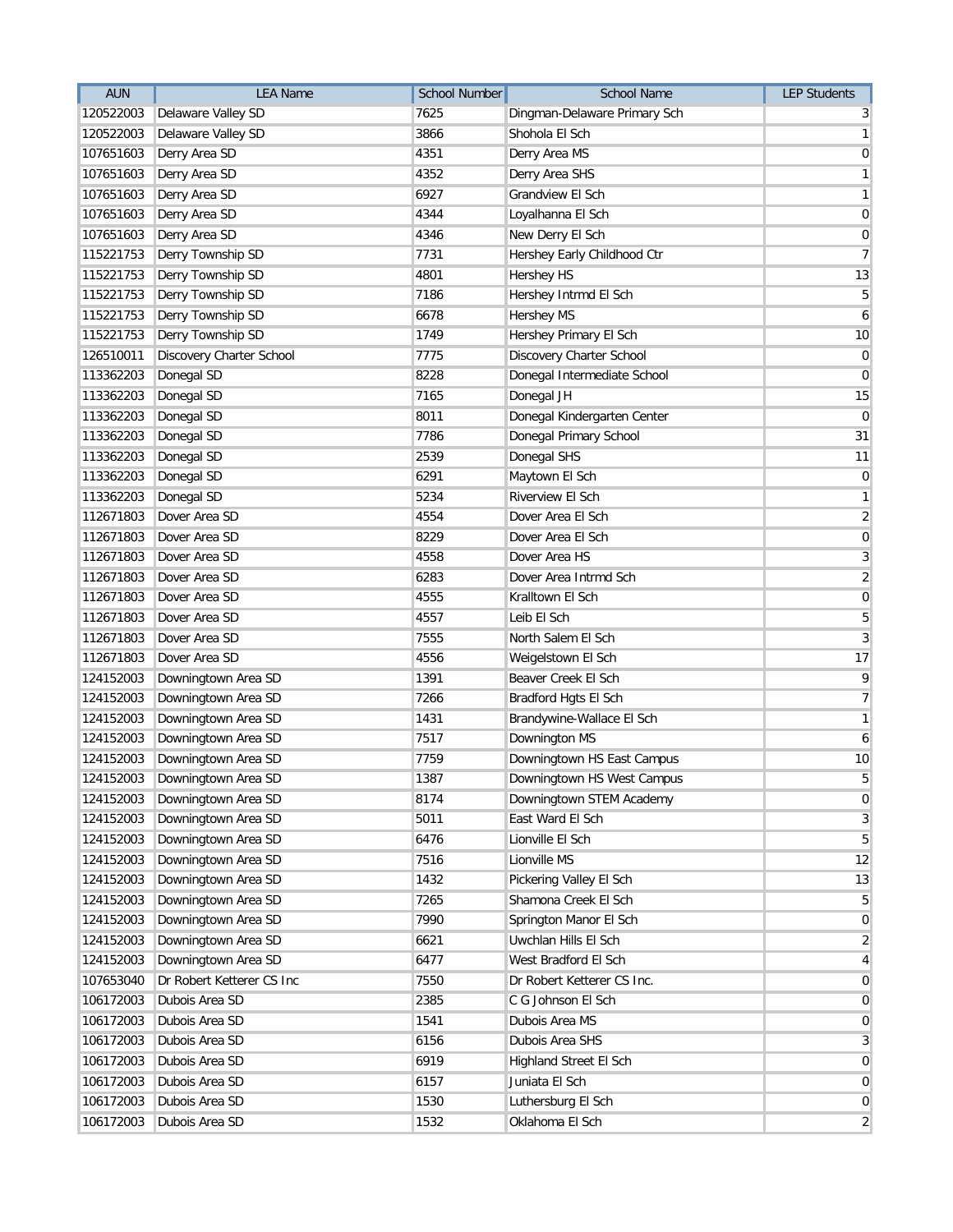| AUN | LEA Name | School Number | School Name | LEP Students |
|---|---|---|---|---|
| 120522003 | Delaware Valley SD | 7625 | Dingman-Delaware Primary Sch | 3 |
| 120522003 | Delaware Valley SD | 3866 | Shohola El Sch | 1 |
| 107651603 | Derry Area SD | 4351 | Derry Area MS | 0 |
| 107651603 | Derry Area SD | 4352 | Derry Area SHS | 1 |
| 107651603 | Derry Area SD | 6927 | Grandview El Sch | 1 |
| 107651603 | Derry Area SD | 4344 | Loyalhanna El Sch | 0 |
| 107651603 | Derry Area SD | 4346 | New Derry El Sch | 0 |
| 115221753 | Derry Township SD | 7731 | Hershey Early Childhood Ctr | 7 |
| 115221753 | Derry Township SD | 4801 | Hershey HS | 13 |
| 115221753 | Derry Township SD | 7186 | Hershey Intrmd El Sch | 5 |
| 115221753 | Derry Township SD | 6678 | Hershey MS | 6 |
| 115221753 | Derry Township SD | 1749 | Hershey Primary El Sch | 10 |
| 126510011 | Discovery Charter School | 7775 | Discovery Charter School | 0 |
| 113362203 | Donegal SD | 8228 | Donegal Intermediate School | 0 |
| 113362203 | Donegal SD | 7165 | Donegal JH | 15 |
| 113362203 | Donegal SD | 8011 | Donegal Kindergarten Center | 0 |
| 113362203 | Donegal SD | 7786 | Donegal Primary School | 31 |
| 113362203 | Donegal SD | 2539 | Donegal SHS | 11 |
| 113362203 | Donegal SD | 6291 | Maytown El Sch | 0 |
| 113362203 | Donegal SD | 5234 | Riverview El Sch | 1 |
| 112671803 | Dover Area SD | 4554 | Dover Area El Sch | 2 |
| 112671803 | Dover Area SD | 8229 | Dover Area El Sch | 0 |
| 112671803 | Dover Area SD | 4558 | Dover Area HS | 3 |
| 112671803 | Dover Area SD | 6283 | Dover Area Intrmd Sch | 2 |
| 112671803 | Dover Area SD | 4555 | Kralltown El Sch | 0 |
| 112671803 | Dover Area SD | 4557 | Leib El Sch | 5 |
| 112671803 | Dover Area SD | 7555 | North Salem El Sch | 3 |
| 112671803 | Dover Area SD | 4556 | Weigelstown El Sch | 17 |
| 124152003 | Downingtown Area SD | 1391 | Beaver Creek El Sch | 9 |
| 124152003 | Downingtown Area SD | 7266 | Bradford Hgts El Sch | 7 |
| 124152003 | Downingtown Area SD | 1431 | Brandywine-Wallace El Sch | 1 |
| 124152003 | Downingtown Area SD | 7517 | Downington MS | 6 |
| 124152003 | Downingtown Area SD | 7759 | Downingtown HS East Campus | 10 |
| 124152003 | Downingtown Area SD | 1387 | Downingtown HS West Campus | 5 |
| 124152003 | Downingtown Area SD | 8174 | Downingtown STEM Academy | 0 |
| 124152003 | Downingtown Area SD | 5011 | East Ward El Sch | 3 |
| 124152003 | Downingtown Area SD | 6476 | Lionville El Sch | 5 |
| 124152003 | Downingtown Area SD | 7516 | Lionville MS | 12 |
| 124152003 | Downingtown Area SD | 1432 | Pickering Valley El Sch | 13 |
| 124152003 | Downingtown Area SD | 7265 | Shamona Creek El Sch | 5 |
| 124152003 | Downingtown Area SD | 7990 | Springton Manor El Sch | 0 |
| 124152003 | Downingtown Area SD | 6621 | Uwchlan Hills El Sch | 2 |
| 124152003 | Downingtown Area SD | 6477 | West Bradford El Sch | 4 |
| 107653040 | Dr Robert Ketterer CS Inc | 7550 | Dr Robert Ketterer CS Inc. | 0 |
| 106172003 | Dubois Area SD | 2385 | C G Johnson El Sch | 0 |
| 106172003 | Dubois Area SD | 1541 | Dubois Area MS | 0 |
| 106172003 | Dubois Area SD | 6156 | Dubois Area SHS | 3 |
| 106172003 | Dubois Area SD | 6919 | Highland Street El Sch | 0 |
| 106172003 | Dubois Area SD | 6157 | Juniata El Sch | 0 |
| 106172003 | Dubois Area SD | 1530 | Luthersburg El Sch | 0 |
| 106172003 | Dubois Area SD | 1532 | Oklahoma El Sch | 2 |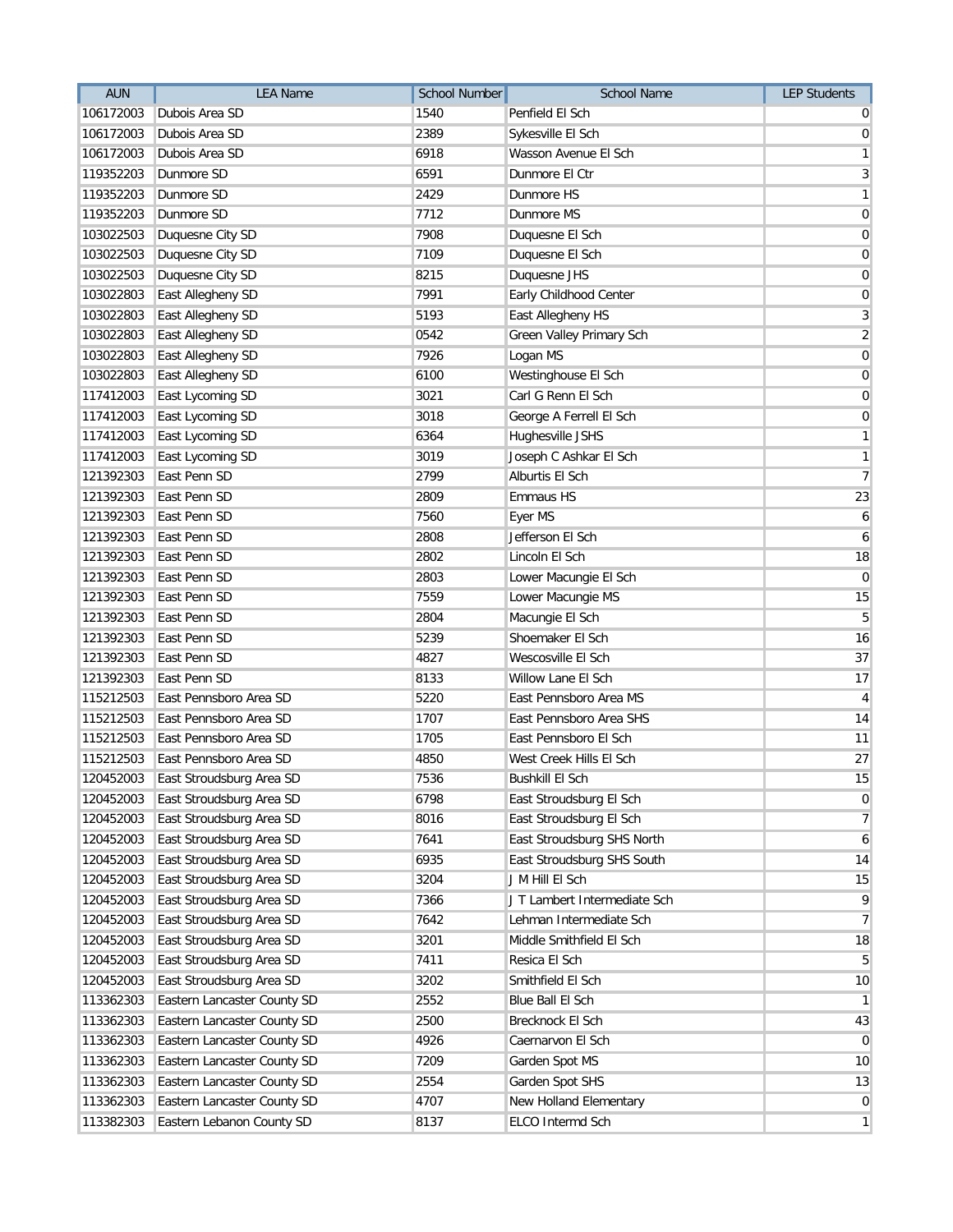| AUN | LEA Name | School Number | School Name | LEP Students |
|---|---|---|---|---|
| 106172003 | Dubois Area SD | 1540 | Penfield El Sch | 0 |
| 106172003 | Dubois Area SD | 2389 | Sykesville El Sch | 0 |
| 106172003 | Dubois Area SD | 6918 | Wasson Avenue El Sch | 1 |
| 119352203 | Dunmore SD | 6591 | Dunmore El Ctr | 3 |
| 119352203 | Dunmore SD | 2429 | Dunmore HS | 1 |
| 119352203 | Dunmore SD | 7712 | Dunmore MS | 0 |
| 103022503 | Duquesne City SD | 7908 | Duquesne El Sch | 0 |
| 103022503 | Duquesne City SD | 7109 | Duquesne El Sch | 0 |
| 103022503 | Duquesne City SD | 8215 | Duquesne JHS | 0 |
| 103022803 | East Allegheny SD | 7991 | Early Childhood Center | 0 |
| 103022803 | East Allegheny SD | 5193 | East Allegheny HS | 3 |
| 103022803 | East Allegheny SD | 0542 | Green Valley Primary Sch | 2 |
| 103022803 | East Allegheny SD | 7926 | Logan MS | 0 |
| 103022803 | East Allegheny SD | 6100 | Westinghouse El Sch | 0 |
| 117412003 | East Lycoming SD | 3021 | Carl G Renn El Sch | 0 |
| 117412003 | East Lycoming SD | 3018 | George A Ferrell El Sch | 0 |
| 117412003 | East Lycoming SD | 6364 | Hughesville JSHS | 1 |
| 117412003 | East Lycoming SD | 3019 | Joseph C Ashkar El Sch | 1 |
| 121392303 | East Penn SD | 2799 | Alburtis El Sch | 7 |
| 121392303 | East Penn SD | 2809 | Emmaus HS | 23 |
| 121392303 | East Penn SD | 7560 | Eyer MS | 6 |
| 121392303 | East Penn SD | 2808 | Jefferson El Sch | 6 |
| 121392303 | East Penn SD | 2802 | Lincoln El Sch | 18 |
| 121392303 | East Penn SD | 2803 | Lower Macungie El Sch | 0 |
| 121392303 | East Penn SD | 7559 | Lower Macungie MS | 15 |
| 121392303 | East Penn SD | 2804 | Macungie El Sch | 5 |
| 121392303 | East Penn SD | 5239 | Shoemaker El Sch | 16 |
| 121392303 | East Penn SD | 4827 | Wescosville El Sch | 37 |
| 121392303 | East Penn SD | 8133 | Willow Lane El Sch | 17 |
| 115212503 | East Pennsboro Area SD | 5220 | East Pennsboro Area MS | 4 |
| 115212503 | East Pennsboro Area SD | 1707 | East Pennsboro Area SHS | 14 |
| 115212503 | East Pennsboro Area SD | 1705 | East Pennsboro El Sch | 11 |
| 115212503 | East Pennsboro Area SD | 4850 | West Creek Hills El Sch | 27 |
| 120452003 | East Stroudsburg Area SD | 7536 | Bushkill El Sch | 15 |
| 120452003 | East Stroudsburg Area SD | 6798 | East Stroudsburg El Sch | 0 |
| 120452003 | East Stroudsburg Area SD | 8016 | East Stroudsburg El Sch | 7 |
| 120452003 | East Stroudsburg Area SD | 7641 | East Stroudsburg SHS North | 6 |
| 120452003 | East Stroudsburg Area SD | 6935 | East Stroudsburg SHS South | 14 |
| 120452003 | East Stroudsburg Area SD | 3204 | J M Hill El Sch | 15 |
| 120452003 | East Stroudsburg Area SD | 7366 | J T Lambert Intermediate Sch | 9 |
| 120452003 | East Stroudsburg Area SD | 7642 | Lehman Intermediate Sch | 7 |
| 120452003 | East Stroudsburg Area SD | 3201 | Middle Smithfield El Sch | 18 |
| 120452003 | East Stroudsburg Area SD | 7411 | Resica El Sch | 5 |
| 120452003 | East Stroudsburg Area SD | 3202 | Smithfield El Sch | 10 |
| 113362303 | Eastern Lancaster County SD | 2552 | Blue Ball El Sch | 1 |
| 113362303 | Eastern Lancaster County SD | 2500 | Brecknock El Sch | 43 |
| 113362303 | Eastern Lancaster County SD | 4926 | Caernarvon El Sch | 0 |
| 113362303 | Eastern Lancaster County SD | 7209 | Garden Spot MS | 10 |
| 113362303 | Eastern Lancaster County SD | 2554 | Garden Spot SHS | 13 |
| 113362303 | Eastern Lancaster County SD | 4707 | New Holland Elementary | 0 |
| 113382303 | Eastern Lebanon County SD | 8137 | ELCO Intermd Sch | 1 |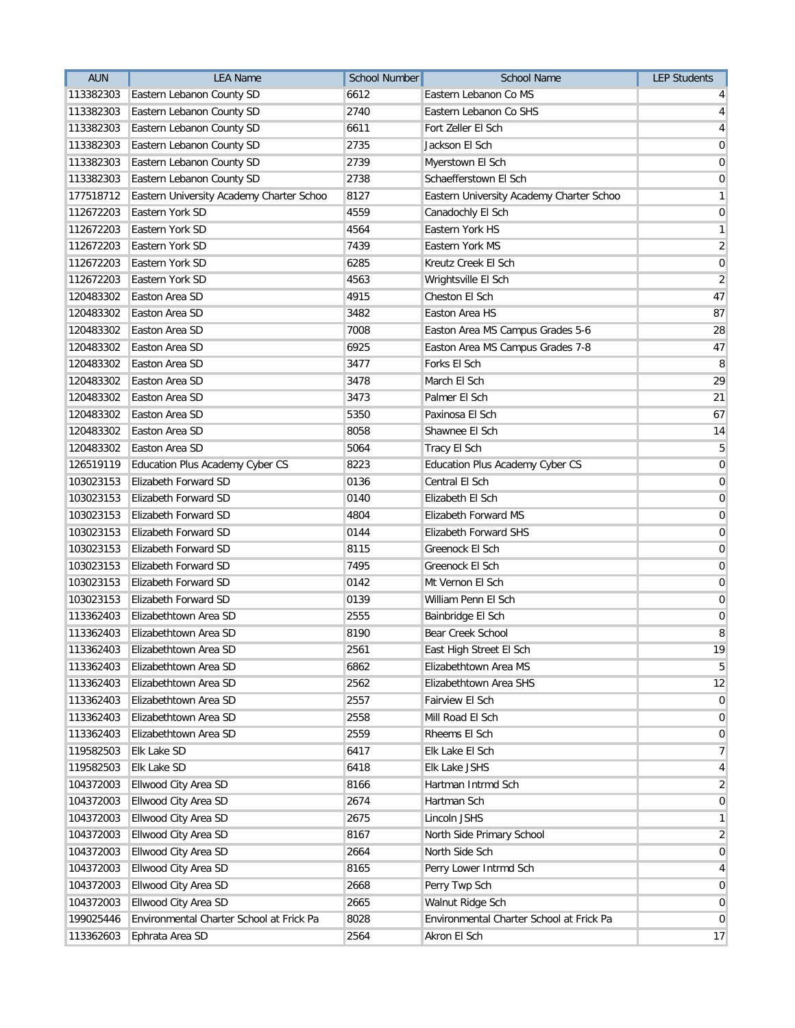| AUN | LEA Name | School Number | School Name | LEP Students |
| --- | --- | --- | --- | --- |
| 113382303 | Eastern Lebanon County SD | 6612 | Eastern Lebanon Co MS | 4 |
| 113382303 | Eastern Lebanon County SD | 2740 | Eastern Lebanon Co SHS | 4 |
| 113382303 | Eastern Lebanon County SD | 6611 | Fort Zeller El Sch | 4 |
| 113382303 | Eastern Lebanon County SD | 2735 | Jackson El Sch | 0 |
| 113382303 | Eastern Lebanon County SD | 2739 | Myerstown El Sch | 0 |
| 113382303 | Eastern Lebanon County SD | 2738 | Schaefferstown El Sch | 0 |
| 177518712 | Eastern University Academy Charter Schoo | 8127 | Eastern University Academy Charter Schoo | 1 |
| 112672203 | Eastern York SD | 4559 | Canadochly El Sch | 0 |
| 112672203 | Eastern York SD | 4564 | Eastern York HS | 1 |
| 112672203 | Eastern York SD | 7439 | Eastern York MS | 2 |
| 112672203 | Eastern York SD | 6285 | Kreutz Creek El Sch | 0 |
| 112672203 | Eastern York SD | 4563 | Wrightsville El Sch | 2 |
| 120483302 | Easton Area SD | 4915 | Cheston El Sch | 47 |
| 120483302 | Easton Area SD | 3482 | Easton Area HS | 87 |
| 120483302 | Easton Area SD | 7008 | Easton Area MS Campus Grades 5-6 | 28 |
| 120483302 | Easton Area SD | 6925 | Easton Area MS Campus Grades 7-8 | 47 |
| 120483302 | Easton Area SD | 3477 | Forks El Sch | 8 |
| 120483302 | Easton Area SD | 3478 | March El Sch | 29 |
| 120483302 | Easton Area SD | 3473 | Palmer El Sch | 21 |
| 120483302 | Easton Area SD | 5350 | Paxinosa El Sch | 67 |
| 120483302 | Easton Area SD | 8058 | Shawnee El Sch | 14 |
| 120483302 | Easton Area SD | 5064 | Tracy El Sch | 5 |
| 126519119 | Education Plus Academy Cyber CS | 8223 | Education Plus Academy Cyber CS | 0 |
| 103023153 | Elizabeth Forward SD | 0136 | Central El Sch | 0 |
| 103023153 | Elizabeth Forward SD | 0140 | Elizabeth El Sch | 0 |
| 103023153 | Elizabeth Forward SD | 4804 | Elizabeth Forward MS | 0 |
| 103023153 | Elizabeth Forward SD | 0144 | Elizabeth Forward SHS | 0 |
| 103023153 | Elizabeth Forward SD | 8115 | Greenock El Sch | 0 |
| 103023153 | Elizabeth Forward SD | 7495 | Greenock El Sch | 0 |
| 103023153 | Elizabeth Forward SD | 0142 | Mt Vernon El Sch | 0 |
| 103023153 | Elizabeth Forward SD | 0139 | William Penn El Sch | 0 |
| 113362403 | Elizabethtown Area SD | 2555 | Bainbridge El Sch | 0 |
| 113362403 | Elizabethtown Area SD | 8190 | Bear Creek School | 8 |
| 113362403 | Elizabethtown Area SD | 2561 | East High Street El Sch | 19 |
| 113362403 | Elizabethtown Area SD | 6862 | Elizabethtown Area MS | 5 |
| 113362403 | Elizabethtown Area SD | 2562 | Elizabethtown Area SHS | 12 |
| 113362403 | Elizabethtown Area SD | 2557 | Fairview El Sch | 0 |
| 113362403 | Elizabethtown Area SD | 2558 | Mill Road El Sch | 0 |
| 113362403 | Elizabethtown Area SD | 2559 | Rheems El Sch | 0 |
| 119582503 | Elk Lake SD | 6417 | Elk Lake El Sch | 7 |
| 119582503 | Elk Lake SD | 6418 | Elk Lake JSHS | 4 |
| 104372003 | Ellwood City Area SD | 8166 | Hartman Intrmd Sch | 2 |
| 104372003 | Ellwood City Area SD | 2674 | Hartman Sch | 0 |
| 104372003 | Ellwood City Area SD | 2675 | Lincoln JSHS | 1 |
| 104372003 | Ellwood City Area SD | 8167 | North Side Primary School | 2 |
| 104372003 | Ellwood City Area SD | 2664 | North Side Sch | 0 |
| 104372003 | Ellwood City Area SD | 8165 | Perry Lower Intrmd Sch | 4 |
| 104372003 | Ellwood City Area SD | 2668 | Perry Twp Sch | 0 |
| 104372003 | Ellwood City Area SD | 2665 | Walnut Ridge Sch | 0 |
| 199025446 | Environmental Charter School at Frick Pa | 8028 | Environmental Charter School at Frick Pa | 0 |
| 113362603 | Ephrata Area SD | 2564 | Akron El Sch | 17 |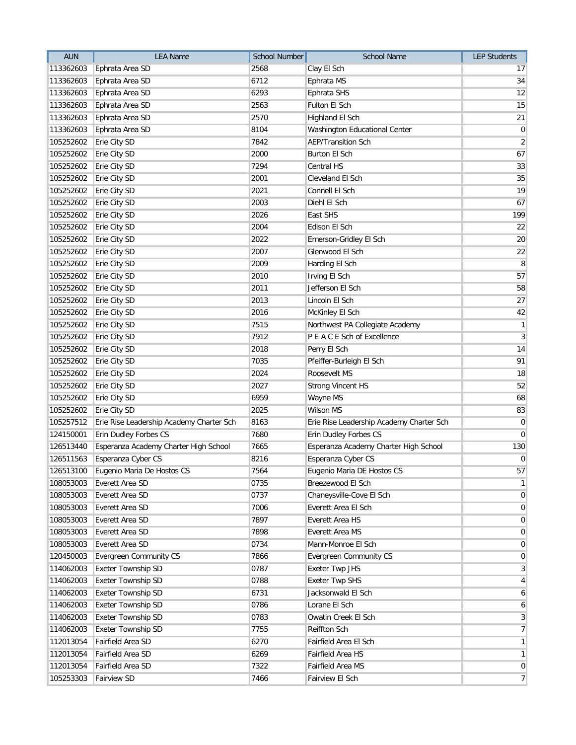| AUN | LEA Name | School Number | School Name | LEP Students |
|---|---|---|---|---|
| 113362603 | Ephrata Area SD | 2568 | Clay El Sch | 17 |
| 113362603 | Ephrata Area SD | 6712 | Ephrata MS | 34 |
| 113362603 | Ephrata Area SD | 6293 | Ephrata SHS | 12 |
| 113362603 | Ephrata Area SD | 2563 | Fulton El Sch | 15 |
| 113362603 | Ephrata Area SD | 2570 | Highland El Sch | 21 |
| 113362603 | Ephrata Area SD | 8104 | Washington Educational Center | 0 |
| 105252602 | Erie City SD | 7842 | AEP/Transition Sch | 2 |
| 105252602 | Erie City SD | 2000 | Burton El Sch | 67 |
| 105252602 | Erie City SD | 7294 | Central HS | 33 |
| 105252602 | Erie City SD | 2001 | Cleveland El Sch | 35 |
| 105252602 | Erie City SD | 2021 | Connell El Sch | 19 |
| 105252602 | Erie City SD | 2003 | Diehl El Sch | 67 |
| 105252602 | Erie City SD | 2026 | East SHS | 199 |
| 105252602 | Erie City SD | 2004 | Edison El Sch | 22 |
| 105252602 | Erie City SD | 2022 | Emerson-Gridley El Sch | 20 |
| 105252602 | Erie City SD | 2007 | Glenwood El Sch | 22 |
| 105252602 | Erie City SD | 2009 | Harding El Sch | 8 |
| 105252602 | Erie City SD | 2010 | Irving El Sch | 57 |
| 105252602 | Erie City SD | 2011 | Jefferson El Sch | 58 |
| 105252602 | Erie City SD | 2013 | Lincoln El Sch | 27 |
| 105252602 | Erie City SD | 2016 | McKinley El Sch | 42 |
| 105252602 | Erie City SD | 7515 | Northwest PA Collegiate Academy | 1 |
| 105252602 | Erie City SD | 7912 | P E A C E Sch of Excellence | 3 |
| 105252602 | Erie City SD | 2018 | Perry El Sch | 14 |
| 105252602 | Erie City SD | 7035 | Pfeiffer-Burleigh El Sch | 91 |
| 105252602 | Erie City SD | 2024 | Roosevelt MS | 18 |
| 105252602 | Erie City SD | 2027 | Strong Vincent HS | 52 |
| 105252602 | Erie City SD | 6959 | Wayne MS | 68 |
| 105252602 | Erie City SD | 2025 | Wilson MS | 83 |
| 105257512 | Erie Rise Leadership Academy Charter Sch | 8163 | Erie Rise Leadership Academy Charter Sch | 0 |
| 124150001 | Erin Dudley Forbes CS | 7680 | Erin Dudley Forbes CS | 0 |
| 126513440 | Esperanza Academy Charter High School | 7665 | Esperanza Academy Charter High School | 130 |
| 126511563 | Esperanza Cyber CS | 8216 | Esperanza Cyber CS | 0 |
| 126513100 | Eugenio Maria De Hostos CS | 7564 | Eugenio Maria DE Hostos CS | 57 |
| 108053003 | Everett Area SD | 0735 | Breezewood El Sch | 1 |
| 108053003 | Everett Area SD | 0737 | Chaneysville-Cove El Sch | 0 |
| 108053003 | Everett Area SD | 7006 | Everett Area El Sch | 0 |
| 108053003 | Everett Area SD | 7897 | Everett Area HS | 0 |
| 108053003 | Everett Area SD | 7898 | Everett Area MS | 0 |
| 108053003 | Everett Area SD | 0734 | Mann-Monroe El Sch | 0 |
| 120450003 | Evergreen Community CS | 7866 | Evergreen Community CS | 0 |
| 114062003 | Exeter Township SD | 0787 | Exeter Twp JHS | 3 |
| 114062003 | Exeter Township SD | 0788 | Exeter Twp SHS | 4 |
| 114062003 | Exeter Township SD | 6731 | Jacksonwald El Sch | 6 |
| 114062003 | Exeter Township SD | 0786 | Lorane El Sch | 6 |
| 114062003 | Exeter Township SD | 0783 | Owatin Creek El Sch | 3 |
| 114062003 | Exeter Township SD | 7755 | Reiffton Sch | 7 |
| 112013054 | Fairfield Area SD | 6270 | Fairfield Area El Sch | 1 |
| 112013054 | Fairfield Area SD | 6269 | Fairfield Area HS | 1 |
| 112013054 | Fairfield Area SD | 7322 | Fairfield Area MS | 0 |
| 105253303 | Fairview SD | 7466 | Fairview El Sch | 7 |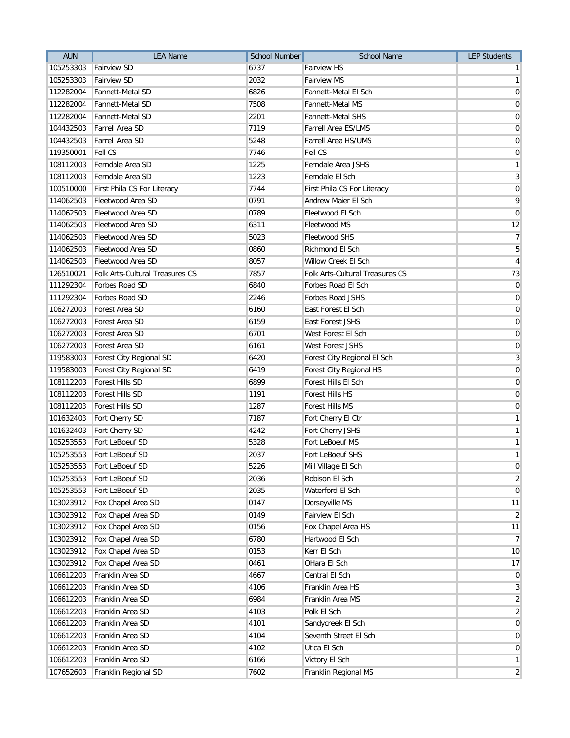| AUN | LEA Name | School Number | School Name | LEP Students |
|---|---|---|---|---|
| 105253303 | Fairview SD | 6737 | Fairview HS | 1 |
| 105253303 | Fairview SD | 2032 | Fairview MS | 1 |
| 112282004 | Fannett-Metal SD | 6826 | Fannett-Metal El Sch | 0 |
| 112282004 | Fannett-Metal SD | 7508 | Fannett-Metal MS | 0 |
| 112282004 | Fannett-Metal SD | 2201 | Fannett-Metal SHS | 0 |
| 104432503 | Farrell Area SD | 7119 | Farrell Area ES/LMS | 0 |
| 104432503 | Farrell Area SD | 5248 | Farrell Area HS/UMS | 0 |
| 119350001 | Fell CS | 7746 | Fell CS | 0 |
| 108112003 | Ferndale Area SD | 1225 | Ferndale Area JSHS | 1 |
| 108112003 | Ferndale Area SD | 1223 | Ferndale El Sch | 3 |
| 100510000 | First Phila CS For Literacy | 7744 | First Phila CS For Literacy | 0 |
| 114062503 | Fleetwood Area SD | 0791 | Andrew Maier El Sch | 9 |
| 114062503 | Fleetwood Area SD | 0789 | Fleetwood El Sch | 0 |
| 114062503 | Fleetwood Area SD | 6311 | Fleetwood MS | 12 |
| 114062503 | Fleetwood Area SD | 5023 | Fleetwood SHS | 7 |
| 114062503 | Fleetwood Area SD | 0860 | Richmond El Sch | 5 |
| 114062503 | Fleetwood Area SD | 8057 | Willow Creek El Sch | 4 |
| 126510021 | Folk Arts-Cultural Treasures CS | 7857 | Folk Arts-Cultural Treasures CS | 73 |
| 111292304 | Forbes Road SD | 6840 | Forbes Road El Sch | 0 |
| 111292304 | Forbes Road SD | 2246 | Forbes Road JSHS | 0 |
| 106272003 | Forest Area SD | 6160 | East Forest El Sch | 0 |
| 106272003 | Forest Area SD | 6159 | East Forest JSHS | 0 |
| 106272003 | Forest Area SD | 6701 | West Forest El Sch | 0 |
| 106272003 | Forest Area SD | 6161 | West Forest JSHS | 0 |
| 119583003 | Forest City Regional SD | 6420 | Forest City Regional El Sch | 3 |
| 119583003 | Forest City Regional SD | 6419 | Forest City Regional HS | 0 |
| 108112203 | Forest Hills SD | 6899 | Forest Hills El Sch | 0 |
| 108112203 | Forest Hills SD | 1191 | Forest Hills HS | 0 |
| 108112203 | Forest Hills SD | 1287 | Forest Hills MS | 0 |
| 101632403 | Fort Cherry SD | 7187 | Fort Cherry El Ctr | 1 |
| 101632403 | Fort Cherry SD | 4242 | Fort Cherry JSHS | 1 |
| 105253553 | Fort LeBoeuf SD | 5328 | Fort LeBoeuf MS | 1 |
| 105253553 | Fort LeBoeuf SD | 2037 | Fort LeBoeuf SHS | 1 |
| 105253553 | Fort LeBoeuf SD | 5226 | Mill Village El Sch | 0 |
| 105253553 | Fort LeBoeuf SD | 2036 | Robison El Sch | 2 |
| 105253553 | Fort LeBoeuf SD | 2035 | Waterford El Sch | 0 |
| 103023912 | Fox Chapel Area SD | 0147 | Dorseyville MS | 11 |
| 103023912 | Fox Chapel Area SD | 0149 | Fairview El Sch | 2 |
| 103023912 | Fox Chapel Area SD | 0156 | Fox Chapel Area HS | 11 |
| 103023912 | Fox Chapel Area SD | 6780 | Hartwood El Sch | 7 |
| 103023912 | Fox Chapel Area SD | 0153 | Kerr El Sch | 10 |
| 103023912 | Fox Chapel Area SD | 0461 | OHara El Sch | 17 |
| 106612203 | Franklin Area SD | 4667 | Central El Sch | 0 |
| 106612203 | Franklin Area SD | 4106 | Franklin Area HS | 3 |
| 106612203 | Franklin Area SD | 6984 | Franklin Area MS | 2 |
| 106612203 | Franklin Area SD | 4103 | Polk El Sch | 2 |
| 106612203 | Franklin Area SD | 4101 | Sandycreek El Sch | 0 |
| 106612203 | Franklin Area SD | 4104 | Seventh Street El Sch | 0 |
| 106612203 | Franklin Area SD | 4102 | Utica El Sch | 0 |
| 106612203 | Franklin Area SD | 6166 | Victory El Sch | 1 |
| 107652603 | Franklin Regional SD | 7602 | Franklin Regional MS | 2 |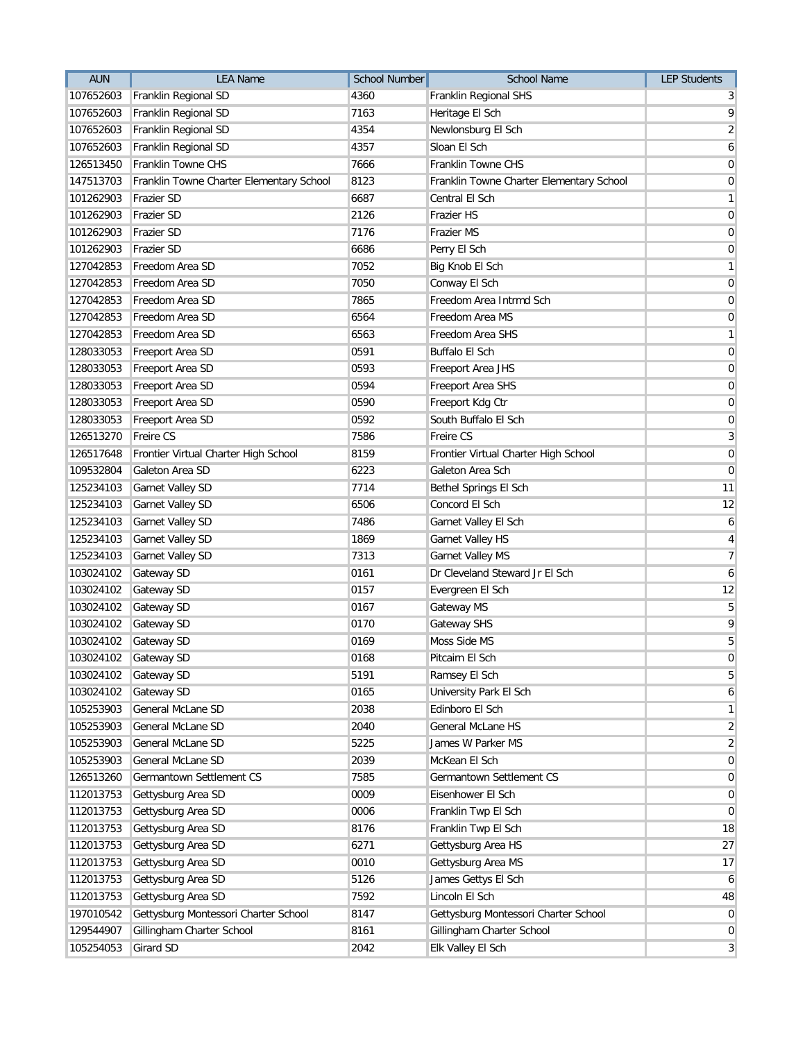| AUN | LEA Name | School Number | School Name | LEP Students |
|---|---|---|---|---|
| 107652603 | Franklin Regional SD | 4360 | Franklin Regional SHS | 3 |
| 107652603 | Franklin Regional SD | 7163 | Heritage El Sch | 9 |
| 107652603 | Franklin Regional SD | 4354 | Newlonsburg El Sch | 2 |
| 107652603 | Franklin Regional SD | 4357 | Sloan El Sch | 6 |
| 126513450 | Franklin Towne CHS | 7666 | Franklin Towne CHS | 0 |
| 147513703 | Franklin Towne Charter Elementary School | 8123 | Franklin Towne Charter Elementary School | 0 |
| 101262903 | Frazier SD | 6687 | Central El Sch | 1 |
| 101262903 | Frazier SD | 2126 | Frazier HS | 0 |
| 101262903 | Frazier SD | 7176 | Frazier MS | 0 |
| 101262903 | Frazier SD | 6686 | Perry El Sch | 0 |
| 127042853 | Freedom Area SD | 7052 | Big Knob El Sch | 1 |
| 127042853 | Freedom Area SD | 7050 | Conway El Sch | 0 |
| 127042853 | Freedom Area SD | 7865 | Freedom Area Intrmd Sch | 0 |
| 127042853 | Freedom Area SD | 6564 | Freedom Area MS | 0 |
| 127042853 | Freedom Area SD | 6563 | Freedom Area SHS | 1 |
| 128033053 | Freeport Area SD | 0591 | Buffalo El Sch | 0 |
| 128033053 | Freeport Area SD | 0593 | Freeport Area JHS | 0 |
| 128033053 | Freeport Area SD | 0594 | Freeport Area SHS | 0 |
| 128033053 | Freeport Area SD | 0590 | Freeport Kdg Ctr | 0 |
| 128033053 | Freeport Area SD | 0592 | South Buffalo El Sch | 0 |
| 126513270 | Freire CS | 7586 | Freire CS | 3 |
| 126517648 | Frontier Virtual Charter High School | 8159 | Frontier Virtual Charter High School | 0 |
| 109532804 | Galeton Area SD | 6223 | Galeton Area Sch | 0 |
| 125234103 | Garnet Valley SD | 7714 | Bethel Springs El Sch | 11 |
| 125234103 | Garnet Valley SD | 6506 | Concord El Sch | 12 |
| 125234103 | Garnet Valley SD | 7486 | Garnet Valley El Sch | 6 |
| 125234103 | Garnet Valley SD | 1869 | Garnet Valley HS | 4 |
| 125234103 | Garnet Valley SD | 7313 | Garnet Valley MS | 7 |
| 103024102 | Gateway SD | 0161 | Dr Cleveland Steward Jr El Sch | 6 |
| 103024102 | Gateway SD | 0157 | Evergreen El Sch | 12 |
| 103024102 | Gateway SD | 0167 | Gateway MS | 5 |
| 103024102 | Gateway SD | 0170 | Gateway SHS | 9 |
| 103024102 | Gateway SD | 0169 | Moss Side MS | 5 |
| 103024102 | Gateway SD | 0168 | Pitcairn El Sch | 0 |
| 103024102 | Gateway SD | 5191 | Ramsey El Sch | 5 |
| 103024102 | Gateway SD | 0165 | University Park El Sch | 6 |
| 105253903 | General McLane SD | 2038 | Edinboro El Sch | 1 |
| 105253903 | General McLane SD | 2040 | General McLane HS | 2 |
| 105253903 | General McLane SD | 5225 | James W Parker MS | 2 |
| 105253903 | General McLane SD | 2039 | McKean El Sch | 0 |
| 126513260 | Germantown Settlement CS | 7585 | Germantown Settlement CS | 0 |
| 112013753 | Gettysburg Area SD | 0009 | Eisenhower El Sch | 0 |
| 112013753 | Gettysburg Area SD | 0006 | Franklin Twp El Sch | 0 |
| 112013753 | Gettysburg Area SD | 8176 | Franklin Twp El Sch | 18 |
| 112013753 | Gettysburg Area SD | 6271 | Gettysburg Area HS | 27 |
| 112013753 | Gettysburg Area SD | 0010 | Gettysburg Area MS | 17 |
| 112013753 | Gettysburg Area SD | 5126 | James Gettys El Sch | 6 |
| 112013753 | Gettysburg Area SD | 7592 | Lincoln El Sch | 48 |
| 197010542 | Gettysburg Montessori Charter School | 8147 | Gettysburg Montessori Charter School | 0 |
| 129544907 | Gillingham Charter School | 8161 | Gillingham Charter School | 0 |
| 105254053 | Girard SD | 2042 | Elk Valley El Sch | 3 |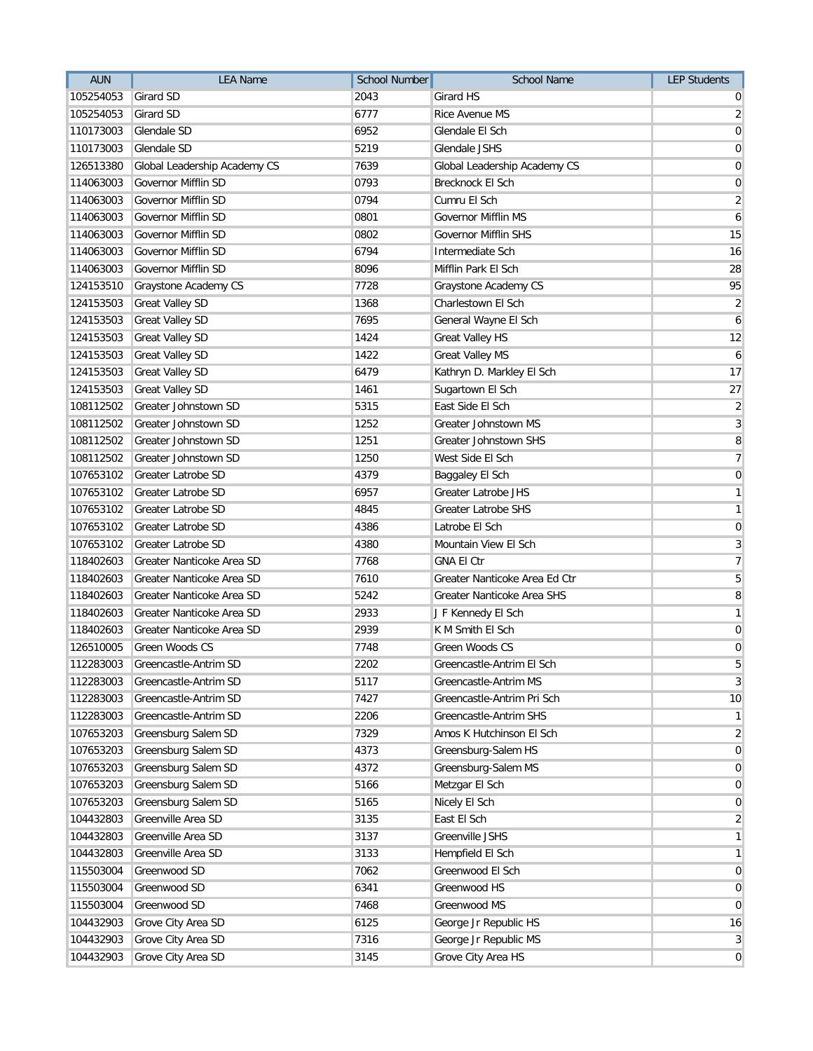| AUN | LEA Name | School Number | School Name | LEP Students |
|---|---|---|---|---|
| 105254053 | Girard SD | 2043 | Girard HS | 0 |
| 105254053 | Girard SD | 6777 | Rice Avenue MS | 2 |
| 110173003 | Glendale SD | 6952 | Glendale El Sch | 0 |
| 110173003 | Glendale SD | 5219 | Glendale JSHS | 0 |
| 126513380 | Global Leadership Academy CS | 7639 | Global Leadership Academy CS | 0 |
| 114063003 | Governor Mifflin SD | 0793 | Brecknock El Sch | 0 |
| 114063003 | Governor Mifflin SD | 0794 | Cumru El Sch | 2 |
| 114063003 | Governor Mifflin SD | 0801 | Governor Mifflin MS | 6 |
| 114063003 | Governor Mifflin SD | 0802 | Governor Mifflin SHS | 15 |
| 114063003 | Governor Mifflin SD | 6794 | Intermediate Sch | 16 |
| 114063003 | Governor Mifflin SD | 8096 | Mifflin Park El Sch | 28 |
| 124153510 | Graystone Academy CS | 7728 | Graystone Academy CS | 95 |
| 124153503 | Great Valley SD | 1368 | Charlestown El Sch | 2 |
| 124153503 | Great Valley SD | 7695 | General Wayne El Sch | 6 |
| 124153503 | Great Valley SD | 1424 | Great Valley HS | 12 |
| 124153503 | Great Valley SD | 1422 | Great Valley MS | 6 |
| 124153503 | Great Valley SD | 6479 | Kathryn D. Markley El Sch | 17 |
| 124153503 | Great Valley SD | 1461 | Sugartown El Sch | 27 |
| 108112502 | Greater Johnstown SD | 5315 | East Side El Sch | 2 |
| 108112502 | Greater Johnstown SD | 1252 | Greater Johnstown MS | 3 |
| 108112502 | Greater Johnstown SD | 1251 | Greater Johnstown SHS | 8 |
| 108112502 | Greater Johnstown SD | 1250 | West Side El Sch | 7 |
| 107653102 | Greater Latrobe SD | 4379 | Baggaley El Sch | 0 |
| 107653102 | Greater Latrobe SD | 6957 | Greater Latrobe JHS | 1 |
| 107653102 | Greater Latrobe SD | 4845 | Greater Latrobe SHS | 1 |
| 107653102 | Greater Latrobe SD | 4386 | Latrobe El Sch | 0 |
| 107653102 | Greater Latrobe SD | 4380 | Mountain View El Sch | 3 |
| 118402603 | Greater Nanticoke Area SD | 7768 | GNA El Ctr | 7 |
| 118402603 | Greater Nanticoke Area SD | 7610 | Greater Nanticoke Area Ed Ctr | 5 |
| 118402603 | Greater Nanticoke Area SD | 5242 | Greater Nanticoke Area SHS | 8 |
| 118402603 | Greater Nanticoke Area SD | 2933 | J F Kennedy El Sch | 1 |
| 118402603 | Greater Nanticoke Area SD | 2939 | K M Smith El Sch | 0 |
| 126510005 | Green Woods CS | 7748 | Green Woods CS | 0 |
| 112283003 | Greencastle-Antrim SD | 2202 | Greencastle-Antrim El Sch | 5 |
| 112283003 | Greencastle-Antrim SD | 5117 | Greencastle-Antrim MS | 3 |
| 112283003 | Greencastle-Antrim SD | 7427 | Greencastle-Antrim Pri Sch | 10 |
| 112283003 | Greencastle-Antrim SD | 2206 | Greencastle-Antrim SHS | 1 |
| 107653203 | Greensburg Salem SD | 7329 | Amos K Hutchinson El Sch | 2 |
| 107653203 | Greensburg Salem SD | 4373 | Greensburg-Salem HS | 0 |
| 107653203 | Greensburg Salem SD | 4372 | Greensburg-Salem MS | 0 |
| 107653203 | Greensburg Salem SD | 5166 | Metzgar El Sch | 0 |
| 107653203 | Greensburg Salem SD | 5165 | Nicely El Sch | 0 |
| 104432803 | Greenville Area SD | 3135 | East El Sch | 2 |
| 104432803 | Greenville Area SD | 3137 | Greenville JSHS | 1 |
| 104432803 | Greenville Area SD | 3133 | Hempfield El Sch | 1 |
| 115503004 | Greenwood SD | 7062 | Greenwood El Sch | 0 |
| 115503004 | Greenwood SD | 6341 | Greenwood HS | 0 |
| 115503004 | Greenwood SD | 7468 | Greenwood MS | 0 |
| 104432903 | Grove City Area SD | 6125 | George Jr Republic HS | 16 |
| 104432903 | Grove City Area SD | 7316 | George Jr Republic MS | 3 |
| 104432903 | Grove City Area SD | 3145 | Grove City Area HS | 0 |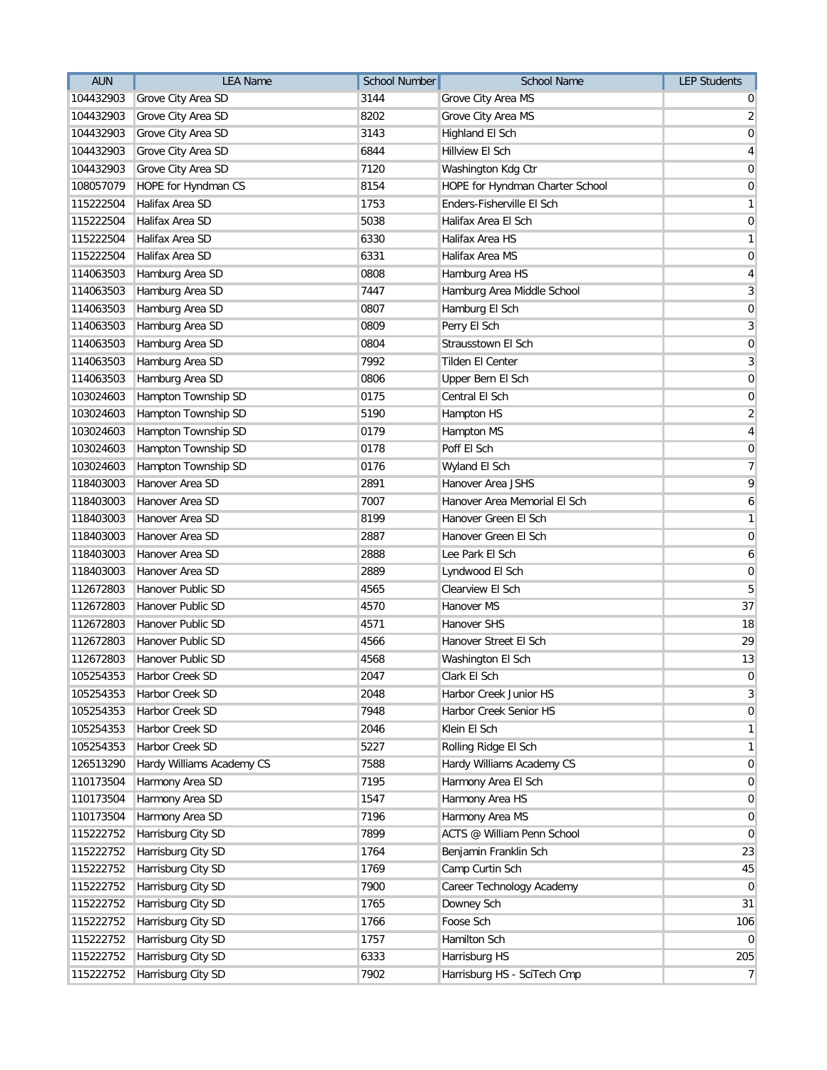| AUN | LEA Name | School Number | School Name | LEP Students |
|---|---|---|---|---|
| 104432903 | Grove City Area SD | 3144 | Grove City Area MS | 0 |
| 104432903 | Grove City Area SD | 8202 | Grove City Area MS | 2 |
| 104432903 | Grove City Area SD | 3143 | Highland El Sch | 0 |
| 104432903 | Grove City Area SD | 6844 | Hillview El Sch | 4 |
| 104432903 | Grove City Area SD | 7120 | Washington Kdg Ctr | 0 |
| 108057079 | HOPE for Hyndman CS | 8154 | HOPE for Hyndman Charter School | 0 |
| 115222504 | Halifax Area SD | 1753 | Enders-Fisherville El Sch | 1 |
| 115222504 | Halifax Area SD | 5038 | Halifax Area El Sch | 0 |
| 115222504 | Halifax Area SD | 6330 | Halifax Area HS | 1 |
| 115222504 | Halifax Area SD | 6331 | Halifax Area MS | 0 |
| 114063503 | Hamburg Area SD | 0808 | Hamburg Area HS | 4 |
| 114063503 | Hamburg Area SD | 7447 | Hamburg Area Middle School | 3 |
| 114063503 | Hamburg Area SD | 0807 | Hamburg El Sch | 0 |
| 114063503 | Hamburg Area SD | 0809 | Perry El Sch | 3 |
| 114063503 | Hamburg Area SD | 0804 | Strausstown El Sch | 0 |
| 114063503 | Hamburg Area SD | 7992 | Tilden El Center | 3 |
| 114063503 | Hamburg Area SD | 0806 | Upper Bern El Sch | 0 |
| 103024603 | Hampton Township SD | 0175 | Central El Sch | 0 |
| 103024603 | Hampton Township SD | 5190 | Hampton HS | 2 |
| 103024603 | Hampton Township SD | 0179 | Hampton MS | 4 |
| 103024603 | Hampton Township SD | 0178 | Poff El Sch | 0 |
| 103024603 | Hampton Township SD | 0176 | Wyland El Sch | 7 |
| 118403003 | Hanover Area SD | 2891 | Hanover Area JSHS | 9 |
| 118403003 | Hanover Area SD | 7007 | Hanover Area Memorial El Sch | 6 |
| 118403003 | Hanover Area SD | 8199 | Hanover Green El Sch | 1 |
| 118403003 | Hanover Area SD | 2887 | Hanover Green El Sch | 0 |
| 118403003 | Hanover Area SD | 2888 | Lee Park El Sch | 6 |
| 118403003 | Hanover Area SD | 2889 | Lyndwood El Sch | 0 |
| 112672803 | Hanover Public SD | 4565 | Clearview El Sch | 5 |
| 112672803 | Hanover Public SD | 4570 | Hanover MS | 37 |
| 112672803 | Hanover Public SD | 4571 | Hanover SHS | 18 |
| 112672803 | Hanover Public SD | 4566 | Hanover Street El Sch | 29 |
| 112672803 | Hanover Public SD | 4568 | Washington El Sch | 13 |
| 105254353 | Harbor Creek SD | 2047 | Clark El Sch | 0 |
| 105254353 | Harbor Creek SD | 2048 | Harbor Creek Junior HS | 3 |
| 105254353 | Harbor Creek SD | 7948 | Harbor Creek Senior HS | 0 |
| 105254353 | Harbor Creek SD | 2046 | Klein El Sch | 1 |
| 105254353 | Harbor Creek SD | 5227 | Rolling Ridge El Sch | 1 |
| 126513290 | Hardy Williams Academy CS | 7588 | Hardy Williams Academy CS | 0 |
| 110173504 | Harmony Area SD | 7195 | Harmony Area El Sch | 0 |
| 110173504 | Harmony Area SD | 1547 | Harmony Area HS | 0 |
| 110173504 | Harmony Area SD | 7196 | Harmony Area MS | 0 |
| 115222752 | Harrisburg City SD | 7899 | ACTS @ William Penn School | 0 |
| 115222752 | Harrisburg City SD | 1764 | Benjamin Franklin Sch | 23 |
| 115222752 | Harrisburg City SD | 1769 | Camp Curtin Sch | 45 |
| 115222752 | Harrisburg City SD | 7900 | Career Technology Academy | 0 |
| 115222752 | Harrisburg City SD | 1765 | Downey Sch | 31 |
| 115222752 | Harrisburg City SD | 1766 | Foose Sch | 106 |
| 115222752 | Harrisburg City SD | 1757 | Hamilton Sch | 0 |
| 115222752 | Harrisburg City SD | 6333 | Harrisburg HS | 205 |
| 115222752 | Harrisburg City SD | 7902 | Harrisburg HS - SciTech Cmp | 7 |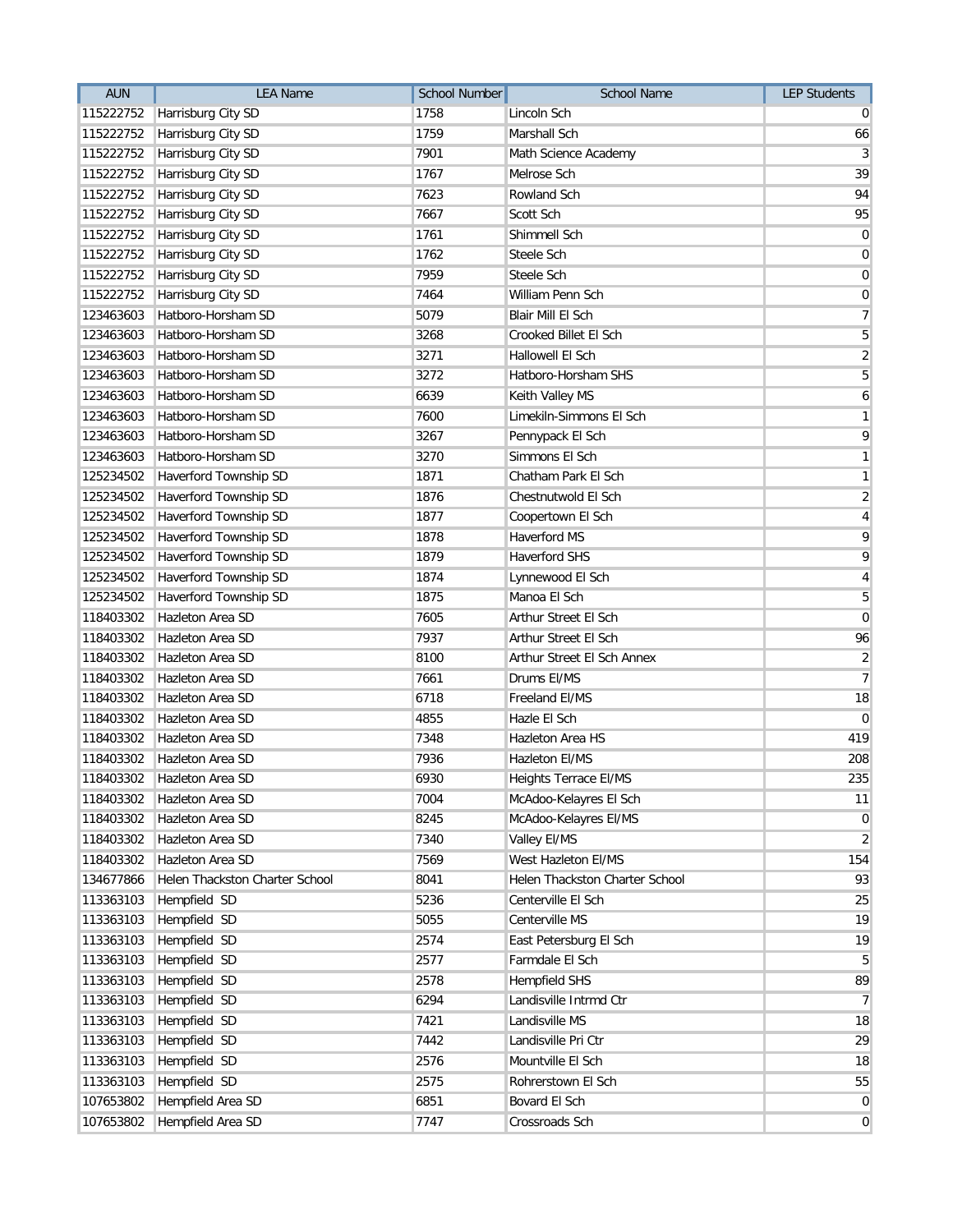| AUN | LEA Name | School Number | School Name | LEP Students |
|---|---|---|---|---|
| 115222752 | Harrisburg City SD | 1758 | Lincoln Sch | 0 |
| 115222752 | Harrisburg City SD | 1759 | Marshall Sch | 66 |
| 115222752 | Harrisburg City SD | 7901 | Math Science Academy | 3 |
| 115222752 | Harrisburg City SD | 1767 | Melrose Sch | 39 |
| 115222752 | Harrisburg City SD | 7623 | Rowland Sch | 94 |
| 115222752 | Harrisburg City SD | 7667 | Scott Sch | 95 |
| 115222752 | Harrisburg City SD | 1761 | Shimmell Sch | 0 |
| 115222752 | Harrisburg City SD | 1762 | Steele Sch | 0 |
| 115222752 | Harrisburg City SD | 7959 | Steele Sch | 0 |
| 115222752 | Harrisburg City SD | 7464 | William Penn Sch | 0 |
| 123463603 | Hatboro-Horsham SD | 5079 | Blair Mill El Sch | 7 |
| 123463603 | Hatboro-Horsham SD | 3268 | Crooked Billet El Sch | 5 |
| 123463603 | Hatboro-Horsham SD | 3271 | Hallowell El Sch | 2 |
| 123463603 | Hatboro-Horsham SD | 3272 | Hatboro-Horsham SHS | 5 |
| 123463603 | Hatboro-Horsham SD | 6639 | Keith Valley MS | 6 |
| 123463603 | Hatboro-Horsham SD | 7600 | Limekiln-Simmons El Sch | 1 |
| 123463603 | Hatboro-Horsham SD | 3267 | Pennypack El Sch | 9 |
| 123463603 | Hatboro-Horsham SD | 3270 | Simmons El Sch | 1 |
| 125234502 | Haverford Township SD | 1871 | Chatham Park El Sch | 1 |
| 125234502 | Haverford Township SD | 1876 | Chestnutwold El Sch | 2 |
| 125234502 | Haverford Township SD | 1877 | Coopertown El Sch | 4 |
| 125234502 | Haverford Township SD | 1878 | Haverford MS | 9 |
| 125234502 | Haverford Township SD | 1879 | Haverford SHS | 9 |
| 125234502 | Haverford Township SD | 1874 | Lynnewood El Sch | 4 |
| 125234502 | Haverford Township SD | 1875 | Manoa El Sch | 5 |
| 118403302 | Hazleton Area SD | 7605 | Arthur Street El Sch | 0 |
| 118403302 | Hazleton Area SD | 7937 | Arthur Street El Sch | 96 |
| 118403302 | Hazleton Area SD | 8100 | Arthur Street El Sch Annex | 2 |
| 118403302 | Hazleton Area SD | 7661 | Drums El/MS | 7 |
| 118403302 | Hazleton Area SD | 6718 | Freeland El/MS | 18 |
| 118403302 | Hazleton Area SD | 4855 | Hazle El Sch | 0 |
| 118403302 | Hazleton Area SD | 7348 | Hazleton Area HS | 419 |
| 118403302 | Hazleton Area SD | 7936 | Hazleton El/MS | 208 |
| 118403302 | Hazleton Area SD | 6930 | Heights Terrace El/MS | 235 |
| 118403302 | Hazleton Area SD | 7004 | McAdoo-Kelayres El Sch | 11 |
| 118403302 | Hazleton Area SD | 8245 | McAdoo-Kelayres El/MS | 0 |
| 118403302 | Hazleton Area SD | 7340 | Valley El/MS | 2 |
| 118403302 | Hazleton Area SD | 7569 | West Hazleton El/MS | 154 |
| 134677866 | Helen Thackston Charter School | 8041 | Helen Thackston Charter School | 93 |
| 113363103 | Hempfield SD | 5236 | Centerville El Sch | 25 |
| 113363103 | Hempfield SD | 5055 | Centerville MS | 19 |
| 113363103 | Hempfield SD | 2574 | East Petersburg El Sch | 19 |
| 113363103 | Hempfield SD | 2577 | Farmdale El Sch | 5 |
| 113363103 | Hempfield SD | 2578 | Hempfield SHS | 89 |
| 113363103 | Hempfield SD | 6294 | Landisville Intrmd Ctr | 7 |
| 113363103 | Hempfield SD | 7421 | Landisville MS | 18 |
| 113363103 | Hempfield SD | 7442 | Landisville Pri Ctr | 29 |
| 113363103 | Hempfield SD | 2576 | Mountville El Sch | 18 |
| 113363103 | Hempfield SD | 2575 | Rohrerstown El Sch | 55 |
| 107653802 | Hempfield Area SD | 6851 | Bovard El Sch | 0 |
| 107653802 | Hempfield Area SD | 7747 | Crossroads Sch | 0 |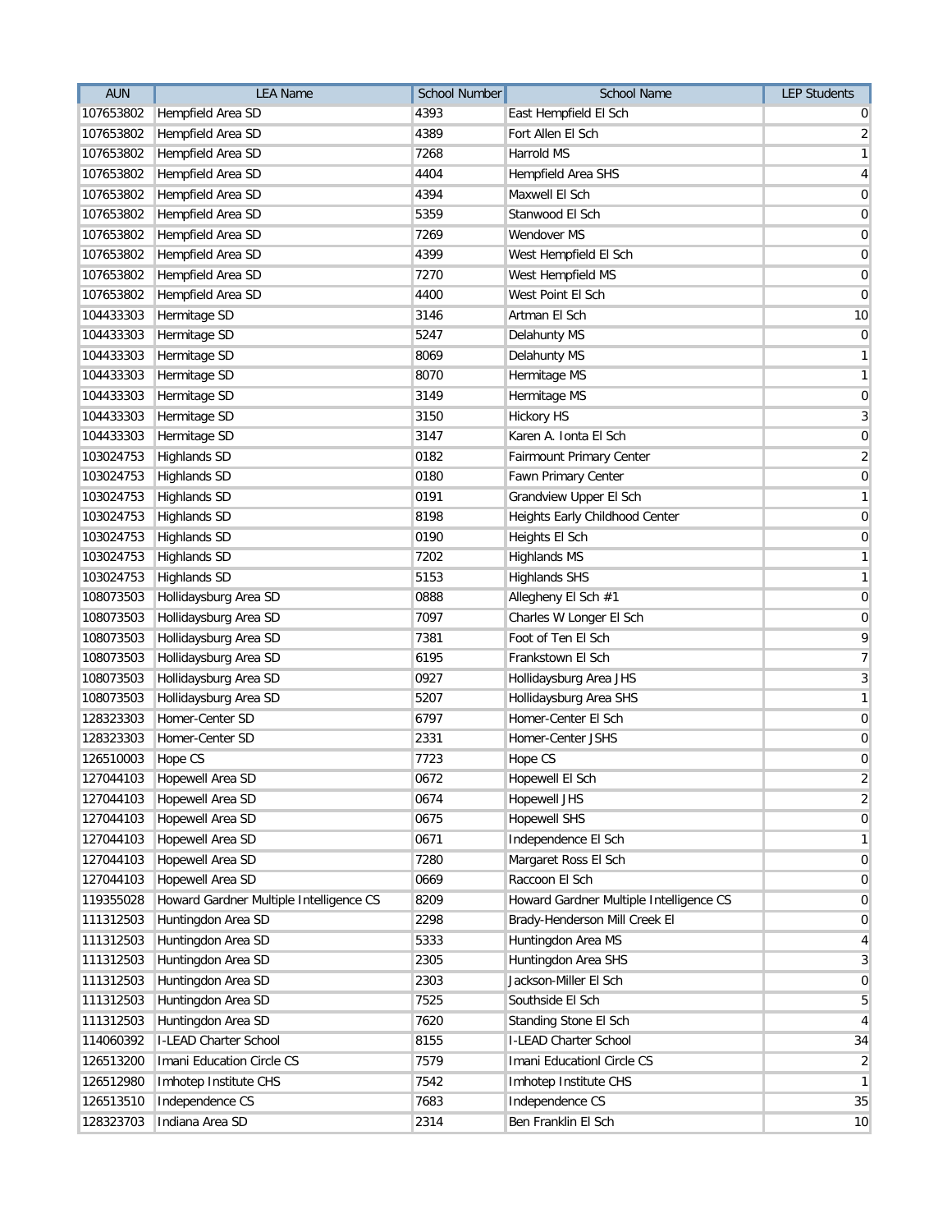| AUN | LEA Name | School Number | School Name | LEP Students |
|---|---|---|---|---|
| 107653802 | Hempfield Area SD | 4393 | East Hempfield El Sch | 0 |
| 107653802 | Hempfield Area SD | 4389 | Fort Allen El Sch | 2 |
| 107653802 | Hempfield Area SD | 7268 | Harrold MS | 1 |
| 107653802 | Hempfield Area SD | 4404 | Hempfield Area SHS | 4 |
| 107653802 | Hempfield Area SD | 4394 | Maxwell El Sch | 0 |
| 107653802 | Hempfield Area SD | 5359 | Stanwood El Sch | 0 |
| 107653802 | Hempfield Area SD | 7269 | Wendover MS | 0 |
| 107653802 | Hempfield Area SD | 4399 | West Hempfield El Sch | 0 |
| 107653802 | Hempfield Area SD | 7270 | West Hempfield MS | 0 |
| 107653802 | Hempfield Area SD | 4400 | West Point El Sch | 0 |
| 104433303 | Hermitage SD | 3146 | Artman El Sch | 10 |
| 104433303 | Hermitage SD | 5247 | Delahunty MS | 0 |
| 104433303 | Hermitage SD | 8069 | Delahunty MS | 1 |
| 104433303 | Hermitage SD | 8070 | Hermitage MS | 1 |
| 104433303 | Hermitage SD | 3149 | Hermitage MS | 0 |
| 104433303 | Hermitage SD | 3150 | Hickory HS | 3 |
| 104433303 | Hermitage SD | 3147 | Karen A. Ionta El Sch | 0 |
| 103024753 | Highlands SD | 0182 | Fairmount Primary Center | 2 |
| 103024753 | Highlands SD | 0180 | Fawn Primary Center | 0 |
| 103024753 | Highlands SD | 0191 | Grandview Upper El Sch | 1 |
| 103024753 | Highlands SD | 8198 | Heights Early Childhood Center | 0 |
| 103024753 | Highlands SD | 0190 | Heights El Sch | 0 |
| 103024753 | Highlands SD | 7202 | Highlands MS | 1 |
| 103024753 | Highlands SD | 5153 | Highlands SHS | 1 |
| 108073503 | Hollidaysburg Area SD | 0888 | Allegheny El Sch #1 | 0 |
| 108073503 | Hollidaysburg Area SD | 7097 | Charles W Longer El Sch | 0 |
| 108073503 | Hollidaysburg Area SD | 7381 | Foot of Ten El Sch | 9 |
| 108073503 | Hollidaysburg Area SD | 6195 | Frankstown El Sch | 7 |
| 108073503 | Hollidaysburg Area SD | 0927 | Hollidaysburg Area JHS | 3 |
| 108073503 | Hollidaysburg Area SD | 5207 | Hollidaysburg Area SHS | 1 |
| 128323303 | Homer-Center SD | 6797 | Homer-Center El Sch | 0 |
| 128323303 | Homer-Center SD | 2331 | Homer-Center JSHS | 0 |
| 126510003 | Hope CS | 7723 | Hope CS | 0 |
| 127044103 | Hopewell Area SD | 0672 | Hopewell El Sch | 2 |
| 127044103 | Hopewell Area SD | 0674 | Hopewell JHS | 2 |
| 127044103 | Hopewell Area SD | 0675 | Hopewell SHS | 0 |
| 127044103 | Hopewell Area SD | 0671 | Independence El Sch | 1 |
| 127044103 | Hopewell Area SD | 7280 | Margaret Ross El Sch | 0 |
| 127044103 | Hopewell Area SD | 0669 | Raccoon El Sch | 0 |
| 119355028 | Howard Gardner Multiple Intelligence CS | 8209 | Howard Gardner Multiple Intelligence CS | 0 |
| 111312503 | Huntingdon Area SD | 2298 | Brady-Henderson Mill Creek El | 0 |
| 111312503 | Huntingdon Area SD | 5333 | Huntingdon Area MS | 4 |
| 111312503 | Huntingdon Area SD | 2305 | Huntingdon Area SHS | 3 |
| 111312503 | Huntingdon Area SD | 2303 | Jackson-Miller El Sch | 0 |
| 111312503 | Huntingdon Area SD | 7525 | Southside El Sch | 5 |
| 111312503 | Huntingdon Area SD | 7620 | Standing Stone El Sch | 4 |
| 114060392 | I-LEAD Charter School | 8155 | I-LEAD Charter School | 34 |
| 126513200 | Imani Education Circle CS | 7579 | Imani Educationl Circle CS | 2 |
| 126512980 | Imhotep Institute CHS | 7542 | Imhotep Institute CHS | 1 |
| 126513510 | Independence CS | 7683 | Independence CS | 35 |
| 128323703 | Indiana Area SD | 2314 | Ben Franklin El Sch | 10 |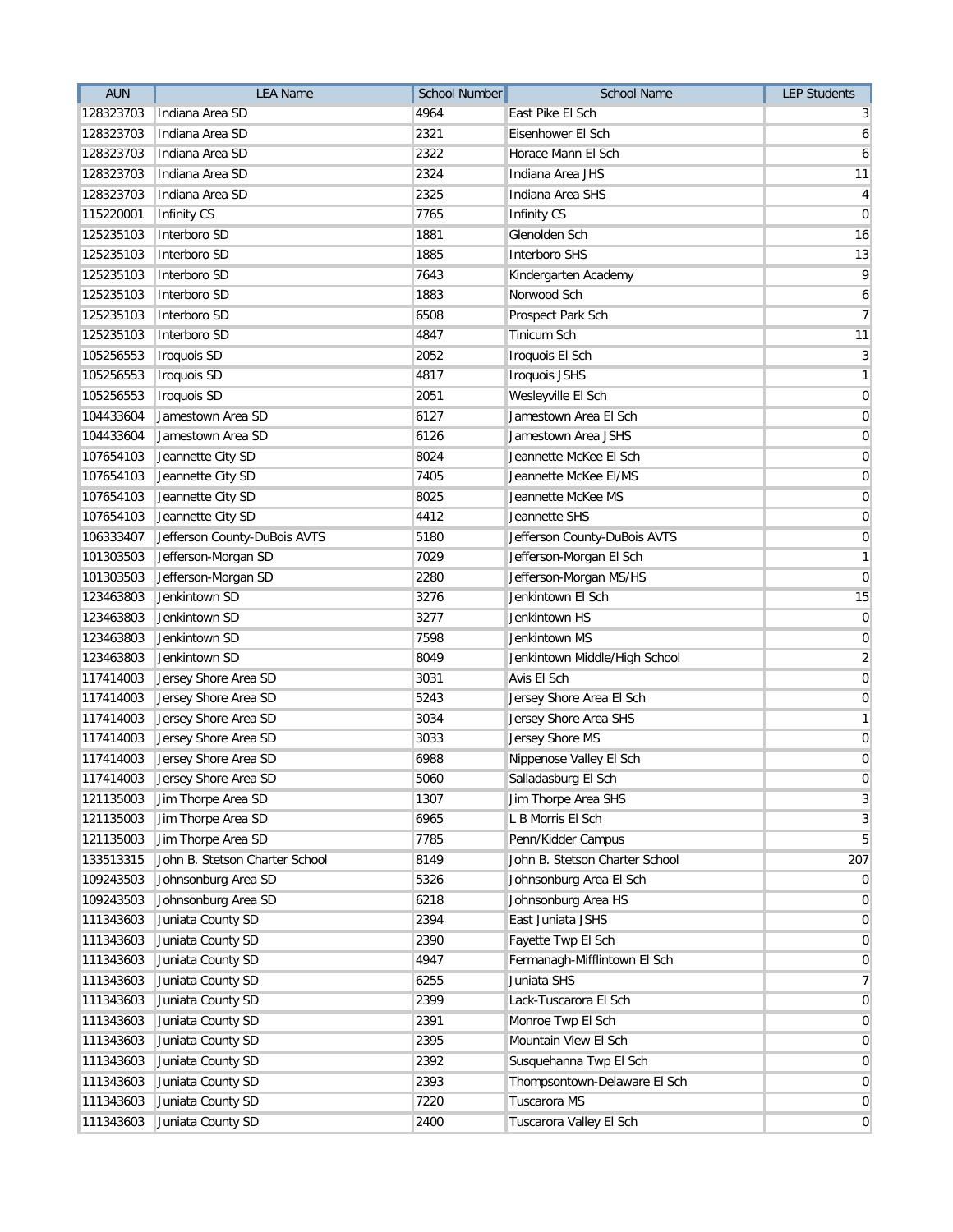| AUN | LEA Name | School Number | School Name | LEP Students |
|---|---|---|---|---|
| 128323703 | Indiana Area SD | 4964 | East Pike El Sch | 3 |
| 128323703 | Indiana Area SD | 2321 | Eisenhower El Sch | 6 |
| 128323703 | Indiana Area SD | 2322 | Horace Mann El Sch | 6 |
| 128323703 | Indiana Area SD | 2324 | Indiana Area JHS | 11 |
| 128323703 | Indiana Area SD | 2325 | Indiana Area SHS | 4 |
| 115220001 | Infinity CS | 7765 | Infinity CS | 0 |
| 125235103 | Interboro SD | 1881 | Glenolden Sch | 16 |
| 125235103 | Interboro SD | 1885 | Interboro SHS | 13 |
| 125235103 | Interboro SD | 7643 | Kindergarten Academy | 9 |
| 125235103 | Interboro SD | 1883 | Norwood Sch | 6 |
| 125235103 | Interboro SD | 6508 | Prospect Park Sch | 7 |
| 125235103 | Interboro SD | 4847 | Tinicum Sch | 11 |
| 105256553 | Iroquois SD | 2052 | Iroquois El Sch | 3 |
| 105256553 | Iroquois SD | 4817 | Iroquois JSHS | 1 |
| 105256553 | Iroquois SD | 2051 | Wesleyville El Sch | 0 |
| 104433604 | Jamestown Area SD | 6127 | Jamestown Area El Sch | 0 |
| 104433604 | Jamestown Area SD | 6126 | Jamestown Area JSHS | 0 |
| 107654103 | Jeannette City SD | 8024 | Jeannette McKee El Sch | 0 |
| 107654103 | Jeannette City SD | 7405 | Jeannette McKee El/MS | 0 |
| 107654103 | Jeannette City SD | 8025 | Jeannette McKee MS | 0 |
| 107654103 | Jeannette City SD | 4412 | Jeannette SHS | 0 |
| 106333407 | Jefferson County-DuBois AVTS | 5180 | Jefferson County-DuBois AVTS | 0 |
| 101303503 | Jefferson-Morgan SD | 7029 | Jefferson-Morgan El Sch | 1 |
| 101303503 | Jefferson-Morgan SD | 2280 | Jefferson-Morgan MS/HS | 0 |
| 123463803 | Jenkintown SD | 3276 | Jenkintown El Sch | 15 |
| 123463803 | Jenkintown SD | 3277 | Jenkintown HS | 0 |
| 123463803 | Jenkintown SD | 7598 | Jenkintown MS | 0 |
| 123463803 | Jenkintown SD | 8049 | Jenkintown Middle/High School | 2 |
| 117414003 | Jersey Shore Area SD | 3031 | Avis El Sch | 0 |
| 117414003 | Jersey Shore Area SD | 5243 | Jersey Shore Area El Sch | 0 |
| 117414003 | Jersey Shore Area SD | 3034 | Jersey Shore Area SHS | 1 |
| 117414003 | Jersey Shore Area SD | 3033 | Jersey Shore MS | 0 |
| 117414003 | Jersey Shore Area SD | 6988 | Nippenose Valley El Sch | 0 |
| 117414003 | Jersey Shore Area SD | 5060 | Salladasburg El Sch | 0 |
| 121135003 | Jim Thorpe Area SD | 1307 | Jim Thorpe Area SHS | 3 |
| 121135003 | Jim Thorpe Area SD | 6965 | L B Morris El Sch | 3 |
| 121135003 | Jim Thorpe Area SD | 7785 | Penn/Kidder Campus | 5 |
| 133513315 | John B. Stetson Charter School | 8149 | John B. Stetson Charter School | 207 |
| 109243503 | Johnsonburg Area SD | 5326 | Johnsonburg Area El Sch | 0 |
| 109243503 | Johnsonburg Area SD | 6218 | Johnsonburg Area HS | 0 |
| 111343603 | Juniata County SD | 2394 | East Juniata JSHS | 0 |
| 111343603 | Juniata County SD | 2390 | Fayette Twp El Sch | 0 |
| 111343603 | Juniata County SD | 4947 | Fermanagh-Mifflintown El Sch | 0 |
| 111343603 | Juniata County SD | 6255 | Juniata SHS | 7 |
| 111343603 | Juniata County SD | 2399 | Lack-Tuscarora El Sch | 0 |
| 111343603 | Juniata County SD | 2391 | Monroe Twp El Sch | 0 |
| 111343603 | Juniata County SD | 2395 | Mountain View El Sch | 0 |
| 111343603 | Juniata County SD | 2392 | Susquehanna Twp El Sch | 0 |
| 111343603 | Juniata County SD | 2393 | Thompsontown-Delaware El Sch | 0 |
| 111343603 | Juniata County SD | 7220 | Tuscarora MS | 0 |
| 111343603 | Juniata County SD | 2400 | Tuscarora Valley El Sch | 0 |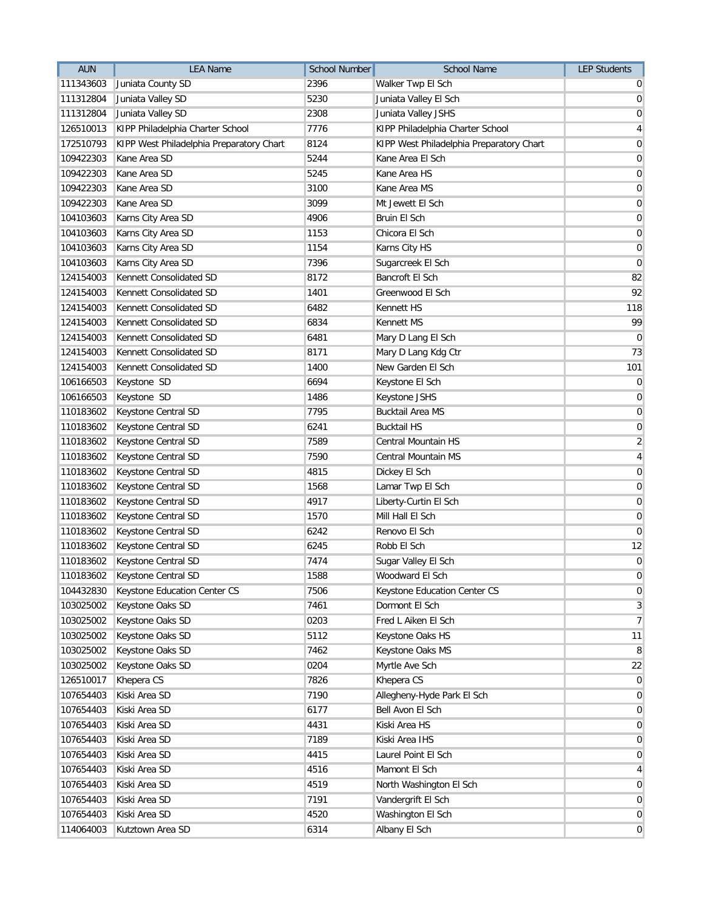| AUN | LEA Name | School Number | School Name | LEP Students |
|---|---|---|---|---|
| 111343603 | Juniata County SD | 2396 | Walker Twp El Sch | 0 |
| 111312804 | Juniata Valley SD | 5230 | Juniata Valley El Sch | 0 |
| 111312804 | Juniata Valley SD | 2308 | Juniata Valley JSHS | 0 |
| 126510013 | KIPP Philadelphia Charter School | 7776 | KIPP Philadelphia Charter School | 4 |
| 172510793 | KIPP West Philadelphia Preparatory Chart | 8124 | KIPP West Philadelphia Preparatory Chart | 0 |
| 109422303 | Kane Area SD | 5244 | Kane Area El Sch | 0 |
| 109422303 | Kane Area SD | 5245 | Kane Area HS | 0 |
| 109422303 | Kane Area SD | 3100 | Kane Area MS | 0 |
| 109422303 | Kane Area SD | 3099 | Mt Jewett El Sch | 0 |
| 104103603 | Karns City Area SD | 4906 | Bruin El Sch | 0 |
| 104103603 | Karns City Area SD | 1153 | Chicora El Sch | 0 |
| 104103603 | Karns City Area SD | 1154 | Karns City HS | 0 |
| 104103603 | Karns City Area SD | 7396 | Sugarcreek El Sch | 0 |
| 124154003 | Kennett Consolidated SD | 8172 | Bancroft El Sch | 82 |
| 124154003 | Kennett Consolidated SD | 1401 | Greenwood El Sch | 92 |
| 124154003 | Kennett Consolidated SD | 6482 | Kennett HS | 118 |
| 124154003 | Kennett Consolidated SD | 6834 | Kennett MS | 99 |
| 124154003 | Kennett Consolidated SD | 6481 | Mary D Lang El Sch | 0 |
| 124154003 | Kennett Consolidated SD | 8171 | Mary D Lang Kdg Ctr | 73 |
| 124154003 | Kennett Consolidated SD | 1400 | New Garden El Sch | 101 |
| 106166503 | Keystone SD | 6694 | Keystone El Sch | 0 |
| 106166503 | Keystone SD | 1486 | Keystone JSHS | 0 |
| 110183602 | Keystone Central SD | 7795 | Bucktail Area MS | 0 |
| 110183602 | Keystone Central SD | 6241 | Bucktail HS | 0 |
| 110183602 | Keystone Central SD | 7589 | Central Mountain HS | 2 |
| 110183602 | Keystone Central SD | 7590 | Central Mountain MS | 4 |
| 110183602 | Keystone Central SD | 4815 | Dickey El Sch | 0 |
| 110183602 | Keystone Central SD | 1568 | Lamar Twp El Sch | 0 |
| 110183602 | Keystone Central SD | 4917 | Liberty-Curtin El Sch | 0 |
| 110183602 | Keystone Central SD | 1570 | Mill Hall El Sch | 0 |
| 110183602 | Keystone Central SD | 6242 | Renovo El Sch | 0 |
| 110183602 | Keystone Central SD | 6245 | Robb El Sch | 12 |
| 110183602 | Keystone Central SD | 7474 | Sugar Valley El Sch | 0 |
| 110183602 | Keystone Central SD | 1588 | Woodward El Sch | 0 |
| 104432830 | Keystone Education Center CS | 7506 | Keystone Education Center CS | 0 |
| 103025002 | Keystone Oaks SD | 7461 | Dormont El Sch | 3 |
| 103025002 | Keystone Oaks SD | 0203 | Fred L Aiken El Sch | 7 |
| 103025002 | Keystone Oaks SD | 5112 | Keystone Oaks HS | 11 |
| 103025002 | Keystone Oaks SD | 7462 | Keystone Oaks MS | 8 |
| 103025002 | Keystone Oaks SD | 0204 | Myrtle Ave Sch | 22 |
| 126510017 | Khepera CS | 7826 | Khepera CS | 0 |
| 107654403 | Kiski Area SD | 7190 | Allegheny-Hyde Park El Sch | 0 |
| 107654403 | Kiski Area SD | 6177 | Bell Avon El Sch | 0 |
| 107654403 | Kiski Area SD | 4431 | Kiski Area HS | 0 |
| 107654403 | Kiski Area SD | 7189 | Kiski Area IHS | 0 |
| 107654403 | Kiski Area SD | 4415 | Laurel Point El Sch | 0 |
| 107654403 | Kiski Area SD | 4516 | Mamont El Sch | 4 |
| 107654403 | Kiski Area SD | 4519 | North Washington El Sch | 0 |
| 107654403 | Kiski Area SD | 7191 | Vandergrift El Sch | 0 |
| 107654403 | Kiski Area SD | 4520 | Washington El Sch | 0 |
| 114064003 | Kutztown Area SD | 6314 | Albany El Sch | 0 |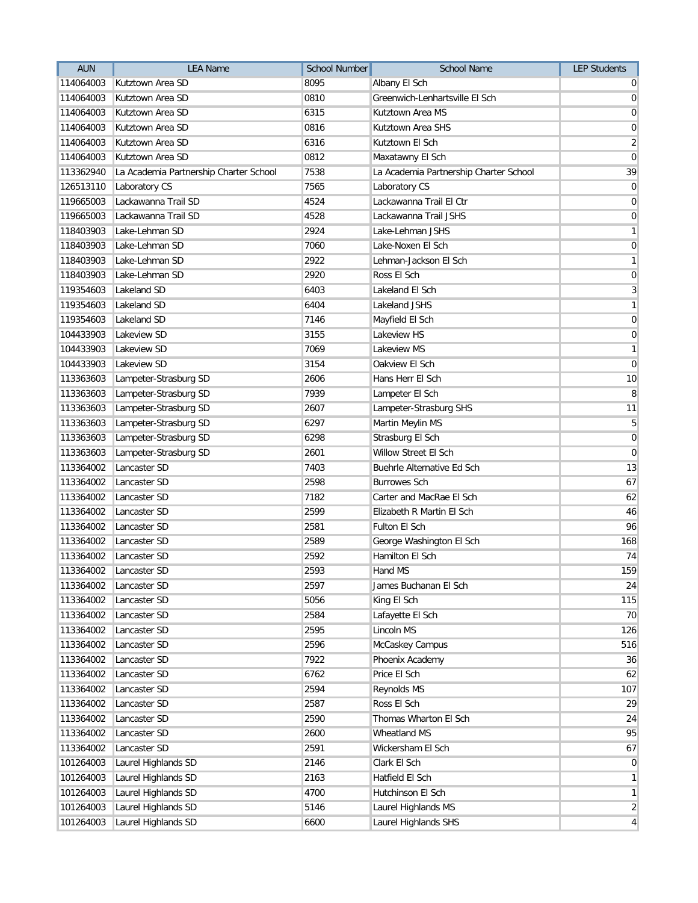| AUN | LEA Name | School Number | School Name | LEP Students |
|---|---|---|---|---|
| 114064003 | Kutztown Area SD | 8095 | Albany El Sch | 0 |
| 114064003 | Kutztown Area SD | 0810 | Greenwich-Lenhartsville El Sch | 0 |
| 114064003 | Kutztown Area SD | 6315 | Kutztown Area MS | 0 |
| 114064003 | Kutztown Area SD | 0816 | Kutztown Area SHS | 0 |
| 114064003 | Kutztown Area SD | 6316 | Kutztown El Sch | 2 |
| 114064003 | Kutztown Area SD | 0812 | Maxatawny El Sch | 0 |
| 113362940 | La Academia Partnership Charter School | 7538 | La Academia Partnership Charter School | 39 |
| 126513110 | Laboratory CS | 7565 | Laboratory CS | 0 |
| 119665003 | Lackawanna Trail SD | 4524 | Lackawanna Trail El Ctr | 0 |
| 119665003 | Lackawanna Trail SD | 4528 | Lackawanna Trail JSHS | 0 |
| 118403903 | Lake-Lehman SD | 2924 | Lake-Lehman JSHS | 1 |
| 118403903 | Lake-Lehman SD | 7060 | Lake-Noxen El Sch | 0 |
| 118403903 | Lake-Lehman SD | 2922 | Lehman-Jackson El Sch | 1 |
| 118403903 | Lake-Lehman SD | 2920 | Ross El Sch | 0 |
| 119354603 | Lakeland SD | 6403 | Lakeland El Sch | 3 |
| 119354603 | Lakeland SD | 6404 | Lakeland JSHS | 1 |
| 119354603 | Lakeland SD | 7146 | Mayfield El Sch | 0 |
| 104433903 | Lakeview SD | 3155 | Lakeview HS | 0 |
| 104433903 | Lakeview SD | 7069 | Lakeview MS | 1 |
| 104433903 | Lakeview SD | 3154 | Oakview El Sch | 0 |
| 113363603 | Lampeter-Strasburg SD | 2606 | Hans Herr El Sch | 10 |
| 113363603 | Lampeter-Strasburg SD | 7939 | Lampeter El Sch | 8 |
| 113363603 | Lampeter-Strasburg SD | 2607 | Lampeter-Strasburg SHS | 11 |
| 113363603 | Lampeter-Strasburg SD | 6297 | Martin Meylin MS | 5 |
| 113363603 | Lampeter-Strasburg SD | 6298 | Strasburg El Sch | 0 |
| 113363603 | Lampeter-Strasburg SD | 2601 | Willow Street El Sch | 0 |
| 113364002 | Lancaster SD | 7403 | Buehrle Alternative Ed Sch | 13 |
| 113364002 | Lancaster SD | 2598 | Burrowes Sch | 67 |
| 113364002 | Lancaster SD | 7182 | Carter and MacRae El Sch | 62 |
| 113364002 | Lancaster SD | 2599 | Elizabeth R Martin El Sch | 46 |
| 113364002 | Lancaster SD | 2581 | Fulton El Sch | 96 |
| 113364002 | Lancaster SD | 2589 | George Washington El Sch | 168 |
| 113364002 | Lancaster SD | 2592 | Hamilton El Sch | 74 |
| 113364002 | Lancaster SD | 2593 | Hand MS | 159 |
| 113364002 | Lancaster SD | 2597 | James Buchanan El Sch | 24 |
| 113364002 | Lancaster SD | 5056 | King El Sch | 115 |
| 113364002 | Lancaster SD | 2584 | Lafayette El Sch | 70 |
| 113364002 | Lancaster SD | 2595 | Lincoln MS | 126 |
| 113364002 | Lancaster SD | 2596 | McCaskey Campus | 516 |
| 113364002 | Lancaster SD | 7922 | Phoenix Academy | 36 |
| 113364002 | Lancaster SD | 6762 | Price El Sch | 62 |
| 113364002 | Lancaster SD | 2594 | Reynolds MS | 107 |
| 113364002 | Lancaster SD | 2587 | Ross El Sch | 29 |
| 113364002 | Lancaster SD | 2590 | Thomas Wharton El Sch | 24 |
| 113364002 | Lancaster SD | 2600 | Wheatland MS | 95 |
| 113364002 | Lancaster SD | 2591 | Wickersham El Sch | 67 |
| 101264003 | Laurel Highlands SD | 2146 | Clark El Sch | 0 |
| 101264003 | Laurel Highlands SD | 2163 | Hatfield El Sch | 1 |
| 101264003 | Laurel Highlands SD | 4700 | Hutchinson El Sch | 1 |
| 101264003 | Laurel Highlands SD | 5146 | Laurel Highlands MS | 2 |
| 101264003 | Laurel Highlands SD | 6600 | Laurel Highlands SHS | 4 |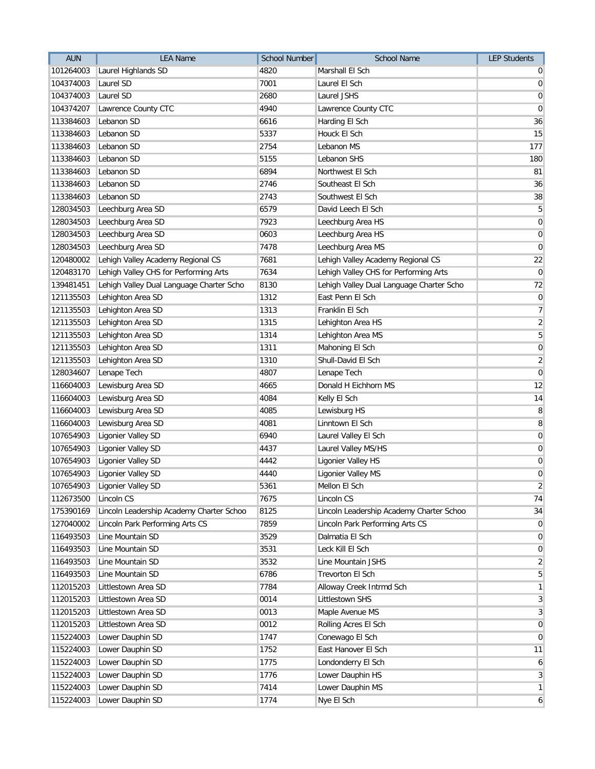| AUN | LEA Name | School Number | School Name | LEP Students |
|---|---|---|---|---|
| 101264003 | Laurel Highlands SD | 4820 | Marshall El Sch | 0 |
| 104374003 | Laurel SD | 7001 | Laurel El Sch | 0 |
| 104374003 | Laurel SD | 2680 | Laurel JSHS | 0 |
| 104374207 | Lawrence County CTC | 4940 | Lawrence County CTC | 0 |
| 113384603 | Lebanon SD | 6616 | Harding El Sch | 36 |
| 113384603 | Lebanon SD | 5337 | Houck El Sch | 15 |
| 113384603 | Lebanon SD | 2754 | Lebanon MS | 177 |
| 113384603 | Lebanon SD | 5155 | Lebanon SHS | 180 |
| 113384603 | Lebanon SD | 6894 | Northwest El Sch | 81 |
| 113384603 | Lebanon SD | 2746 | Southeast El Sch | 36 |
| 113384603 | Lebanon SD | 2743 | Southwest El Sch | 38 |
| 128034503 | Leechburg Area SD | 6579 | David Leech El Sch | 5 |
| 128034503 | Leechburg Area SD | 7923 | Leechburg Area HS | 0 |
| 128034503 | Leechburg Area SD | 0603 | Leechburg Area HS | 0 |
| 128034503 | Leechburg Area SD | 7478 | Leechburg Area MS | 0 |
| 120480002 | Lehigh Valley Academy Regional CS | 7681 | Lehigh Valley Academy Regional CS | 22 |
| 120483170 | Lehigh Valley CHS for Performing Arts | 7634 | Lehigh Valley CHS for Performing Arts | 0 |
| 139481451 | Lehigh Valley Dual Language Charter Scho | 8130 | Lehigh Valley Dual Language Charter Scho | 72 |
| 121135503 | Lehighton Area SD | 1312 | East Penn El Sch | 0 |
| 121135503 | Lehighton Area SD | 1313 | Franklin El Sch | 7 |
| 121135503 | Lehighton Area SD | 1315 | Lehighton Area HS | 2 |
| 121135503 | Lehighton Area SD | 1314 | Lehighton Area MS | 5 |
| 121135503 | Lehighton Area SD | 1311 | Mahoning El Sch | 0 |
| 121135503 | Lehighton Area SD | 1310 | Shull-David El Sch | 2 |
| 128034607 | Lenape Tech | 4807 | Lenape Tech | 0 |
| 116604003 | Lewisburg Area SD | 4665 | Donald H Eichhorn MS | 12 |
| 116604003 | Lewisburg Area SD | 4084 | Kelly El Sch | 14 |
| 116604003 | Lewisburg Area SD | 4085 | Lewisburg HS | 8 |
| 116604003 | Lewisburg Area SD | 4081 | Linntown El Sch | 8 |
| 107654903 | Ligonier Valley SD | 6940 | Laurel Valley El Sch | 0 |
| 107654903 | Ligonier Valley SD | 4437 | Laurel Valley MS/HS | 0 |
| 107654903 | Ligonier Valley SD | 4442 | Ligonier Valley HS | 0 |
| 107654903 | Ligonier Valley SD | 4440 | Ligonier Valley MS | 0 |
| 107654903 | Ligonier Valley SD | 5361 | Mellon El Sch | 2 |
| 112673500 | Lincoln CS | 7675 | Lincoln CS | 74 |
| 175390169 | Lincoln Leadership Academy Charter Schoo | 8125 | Lincoln Leadership Academy Charter Schoo | 34 |
| 127040002 | Lincoln Park Performing Arts CS | 7859 | Lincoln Park Performing Arts CS | 0 |
| 116493503 | Line Mountain SD | 3529 | Dalmatia El Sch | 0 |
| 116493503 | Line Mountain SD | 3531 | Leck Kill El Sch | 0 |
| 116493503 | Line Mountain SD | 3532 | Line Mountain JSHS | 2 |
| 116493503 | Line Mountain SD | 6786 | Trevorton El Sch | 5 |
| 112015203 | Littlestown Area SD | 7784 | Alloway Creek Intrmd Sch | 1 |
| 112015203 | Littlestown Area SD | 0014 | Littlestown SHS | 3 |
| 112015203 | Littlestown Area SD | 0013 | Maple Avenue MS | 3 |
| 112015203 | Littlestown Area SD | 0012 | Rolling Acres El Sch | 0 |
| 115224003 | Lower Dauphin SD | 1747 | Conewago El Sch | 0 |
| 115224003 | Lower Dauphin SD | 1752 | East Hanover El Sch | 11 |
| 115224003 | Lower Dauphin SD | 1775 | Londonderry El Sch | 6 |
| 115224003 | Lower Dauphin SD | 1776 | Lower Dauphin HS | 3 |
| 115224003 | Lower Dauphin SD | 7414 | Lower Dauphin MS | 1 |
| 115224003 | Lower Dauphin SD | 1774 | Nye El Sch | 6 |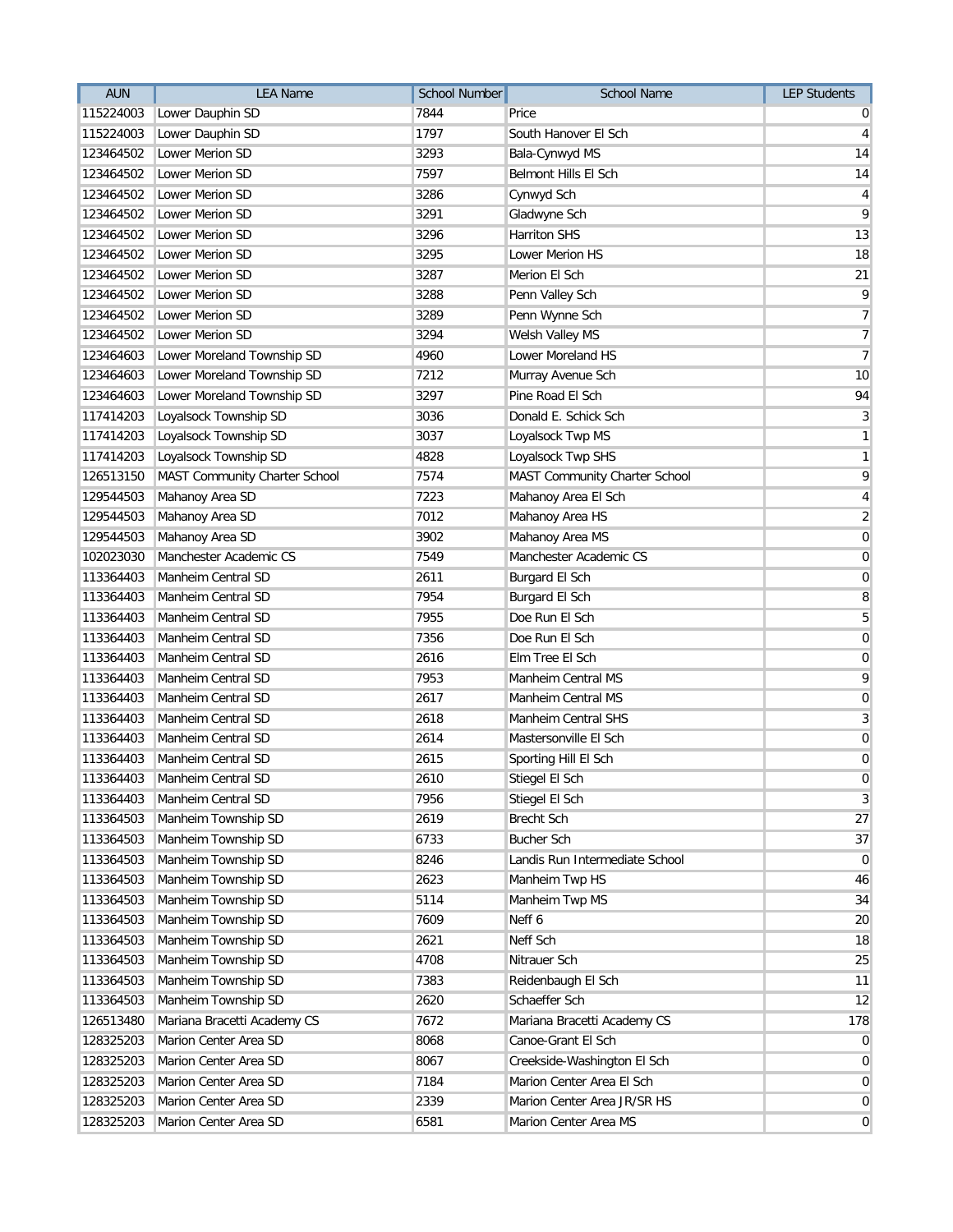| AUN | LEA Name | School Number | School Name | LEP Students |
|---|---|---|---|---|
| 115224003 | Lower Dauphin SD | 7844 | Price | 0 |
| 115224003 | Lower Dauphin SD | 1797 | South Hanover El Sch | 4 |
| 123464502 | Lower Merion SD | 3293 | Bala-Cynwyd MS | 14 |
| 123464502 | Lower Merion SD | 7597 | Belmont Hills El Sch | 14 |
| 123464502 | Lower Merion SD | 3286 | Cynwyd Sch | 4 |
| 123464502 | Lower Merion SD | 3291 | Gladwyne Sch | 9 |
| 123464502 | Lower Merion SD | 3296 | Harriton SHS | 13 |
| 123464502 | Lower Merion SD | 3295 | Lower Merion HS | 18 |
| 123464502 | Lower Merion SD | 3287 | Merion El Sch | 21 |
| 123464502 | Lower Merion SD | 3288 | Penn Valley Sch | 9 |
| 123464502 | Lower Merion SD | 3289 | Penn Wynne Sch | 7 |
| 123464502 | Lower Merion SD | 3294 | Welsh Valley MS | 7 |
| 123464603 | Lower Moreland Township SD | 4960 | Lower Moreland HS | 7 |
| 123464603 | Lower Moreland Township SD | 7212 | Murray Avenue Sch | 10 |
| 123464603 | Lower Moreland Township SD | 3297 | Pine Road El Sch | 94 |
| 117414203 | Loyalsock Township SD | 3036 | Donald E. Schick Sch | 3 |
| 117414203 | Loyalsock Township SD | 3037 | Loyalsock Twp MS | 1 |
| 117414203 | Loyalsock Township SD | 4828 | Loyalsock Twp SHS | 1 |
| 126513150 | MAST Community Charter School | 7574 | MAST Community Charter School | 9 |
| 129544503 | Mahanoy Area SD | 7223 | Mahanoy Area El Sch | 4 |
| 129544503 | Mahanoy Area SD | 7012 | Mahanoy Area HS | 2 |
| 129544503 | Mahanoy Area SD | 3902 | Mahanoy Area MS | 0 |
| 102023030 | Manchester Academic CS | 7549 | Manchester Academic CS | 0 |
| 113364403 | Manheim Central SD | 2611 | Burgard El Sch | 0 |
| 113364403 | Manheim Central SD | 7954 | Burgard El Sch | 8 |
| 113364403 | Manheim Central SD | 7955 | Doe Run El Sch | 5 |
| 113364403 | Manheim Central SD | 7356 | Doe Run El Sch | 0 |
| 113364403 | Manheim Central SD | 2616 | Elm Tree El Sch | 0 |
| 113364403 | Manheim Central SD | 7953 | Manheim Central MS | 9 |
| 113364403 | Manheim Central SD | 2617 | Manheim Central MS | 0 |
| 113364403 | Manheim Central SD | 2618 | Manheim Central SHS | 3 |
| 113364403 | Manheim Central SD | 2614 | Mastersonville El Sch | 0 |
| 113364403 | Manheim Central SD | 2615 | Sporting Hill El Sch | 0 |
| 113364403 | Manheim Central SD | 2610 | Stiegel El Sch | 0 |
| 113364403 | Manheim Central SD | 7956 | Stiegel El Sch | 3 |
| 113364503 | Manheim Township SD | 2619 | Brecht Sch | 27 |
| 113364503 | Manheim Township SD | 6733 | Bucher Sch | 37 |
| 113364503 | Manheim Township SD | 8246 | Landis Run Intermediate School | 0 |
| 113364503 | Manheim Township SD | 2623 | Manheim Twp HS | 46 |
| 113364503 | Manheim Township SD | 5114 | Manheim Twp MS | 34 |
| 113364503 | Manheim Township SD | 7609 | Neff 6 | 20 |
| 113364503 | Manheim Township SD | 2621 | Neff Sch | 18 |
| 113364503 | Manheim Township SD | 4708 | Nitrauer Sch | 25 |
| 113364503 | Manheim Township SD | 7383 | Reidenbaugh El Sch | 11 |
| 113364503 | Manheim Township SD | 2620 | Schaeffer Sch | 12 |
| 126513480 | Mariana Bracetti Academy CS | 7672 | Mariana Bracetti Academy CS | 178 |
| 128325203 | Marion Center Area SD | 8068 | Canoe-Grant El Sch | 0 |
| 128325203 | Marion Center Area SD | 8067 | Creekside-Washington El Sch | 0 |
| 128325203 | Marion Center Area SD | 7184 | Marion Center Area El Sch | 0 |
| 128325203 | Marion Center Area SD | 2339 | Marion Center Area JR/SR HS | 0 |
| 128325203 | Marion Center Area SD | 6581 | Marion Center Area MS | 0 |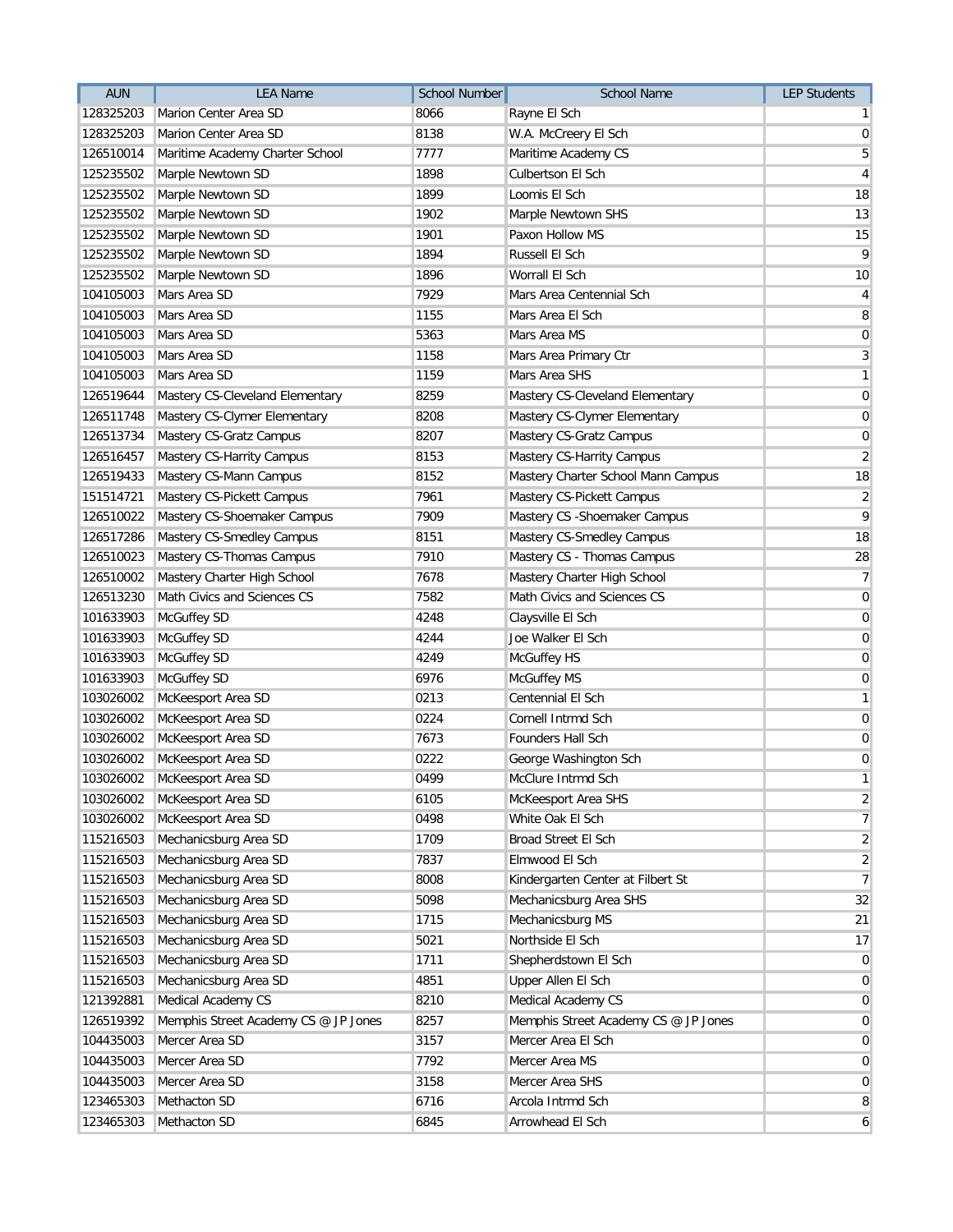| AUN | LEA Name | School Number | School Name | LEP Students |
|---|---|---|---|---|
| 128325203 | Marion Center Area SD | 8066 | Rayne El Sch | 1 |
| 128325203 | Marion Center Area SD | 8138 | W.A. McCreery El Sch | 0 |
| 126510014 | Maritime Academy Charter School | 7777 | Maritime Academy CS | 5 |
| 125235502 | Marple Newtown SD | 1898 | Culbertson El Sch | 4 |
| 125235502 | Marple Newtown SD | 1899 | Loomis El Sch | 18 |
| 125235502 | Marple Newtown SD | 1902 | Marple Newtown SHS | 13 |
| 125235502 | Marple Newtown SD | 1901 | Paxon Hollow MS | 15 |
| 125235502 | Marple Newtown SD | 1894 | Russell El Sch | 9 |
| 125235502 | Marple Newtown SD | 1896 | Worrall El Sch | 10 |
| 104105003 | Mars Area SD | 7929 | Mars Area Centennial Sch | 4 |
| 104105003 | Mars Area SD | 1155 | Mars Area El Sch | 8 |
| 104105003 | Mars Area SD | 5363 | Mars Area MS | 0 |
| 104105003 | Mars Area SD | 1158 | Mars Area Primary Ctr | 3 |
| 104105003 | Mars Area SD | 1159 | Mars Area SHS | 1 |
| 126519644 | Mastery CS-Cleveland Elementary | 8259 | Mastery CS-Cleveland Elementary | 0 |
| 126511748 | Mastery CS-Clymer Elementary | 8208 | Mastery CS-Clymer Elementary | 0 |
| 126513734 | Mastery CS-Gratz Campus | 8207 | Mastery CS-Gratz Campus | 0 |
| 126516457 | Mastery CS-Harrity Campus | 8153 | Mastery CS-Harrity Campus | 2 |
| 126519433 | Mastery CS-Mann Campus | 8152 | Mastery Charter School Mann Campus | 18 |
| 151514721 | Mastery CS-Pickett Campus | 7961 | Mastery CS-Pickett Campus | 2 |
| 126510022 | Mastery CS-Shoemaker Campus | 7909 | Mastery CS -Shoemaker Campus | 9 |
| 126517286 | Mastery CS-Smedley Campus | 8151 | Mastery CS-Smedley Campus | 18 |
| 126510023 | Mastery CS-Thomas Campus | 7910 | Mastery CS - Thomas Campus | 28 |
| 126510002 | Mastery Charter High School | 7678 | Mastery Charter High School | 7 |
| 126513230 | Math Civics and Sciences CS | 7582 | Math Civics and Sciences CS | 0 |
| 101633903 | McGuffey SD | 4248 | Claysville El Sch | 0 |
| 101633903 | McGuffey SD | 4244 | Joe Walker El Sch | 0 |
| 101633903 | McGuffey SD | 4249 | McGuffey HS | 0 |
| 101633903 | McGuffey SD | 6976 | McGuffey MS | 0 |
| 103026002 | McKeesport Area SD | 0213 | Centennial El Sch | 1 |
| 103026002 | McKeesport Area SD | 0224 | Cornell Intrmd Sch | 0 |
| 103026002 | McKeesport Area SD | 7673 | Founders Hall Sch | 0 |
| 103026002 | McKeesport Area SD | 0222 | George Washington Sch | 0 |
| 103026002 | McKeesport Area SD | 0499 | McClure Intrmd Sch | 1 |
| 103026002 | McKeesport Area SD | 6105 | McKeesport Area SHS | 2 |
| 103026002 | McKeesport Area SD | 0498 | White Oak El Sch | 7 |
| 115216503 | Mechanicsburg Area SD | 1709 | Broad Street El Sch | 2 |
| 115216503 | Mechanicsburg Area SD | 7837 | Elmwood El Sch | 2 |
| 115216503 | Mechanicsburg Area SD | 8008 | Kindergarten Center at Filbert St | 7 |
| 115216503 | Mechanicsburg Area SD | 5098 | Mechanicsburg Area SHS | 32 |
| 115216503 | Mechanicsburg Area SD | 1715 | Mechanicsburg MS | 21 |
| 115216503 | Mechanicsburg Area SD | 5021 | Northside El Sch | 17 |
| 115216503 | Mechanicsburg Area SD | 1711 | Shepherdstown El Sch | 0 |
| 115216503 | Mechanicsburg Area SD | 4851 | Upper Allen El Sch | 0 |
| 121392881 | Medical Academy CS | 8210 | Medical Academy CS | 0 |
| 126519392 | Memphis Street Academy CS @ JP Jones | 8257 | Memphis Street Academy CS @ JP Jones | 0 |
| 104435003 | Mercer Area SD | 3157 | Mercer Area El Sch | 0 |
| 104435003 | Mercer Area SD | 7792 | Mercer Area MS | 0 |
| 104435003 | Mercer Area SD | 3158 | Mercer Area SHS | 0 |
| 123465303 | Methacton SD | 6716 | Arcola Intrmd Sch | 8 |
| 123465303 | Methacton SD | 6845 | Arrowhead El Sch | 6 |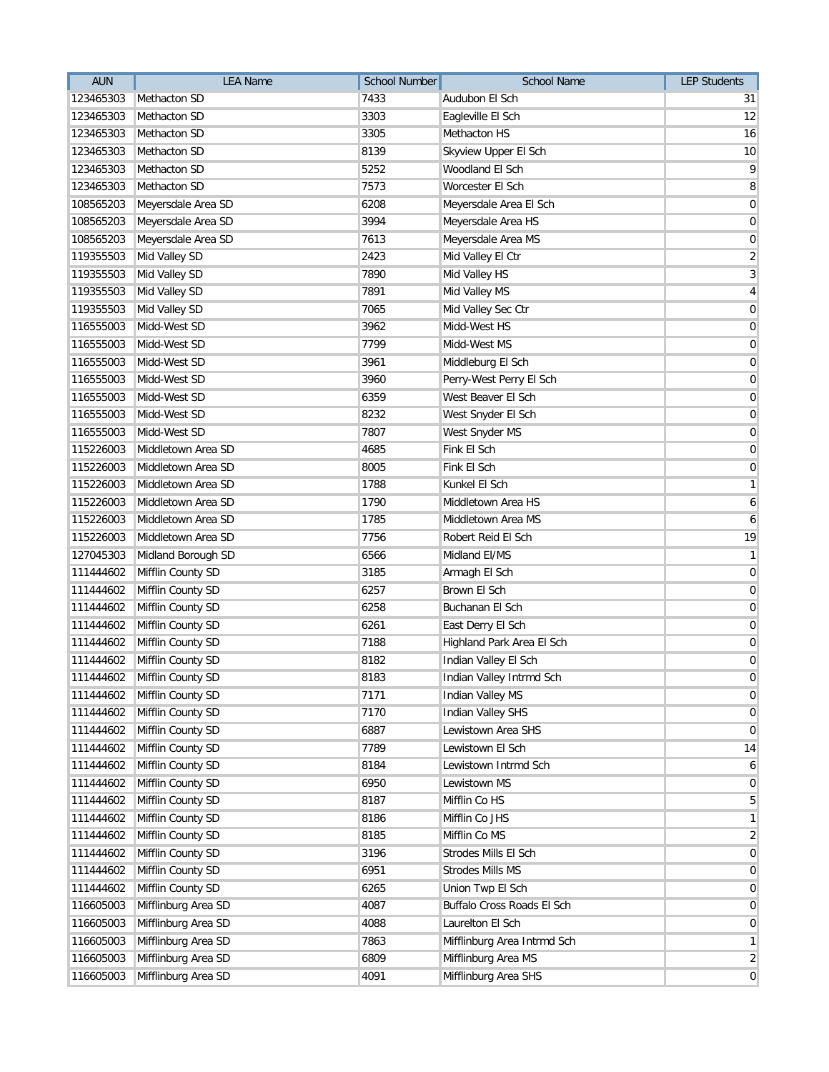| AUN | LEA Name | School Number | School Name | LEP Students |
|---|---|---|---|---|
| 123465303 | Methacton SD | 7433 | Audubon El Sch | 31 |
| 123465303 | Methacton SD | 3303 | Eagleville El Sch | 12 |
| 123465303 | Methacton SD | 3305 | Methacton HS | 16 |
| 123465303 | Methacton SD | 8139 | Skyview Upper El Sch | 10 |
| 123465303 | Methacton SD | 5252 | Woodland El Sch | 9 |
| 123465303 | Methacton SD | 7573 | Worcester El Sch | 8 |
| 108565203 | Meyersdale Area SD | 6208 | Meyersdale Area El Sch | 0 |
| 108565203 | Meyersdale Area SD | 3994 | Meyersdale Area HS | 0 |
| 108565203 | Meyersdale Area SD | 7613 | Meyersdale Area MS | 0 |
| 119355503 | Mid Valley SD | 2423 | Mid Valley El Ctr | 2 |
| 119355503 | Mid Valley SD | 7890 | Mid Valley HS | 3 |
| 119355503 | Mid Valley SD | 7891 | Mid Valley MS | 4 |
| 119355503 | Mid Valley SD | 7065 | Mid Valley Sec Ctr | 0 |
| 116555003 | Midd-West SD | 3962 | Midd-West HS | 0 |
| 116555003 | Midd-West SD | 7799 | Midd-West MS | 0 |
| 116555003 | Midd-West SD | 3961 | Middleburg El Sch | 0 |
| 116555003 | Midd-West SD | 3960 | Perry-West Perry El Sch | 0 |
| 116555003 | Midd-West SD | 6359 | West Beaver El Sch | 0 |
| 116555003 | Midd-West SD | 8232 | West Snyder El Sch | 0 |
| 116555003 | Midd-West SD | 7807 | West Snyder MS | 0 |
| 115226003 | Middletown Area SD | 4685 | Fink El Sch | 0 |
| 115226003 | Middletown Area SD | 8005 | Fink El Sch | 0 |
| 115226003 | Middletown Area SD | 1788 | Kunkel El Sch | 1 |
| 115226003 | Middletown Area SD | 1790 | Middletown Area HS | 6 |
| 115226003 | Middletown Area SD | 1785 | Middletown Area MS | 6 |
| 115226003 | Middletown Area SD | 7756 | Robert Reid El Sch | 19 |
| 127045303 | Midland Borough SD | 6566 | Midland El/MS | 1 |
| 111444602 | Mifflin County SD | 3185 | Armagh El Sch | 0 |
| 111444602 | Mifflin County SD | 6257 | Brown El Sch | 0 |
| 111444602 | Mifflin County SD | 6258 | Buchanan El Sch | 0 |
| 111444602 | Mifflin County SD | 6261 | East Derry El Sch | 0 |
| 111444602 | Mifflin County SD | 7188 | Highland Park Area El Sch | 0 |
| 111444602 | Mifflin County SD | 8182 | Indian Valley El Sch | 0 |
| 111444602 | Mifflin County SD | 8183 | Indian Valley Intrmd Sch | 0 |
| 111444602 | Mifflin County SD | 7171 | Indian Valley MS | 0 |
| 111444602 | Mifflin County SD | 7170 | Indian Valley SHS | 0 |
| 111444602 | Mifflin County SD | 6887 | Lewistown Area SHS | 0 |
| 111444602 | Mifflin County SD | 7789 | Lewistown El Sch | 14 |
| 111444602 | Mifflin County SD | 8184 | Lewistown Intrmd Sch | 6 |
| 111444602 | Mifflin County SD | 6950 | Lewistown MS | 0 |
| 111444602 | Mifflin County SD | 8187 | Mifflin Co HS | 5 |
| 111444602 | Mifflin County SD | 8186 | Mifflin Co JHS | 1 |
| 111444602 | Mifflin County SD | 8185 | Mifflin Co MS | 2 |
| 111444602 | Mifflin County SD | 3196 | Strodes Mills El Sch | 0 |
| 111444602 | Mifflin County SD | 6951 | Strodes Mills MS | 0 |
| 111444602 | Mifflin County SD | 6265 | Union Twp El Sch | 0 |
| 116605003 | Mifflinburg Area SD | 4087 | Buffalo Cross Roads El Sch | 0 |
| 116605003 | Mifflinburg Area SD | 4088 | Laurelton El Sch | 0 |
| 116605003 | Mifflinburg Area SD | 7863 | Mifflinburg Area Intrmd Sch | 1 |
| 116605003 | Mifflinburg Area SD | 6809 | Mifflinburg Area MS | 2 |
| 116605003 | Mifflinburg Area SD | 4091 | Mifflinburg Area SHS | 0 |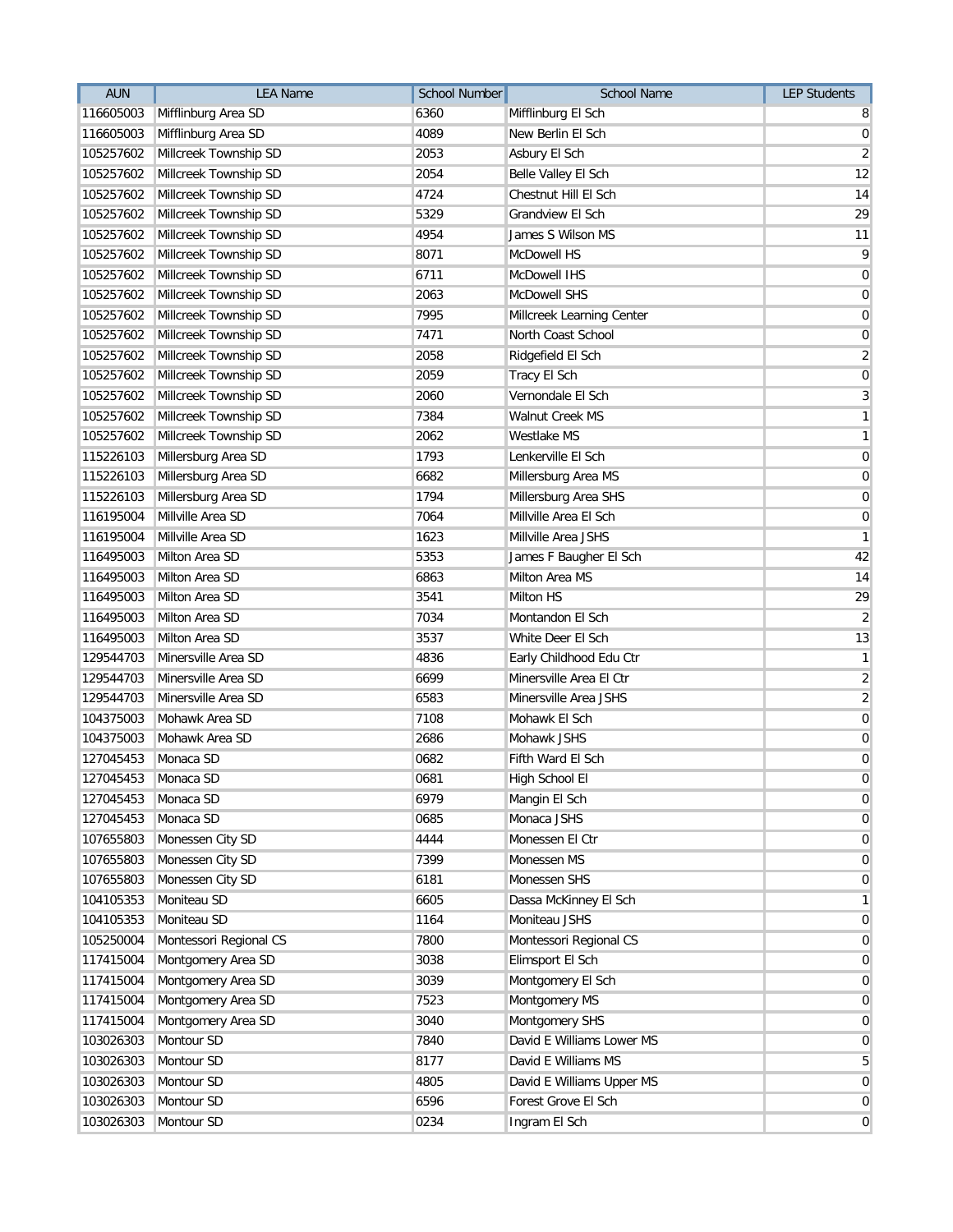| AUN | LEA Name | School Number | School Name | LEP Students |
|---|---|---|---|---|
| 116605003 | Mifflinburg Area SD | 6360 | Mifflinburg El Sch | 8 |
| 116605003 | Mifflinburg Area SD | 4089 | New Berlin El Sch | 0 |
| 105257602 | Millcreek Township SD | 2053 | Asbury El Sch | 2 |
| 105257602 | Millcreek Township SD | 2054 | Belle Valley El Sch | 12 |
| 105257602 | Millcreek Township SD | 4724 | Chestnut Hill El Sch | 14 |
| 105257602 | Millcreek Township SD | 5329 | Grandview El Sch | 29 |
| 105257602 | Millcreek Township SD | 4954 | James S Wilson MS | 11 |
| 105257602 | Millcreek Township SD | 8071 | McDowell HS | 9 |
| 105257602 | Millcreek Township SD | 6711 | McDowell IHS | 0 |
| 105257602 | Millcreek Township SD | 2063 | McDowell SHS | 0 |
| 105257602 | Millcreek Township SD | 7995 | Millcreek Learning Center | 0 |
| 105257602 | Millcreek Township SD | 7471 | North Coast School | 0 |
| 105257602 | Millcreek Township SD | 2058 | Ridgefield El Sch | 2 |
| 105257602 | Millcreek Township SD | 2059 | Tracy El Sch | 0 |
| 105257602 | Millcreek Township SD | 2060 | Vernondale El Sch | 3 |
| 105257602 | Millcreek Township SD | 7384 | Walnut Creek MS | 1 |
| 105257602 | Millcreek Township SD | 2062 | Westlake MS | 1 |
| 115226103 | Millersburg Area SD | 1793 | Lenkerville El Sch | 0 |
| 115226103 | Millersburg Area SD | 6682 | Millersburg Area MS | 0 |
| 115226103 | Millersburg Area SD | 1794 | Millersburg Area SHS | 0 |
| 116195004 | Millville Area SD | 7064 | Millville Area El Sch | 0 |
| 116195004 | Millville Area SD | 1623 | Millville Area JSHS | 1 |
| 116495003 | Milton Area SD | 5353 | James F Baugher El Sch | 42 |
| 116495003 | Milton Area SD | 6863 | Milton Area MS | 14 |
| 116495003 | Milton Area SD | 3541 | Milton HS | 29 |
| 116495003 | Milton Area SD | 7034 | Montandon El Sch | 2 |
| 116495003 | Milton Area SD | 3537 | White Deer El Sch | 13 |
| 129544703 | Minersville Area SD | 4836 | Early Childhood Edu Ctr | 1 |
| 129544703 | Minersville Area SD | 6699 | Minersville Area El Ctr | 2 |
| 129544703 | Minersville Area SD | 6583 | Minersville Area JSHS | 2 |
| 104375003 | Mohawk Area SD | 7108 | Mohawk El Sch | 0 |
| 104375003 | Mohawk Area SD | 2686 | Mohawk JSHS | 0 |
| 127045453 | Monaca SD | 0682 | Fifth Ward El Sch | 0 |
| 127045453 | Monaca SD | 0681 | High School El | 0 |
| 127045453 | Monaca SD | 6979 | Mangin El Sch | 0 |
| 127045453 | Monaca SD | 0685 | Monaca JSHS | 0 |
| 107655803 | Monessen City SD | 4444 | Monessen El Ctr | 0 |
| 107655803 | Monessen City SD | 7399 | Monessen MS | 0 |
| 107655803 | Monessen City SD | 6181 | Monessen SHS | 0 |
| 104105353 | Moniteau SD | 6605 | Dassa McKinney El Sch | 1 |
| 104105353 | Moniteau SD | 1164 | Moniteau JSHS | 0 |
| 105250004 | Montessori Regional CS | 7800 | Montessori Regional CS | 0 |
| 117415004 | Montgomery Area SD | 3038 | Elimsport El Sch | 0 |
| 117415004 | Montgomery Area SD | 3039 | Montgomery El Sch | 0 |
| 117415004 | Montgomery Area SD | 7523 | Montgomery MS | 0 |
| 117415004 | Montgomery Area SD | 3040 | Montgomery SHS | 0 |
| 103026303 | Montour SD | 7840 | David E Williams Lower MS | 0 |
| 103026303 | Montour SD | 8177 | David E Williams MS | 5 |
| 103026303 | Montour SD | 4805 | David E Williams Upper MS | 0 |
| 103026303 | Montour SD | 6596 | Forest Grove El Sch | 0 |
| 103026303 | Montour SD | 0234 | Ingram El Sch | 0 |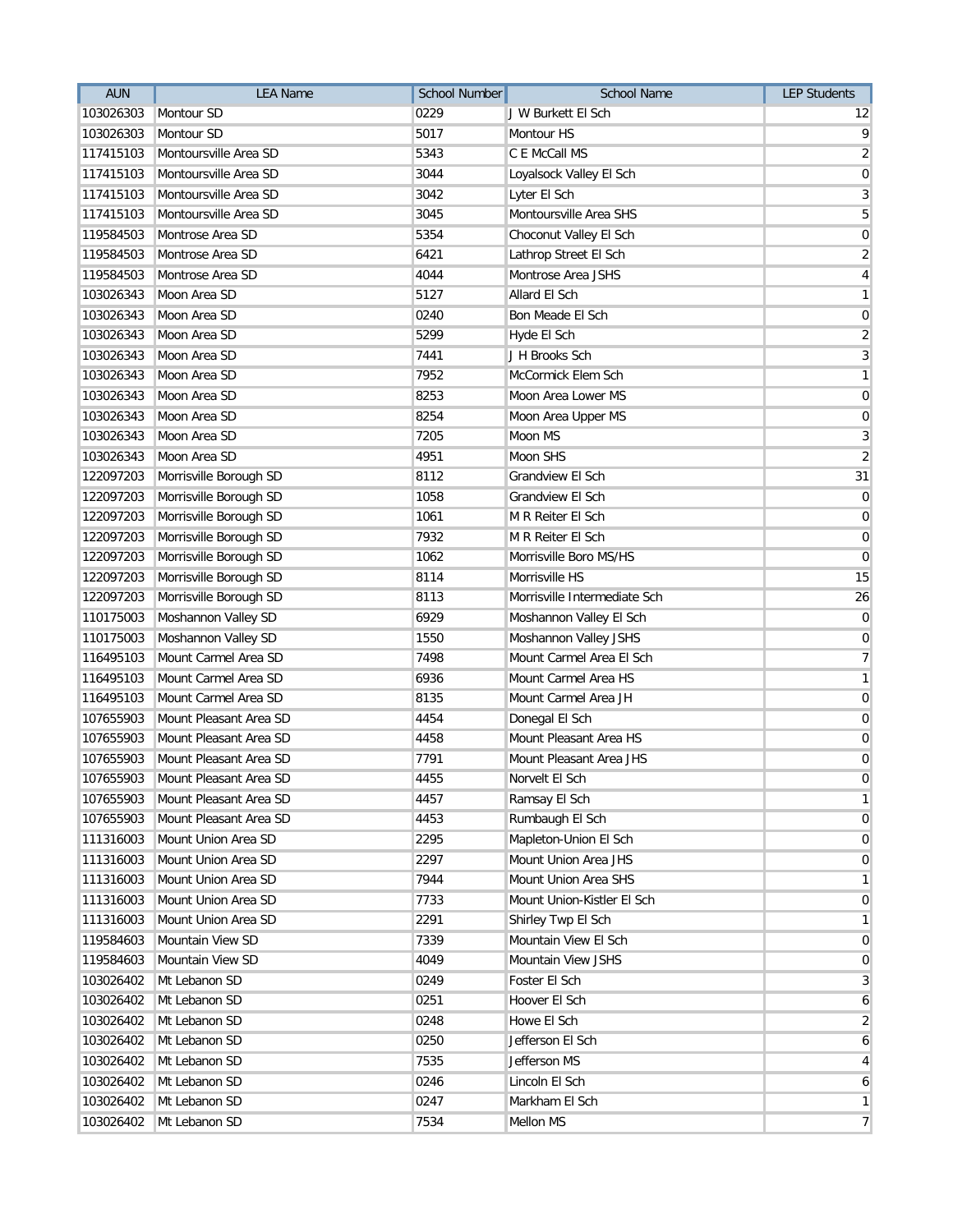| AUN | LEA Name | School Number | School Name | LEP Students |
|---|---|---|---|---|
| 103026303 | Montour SD | 0229 | J W Burkett El Sch | 12 |
| 103026303 | Montour SD | 5017 | Montour HS | 9 |
| 117415103 | Montoursville Area SD | 5343 | C E McCall MS | 2 |
| 117415103 | Montoursville Area SD | 3044 | Loyalsock Valley El Sch | 0 |
| 117415103 | Montoursville Area SD | 3042 | Lyter El Sch | 3 |
| 117415103 | Montoursville Area SD | 3045 | Montoursville Area SHS | 5 |
| 119584503 | Montrose Area SD | 5354 | Choconut Valley El Sch | 0 |
| 119584503 | Montrose Area SD | 6421 | Lathrop Street El Sch | 2 |
| 119584503 | Montrose Area SD | 4044 | Montrose Area JSHS | 4 |
| 103026343 | Moon Area SD | 5127 | Allard El Sch | 1 |
| 103026343 | Moon Area SD | 0240 | Bon Meade El Sch | 0 |
| 103026343 | Moon Area SD | 5299 | Hyde El Sch | 2 |
| 103026343 | Moon Area SD | 7441 | J H Brooks Sch | 3 |
| 103026343 | Moon Area SD | 7952 | McCormick Elem Sch | 1 |
| 103026343 | Moon Area SD | 8253 | Moon Area Lower MS | 0 |
| 103026343 | Moon Area SD | 8254 | Moon Area Upper MS | 0 |
| 103026343 | Moon Area SD | 7205 | Moon MS | 3 |
| 103026343 | Moon Area SD | 4951 | Moon SHS | 2 |
| 122097203 | Morrisville Borough SD | 8112 | Grandview El Sch | 31 |
| 122097203 | Morrisville Borough SD | 1058 | Grandview El Sch | 0 |
| 122097203 | Morrisville Borough SD | 1061 | M R Reiter El Sch | 0 |
| 122097203 | Morrisville Borough SD | 7932 | M R Reiter El Sch | 0 |
| 122097203 | Morrisville Borough SD | 1062 | Morrisville Boro MS/HS | 0 |
| 122097203 | Morrisville Borough SD | 8114 | Morrisville HS | 15 |
| 122097203 | Morrisville Borough SD | 8113 | Morrisville Intermediate Sch | 26 |
| 110175003 | Moshannon Valley SD | 6929 | Moshannon Valley El Sch | 0 |
| 110175003 | Moshannon Valley SD | 1550 | Moshannon Valley JSHS | 0 |
| 116495103 | Mount Carmel Area SD | 7498 | Mount Carmel Area El Sch | 7 |
| 116495103 | Mount Carmel Area SD | 6936 | Mount Carmel Area HS | 1 |
| 116495103 | Mount Carmel Area SD | 8135 | Mount Carmel Area JH | 0 |
| 107655903 | Mount Pleasant Area SD | 4454 | Donegal El Sch | 0 |
| 107655903 | Mount Pleasant Area SD | 4458 | Mount Pleasant Area HS | 0 |
| 107655903 | Mount Pleasant Area SD | 7791 | Mount Pleasant Area JHS | 0 |
| 107655903 | Mount Pleasant Area SD | 4455 | Norvelt El Sch | 0 |
| 107655903 | Mount Pleasant Area SD | 4457 | Ramsay El Sch | 1 |
| 107655903 | Mount Pleasant Area SD | 4453 | Rumbaugh El Sch | 0 |
| 111316003 | Mount Union Area SD | 2295 | Mapleton-Union El Sch | 0 |
| 111316003 | Mount Union Area SD | 2297 | Mount Union Area JHS | 0 |
| 111316003 | Mount Union Area SD | 7944 | Mount Union Area SHS | 1 |
| 111316003 | Mount Union Area SD | 7733 | Mount Union-Kistler El Sch | 0 |
| 111316003 | Mount Union Area SD | 2291 | Shirley Twp El Sch | 1 |
| 119584603 | Mountain View SD | 7339 | Mountain View El Sch | 0 |
| 119584603 | Mountain View SD | 4049 | Mountain View JSHS | 0 |
| 103026402 | Mt Lebanon SD | 0249 | Foster El Sch | 3 |
| 103026402 | Mt Lebanon SD | 0251 | Hoover El Sch | 6 |
| 103026402 | Mt Lebanon SD | 0248 | Howe El Sch | 2 |
| 103026402 | Mt Lebanon SD | 0250 | Jefferson El Sch | 6 |
| 103026402 | Mt Lebanon SD | 7535 | Jefferson MS | 4 |
| 103026402 | Mt Lebanon SD | 0246 | Lincoln El Sch | 6 |
| 103026402 | Mt Lebanon SD | 0247 | Markham El Sch | 1 |
| 103026402 | Mt Lebanon SD | 7534 | Mellon MS | 7 |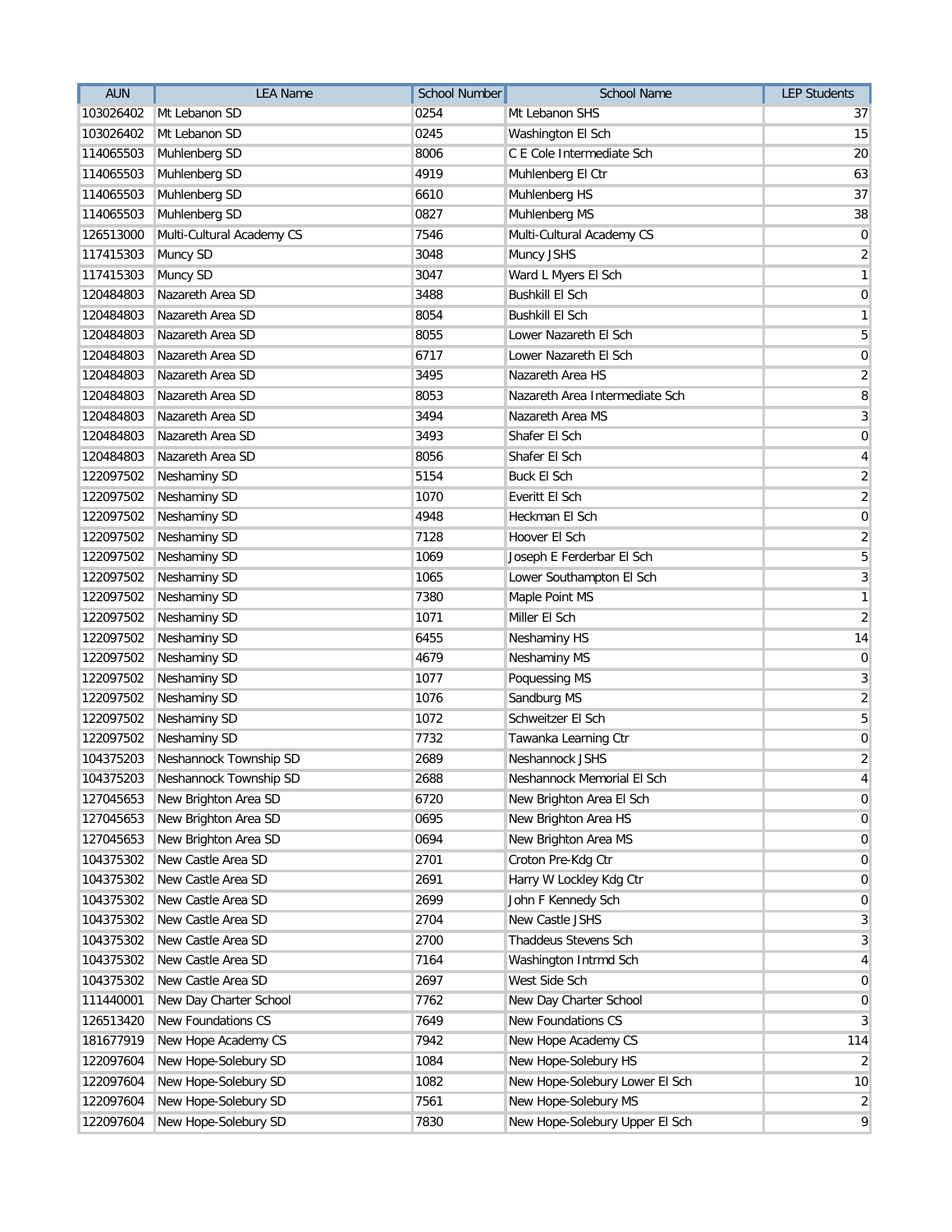| AUN | LEA Name | School Number | School Name | LEP Students |
| --- | --- | --- | --- | --- |
| 103026402 | Mt Lebanon SD | 0254 | Mt Lebanon SHS | 37 |
| 103026402 | Mt Lebanon SD | 0245 | Washington El Sch | 15 |
| 114065503 | Muhlenberg SD | 8006 | C E Cole Intermediate Sch | 20 |
| 114065503 | Muhlenberg SD | 4919 | Muhlenberg El Ctr | 63 |
| 114065503 | Muhlenberg SD | 6610 | Muhlenberg HS | 37 |
| 114065503 | Muhlenberg SD | 0827 | Muhlenberg MS | 38 |
| 126513000 | Multi-Cultural Academy CS | 7546 | Multi-Cultural Academy CS | 0 |
| 117415303 | Muncy SD | 3048 | Muncy JSHS | 2 |
| 117415303 | Muncy SD | 3047 | Ward L Myers El Sch | 1 |
| 120484803 | Nazareth Area SD | 3488 | Bushkill El Sch | 0 |
| 120484803 | Nazareth Area SD | 8054 | Bushkill El Sch | 1 |
| 120484803 | Nazareth Area SD | 8055 | Lower Nazareth El Sch | 5 |
| 120484803 | Nazareth Area SD | 6717 | Lower Nazareth El Sch | 0 |
| 120484803 | Nazareth Area SD | 3495 | Nazareth Area HS | 2 |
| 120484803 | Nazareth Area SD | 8053 | Nazareth Area Intermediate Sch | 8 |
| 120484803 | Nazareth Area SD | 3494 | Nazareth Area MS | 3 |
| 120484803 | Nazareth Area SD | 3493 | Shafer El Sch | 0 |
| 120484803 | Nazareth Area SD | 8056 | Shafer El Sch | 4 |
| 122097502 | Neshaminy SD | 5154 | Buck El Sch | 2 |
| 122097502 | Neshaminy SD | 1070 | Everitt El Sch | 2 |
| 122097502 | Neshaminy SD | 4948 | Heckman El Sch | 0 |
| 122097502 | Neshaminy SD | 7128 | Hoover El Sch | 2 |
| 122097502 | Neshaminy SD | 1069 | Joseph E Ferderbar El Sch | 5 |
| 122097502 | Neshaminy SD | 1065 | Lower Southampton El Sch | 3 |
| 122097502 | Neshaminy SD | 7380 | Maple Point MS | 1 |
| 122097502 | Neshaminy SD | 1071 | Miller El Sch | 2 |
| 122097502 | Neshaminy SD | 6455 | Neshaminy HS | 14 |
| 122097502 | Neshaminy SD | 4679 | Neshaminy MS | 0 |
| 122097502 | Neshaminy SD | 1077 | Poquessing MS | 3 |
| 122097502 | Neshaminy SD | 1076 | Sandburg MS | 2 |
| 122097502 | Neshaminy SD | 1072 | Schweitzer El Sch | 5 |
| 122097502 | Neshaminy SD | 7732 | Tawanka Learning Ctr | 0 |
| 104375203 | Neshannock Township SD | 2689 | Neshannock JSHS | 2 |
| 104375203 | Neshannock Township SD | 2688 | Neshannock Memorial El Sch | 4 |
| 127045653 | New Brighton Area SD | 6720 | New Brighton Area El Sch | 0 |
| 127045653 | New Brighton Area SD | 0695 | New Brighton Area HS | 0 |
| 127045653 | New Brighton Area SD | 0694 | New Brighton Area MS | 0 |
| 104375302 | New Castle Area SD | 2701 | Croton Pre-Kdg Ctr | 0 |
| 104375302 | New Castle Area SD | 2691 | Harry W Lockley Kdg Ctr | 0 |
| 104375302 | New Castle Area SD | 2699 | John F Kennedy Sch | 0 |
| 104375302 | New Castle Area SD | 2704 | New Castle JSHS | 3 |
| 104375302 | New Castle Area SD | 2700 | Thaddeus Stevens Sch | 3 |
| 104375302 | New Castle Area SD | 7164 | Washington Intrmd Sch | 4 |
| 104375302 | New Castle Area SD | 2697 | West Side Sch | 0 |
| 111440001 | New Day Charter School | 7762 | New Day Charter School | 0 |
| 126513420 | New Foundations CS | 7649 | New Foundations CS | 3 |
| 181677919 | New Hope Academy CS | 7942 | New Hope Academy CS | 114 |
| 122097604 | New Hope-Solebury SD | 1084 | New Hope-Solebury HS | 2 |
| 122097604 | New Hope-Solebury SD | 1082 | New Hope-Solebury Lower El Sch | 10 |
| 122097604 | New Hope-Solebury SD | 7561 | New Hope-Solebury MS | 2 |
| 122097604 | New Hope-Solebury SD | 7830 | New Hope-Solebury Upper El Sch | 9 |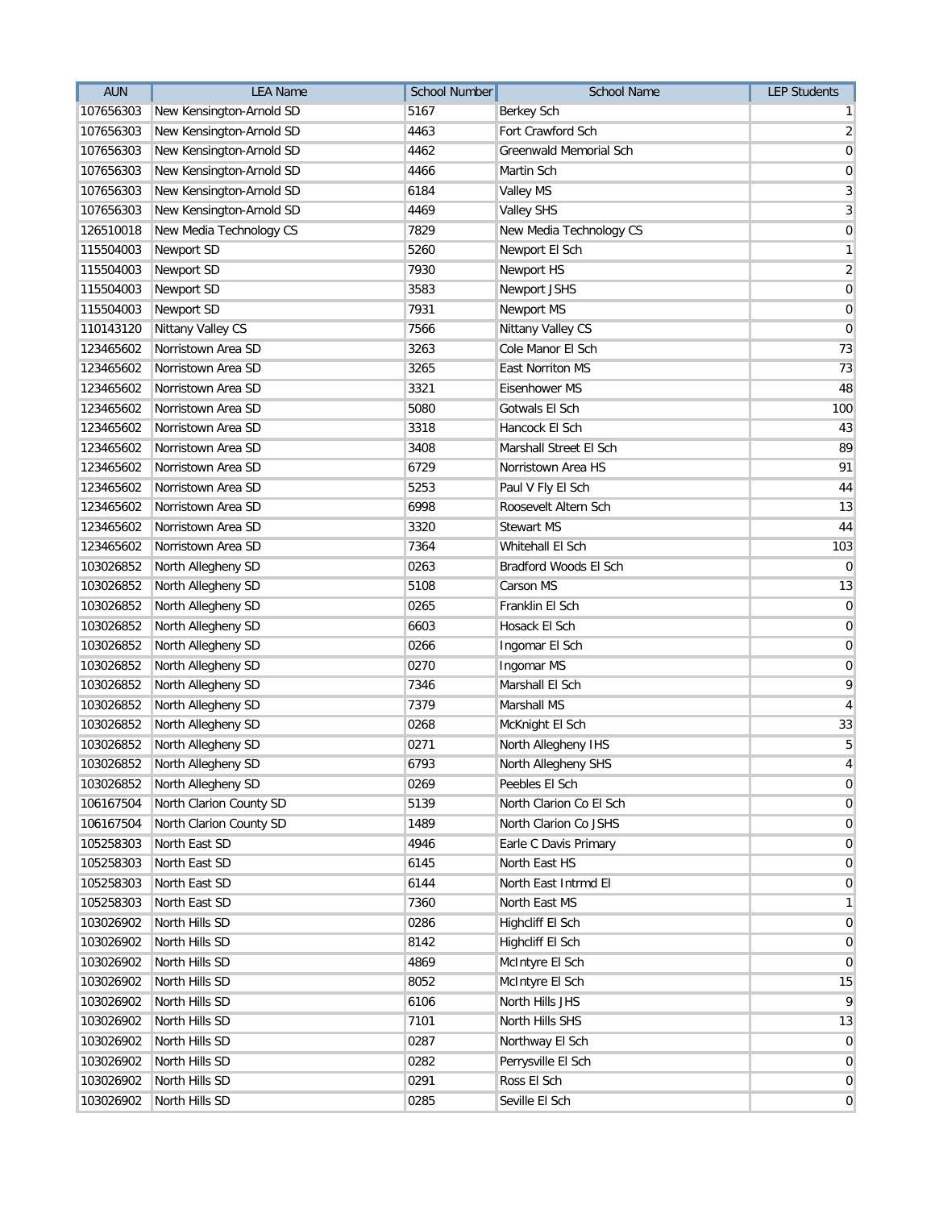| AUN | LEA Name | School Number | School Name | LEP Students |
|---|---|---|---|---|
| 107656303 | New Kensington-Arnold SD | 5167 | Berkey Sch | 1 |
| 107656303 | New Kensington-Arnold SD | 4463 | Fort Crawford Sch | 2 |
| 107656303 | New Kensington-Arnold SD | 4462 | Greenwald Memorial Sch | 0 |
| 107656303 | New Kensington-Arnold SD | 4466 | Martin Sch | 0 |
| 107656303 | New Kensington-Arnold SD | 6184 | Valley MS | 3 |
| 107656303 | New Kensington-Arnold SD | 4469 | Valley SHS | 3 |
| 126510018 | New Media Technology CS | 7829 | New Media Technology CS | 0 |
| 115504003 | Newport SD | 5260 | Newport El Sch | 1 |
| 115504003 | Newport SD | 7930 | Newport HS | 2 |
| 115504003 | Newport SD | 3583 | Newport JSHS | 0 |
| 115504003 | Newport SD | 7931 | Newport MS | 0 |
| 110143120 | Nittany Valley CS | 7566 | Nittany Valley CS | 0 |
| 123465602 | Norristown Area SD | 3263 | Cole Manor El Sch | 73 |
| 123465602 | Norristown Area SD | 3265 | East Norriton MS | 73 |
| 123465602 | Norristown Area SD | 3321 | Eisenhower MS | 48 |
| 123465602 | Norristown Area SD | 5080 | Gotwals El Sch | 100 |
| 123465602 | Norristown Area SD | 3318 | Hancock El Sch | 43 |
| 123465602 | Norristown Area SD | 3408 | Marshall Street El Sch | 89 |
| 123465602 | Norristown Area SD | 6729 | Norristown Area HS | 91 |
| 123465602 | Norristown Area SD | 5253 | Paul V Fly El Sch | 44 |
| 123465602 | Norristown Area SD | 6998 | Roosevelt Altern Sch | 13 |
| 123465602 | Norristown Area SD | 3320 | Stewart MS | 44 |
| 123465602 | Norristown Area SD | 7364 | Whitehall El Sch | 103 |
| 103026852 | North Allegheny SD | 0263 | Bradford Woods El Sch | 0 |
| 103026852 | North Allegheny SD | 5108 | Carson MS | 13 |
| 103026852 | North Allegheny SD | 0265 | Franklin El Sch | 0 |
| 103026852 | North Allegheny SD | 6603 | Hosack El Sch | 0 |
| 103026852 | North Allegheny SD | 0266 | Ingomar El Sch | 0 |
| 103026852 | North Allegheny SD | 0270 | Ingomar MS | 0 |
| 103026852 | North Allegheny SD | 7346 | Marshall El Sch | 9 |
| 103026852 | North Allegheny SD | 7379 | Marshall MS | 4 |
| 103026852 | North Allegheny SD | 0268 | McKnight El Sch | 33 |
| 103026852 | North Allegheny SD | 0271 | North Allegheny IHS | 5 |
| 103026852 | North Allegheny SD | 6793 | North Allegheny SHS | 4 |
| 103026852 | North Allegheny SD | 0269 | Peebles El Sch | 0 |
| 106167504 | North Clarion County SD | 5139 | North Clarion Co El Sch | 0 |
| 106167504 | North Clarion County SD | 1489 | North Clarion Co JSHS | 0 |
| 105258303 | North East SD | 4946 | Earle C Davis Primary | 0 |
| 105258303 | North East SD | 6145 | North East HS | 0 |
| 105258303 | North East SD | 6144 | North East Intrmd El | 0 |
| 105258303 | North East SD | 7360 | North East MS | 1 |
| 103026902 | North Hills SD | 0286 | Highcliff El Sch | 0 |
| 103026902 | North Hills SD | 8142 | Highcliff El Sch | 0 |
| 103026902 | North Hills SD | 4869 | McIntyre El Sch | 0 |
| 103026902 | North Hills SD | 8052 | McIntyre El Sch | 15 |
| 103026902 | North Hills SD | 6106 | North Hills JHS | 9 |
| 103026902 | North Hills SD | 7101 | North Hills SHS | 13 |
| 103026902 | North Hills SD | 0287 | Northway El Sch | 0 |
| 103026902 | North Hills SD | 0282 | Perrysville El Sch | 0 |
| 103026902 | North Hills SD | 0291 | Ross El Sch | 0 |
| 103026902 | North Hills SD | 0285 | Seville El Sch | 0 |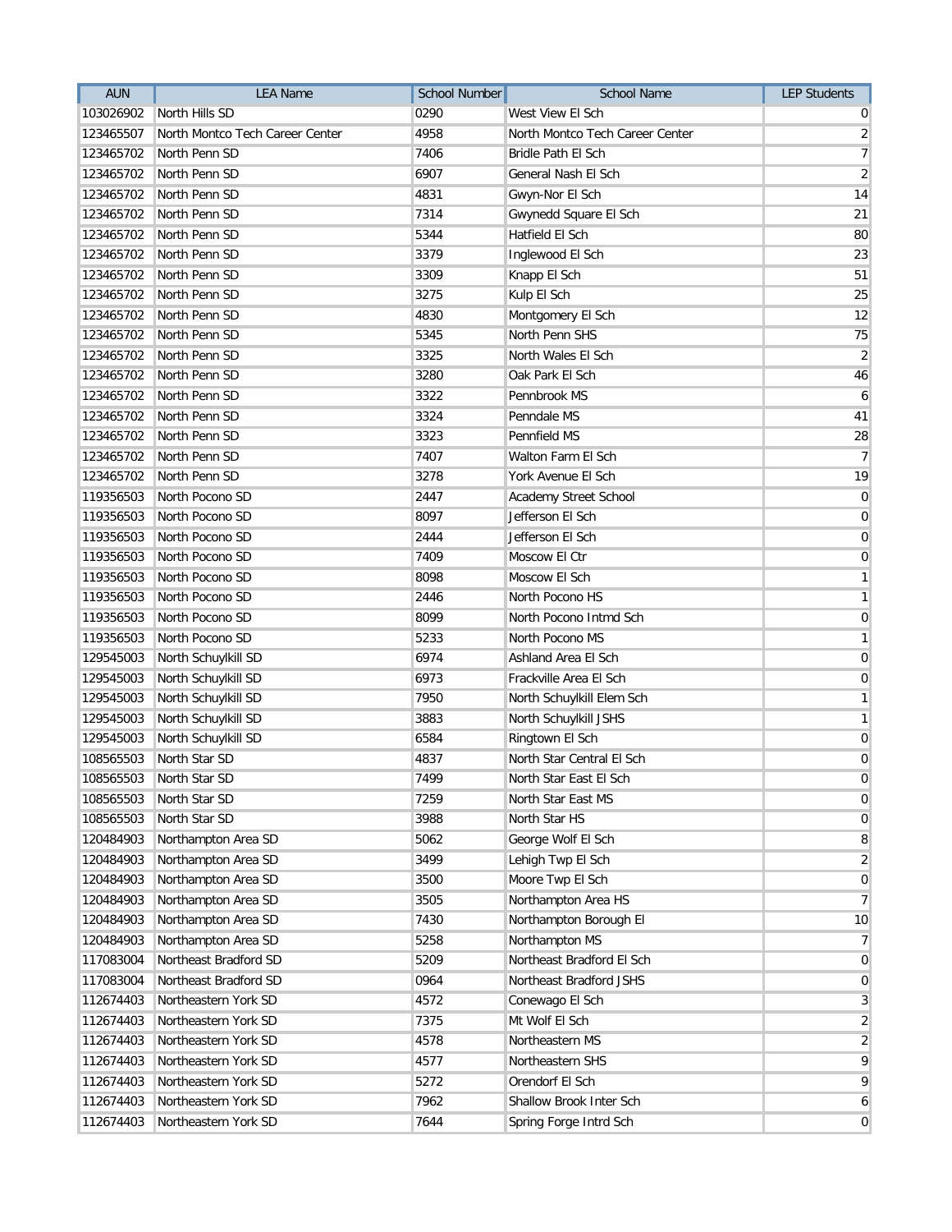| AUN | LEA Name | School Number | School Name | LEP Students |
|---|---|---|---|---|
| 103026902 | North Hills SD | 0290 | West View El Sch | 0 |
| 123465507 | North Montco Tech Career Center | 4958 | North Montco Tech Career Center | 2 |
| 123465702 | North Penn SD | 7406 | Bridle Path El Sch | 7 |
| 123465702 | North Penn SD | 6907 | General Nash El Sch | 2 |
| 123465702 | North Penn SD | 4831 | Gwyn-Nor El Sch | 14 |
| 123465702 | North Penn SD | 7314 | Gwynedd Square El Sch | 21 |
| 123465702 | North Penn SD | 5344 | Hatfield El Sch | 80 |
| 123465702 | North Penn SD | 3379 | Inglewood El Sch | 23 |
| 123465702 | North Penn SD | 3309 | Knapp El Sch | 51 |
| 123465702 | North Penn SD | 3275 | Kulp El Sch | 25 |
| 123465702 | North Penn SD | 4830 | Montgomery El Sch | 12 |
| 123465702 | North Penn SD | 5345 | North Penn SHS | 75 |
| 123465702 | North Penn SD | 3325 | North Wales El Sch | 2 |
| 123465702 | North Penn SD | 3280 | Oak Park El Sch | 46 |
| 123465702 | North Penn SD | 3322 | Pennbrook MS | 6 |
| 123465702 | North Penn SD | 3324 | Penndale MS | 41 |
| 123465702 | North Penn SD | 3323 | Pennfield MS | 28 |
| 123465702 | North Penn SD | 7407 | Walton Farm El Sch | 7 |
| 123465702 | North Penn SD | 3278 | York Avenue El Sch | 19 |
| 119356503 | North Pocono SD | 2447 | Academy Street School | 0 |
| 119356503 | North Pocono SD | 8097 | Jefferson El Sch | 0 |
| 119356503 | North Pocono SD | 2444 | Jefferson El Sch | 0 |
| 119356503 | North Pocono SD | 7409 | Moscow El Ctr | 0 |
| 119356503 | North Pocono SD | 8098 | Moscow El Sch | 1 |
| 119356503 | North Pocono SD | 2446 | North Pocono HS | 1 |
| 119356503 | North Pocono SD | 8099 | North Pocono Intmd Sch | 0 |
| 119356503 | North Pocono SD | 5233 | North Pocono MS | 1 |
| 129545003 | North Schuylkill SD | 6974 | Ashland Area El Sch | 0 |
| 129545003 | North Schuylkill SD | 6973 | Frackville Area El Sch | 0 |
| 129545003 | North Schuylkill SD | 7950 | North Schuylkill Elem Sch | 1 |
| 129545003 | North Schuylkill SD | 3883 | North Schuylkill JSHS | 1 |
| 129545003 | North Schuylkill SD | 6584 | Ringtown El Sch | 0 |
| 108565503 | North Star SD | 4837 | North Star Central El Sch | 0 |
| 108565503 | North Star SD | 7499 | North Star East El Sch | 0 |
| 108565503 | North Star SD | 7259 | North Star East MS | 0 |
| 108565503 | North Star SD | 3988 | North Star HS | 0 |
| 120484903 | Northampton Area SD | 5062 | George Wolf El Sch | 8 |
| 120484903 | Northampton Area SD | 3499 | Lehigh Twp El Sch | 2 |
| 120484903 | Northampton Area SD | 3500 | Moore Twp El Sch | 0 |
| 120484903 | Northampton Area SD | 3505 | Northampton Area HS | 7 |
| 120484903 | Northampton Area SD | 7430 | Northampton Borough El | 10 |
| 120484903 | Northampton Area SD | 5258 | Northampton MS | 7 |
| 117083004 | Northeast Bradford SD | 5209 | Northeast Bradford El Sch | 0 |
| 117083004 | Northeast Bradford SD | 0964 | Northeast Bradford JSHS | 0 |
| 112674403 | Northeastern York SD | 4572 | Conewago El Sch | 3 |
| 112674403 | Northeastern York SD | 7375 | Mt Wolf El Sch | 2 |
| 112674403 | Northeastern York SD | 4578 | Northeastern MS | 2 |
| 112674403 | Northeastern York SD | 4577 | Northeastern SHS | 9 |
| 112674403 | Northeastern York SD | 5272 | Orendorf El Sch | 9 |
| 112674403 | Northeastern York SD | 7962 | Shallow Brook Inter Sch | 6 |
| 112674403 | Northeastern York SD | 7644 | Spring Forge Intrd Sch | 0 |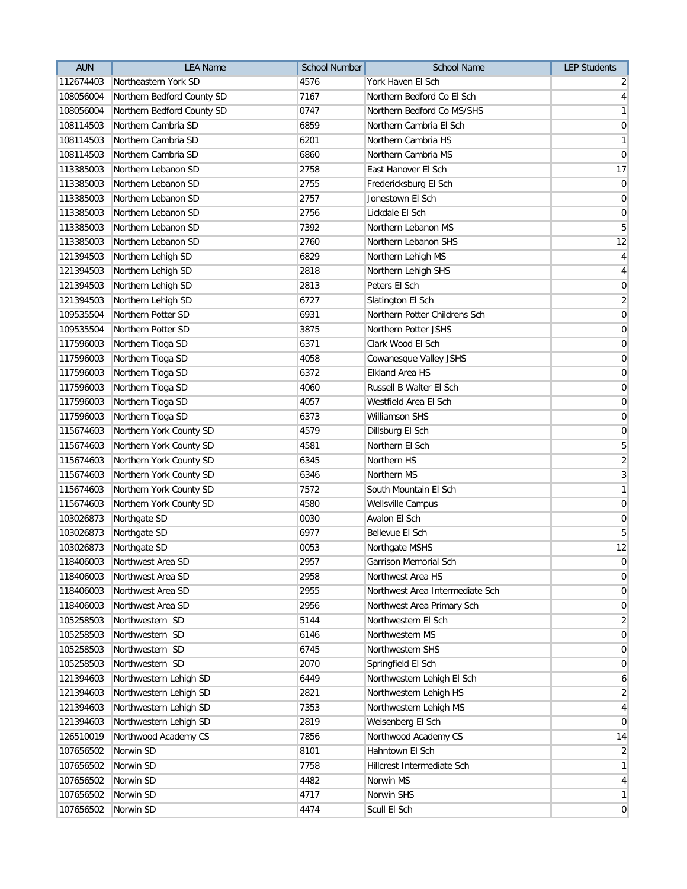| AUN | LEA Name | School Number | School Name | LEP Students |
| --- | --- | --- | --- | --- |
| 112674403 | Northeastern York SD | 4576 | York Haven El Sch | 2 |
| 108056004 | Northern Bedford County SD | 7167 | Northern Bedford Co El Sch | 4 |
| 108056004 | Northern Bedford County SD | 0747 | Northern Bedford Co MS/SHS | 1 |
| 108114503 | Northern Cambria SD | 6859 | Northern Cambria El Sch | 0 |
| 108114503 | Northern Cambria SD | 6201 | Northern Cambria HS | 1 |
| 108114503 | Northern Cambria SD | 6860 | Northern Cambria MS | 0 |
| 113385003 | Northern Lebanon SD | 2758 | East Hanover El Sch | 17 |
| 113385003 | Northern Lebanon SD | 2755 | Fredericksburg El Sch | 0 |
| 113385003 | Northern Lebanon SD | 2757 | Jonestown El Sch | 0 |
| 113385003 | Northern Lebanon SD | 2756 | Lickdale El Sch | 0 |
| 113385003 | Northern Lebanon SD | 7392 | Northern Lebanon MS | 5 |
| 113385003 | Northern Lebanon SD | 2760 | Northern Lebanon SHS | 12 |
| 121394503 | Northern Lehigh SD | 6829 | Northern Lehigh MS | 4 |
| 121394503 | Northern Lehigh SD | 2818 | Northern Lehigh SHS | 4 |
| 121394503 | Northern Lehigh SD | 2813 | Peters El Sch | 0 |
| 121394503 | Northern Lehigh SD | 6727 | Slatington El Sch | 2 |
| 109535504 | Northern Potter SD | 6931 | Northern Potter Childrens Sch | 0 |
| 109535504 | Northern Potter SD | 3875 | Northern Potter JSHS | 0 |
| 117596003 | Northern Tioga SD | 6371 | Clark Wood El Sch | 0 |
| 117596003 | Northern Tioga SD | 4058 | Cowanesque Valley JSHS | 0 |
| 117596003 | Northern Tioga SD | 6372 | Elkland Area HS | 0 |
| 117596003 | Northern Tioga SD | 4060 | Russell B Walter El Sch | 0 |
| 117596003 | Northern Tioga SD | 4057 | Westfield Area El Sch | 0 |
| 117596003 | Northern Tioga SD | 6373 | Williamson SHS | 0 |
| 115674603 | Northern York County SD | 4579 | Dillsburg El Sch | 0 |
| 115674603 | Northern York County SD | 4581 | Northern El Sch | 5 |
| 115674603 | Northern York County SD | 6345 | Northern HS | 2 |
| 115674603 | Northern York County SD | 6346 | Northern MS | 3 |
| 115674603 | Northern York County SD | 7572 | South Mountain El Sch | 1 |
| 115674603 | Northern York County SD | 4580 | Wellsville Campus | 0 |
| 103026873 | Northgate SD | 0030 | Avalon El Sch | 0 |
| 103026873 | Northgate SD | 6977 | Bellevue El Sch | 5 |
| 103026873 | Northgate SD | 0053 | Northgate MSHS | 12 |
| 118406003 | Northwest Area SD | 2957 | Garrison Memorial Sch | 0 |
| 118406003 | Northwest Area SD | 2958 | Northwest Area HS | 0 |
| 118406003 | Northwest Area SD | 2955 | Northwest Area Intermediate Sch | 0 |
| 118406003 | Northwest Area SD | 2956 | Northwest Area Primary Sch | 0 |
| 105258503 | Northwestern SD | 5144 | Northwestern El Sch | 2 |
| 105258503 | Northwestern SD | 6146 | Northwestern MS | 0 |
| 105258503 | Northwestern SD | 6745 | Northwestern SHS | 0 |
| 105258503 | Northwestern SD | 2070 | Springfield El Sch | 0 |
| 121394603 | Northwestern Lehigh SD | 6449 | Northwestern Lehigh El Sch | 6 |
| 121394603 | Northwestern Lehigh SD | 2821 | Northwestern Lehigh HS | 2 |
| 121394603 | Northwestern Lehigh SD | 7353 | Northwestern Lehigh MS | 4 |
| 121394603 | Northwestern Lehigh SD | 2819 | Weisenberg El Sch | 0 |
| 126510019 | Northwood Academy CS | 7856 | Northwood Academy CS | 14 |
| 107656502 | Norwin SD | 8101 | Hahntown El Sch | 2 |
| 107656502 | Norwin SD | 7758 | Hillcrest Intermediate Sch | 1 |
| 107656502 | Norwin SD | 4482 | Norwin MS | 4 |
| 107656502 | Norwin SD | 4717 | Norwin SHS | 1 |
| 107656502 | Norwin SD | 4474 | Scull El Sch | 0 |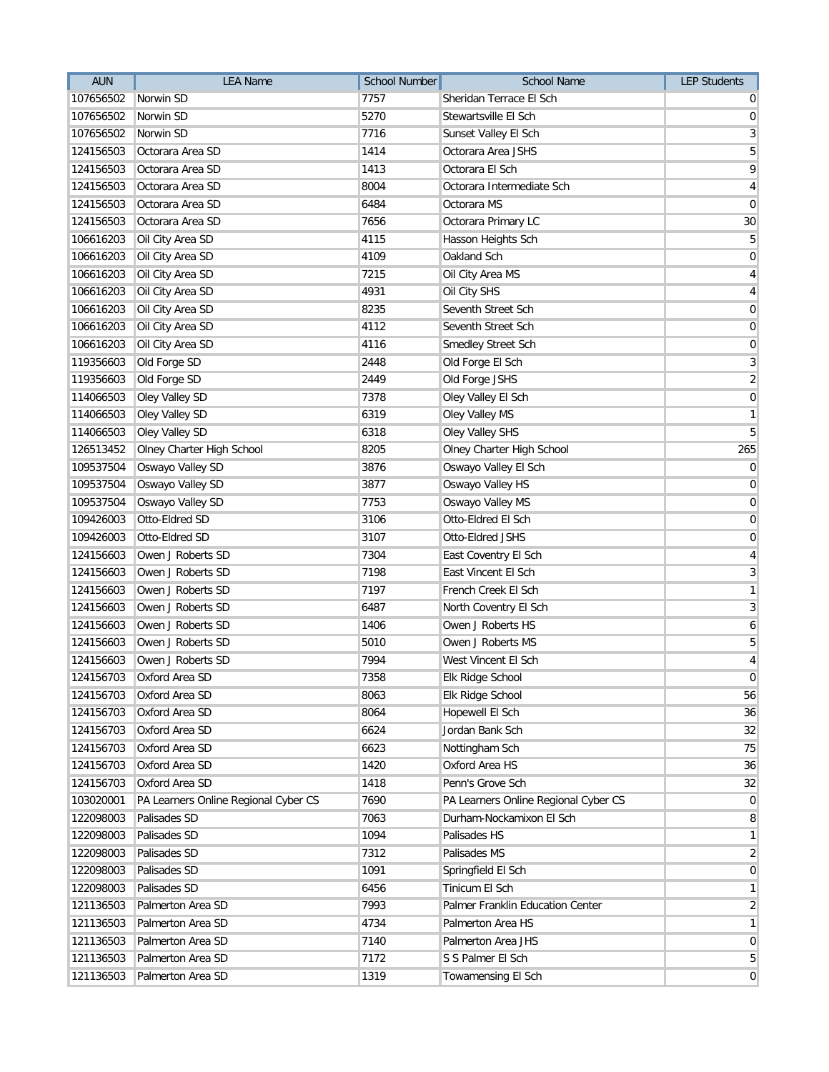| AUN | LEA Name | School Number | School Name | LEP Students |
| --- | --- | --- | --- | --- |
| 107656502 | Norwin SD | 7757 | Sheridan Terrace El Sch | 0 |
| 107656502 | Norwin SD | 5270 | Stewartsville El Sch | 0 |
| 107656502 | Norwin SD | 7716 | Sunset Valley El Sch | 3 |
| 124156503 | Octorara Area SD | 1414 | Octorara Area JSHS | 5 |
| 124156503 | Octorara Area SD | 1413 | Octorara El Sch | 9 |
| 124156503 | Octorara Area SD | 8004 | Octorara Intermediate Sch | 4 |
| 124156503 | Octorara Area SD | 6484 | Octorara MS | 0 |
| 124156503 | Octorara Area SD | 7656 | Octorara Primary LC | 30 |
| 106616203 | Oil City Area SD | 4115 | Hasson Heights Sch | 5 |
| 106616203 | Oil City Area SD | 4109 | Oakland Sch | 0 |
| 106616203 | Oil City Area SD | 7215 | Oil City Area MS | 4 |
| 106616203 | Oil City Area SD | 4931 | Oil City SHS | 4 |
| 106616203 | Oil City Area SD | 8235 | Seventh Street Sch | 0 |
| 106616203 | Oil City Area SD | 4112 | Seventh Street Sch | 0 |
| 106616203 | Oil City Area SD | 4116 | Smedley Street Sch | 0 |
| 119356603 | Old Forge SD | 2448 | Old Forge El Sch | 3 |
| 119356603 | Old Forge SD | 2449 | Old Forge JSHS | 2 |
| 114066503 | Oley Valley SD | 7378 | Oley Valley El Sch | 0 |
| 114066503 | Oley Valley SD | 6319 | Oley Valley MS | 1 |
| 114066503 | Oley Valley SD | 6318 | Oley Valley SHS | 5 |
| 126513452 | Olney Charter High School | 8205 | Olney Charter High School | 265 |
| 109537504 | Oswayo Valley SD | 3876 | Oswayo Valley El Sch | 0 |
| 109537504 | Oswayo Valley SD | 3877 | Oswayo Valley HS | 0 |
| 109537504 | Oswayo Valley SD | 7753 | Oswayo Valley MS | 0 |
| 109426003 | Otto-Eldred SD | 3106 | Otto-Eldred El Sch | 0 |
| 109426003 | Otto-Eldred SD | 3107 | Otto-Eldred JSHS | 0 |
| 124156603 | Owen J Roberts SD | 7304 | East Coventry El Sch | 4 |
| 124156603 | Owen J Roberts SD | 7198 | East Vincent El Sch | 3 |
| 124156603 | Owen J Roberts SD | 7197 | French Creek El Sch | 1 |
| 124156603 | Owen J Roberts SD | 6487 | North Coventry El Sch | 3 |
| 124156603 | Owen J Roberts SD | 1406 | Owen J Roberts HS | 6 |
| 124156603 | Owen J Roberts SD | 5010 | Owen J Roberts MS | 5 |
| 124156603 | Owen J Roberts SD | 7994 | West Vincent El Sch | 4 |
| 124156703 | Oxford Area SD | 7358 | Elk Ridge School | 0 |
| 124156703 | Oxford Area SD | 8063 | Elk Ridge School | 56 |
| 124156703 | Oxford Area SD | 8064 | Hopewell El Sch | 36 |
| 124156703 | Oxford Area SD | 6624 | Jordan Bank Sch | 32 |
| 124156703 | Oxford Area SD | 6623 | Nottingham Sch | 75 |
| 124156703 | Oxford Area SD | 1420 | Oxford Area HS | 36 |
| 124156703 | Oxford Area SD | 1418 | Penn's Grove Sch | 32 |
| 103020001 | PA Learners Online Regional Cyber CS | 7690 | PA Learners Online Regional Cyber CS | 0 |
| 122098003 | Palisades SD | 7063 | Durham-Nockamixon El Sch | 8 |
| 122098003 | Palisades SD | 1094 | Palisades HS | 1 |
| 122098003 | Palisades SD | 7312 | Palisades MS | 2 |
| 122098003 | Palisades SD | 1091 | Springfield El Sch | 0 |
| 122098003 | Palisades SD | 6456 | Tinicum El Sch | 1 |
| 121136503 | Palmerton Area SD | 7993 | Palmer Franklin Education Center | 2 |
| 121136503 | Palmerton Area SD | 4734 | Palmerton Area HS | 1 |
| 121136503 | Palmerton Area SD | 7140 | Palmerton Area JHS | 0 |
| 121136503 | Palmerton Area SD | 7172 | S S Palmer El Sch | 5 |
| 121136503 | Palmerton Area SD | 1319 | Towamensing El Sch | 0 |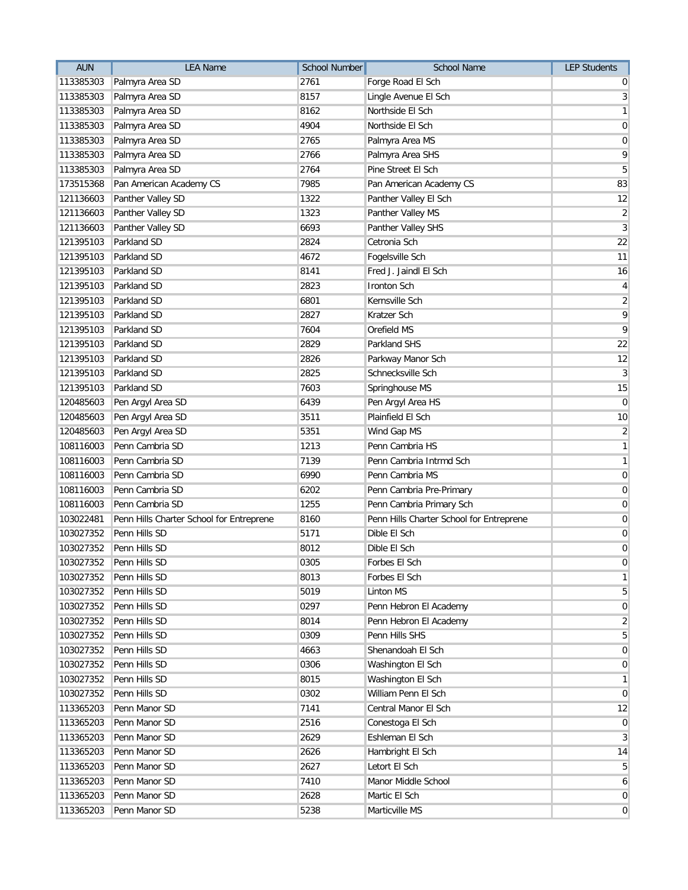| AUN | LEA Name | School Number | School Name | LEP Students |
|---|---|---|---|---|
| 113385303 | Palmyra Area SD | 2761 | Forge Road El Sch | 0 |
| 113385303 | Palmyra Area SD | 8157 | Lingle Avenue El Sch | 3 |
| 113385303 | Palmyra Area SD | 8162 | Northside El Sch | 1 |
| 113385303 | Palmyra Area SD | 4904 | Northside El Sch | 0 |
| 113385303 | Palmyra Area SD | 2765 | Palmyra Area MS | 0 |
| 113385303 | Palmyra Area SD | 2766 | Palmyra Area SHS | 9 |
| 113385303 | Palmyra Area SD | 2764 | Pine Street El Sch | 5 |
| 173515368 | Pan American Academy CS | 7985 | Pan American Academy CS | 83 |
| 121136603 | Panther Valley SD | 1322 | Panther Valley El Sch | 12 |
| 121136603 | Panther Valley SD | 1323 | Panther Valley MS | 2 |
| 121136603 | Panther Valley SD | 6693 | Panther Valley SHS | 3 |
| 121395103 | Parkland SD | 2824 | Cetronia Sch | 22 |
| 121395103 | Parkland SD | 4672 | Fogelsville Sch | 11 |
| 121395103 | Parkland SD | 8141 | Fred J. Jaindl El Sch | 16 |
| 121395103 | Parkland SD | 2823 | Ironton Sch | 4 |
| 121395103 | Parkland SD | 6801 | Kernsville Sch | 2 |
| 121395103 | Parkland SD | 2827 | Kratzer Sch | 9 |
| 121395103 | Parkland SD | 7604 | Orefield MS | 9 |
| 121395103 | Parkland SD | 2829 | Parkland SHS | 22 |
| 121395103 | Parkland SD | 2826 | Parkway Manor Sch | 12 |
| 121395103 | Parkland SD | 2825 | Schnecksville Sch | 3 |
| 121395103 | Parkland SD | 7603 | Springhouse MS | 15 |
| 120485603 | Pen Argyl Area SD | 6439 | Pen Argyl Area HS | 0 |
| 120485603 | Pen Argyl Area SD | 3511 | Plainfield El Sch | 10 |
| 120485603 | Pen Argyl Area SD | 5351 | Wind Gap MS | 2 |
| 108116003 | Penn Cambria SD | 1213 | Penn Cambria HS | 1 |
| 108116003 | Penn Cambria SD | 7139 | Penn Cambria Intrmd Sch | 1 |
| 108116003 | Penn Cambria SD | 6990 | Penn Cambria MS | 0 |
| 108116003 | Penn Cambria SD | 6202 | Penn Cambria Pre-Primary | 0 |
| 108116003 | Penn Cambria SD | 1255 | Penn Cambria Primary Sch | 0 |
| 103022481 | Penn Hills Charter School for Entreprene | 8160 | Penn Hills Charter School for Entreprene | 0 |
| 103027352 | Penn Hills SD | 5171 | Dible El Sch | 0 |
| 103027352 | Penn Hills SD | 8012 | Dible El Sch | 0 |
| 103027352 | Penn Hills SD | 0305 | Forbes El Sch | 0 |
| 103027352 | Penn Hills SD | 8013 | Forbes El Sch | 1 |
| 103027352 | Penn Hills SD | 5019 | Linton MS | 5 |
| 103027352 | Penn Hills SD | 0297 | Penn Hebron El Academy | 0 |
| 103027352 | Penn Hills SD | 8014 | Penn Hebron El Academy | 2 |
| 103027352 | Penn Hills SD | 0309 | Penn Hills SHS | 5 |
| 103027352 | Penn Hills SD | 4663 | Shenandoah El Sch | 0 |
| 103027352 | Penn Hills SD | 0306 | Washington El Sch | 0 |
| 103027352 | Penn Hills SD | 8015 | Washington El Sch | 1 |
| 103027352 | Penn Hills SD | 0302 | William Penn El Sch | 0 |
| 113365203 | Penn Manor SD | 7141 | Central Manor El Sch | 12 |
| 113365203 | Penn Manor SD | 2516 | Conestoga El Sch | 0 |
| 113365203 | Penn Manor SD | 2629 | Eshleman El Sch | 3 |
| 113365203 | Penn Manor SD | 2626 | Hambright El Sch | 14 |
| 113365203 | Penn Manor SD | 2627 | Letort El Sch | 5 |
| 113365203 | Penn Manor SD | 7410 | Manor Middle School | 6 |
| 113365203 | Penn Manor SD | 2628 | Martic El Sch | 0 |
| 113365203 | Penn Manor SD | 5238 | Marticville MS | 0 |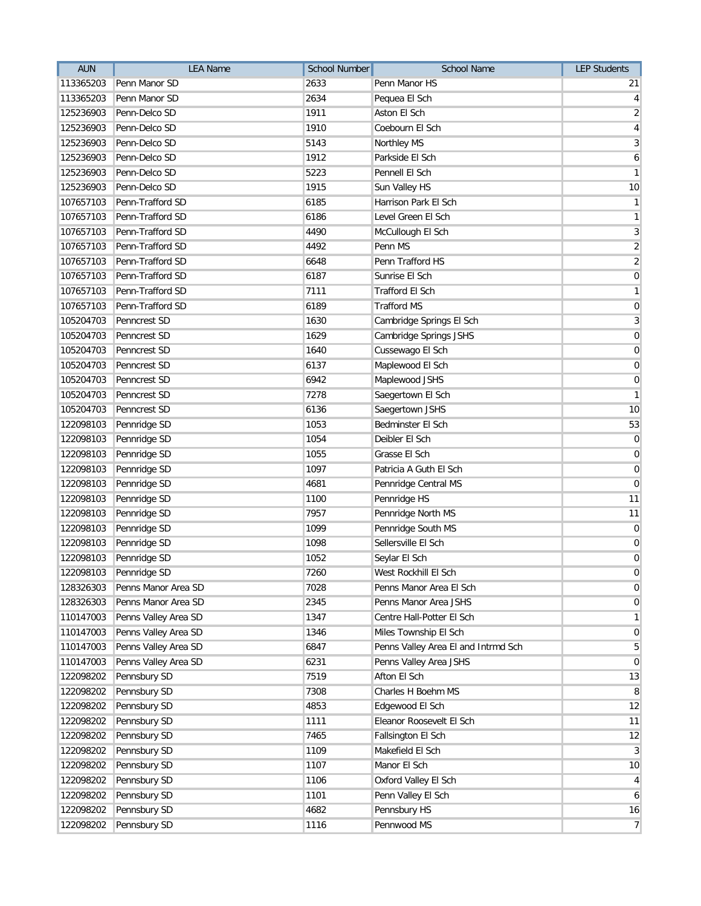| AUN | LEA Name | School Number | School Name | LEP Students |
|---|---|---|---|---|
| 113365203 | Penn Manor SD | 2633 | Penn Manor HS | 21 |
| 113365203 | Penn Manor SD | 2634 | Pequea El Sch | 4 |
| 125236903 | Penn-Delco SD | 1911 | Aston El Sch | 2 |
| 125236903 | Penn-Delco SD | 1910 | Coebourn El Sch | 4 |
| 125236903 | Penn-Delco SD | 5143 | Northley MS | 3 |
| 125236903 | Penn-Delco SD | 1912 | Parkside El Sch | 6 |
| 125236903 | Penn-Delco SD | 5223 | Pennell El Sch | 1 |
| 125236903 | Penn-Delco SD | 1915 | Sun Valley HS | 10 |
| 107657103 | Penn-Trafford SD | 6185 | Harrison Park El Sch | 1 |
| 107657103 | Penn-Trafford SD | 6186 | Level Green El Sch | 1 |
| 107657103 | Penn-Trafford SD | 4490 | McCullough El Sch | 3 |
| 107657103 | Penn-Trafford SD | 4492 | Penn MS | 2 |
| 107657103 | Penn-Trafford SD | 6648 | Penn Trafford HS | 2 |
| 107657103 | Penn-Trafford SD | 6187 | Sunrise El Sch | 0 |
| 107657103 | Penn-Trafford SD | 7111 | Trafford El Sch | 1 |
| 107657103 | Penn-Trafford SD | 6189 | Trafford MS | 0 |
| 105204703 | Penncrest SD | 1630 | Cambridge Springs El Sch | 3 |
| 105204703 | Penncrest SD | 1629 | Cambridge Springs JSHS | 0 |
| 105204703 | Penncrest SD | 1640 | Cussewago El Sch | 0 |
| 105204703 | Penncrest SD | 6137 | Maplewood El Sch | 0 |
| 105204703 | Penncrest SD | 6942 | Maplewood JSHS | 0 |
| 105204703 | Penncrest SD | 7278 | Saegertown El Sch | 1 |
| 105204703 | Penncrest SD | 6136 | Saegertown JSHS | 10 |
| 122098103 | Pennridge SD | 1053 | Bedminster El Sch | 53 |
| 122098103 | Pennridge SD | 1054 | Deibler El Sch | 0 |
| 122098103 | Pennridge SD | 1055 | Grasse El Sch | 0 |
| 122098103 | Pennridge SD | 1097 | Patricia A Guth El Sch | 0 |
| 122098103 | Pennridge SD | 4681 | Pennridge Central MS | 0 |
| 122098103 | Pennridge SD | 1100 | Pennridge HS | 11 |
| 122098103 | Pennridge SD | 7957 | Pennridge North MS | 11 |
| 122098103 | Pennridge SD | 1099 | Pennridge South MS | 0 |
| 122098103 | Pennridge SD | 1098 | Sellersville El Sch | 0 |
| 122098103 | Pennridge SD | 1052 | Seylar El Sch | 0 |
| 122098103 | Pennridge SD | 7260 | West Rockhill El Sch | 0 |
| 128326303 | Penns Manor Area SD | 7028 | Penns Manor Area El Sch | 0 |
| 128326303 | Penns Manor Area SD | 2345 | Penns Manor Area JSHS | 0 |
| 110147003 | Penns Valley Area SD | 1347 | Centre Hall-Potter El Sch | 1 |
| 110147003 | Penns Valley Area SD | 1346 | Miles Township El Sch | 0 |
| 110147003 | Penns Valley Area SD | 6847 | Penns Valley Area El and Intrmd Sch | 5 |
| 110147003 | Penns Valley Area SD | 6231 | Penns Valley Area JSHS | 0 |
| 122098202 | Pennsbury SD | 7519 | Afton El Sch | 13 |
| 122098202 | Pennsbury SD | 7308 | Charles H Boehm MS | 8 |
| 122098202 | Pennsbury SD | 4853 | Edgewood El Sch | 12 |
| 122098202 | Pennsbury SD | 1111 | Eleanor Roosevelt El Sch | 11 |
| 122098202 | Pennsbury SD | 7465 | Fallsington El Sch | 12 |
| 122098202 | Pennsbury SD | 1109 | Makefield El Sch | 3 |
| 122098202 | Pennsbury SD | 1107 | Manor El Sch | 10 |
| 122098202 | Pennsbury SD | 1106 | Oxford Valley El Sch | 4 |
| 122098202 | Pennsbury SD | 1101 | Penn Valley El Sch | 6 |
| 122098202 | Pennsbury SD | 4682 | Pennsbury HS | 16 |
| 122098202 | Pennsbury SD | 1116 | Pennwood MS | 7 |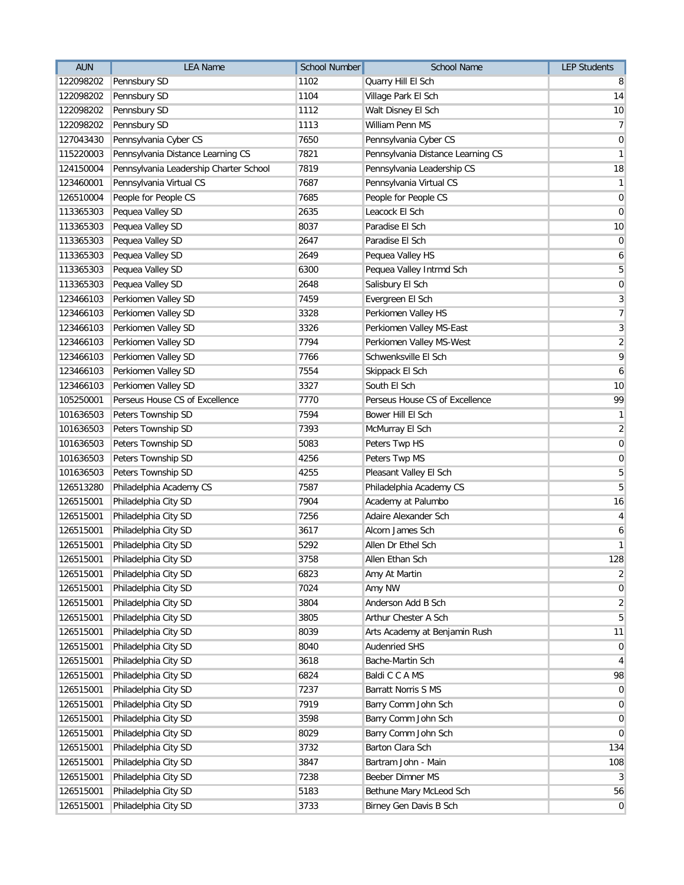| AUN | LEA Name | School Number | School Name | LEP Students |
|---|---|---|---|---|
| 122098202 | Pennsbury SD | 1102 | Quarry Hill El Sch | 8 |
| 122098202 | Pennsbury SD | 1104 | Village Park El Sch | 14 |
| 122098202 | Pennsbury SD | 1112 | Walt Disney El Sch | 10 |
| 122098202 | Pennsbury SD | 1113 | William Penn MS | 7 |
| 127043430 | Pennsylvania Cyber CS | 7650 | Pennsylvania Cyber CS | 0 |
| 115220003 | Pennsylvania Distance Learning CS | 7821 | Pennsylvania Distance Learning CS | 1 |
| 124150004 | Pennsylvania Leadership Charter School | 7819 | Pennsylvania Leadership CS | 18 |
| 123460001 | Pennsylvania Virtual CS | 7687 | Pennsylvania Virtual CS | 1 |
| 126510004 | People for People CS | 7685 | People for People CS | 0 |
| 113365303 | Pequea Valley SD | 2635 | Leacock El Sch | 0 |
| 113365303 | Pequea Valley SD | 8037 | Paradise El Sch | 10 |
| 113365303 | Pequea Valley SD | 2647 | Paradise El Sch | 0 |
| 113365303 | Pequea Valley SD | 2649 | Pequea Valley HS | 6 |
| 113365303 | Pequea Valley SD | 6300 | Pequea Valley Intrmd Sch | 5 |
| 113365303 | Pequea Valley SD | 2648 | Salisbury El Sch | 0 |
| 123466103 | Perkiomen Valley SD | 7459 | Evergreen El Sch | 3 |
| 123466103 | Perkiomen Valley SD | 3328 | Perkiomen Valley HS | 7 |
| 123466103 | Perkiomen Valley SD | 3326 | Perkiomen Valley MS-East | 3 |
| 123466103 | Perkiomen Valley SD | 7794 | Perkiomen Valley MS-West | 2 |
| 123466103 | Perkiomen Valley SD | 7766 | Schwenksville El Sch | 9 |
| 123466103 | Perkiomen Valley SD | 7554 | Skippack El Sch | 6 |
| 123466103 | Perkiomen Valley SD | 3327 | South El Sch | 10 |
| 105250001 | Perseus House CS of Excellence | 7770 | Perseus House CS of Excellence | 99 |
| 101636503 | Peters Township SD | 7594 | Bower Hill El Sch | 1 |
| 101636503 | Peters Township SD | 7393 | McMurray El Sch | 2 |
| 101636503 | Peters Township SD | 5083 | Peters Twp HS | 0 |
| 101636503 | Peters Township SD | 4256 | Peters Twp MS | 0 |
| 101636503 | Peters Township SD | 4255 | Pleasant Valley El Sch | 5 |
| 126513280 | Philadelphia Academy CS | 7587 | Philadelphia Academy CS | 5 |
| 126515001 | Philadelphia City SD | 7904 | Academy at Palumbo | 16 |
| 126515001 | Philadelphia City SD | 7256 | Adaire Alexander Sch | 4 |
| 126515001 | Philadelphia City SD | 3617 | Alcorn James Sch | 6 |
| 126515001 | Philadelphia City SD | 5292 | Allen Dr Ethel Sch | 1 |
| 126515001 | Philadelphia City SD | 3758 | Allen Ethan Sch | 128 |
| 126515001 | Philadelphia City SD | 6823 | Amy At Martin | 2 |
| 126515001 | Philadelphia City SD | 7024 | Amy NW | 0 |
| 126515001 | Philadelphia City SD | 3804 | Anderson Add B Sch | 2 |
| 126515001 | Philadelphia City SD | 3805 | Arthur Chester A Sch | 5 |
| 126515001 | Philadelphia City SD | 8039 | Arts Academy at Benjamin Rush | 11 |
| 126515001 | Philadelphia City SD | 8040 | Audenried SHS | 0 |
| 126515001 | Philadelphia City SD | 3618 | Bache-Martin Sch | 4 |
| 126515001 | Philadelphia City SD | 6824 | Baldi C C A MS | 98 |
| 126515001 | Philadelphia City SD | 7237 | Barratt Norris S MS | 0 |
| 126515001 | Philadelphia City SD | 7919 | Barry Comm John Sch | 0 |
| 126515001 | Philadelphia City SD | 3598 | Barry Comm John Sch | 0 |
| 126515001 | Philadelphia City SD | 8029 | Barry Comm John Sch | 0 |
| 126515001 | Philadelphia City SD | 3732 | Barton Clara Sch | 134 |
| 126515001 | Philadelphia City SD | 3847 | Bartram John - Main | 108 |
| 126515001 | Philadelphia City SD | 7238 | Beeber Dimner MS | 3 |
| 126515001 | Philadelphia City SD | 5183 | Bethune Mary McLeod Sch | 56 |
| 126515001 | Philadelphia City SD | 3733 | Birney Gen Davis B Sch | 0 |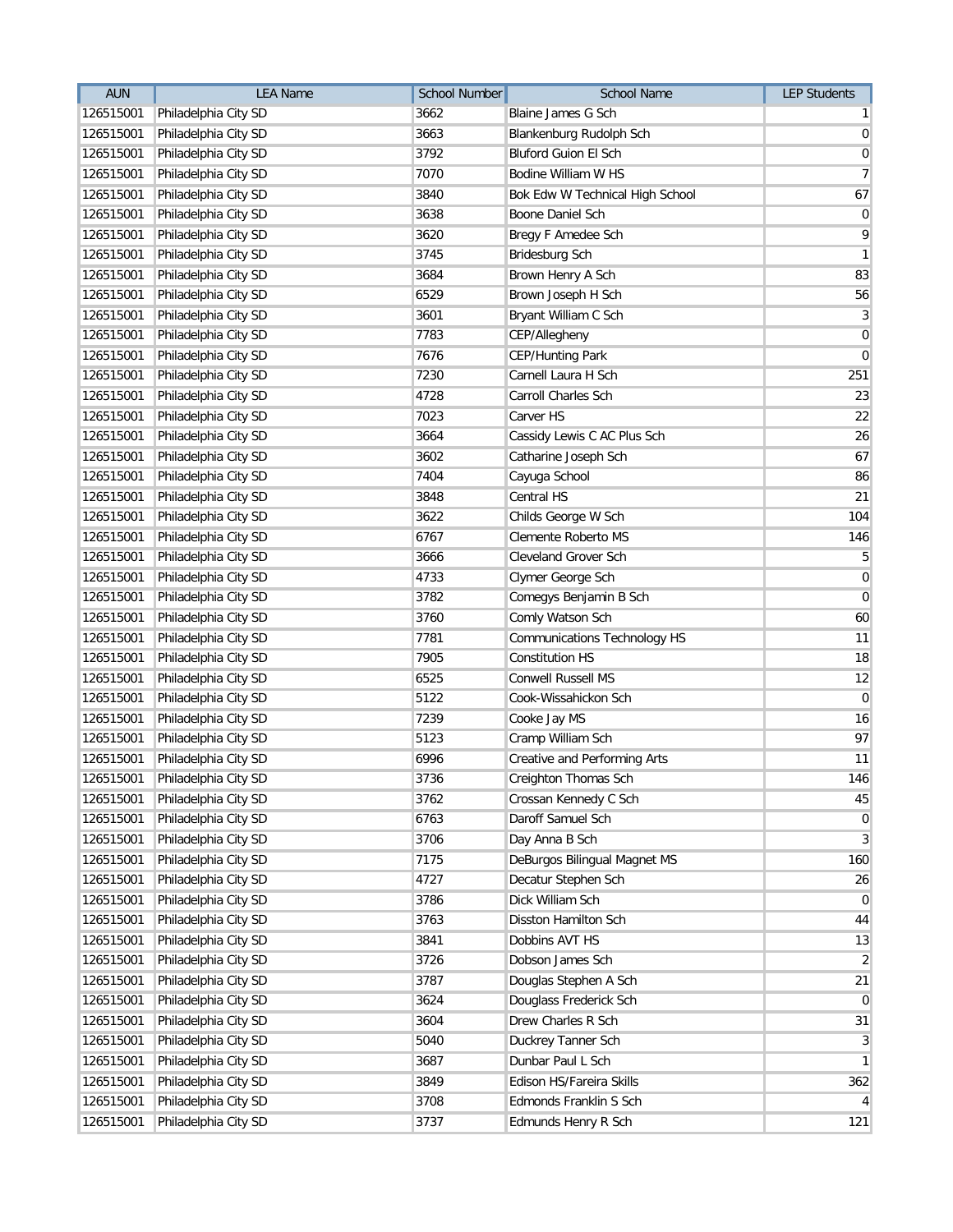| AUN | LEA Name | School Number | School Name | LEP Students |
|---|---|---|---|---|
| 126515001 | Philadelphia City SD | 3662 | Blaine James G Sch | 1 |
| 126515001 | Philadelphia City SD | 3663 | Blankenburg Rudolph Sch | 0 |
| 126515001 | Philadelphia City SD | 3792 | Bluford Guion El Sch | 0 |
| 126515001 | Philadelphia City SD | 7070 | Bodine William W HS | 7 |
| 126515001 | Philadelphia City SD | 3840 | Bok Edw W Technical High School | 67 |
| 126515001 | Philadelphia City SD | 3638 | Boone Daniel Sch | 0 |
| 126515001 | Philadelphia City SD | 3620 | Bregy F Amedee Sch | 9 |
| 126515001 | Philadelphia City SD | 3745 | Bridesburg Sch | 1 |
| 126515001 | Philadelphia City SD | 3684 | Brown Henry A Sch | 83 |
| 126515001 | Philadelphia City SD | 6529 | Brown Joseph H Sch | 56 |
| 126515001 | Philadelphia City SD | 3601 | Bryant William C Sch | 3 |
| 126515001 | Philadelphia City SD | 7783 | CEP/Allegheny | 0 |
| 126515001 | Philadelphia City SD | 7676 | CEP/Hunting Park | 0 |
| 126515001 | Philadelphia City SD | 7230 | Carnell Laura H Sch | 251 |
| 126515001 | Philadelphia City SD | 4728 | Carroll Charles Sch | 23 |
| 126515001 | Philadelphia City SD | 7023 | Carver HS | 22 |
| 126515001 | Philadelphia City SD | 3664 | Cassidy Lewis C AC Plus Sch | 26 |
| 126515001 | Philadelphia City SD | 3602 | Catharine Joseph Sch | 67 |
| 126515001 | Philadelphia City SD | 7404 | Cayuga School | 86 |
| 126515001 | Philadelphia City SD | 3848 | Central HS | 21 |
| 126515001 | Philadelphia City SD | 3622 | Childs George W Sch | 104 |
| 126515001 | Philadelphia City SD | 6767 | Clemente Roberto MS | 146 |
| 126515001 | Philadelphia City SD | 3666 | Cleveland Grover Sch | 5 |
| 126515001 | Philadelphia City SD | 4733 | Clymer George Sch | 0 |
| 126515001 | Philadelphia City SD | 3782 | Comegys Benjamin B Sch | 0 |
| 126515001 | Philadelphia City SD | 3760 | Comly Watson Sch | 60 |
| 126515001 | Philadelphia City SD | 7781 | Communications Technology HS | 11 |
| 126515001 | Philadelphia City SD | 7905 | Constitution HS | 18 |
| 126515001 | Philadelphia City SD | 6525 | Conwell Russell MS | 12 |
| 126515001 | Philadelphia City SD | 5122 | Cook-Wissahickon Sch | 0 |
| 126515001 | Philadelphia City SD | 7239 | Cooke Jay MS | 16 |
| 126515001 | Philadelphia City SD | 5123 | Cramp William Sch | 97 |
| 126515001 | Philadelphia City SD | 6996 | Creative and Performing Arts | 11 |
| 126515001 | Philadelphia City SD | 3736 | Creighton Thomas Sch | 146 |
| 126515001 | Philadelphia City SD | 3762 | Crossan Kennedy C Sch | 45 |
| 126515001 | Philadelphia City SD | 6763 | Daroff Samuel Sch | 0 |
| 126515001 | Philadelphia City SD | 3706 | Day Anna B Sch | 3 |
| 126515001 | Philadelphia City SD | 7175 | DeBurgos Bilingual Magnet MS | 160 |
| 126515001 | Philadelphia City SD | 4727 | Decatur Stephen Sch | 26 |
| 126515001 | Philadelphia City SD | 3786 | Dick William Sch | 0 |
| 126515001 | Philadelphia City SD | 3763 | Disston Hamilton Sch | 44 |
| 126515001 | Philadelphia City SD | 3841 | Dobbins AVT HS | 13 |
| 126515001 | Philadelphia City SD | 3726 | Dobson James Sch | 2 |
| 126515001 | Philadelphia City SD | 3787 | Douglas Stephen A Sch | 21 |
| 126515001 | Philadelphia City SD | 3624 | Douglass Frederick Sch | 0 |
| 126515001 | Philadelphia City SD | 3604 | Drew Charles R Sch | 31 |
| 126515001 | Philadelphia City SD | 5040 | Duckrey Tanner Sch | 3 |
| 126515001 | Philadelphia City SD | 3687 | Dunbar Paul L Sch | 1 |
| 126515001 | Philadelphia City SD | 3849 | Edison HS/Fareira Skills | 362 |
| 126515001 | Philadelphia City SD | 3708 | Edmonds Franklin S Sch | 4 |
| 126515001 | Philadelphia City SD | 3737 | Edmunds Henry R Sch | 121 |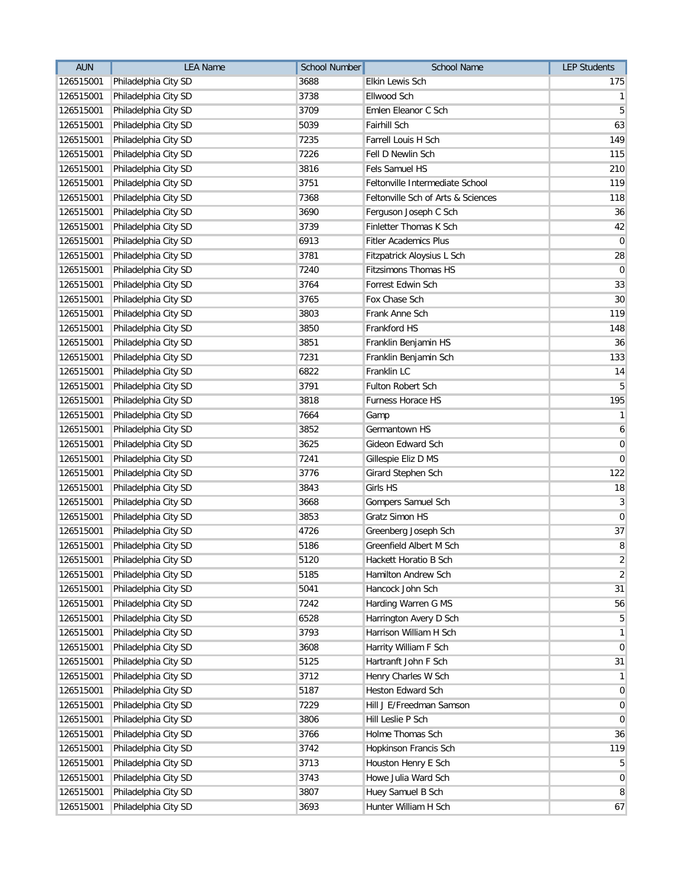| AUN | LEA Name | School Number | School Name | LEP Students |
| --- | --- | --- | --- | --- |
| 126515001 | Philadelphia City SD | 3688 | Elkin Lewis Sch | 175 |
| 126515001 | Philadelphia City SD | 3738 | Ellwood Sch | 1 |
| 126515001 | Philadelphia City SD | 3709 | Emlen Eleanor C Sch | 5 |
| 126515001 | Philadelphia City SD | 5039 | Fairhill Sch | 63 |
| 126515001 | Philadelphia City SD | 7235 | Farrell Louis H Sch | 149 |
| 126515001 | Philadelphia City SD | 7226 | Fell D Newlin Sch | 115 |
| 126515001 | Philadelphia City SD | 3816 | Fels Samuel HS | 210 |
| 126515001 | Philadelphia City SD | 3751 | Feltonville Intermediate School | 119 |
| 126515001 | Philadelphia City SD | 7368 | Feltonville Sch of Arts & Sciences | 118 |
| 126515001 | Philadelphia City SD | 3690 | Ferguson Joseph C Sch | 36 |
| 126515001 | Philadelphia City SD | 3739 | Finletter Thomas K Sch | 42 |
| 126515001 | Philadelphia City SD | 6913 | Fitler Academics Plus | 0 |
| 126515001 | Philadelphia City SD | 3781 | Fitzpatrick Aloysius L Sch | 28 |
| 126515001 | Philadelphia City SD | 7240 | Fitzsimons Thomas HS | 0 |
| 126515001 | Philadelphia City SD | 3764 | Forrest Edwin Sch | 33 |
| 126515001 | Philadelphia City SD | 3765 | Fox Chase Sch | 30 |
| 126515001 | Philadelphia City SD | 3803 | Frank Anne Sch | 119 |
| 126515001 | Philadelphia City SD | 3850 | Frankford HS | 148 |
| 126515001 | Philadelphia City SD | 3851 | Franklin Benjamin HS | 36 |
| 126515001 | Philadelphia City SD | 7231 | Franklin Benjamin Sch | 133 |
| 126515001 | Philadelphia City SD | 6822 | Franklin LC | 14 |
| 126515001 | Philadelphia City SD | 3791 | Fulton Robert Sch | 5 |
| 126515001 | Philadelphia City SD | 3818 | Furness Horace HS | 195 |
| 126515001 | Philadelphia City SD | 7664 | Gamp | 1 |
| 126515001 | Philadelphia City SD | 3852 | Germantown HS | 6 |
| 126515001 | Philadelphia City SD | 3625 | Gideon Edward Sch | 0 |
| 126515001 | Philadelphia City SD | 7241 | Gillespie Eliz D MS | 0 |
| 126515001 | Philadelphia City SD | 3776 | Girard Stephen Sch | 122 |
| 126515001 | Philadelphia City SD | 3843 | Girls HS | 18 |
| 126515001 | Philadelphia City SD | 3668 | Gompers Samuel Sch | 3 |
| 126515001 | Philadelphia City SD | 3853 | Gratz Simon HS | 0 |
| 126515001 | Philadelphia City SD | 4726 | Greenberg Joseph Sch | 37 |
| 126515001 | Philadelphia City SD | 5186 | Greenfield Albert M Sch | 8 |
| 126515001 | Philadelphia City SD | 5120 | Hackett Horatio B Sch | 2 |
| 126515001 | Philadelphia City SD | 5185 | Hamilton Andrew Sch | 2 |
| 126515001 | Philadelphia City SD | 5041 | Hancock John Sch | 31 |
| 126515001 | Philadelphia City SD | 7242 | Harding Warren G MS | 56 |
| 126515001 | Philadelphia City SD | 6528 | Harrington Avery D Sch | 5 |
| 126515001 | Philadelphia City SD | 3793 | Harrison William H Sch | 1 |
| 126515001 | Philadelphia City SD | 3608 | Harrity William F Sch | 0 |
| 126515001 | Philadelphia City SD | 5125 | Hartranft John F Sch | 31 |
| 126515001 | Philadelphia City SD | 3712 | Henry Charles W Sch | 1 |
| 126515001 | Philadelphia City SD | 5187 | Heston Edward Sch | 0 |
| 126515001 | Philadelphia City SD | 7229 | Hill J E/Freedman Samson | 0 |
| 126515001 | Philadelphia City SD | 3806 | Hill Leslie P Sch | 0 |
| 126515001 | Philadelphia City SD | 3766 | Holme Thomas Sch | 36 |
| 126515001 | Philadelphia City SD | 3742 | Hopkinson Francis Sch | 119 |
| 126515001 | Philadelphia City SD | 3713 | Houston Henry E Sch | 5 |
| 126515001 | Philadelphia City SD | 3743 | Howe Julia Ward Sch | 0 |
| 126515001 | Philadelphia City SD | 3807 | Huey Samuel B Sch | 8 |
| 126515001 | Philadelphia City SD | 3693 | Hunter William H Sch | 67 |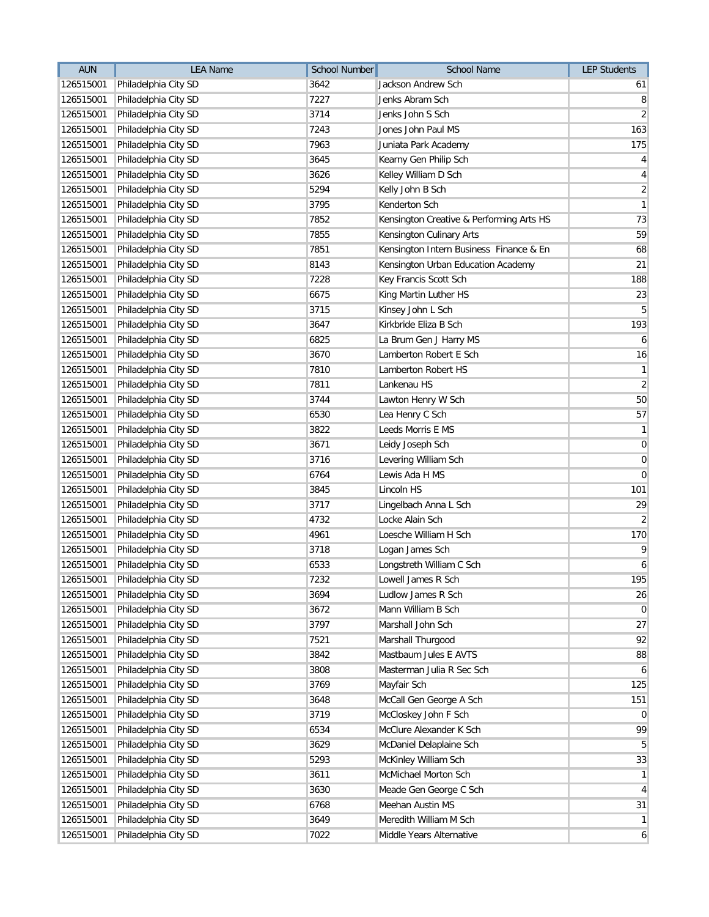| AUN | LEA Name | School Number | School Name | LEP Students |
|---|---|---|---|---|
| 126515001 | Philadelphia City SD | 3642 | Jackson Andrew Sch | 61 |
| 126515001 | Philadelphia City SD | 7227 | Jenks Abram Sch | 8 |
| 126515001 | Philadelphia City SD | 3714 | Jenks John S Sch | 2 |
| 126515001 | Philadelphia City SD | 7243 | Jones John Paul MS | 163 |
| 126515001 | Philadelphia City SD | 7963 | Juniata Park Academy | 175 |
| 126515001 | Philadelphia City SD | 3645 | Kearny Gen Philip Sch | 4 |
| 126515001 | Philadelphia City SD | 3626 | Kelley William D Sch | 4 |
| 126515001 | Philadelphia City SD | 5294 | Kelly John B Sch | 2 |
| 126515001 | Philadelphia City SD | 3795 | Kenderton Sch | 1 |
| 126515001 | Philadelphia City SD | 7852 | Kensington Creative & Performing Arts HS | 73 |
| 126515001 | Philadelphia City SD | 7855 | Kensington Culinary Arts | 59 |
| 126515001 | Philadelphia City SD | 7851 | Kensington Intern Business  Finance & En | 68 |
| 126515001 | Philadelphia City SD | 8143 | Kensington Urban Education Academy | 21 |
| 126515001 | Philadelphia City SD | 7228 | Key Francis Scott Sch | 188 |
| 126515001 | Philadelphia City SD | 6675 | King Martin Luther HS | 23 |
| 126515001 | Philadelphia City SD | 3715 | Kinsey John L Sch | 5 |
| 126515001 | Philadelphia City SD | 3647 | Kirkbride Eliza B Sch | 193 |
| 126515001 | Philadelphia City SD | 6825 | La Brum Gen J Harry MS | 6 |
| 126515001 | Philadelphia City SD | 3670 | Lamberton Robert E Sch | 16 |
| 126515001 | Philadelphia City SD | 7810 | Lamberton Robert HS | 1 |
| 126515001 | Philadelphia City SD | 7811 | Lankenau HS | 2 |
| 126515001 | Philadelphia City SD | 3744 | Lawton Henry W Sch | 50 |
| 126515001 | Philadelphia City SD | 6530 | Lea Henry C Sch | 57 |
| 126515001 | Philadelphia City SD | 3822 | Leeds Morris E MS | 1 |
| 126515001 | Philadelphia City SD | 3671 | Leidy Joseph Sch | 0 |
| 126515001 | Philadelphia City SD | 3716 | Levering William Sch | 0 |
| 126515001 | Philadelphia City SD | 6764 | Lewis Ada H MS | 0 |
| 126515001 | Philadelphia City SD | 3845 | Lincoln HS | 101 |
| 126515001 | Philadelphia City SD | 3717 | Lingelbach Anna L Sch | 29 |
| 126515001 | Philadelphia City SD | 4732 | Locke Alain Sch | 2 |
| 126515001 | Philadelphia City SD | 4961 | Loesche William H Sch | 170 |
| 126515001 | Philadelphia City SD | 3718 | Logan James Sch | 9 |
| 126515001 | Philadelphia City SD | 6533 | Longstreth William C Sch | 6 |
| 126515001 | Philadelphia City SD | 7232 | Lowell James R Sch | 195 |
| 126515001 | Philadelphia City SD | 3694 | Ludlow James R Sch | 26 |
| 126515001 | Philadelphia City SD | 3672 | Mann William B Sch | 0 |
| 126515001 | Philadelphia City SD | 3797 | Marshall John Sch | 27 |
| 126515001 | Philadelphia City SD | 7521 | Marshall Thurgood | 92 |
| 126515001 | Philadelphia City SD | 3842 | Mastbaum Jules E AVTS | 88 |
| 126515001 | Philadelphia City SD | 3808 | Masterman Julia R Sec Sch | 6 |
| 126515001 | Philadelphia City SD | 3769 | Mayfair Sch | 125 |
| 126515001 | Philadelphia City SD | 3648 | McCall Gen George A Sch | 151 |
| 126515001 | Philadelphia City SD | 3719 | McCloskey John F Sch | 0 |
| 126515001 | Philadelphia City SD | 6534 | McClure Alexander K Sch | 99 |
| 126515001 | Philadelphia City SD | 3629 | McDaniel Delaplaine Sch | 5 |
| 126515001 | Philadelphia City SD | 5293 | McKinley William Sch | 33 |
| 126515001 | Philadelphia City SD | 3611 | McMichael Morton Sch | 1 |
| 126515001 | Philadelphia City SD | 3630 | Meade Gen George C Sch | 4 |
| 126515001 | Philadelphia City SD | 6768 | Meehan Austin MS | 31 |
| 126515001 | Philadelphia City SD | 3649 | Meredith William M Sch | 1 |
| 126515001 | Philadelphia City SD | 7022 | Middle Years Alternative | 6 |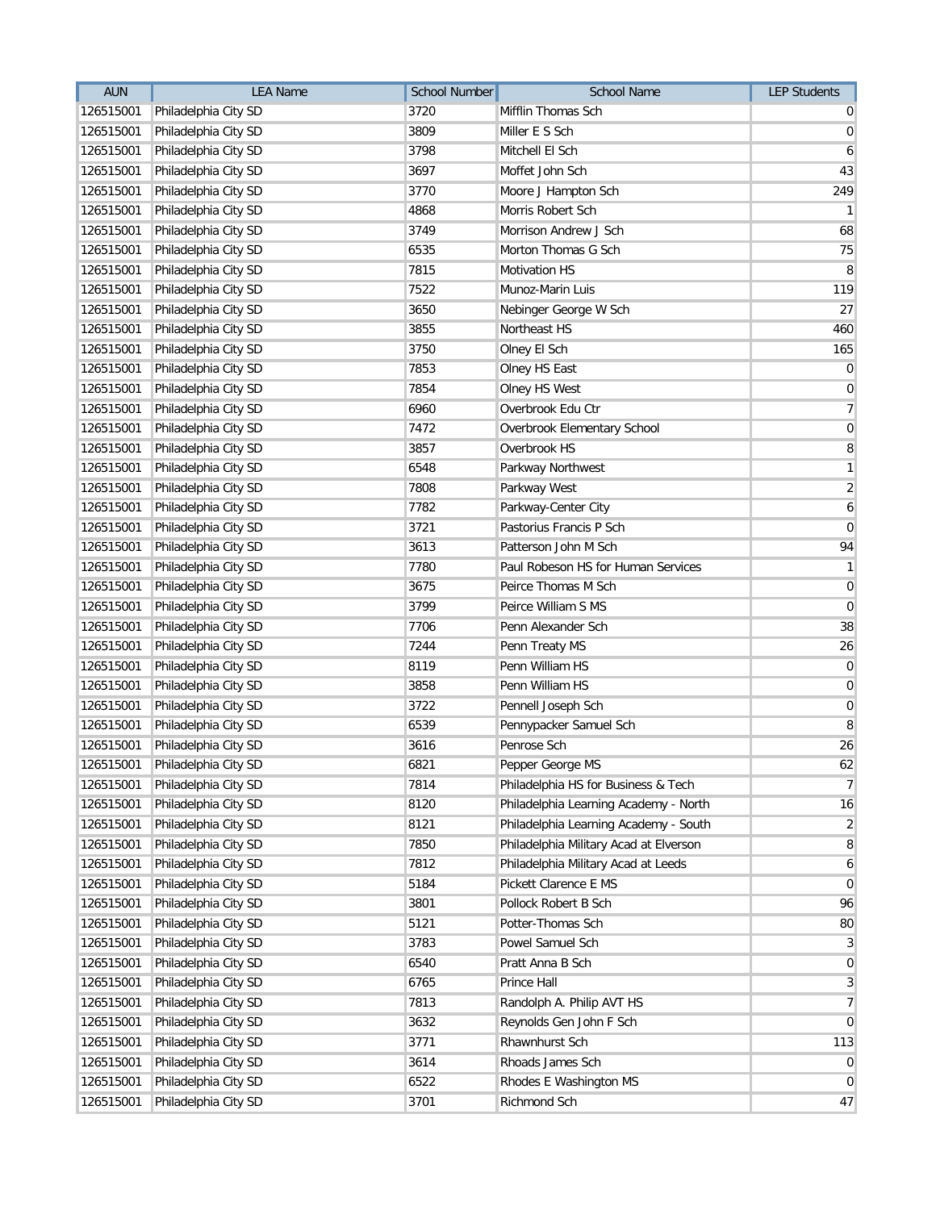| AUN | LEA Name | School Number | School Name | LEP Students |
|---|---|---|---|---|
| 126515001 | Philadelphia City SD | 3720 | Mifflin Thomas Sch | 0 |
| 126515001 | Philadelphia City SD | 3809 | Miller E S Sch | 0 |
| 126515001 | Philadelphia City SD | 3798 | Mitchell El Sch | 6 |
| 126515001 | Philadelphia City SD | 3697 | Moffet John Sch | 43 |
| 126515001 | Philadelphia City SD | 3770 | Moore J Hampton Sch | 249 |
| 126515001 | Philadelphia City SD | 4868 | Morris Robert Sch | 1 |
| 126515001 | Philadelphia City SD | 3749 | Morrison Andrew J Sch | 68 |
| 126515001 | Philadelphia City SD | 6535 | Morton Thomas G Sch | 75 |
| 126515001 | Philadelphia City SD | 7815 | Motivation HS | 8 |
| 126515001 | Philadelphia City SD | 7522 | Munoz-Marin Luis | 119 |
| 126515001 | Philadelphia City SD | 3650 | Nebinger George W Sch | 27 |
| 126515001 | Philadelphia City SD | 3855 | Northeast HS | 460 |
| 126515001 | Philadelphia City SD | 3750 | Olney El Sch | 165 |
| 126515001 | Philadelphia City SD | 7853 | Olney HS East | 0 |
| 126515001 | Philadelphia City SD | 7854 | Olney HS West | 0 |
| 126515001 | Philadelphia City SD | 6960 | Overbrook Edu Ctr | 7 |
| 126515001 | Philadelphia City SD | 7472 | Overbrook Elementary School | 0 |
| 126515001 | Philadelphia City SD | 3857 | Overbrook HS | 8 |
| 126515001 | Philadelphia City SD | 6548 | Parkway Northwest | 1 |
| 126515001 | Philadelphia City SD | 7808 | Parkway West | 2 |
| 126515001 | Philadelphia City SD | 7782 | Parkway-Center City | 6 |
| 126515001 | Philadelphia City SD | 3721 | Pastorius Francis P Sch | 0 |
| 126515001 | Philadelphia City SD | 3613 | Patterson John M Sch | 94 |
| 126515001 | Philadelphia City SD | 7780 | Paul Robeson HS for Human Services | 1 |
| 126515001 | Philadelphia City SD | 3675 | Peirce Thomas M Sch | 0 |
| 126515001 | Philadelphia City SD | 3799 | Peirce William S MS | 0 |
| 126515001 | Philadelphia City SD | 7706 | Penn Alexander Sch | 38 |
| 126515001 | Philadelphia City SD | 7244 | Penn Treaty MS | 26 |
| 126515001 | Philadelphia City SD | 8119 | Penn William HS | 0 |
| 126515001 | Philadelphia City SD | 3858 | Penn William HS | 0 |
| 126515001 | Philadelphia City SD | 3722 | Pennell Joseph Sch | 0 |
| 126515001 | Philadelphia City SD | 6539 | Pennypacker Samuel Sch | 8 |
| 126515001 | Philadelphia City SD | 3616 | Penrose Sch | 26 |
| 126515001 | Philadelphia City SD | 6821 | Pepper George MS | 62 |
| 126515001 | Philadelphia City SD | 7814 | Philadelphia HS for Business & Tech | 7 |
| 126515001 | Philadelphia City SD | 8120 | Philadelphia Learning Academy - North | 16 |
| 126515001 | Philadelphia City SD | 8121 | Philadelphia Learning Academy - South | 2 |
| 126515001 | Philadelphia City SD | 7850 | Philadelphia Military Acad at Elverson | 8 |
| 126515001 | Philadelphia City SD | 7812 | Philadelphia Military Acad at Leeds | 6 |
| 126515001 | Philadelphia City SD | 5184 | Pickett Clarence E MS | 0 |
| 126515001 | Philadelphia City SD | 3801 | Pollock Robert B Sch | 96 |
| 126515001 | Philadelphia City SD | 5121 | Potter-Thomas Sch | 80 |
| 126515001 | Philadelphia City SD | 3783 | Powel Samuel Sch | 3 |
| 126515001 | Philadelphia City SD | 6540 | Pratt Anna B Sch | 0 |
| 126515001 | Philadelphia City SD | 6765 | Prince Hall | 3 |
| 126515001 | Philadelphia City SD | 7813 | Randolph A. Philip AVT HS | 7 |
| 126515001 | Philadelphia City SD | 3632 | Reynolds Gen John F Sch | 0 |
| 126515001 | Philadelphia City SD | 3771 | Rhawnhurst Sch | 113 |
| 126515001 | Philadelphia City SD | 3614 | Rhoads James Sch | 0 |
| 126515001 | Philadelphia City SD | 6522 | Rhodes E Washington MS | 0 |
| 126515001 | Philadelphia City SD | 3701 | Richmond Sch | 47 |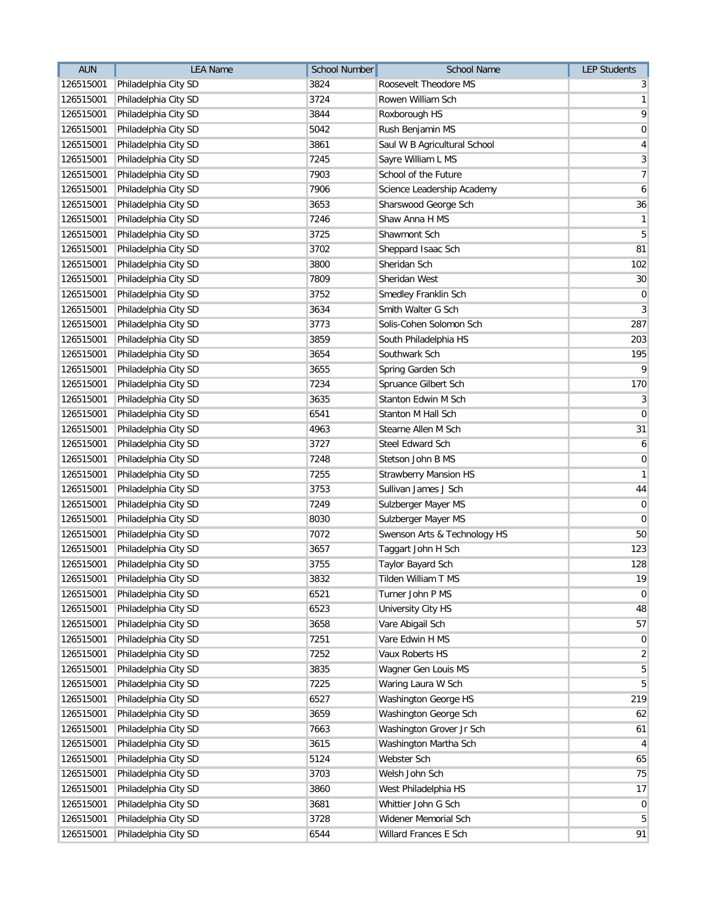| AUN | LEA Name | School Number | School Name | LEP Students |
|---|---|---|---|---|
| 126515001 | Philadelphia City SD | 3824 | Roosevelt Theodore MS | 3 |
| 126515001 | Philadelphia City SD | 3724 | Rowen William Sch | 1 |
| 126515001 | Philadelphia City SD | 3844 | Roxborough HS | 9 |
| 126515001 | Philadelphia City SD | 5042 | Rush Benjamin MS | 0 |
| 126515001 | Philadelphia City SD | 3861 | Saul W B Agricultural School | 4 |
| 126515001 | Philadelphia City SD | 7245 | Sayre William L MS | 3 |
| 126515001 | Philadelphia City SD | 7903 | School of the Future | 7 |
| 126515001 | Philadelphia City SD | 7906 | Science Leadership Academy | 6 |
| 126515001 | Philadelphia City SD | 3653 | Sharswood George Sch | 36 |
| 126515001 | Philadelphia City SD | 7246 | Shaw Anna H MS | 1 |
| 126515001 | Philadelphia City SD | 3725 | Shawmont Sch | 5 |
| 126515001 | Philadelphia City SD | 3702 | Sheppard Isaac Sch | 81 |
| 126515001 | Philadelphia City SD | 3800 | Sheridan Sch | 102 |
| 126515001 | Philadelphia City SD | 7809 | Sheridan West | 30 |
| 126515001 | Philadelphia City SD | 3752 | Smedley Franklin Sch | 0 |
| 126515001 | Philadelphia City SD | 3634 | Smith Walter G Sch | 3 |
| 126515001 | Philadelphia City SD | 3773 | Solis-Cohen Solomon Sch | 287 |
| 126515001 | Philadelphia City SD | 3859 | South Philadelphia HS | 203 |
| 126515001 | Philadelphia City SD | 3654 | Southwark Sch | 195 |
| 126515001 | Philadelphia City SD | 3655 | Spring Garden Sch | 9 |
| 126515001 | Philadelphia City SD | 7234 | Spruance Gilbert Sch | 170 |
| 126515001 | Philadelphia City SD | 3635 | Stanton Edwin M Sch | 3 |
| 126515001 | Philadelphia City SD | 6541 | Stanton M Hall Sch | 0 |
| 126515001 | Philadelphia City SD | 4963 | Stearne Allen M Sch | 31 |
| 126515001 | Philadelphia City SD | 3727 | Steel Edward Sch | 6 |
| 126515001 | Philadelphia City SD | 7248 | Stetson John B MS | 0 |
| 126515001 | Philadelphia City SD | 7255 | Strawberry Mansion HS | 1 |
| 126515001 | Philadelphia City SD | 3753 | Sullivan James J Sch | 44 |
| 126515001 | Philadelphia City SD | 7249 | Sulzberger Mayer MS | 0 |
| 126515001 | Philadelphia City SD | 8030 | Sulzberger Mayer MS | 0 |
| 126515001 | Philadelphia City SD | 7072 | Swenson Arts & Technology HS | 50 |
| 126515001 | Philadelphia City SD | 3657 | Taggart John H Sch | 123 |
| 126515001 | Philadelphia City SD | 3755 | Taylor Bayard Sch | 128 |
| 126515001 | Philadelphia City SD | 3832 | Tilden William T MS | 19 |
| 126515001 | Philadelphia City SD | 6521 | Turner John P MS | 0 |
| 126515001 | Philadelphia City SD | 6523 | University City HS | 48 |
| 126515001 | Philadelphia City SD | 3658 | Vare Abigail Sch | 57 |
| 126515001 | Philadelphia City SD | 7251 | Vare Edwin H MS | 0 |
| 126515001 | Philadelphia City SD | 7252 | Vaux Roberts HS | 2 |
| 126515001 | Philadelphia City SD | 3835 | Wagner Gen Louis MS | 5 |
| 126515001 | Philadelphia City SD | 7225 | Waring Laura W Sch | 5 |
| 126515001 | Philadelphia City SD | 6527 | Washington George HS | 219 |
| 126515001 | Philadelphia City SD | 3659 | Washington George Sch | 62 |
| 126515001 | Philadelphia City SD | 7663 | Washington Grover Jr Sch | 61 |
| 126515001 | Philadelphia City SD | 3615 | Washington Martha Sch | 4 |
| 126515001 | Philadelphia City SD | 5124 | Webster Sch | 65 |
| 126515001 | Philadelphia City SD | 3703 | Welsh John Sch | 75 |
| 126515001 | Philadelphia City SD | 3860 | West Philadelphia HS | 17 |
| 126515001 | Philadelphia City SD | 3681 | Whittier John G Sch | 0 |
| 126515001 | Philadelphia City SD | 3728 | Widener Memorial Sch | 5 |
| 126515001 | Philadelphia City SD | 6544 | Willard Frances E Sch | 91 |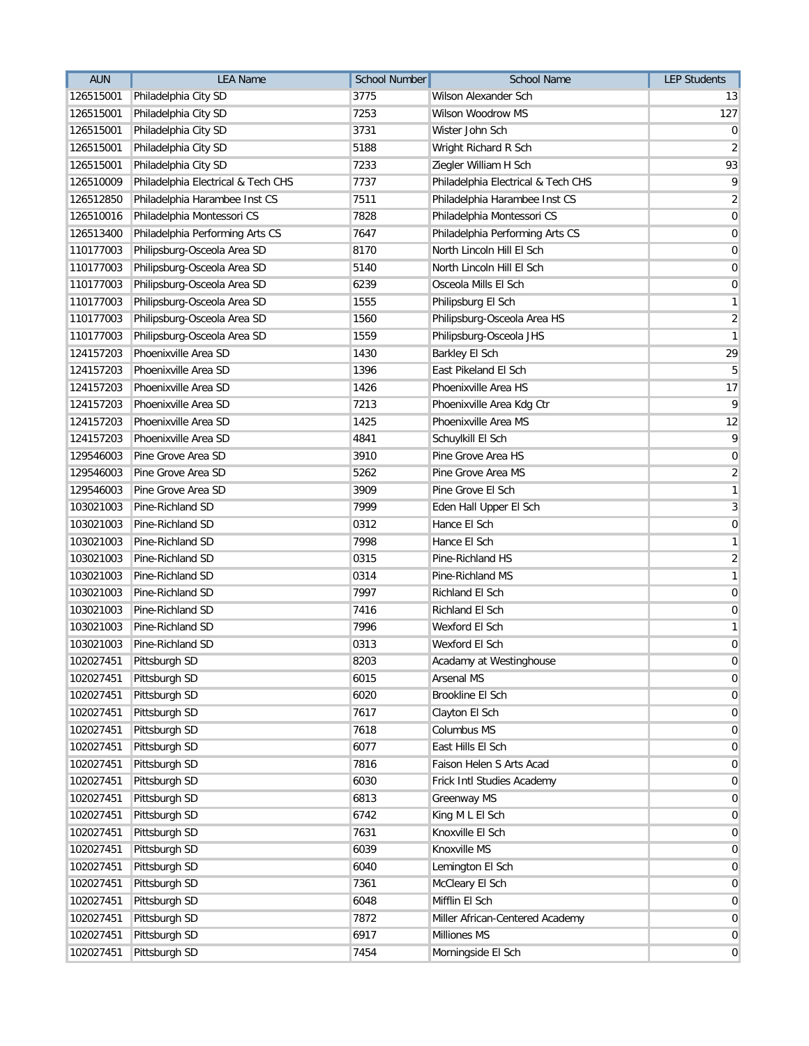| AUN | LEA Name | School Number | School Name | LEP Students |
|---|---|---|---|---|
| 126515001 | Philadelphia City SD | 3775 | Wilson Alexander Sch | 13 |
| 126515001 | Philadelphia City SD | 7253 | Wilson Woodrow MS | 127 |
| 126515001 | Philadelphia City SD | 3731 | Wister John Sch | 0 |
| 126515001 | Philadelphia City SD | 5188 | Wright Richard R Sch | 2 |
| 126515001 | Philadelphia City SD | 7233 | Ziegler William H Sch | 93 |
| 126510009 | Philadelphia Electrical & Tech CHS | 7737 | Philadelphia Electrical & Tech CHS | 9 |
| 126512850 | Philadelphia Harambee Inst CS | 7511 | Philadelphia Harambee Inst CS | 2 |
| 126510016 | Philadelphia Montessori CS | 7828 | Philadelphia Montessori CS | 0 |
| 126513400 | Philadelphia Performing Arts CS | 7647 | Philadelphia Performing Arts CS | 0 |
| 110177003 | Philipsburg-Osceola Area SD | 8170 | North Lincoln Hill El Sch | 0 |
| 110177003 | Philipsburg-Osceola Area SD | 5140 | North Lincoln Hill El Sch | 0 |
| 110177003 | Philipsburg-Osceola Area SD | 6239 | Osceola Mills El Sch | 0 |
| 110177003 | Philipsburg-Osceola Area SD | 1555 | Philipsburg El Sch | 1 |
| 110177003 | Philipsburg-Osceola Area SD | 1560 | Philipsburg-Osceola Area HS | 2 |
| 110177003 | Philipsburg-Osceola Area SD | 1559 | Philipsburg-Osceola JHS | 1 |
| 124157203 | Phoenixville Area SD | 1430 | Barkley El Sch | 29 |
| 124157203 | Phoenixville Area SD | 1396 | East Pikeland El Sch | 5 |
| 124157203 | Phoenixville Area SD | 1426 | Phoenixville Area HS | 17 |
| 124157203 | Phoenixville Area SD | 7213 | Phoenixville Area Kdg Ctr | 9 |
| 124157203 | Phoenixville Area SD | 1425 | Phoenixville Area MS | 12 |
| 124157203 | Phoenixville Area SD | 4841 | Schuylkill El Sch | 9 |
| 129546003 | Pine Grove Area SD | 3910 | Pine Grove Area HS | 0 |
| 129546003 | Pine Grove Area SD | 5262 | Pine Grove Area MS | 2 |
| 129546003 | Pine Grove Area SD | 3909 | Pine Grove El Sch | 1 |
| 103021003 | Pine-Richland SD | 7999 | Eden Hall Upper El Sch | 3 |
| 103021003 | Pine-Richland SD | 0312 | Hance El Sch | 0 |
| 103021003 | Pine-Richland SD | 7998 | Hance El Sch | 1 |
| 103021003 | Pine-Richland SD | 0315 | Pine-Richland HS | 2 |
| 103021003 | Pine-Richland SD | 0314 | Pine-Richland MS | 1 |
| 103021003 | Pine-Richland SD | 7997 | Richland El Sch | 0 |
| 103021003 | Pine-Richland SD | 7416 | Richland El Sch | 0 |
| 103021003 | Pine-Richland SD | 7996 | Wexford El Sch | 1 |
| 103021003 | Pine-Richland SD | 0313 | Wexford El Sch | 0 |
| 102027451 | Pittsburgh SD | 8203 | Acadamy at Westinghouse | 0 |
| 102027451 | Pittsburgh SD | 6015 | Arsenal MS | 0 |
| 102027451 | Pittsburgh SD | 6020 | Brookline El Sch | 0 |
| 102027451 | Pittsburgh SD | 7617 | Clayton El Sch | 0 |
| 102027451 | Pittsburgh SD | 7618 | Columbus MS | 0 |
| 102027451 | Pittsburgh SD | 6077 | East Hills El Sch | 0 |
| 102027451 | Pittsburgh SD | 7816 | Faison Helen S Arts Acad | 0 |
| 102027451 | Pittsburgh SD | 6030 | Frick Intl Studies Academy | 0 |
| 102027451 | Pittsburgh SD | 6813 | Greenway MS | 0 |
| 102027451 | Pittsburgh SD | 6742 | King M L El Sch | 0 |
| 102027451 | Pittsburgh SD | 7631 | Knoxville El Sch | 0 |
| 102027451 | Pittsburgh SD | 6039 | Knoxville MS | 0 |
| 102027451 | Pittsburgh SD | 6040 | Lemington El Sch | 0 |
| 102027451 | Pittsburgh SD | 7361 | McCleary El Sch | 0 |
| 102027451 | Pittsburgh SD | 6048 | Mifflin El Sch | 0 |
| 102027451 | Pittsburgh SD | 7872 | Miller African-Centered Academy | 0 |
| 102027451 | Pittsburgh SD | 6917 | Milliones MS | 0 |
| 102027451 | Pittsburgh SD | 7454 | Morningside El Sch | 0 |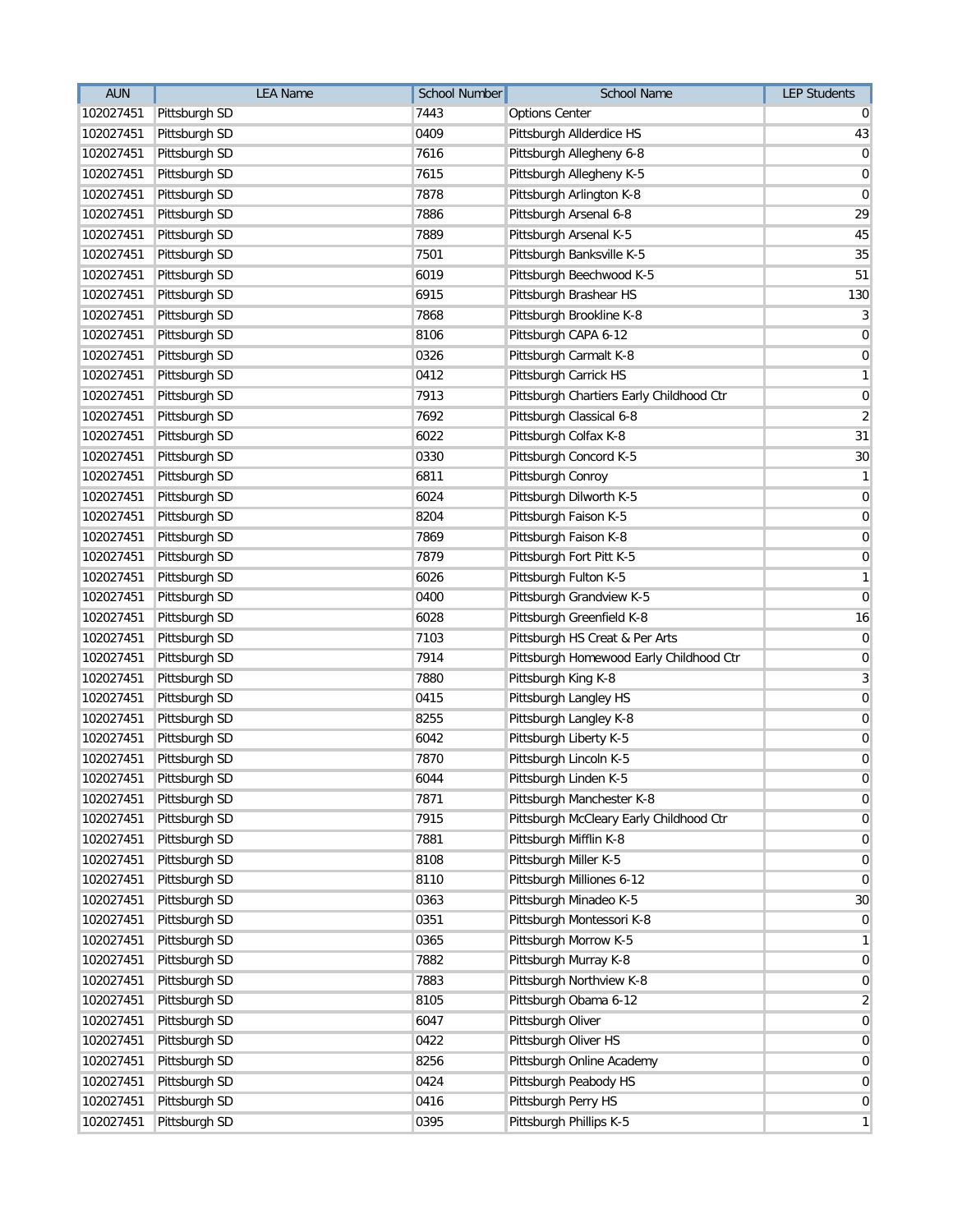| AUN | LEA Name | School Number | School Name | LEP Students |
|---|---|---|---|---|
| 102027451 | Pittsburgh SD | 7443 | Options Center | 0 |
| 102027451 | Pittsburgh SD | 0409 | Pittsburgh Allderdice HS | 43 |
| 102027451 | Pittsburgh SD | 7616 | Pittsburgh Allegheny 6-8 | 0 |
| 102027451 | Pittsburgh SD | 7615 | Pittsburgh Allegheny K-5 | 0 |
| 102027451 | Pittsburgh SD | 7878 | Pittsburgh Arlington K-8 | 0 |
| 102027451 | Pittsburgh SD | 7886 | Pittsburgh Arsenal 6-8 | 29 |
| 102027451 | Pittsburgh SD | 7889 | Pittsburgh Arsenal K-5 | 45 |
| 102027451 | Pittsburgh SD | 7501 | Pittsburgh Banksville K-5 | 35 |
| 102027451 | Pittsburgh SD | 6019 | Pittsburgh Beechwood K-5 | 51 |
| 102027451 | Pittsburgh SD | 6915 | Pittsburgh Brashear HS | 130 |
| 102027451 | Pittsburgh SD | 7868 | Pittsburgh Brookline K-8 | 3 |
| 102027451 | Pittsburgh SD | 8106 | Pittsburgh CAPA 6-12 | 0 |
| 102027451 | Pittsburgh SD | 0326 | Pittsburgh Carmalt K-8 | 0 |
| 102027451 | Pittsburgh SD | 0412 | Pittsburgh Carrick HS | 1 |
| 102027451 | Pittsburgh SD | 7913 | Pittsburgh Chartiers Early Childhood Ctr | 0 |
| 102027451 | Pittsburgh SD | 7692 | Pittsburgh Classical 6-8 | 2 |
| 102027451 | Pittsburgh SD | 6022 | Pittsburgh Colfax K-8 | 31 |
| 102027451 | Pittsburgh SD | 0330 | Pittsburgh Concord K-5 | 30 |
| 102027451 | Pittsburgh SD | 6811 | Pittsburgh Conroy | 1 |
| 102027451 | Pittsburgh SD | 6024 | Pittsburgh Dilworth K-5 | 0 |
| 102027451 | Pittsburgh SD | 8204 | Pittsburgh Faison K-5 | 0 |
| 102027451 | Pittsburgh SD | 7869 | Pittsburgh Faison K-8 | 0 |
| 102027451 | Pittsburgh SD | 7879 | Pittsburgh Fort Pitt K-5 | 0 |
| 102027451 | Pittsburgh SD | 6026 | Pittsburgh Fulton K-5 | 1 |
| 102027451 | Pittsburgh SD | 0400 | Pittsburgh Grandview K-5 | 0 |
| 102027451 | Pittsburgh SD | 6028 | Pittsburgh Greenfield K-8 | 16 |
| 102027451 | Pittsburgh SD | 7103 | Pittsburgh HS Creat & Per Arts | 0 |
| 102027451 | Pittsburgh SD | 7914 | Pittsburgh Homewood Early Childhood Ctr | 0 |
| 102027451 | Pittsburgh SD | 7880 | Pittsburgh King K-8 | 3 |
| 102027451 | Pittsburgh SD | 0415 | Pittsburgh Langley HS | 0 |
| 102027451 | Pittsburgh SD | 8255 | Pittsburgh Langley K-8 | 0 |
| 102027451 | Pittsburgh SD | 6042 | Pittsburgh Liberty K-5 | 0 |
| 102027451 | Pittsburgh SD | 7870 | Pittsburgh Lincoln K-5 | 0 |
| 102027451 | Pittsburgh SD | 6044 | Pittsburgh Linden K-5 | 0 |
| 102027451 | Pittsburgh SD | 7871 | Pittsburgh Manchester K-8 | 0 |
| 102027451 | Pittsburgh SD | 7915 | Pittsburgh McCleary Early Childhood Ctr | 0 |
| 102027451 | Pittsburgh SD | 7881 | Pittsburgh Mifflin K-8 | 0 |
| 102027451 | Pittsburgh SD | 8108 | Pittsburgh Miller K-5 | 0 |
| 102027451 | Pittsburgh SD | 8110 | Pittsburgh Milliones 6-12 | 0 |
| 102027451 | Pittsburgh SD | 0363 | Pittsburgh Minadeo K-5 | 30 |
| 102027451 | Pittsburgh SD | 0351 | Pittsburgh Montessori K-8 | 0 |
| 102027451 | Pittsburgh SD | 0365 | Pittsburgh Morrow K-5 | 1 |
| 102027451 | Pittsburgh SD | 7882 | Pittsburgh Murray K-8 | 0 |
| 102027451 | Pittsburgh SD | 7883 | Pittsburgh Northview K-8 | 0 |
| 102027451 | Pittsburgh SD | 8105 | Pittsburgh Obama 6-12 | 2 |
| 102027451 | Pittsburgh SD | 6047 | Pittsburgh Oliver | 0 |
| 102027451 | Pittsburgh SD | 0422 | Pittsburgh Oliver HS | 0 |
| 102027451 | Pittsburgh SD | 8256 | Pittsburgh Online Academy | 0 |
| 102027451 | Pittsburgh SD | 0424 | Pittsburgh Peabody HS | 0 |
| 102027451 | Pittsburgh SD | 0416 | Pittsburgh Perry HS | 0 |
| 102027451 | Pittsburgh SD | 0395 | Pittsburgh Phillips K-5 | 1 |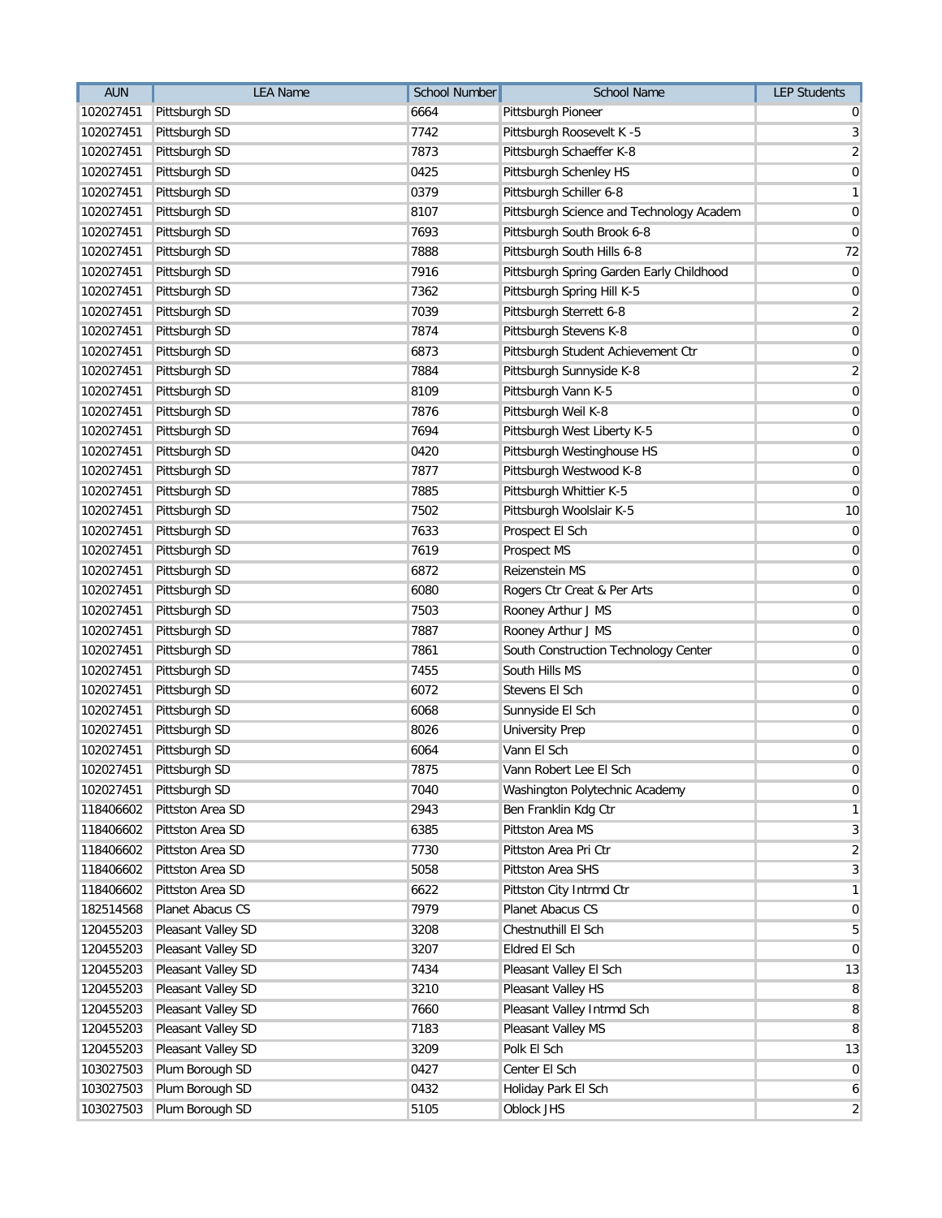| AUN | LEA Name | School Number | School Name | LEP Students |
| --- | --- | --- | --- | --- |
| 102027451 | Pittsburgh SD | 6664 | Pittsburgh Pioneer | 0 |
| 102027451 | Pittsburgh SD | 7742 | Pittsburgh Roosevelt K -5 | 3 |
| 102027451 | Pittsburgh SD | 7873 | Pittsburgh Schaeffer K-8 | 2 |
| 102027451 | Pittsburgh SD | 0425 | Pittsburgh Schenley HS | 0 |
| 102027451 | Pittsburgh SD | 0379 | Pittsburgh Schiller 6-8 | 1 |
| 102027451 | Pittsburgh SD | 8107 | Pittsburgh Science and Technology Academ | 0 |
| 102027451 | Pittsburgh SD | 7693 | Pittsburgh South Brook 6-8 | 0 |
| 102027451 | Pittsburgh SD | 7888 | Pittsburgh South Hills 6-8 | 72 |
| 102027451 | Pittsburgh SD | 7916 | Pittsburgh Spring Garden Early Childhood | 0 |
| 102027451 | Pittsburgh SD | 7362 | Pittsburgh Spring Hill K-5 | 0 |
| 102027451 | Pittsburgh SD | 7039 | Pittsburgh Sterrett 6-8 | 2 |
| 102027451 | Pittsburgh SD | 7874 | Pittsburgh Stevens K-8 | 0 |
| 102027451 | Pittsburgh SD | 6873 | Pittsburgh Student Achievement Ctr | 0 |
| 102027451 | Pittsburgh SD | 7884 | Pittsburgh Sunnyside K-8 | 2 |
| 102027451 | Pittsburgh SD | 8109 | Pittsburgh Vann K-5 | 0 |
| 102027451 | Pittsburgh SD | 7876 | Pittsburgh Weil K-8 | 0 |
| 102027451 | Pittsburgh SD | 7694 | Pittsburgh West Liberty K-5 | 0 |
| 102027451 | Pittsburgh SD | 0420 | Pittsburgh Westinghouse HS | 0 |
| 102027451 | Pittsburgh SD | 7877 | Pittsburgh Westwood K-8 | 0 |
| 102027451 | Pittsburgh SD | 7885 | Pittsburgh Whittier K-5 | 0 |
| 102027451 | Pittsburgh SD | 7502 | Pittsburgh Woolslair K-5 | 10 |
| 102027451 | Pittsburgh SD | 7633 | Prospect El Sch | 0 |
| 102027451 | Pittsburgh SD | 7619 | Prospect MS | 0 |
| 102027451 | Pittsburgh SD | 6872 | Reizenstein MS | 0 |
| 102027451 | Pittsburgh SD | 6080 | Rogers Ctr Creat & Per Arts | 0 |
| 102027451 | Pittsburgh SD | 7503 | Rooney Arthur J MS | 0 |
| 102027451 | Pittsburgh SD | 7887 | Rooney Arthur J MS | 0 |
| 102027451 | Pittsburgh SD | 7861 | South Construction Technology Center | 0 |
| 102027451 | Pittsburgh SD | 7455 | South Hills MS | 0 |
| 102027451 | Pittsburgh SD | 6072 | Stevens El Sch | 0 |
| 102027451 | Pittsburgh SD | 6068 | Sunnyside El Sch | 0 |
| 102027451 | Pittsburgh SD | 8026 | University Prep | 0 |
| 102027451 | Pittsburgh SD | 6064 | Vann El Sch | 0 |
| 102027451 | Pittsburgh SD | 7875 | Vann Robert Lee El Sch | 0 |
| 102027451 | Pittsburgh SD | 7040 | Washington Polytechnic Academy | 0 |
| 118406602 | Pittston Area SD | 2943 | Ben Franklin Kdg Ctr | 1 |
| 118406602 | Pittston Area SD | 6385 | Pittston Area MS | 3 |
| 118406602 | Pittston Area SD | 7730 | Pittston Area Pri Ctr | 2 |
| 118406602 | Pittston Area SD | 5058 | Pittston Area SHS | 3 |
| 118406602 | Pittston Area SD | 6622 | Pittston City Intrmd Ctr | 1 |
| 182514568 | Planet Abacus CS | 7979 | Planet Abacus CS | 0 |
| 120455203 | Pleasant Valley SD | 3208 | Chestnuthill El Sch | 5 |
| 120455203 | Pleasant Valley SD | 3207 | Eldred El Sch | 0 |
| 120455203 | Pleasant Valley SD | 7434 | Pleasant Valley El Sch | 13 |
| 120455203 | Pleasant Valley SD | 3210 | Pleasant Valley HS | 8 |
| 120455203 | Pleasant Valley SD | 7660 | Pleasant Valley Intrmd Sch | 8 |
| 120455203 | Pleasant Valley SD | 7183 | Pleasant Valley MS | 8 |
| 120455203 | Pleasant Valley SD | 3209 | Polk El Sch | 13 |
| 103027503 | Plum Borough SD | 0427 | Center El Sch | 0 |
| 103027503 | Plum Borough SD | 0432 | Holiday Park El Sch | 6 |
| 103027503 | Plum Borough SD | 5105 | Oblock JHS | 2 |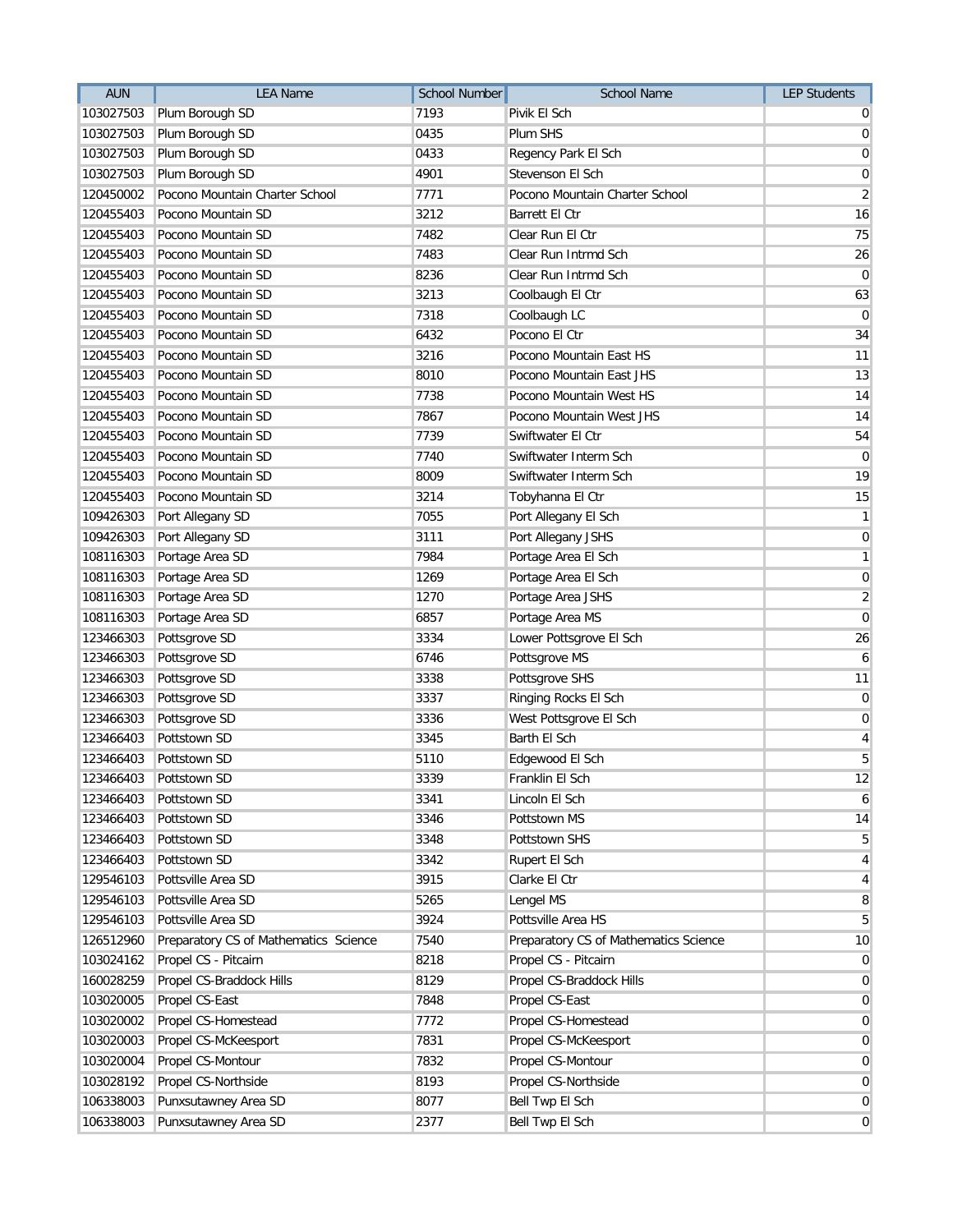| AUN | LEA Name | School Number | School Name | LEP Students |
|---|---|---|---|---|
| 103027503 | Plum Borough SD | 7193 | Pivik El Sch | 0 |
| 103027503 | Plum Borough SD | 0435 | Plum SHS | 0 |
| 103027503 | Plum Borough SD | 0433 | Regency Park El Sch | 0 |
| 103027503 | Plum Borough SD | 4901 | Stevenson El Sch | 0 |
| 120450002 | Pocono Mountain Charter School | 7771 | Pocono Mountain Charter School | 2 |
| 120455403 | Pocono Mountain SD | 3212 | Barrett El Ctr | 16 |
| 120455403 | Pocono Mountain SD | 7482 | Clear Run El Ctr | 75 |
| 120455403 | Pocono Mountain SD | 7483 | Clear Run Intrmd Sch | 26 |
| 120455403 | Pocono Mountain SD | 8236 | Clear Run Intrmd Sch | 0 |
| 120455403 | Pocono Mountain SD | 3213 | Coolbaugh El Ctr | 63 |
| 120455403 | Pocono Mountain SD | 7318 | Coolbaugh LC | 0 |
| 120455403 | Pocono Mountain SD | 6432 | Pocono El Ctr | 34 |
| 120455403 | Pocono Mountain SD | 3216 | Pocono Mountain East HS | 11 |
| 120455403 | Pocono Mountain SD | 8010 | Pocono Mountain East JHS | 13 |
| 120455403 | Pocono Mountain SD | 7738 | Pocono Mountain West HS | 14 |
| 120455403 | Pocono Mountain SD | 7867 | Pocono Mountain West JHS | 14 |
| 120455403 | Pocono Mountain SD | 7739 | Swiftwater El Ctr | 54 |
| 120455403 | Pocono Mountain SD | 7740 | Swiftwater Interm Sch | 0 |
| 120455403 | Pocono Mountain SD | 8009 | Swiftwater Interm Sch | 19 |
| 120455403 | Pocono Mountain SD | 3214 | Tobyhanna El Ctr | 15 |
| 109426303 | Port Allegany SD | 7055 | Port Allegany El Sch | 1 |
| 109426303 | Port Allegany SD | 3111 | Port Allegany JSHS | 0 |
| 108116303 | Portage Area SD | 7984 | Portage Area El Sch | 1 |
| 108116303 | Portage Area SD | 1269 | Portage Area El Sch | 0 |
| 108116303 | Portage Area SD | 1270 | Portage Area JSHS | 2 |
| 108116303 | Portage Area SD | 6857 | Portage Area MS | 0 |
| 123466303 | Pottsgrove SD | 3334 | Lower Pottsgrove El Sch | 26 |
| 123466303 | Pottsgrove SD | 6746 | Pottsgrove MS | 6 |
| 123466303 | Pottsgrove SD | 3338 | Pottsgrove SHS | 11 |
| 123466303 | Pottsgrove SD | 3337 | Ringing Rocks El Sch | 0 |
| 123466303 | Pottsgrove SD | 3336 | West Pottsgrove El Sch | 0 |
| 123466403 | Pottstown SD | 3345 | Barth El Sch | 4 |
| 123466403 | Pottstown SD | 5110 | Edgewood El Sch | 5 |
| 123466403 | Pottstown SD | 3339 | Franklin El Sch | 12 |
| 123466403 | Pottstown SD | 3341 | Lincoln El Sch | 6 |
| 123466403 | Pottstown SD | 3346 | Pottstown MS | 14 |
| 123466403 | Pottstown SD | 3348 | Pottstown SHS | 5 |
| 123466403 | Pottstown SD | 3342 | Rupert El Sch | 4 |
| 129546103 | Pottsville Area SD | 3915 | Clarke El Ctr | 4 |
| 129546103 | Pottsville Area SD | 5265 | Lengel MS | 8 |
| 129546103 | Pottsville Area SD | 3924 | Pottsville Area HS | 5 |
| 126512960 | Preparatory CS of Mathematics Science | 7540 | Preparatory CS of Mathematics Science | 10 |
| 103024162 | Propel CS - Pitcairn | 8218 | Propel CS - Pitcairn | 0 |
| 160028259 | Propel CS-Braddock Hills | 8129 | Propel CS-Braddock Hills | 0 |
| 103020005 | Propel CS-East | 7848 | Propel CS-East | 0 |
| 103020002 | Propel CS-Homestead | 7772 | Propel CS-Homestead | 0 |
| 103020003 | Propel CS-McKeesport | 7831 | Propel CS-McKeesport | 0 |
| 103020004 | Propel CS-Montour | 7832 | Propel CS-Montour | 0 |
| 103028192 | Propel CS-Northside | 8193 | Propel CS-Northside | 0 |
| 106338003 | Punxsutawney Area SD | 8077 | Bell Twp El Sch | 0 |
| 106338003 | Punxsutawney Area SD | 2377 | Bell Twp El Sch | 0 |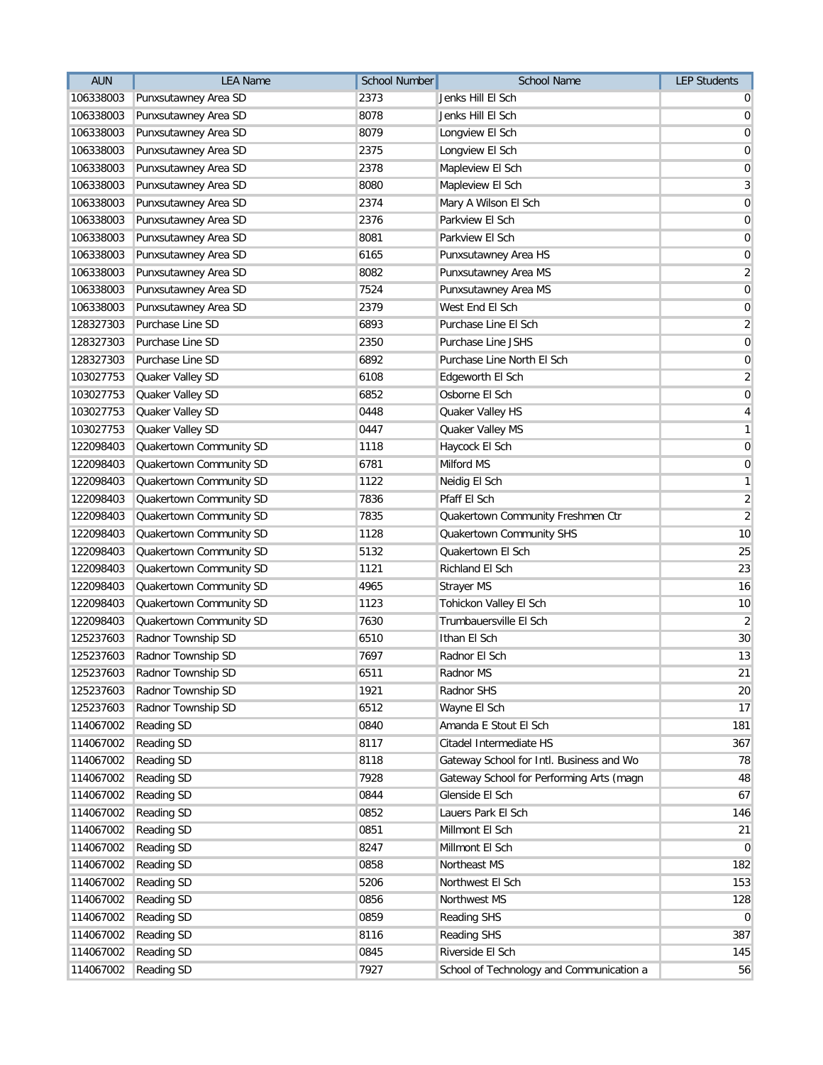| AUN | LEA Name | School Number | School Name | LEP Students |
|---|---|---|---|---|
| 106338003 | Punxsutawney Area SD | 2373 | Jenks Hill El Sch | 0 |
| 106338003 | Punxsutawney Area SD | 8078 | Jenks Hill El Sch | 0 |
| 106338003 | Punxsutawney Area SD | 8079 | Longview El Sch | 0 |
| 106338003 | Punxsutawney Area SD | 2375 | Longview El Sch | 0 |
| 106338003 | Punxsutawney Area SD | 2378 | Mapleview El Sch | 0 |
| 106338003 | Punxsutawney Area SD | 8080 | Mapleview El Sch | 3 |
| 106338003 | Punxsutawney Area SD | 2374 | Mary A Wilson El Sch | 0 |
| 106338003 | Punxsutawney Area SD | 2376 | Parkview El Sch | 0 |
| 106338003 | Punxsutawney Area SD | 8081 | Parkview El Sch | 0 |
| 106338003 | Punxsutawney Area SD | 6165 | Punxsutawney Area HS | 0 |
| 106338003 | Punxsutawney Area SD | 8082 | Punxsutawney Area MS | 2 |
| 106338003 | Punxsutawney Area SD | 7524 | Punxsutawney Area MS | 0 |
| 106338003 | Punxsutawney Area SD | 2379 | West End El Sch | 0 |
| 128327303 | Purchase Line SD | 6893 | Purchase Line El Sch | 2 |
| 128327303 | Purchase Line SD | 2350 | Purchase Line JSHS | 0 |
| 128327303 | Purchase Line SD | 6892 | Purchase Line North El Sch | 0 |
| 103027753 | Quaker Valley SD | 6108 | Edgeworth El Sch | 2 |
| 103027753 | Quaker Valley SD | 6852 | Osborne El Sch | 0 |
| 103027753 | Quaker Valley SD | 0448 | Quaker Valley HS | 4 |
| 103027753 | Quaker Valley SD | 0447 | Quaker Valley MS | 1 |
| 122098403 | Quakertown Community SD | 1118 | Haycock El Sch | 0 |
| 122098403 | Quakertown Community SD | 6781 | Milford MS | 0 |
| 122098403 | Quakertown Community SD | 1122 | Neidig El Sch | 1 |
| 122098403 | Quakertown Community SD | 7836 | Pfaff El Sch | 2 |
| 122098403 | Quakertown Community SD | 7835 | Quakertown Community Freshmen Ctr | 2 |
| 122098403 | Quakertown Community SD | 1128 | Quakertown Community SHS | 10 |
| 122098403 | Quakertown Community SD | 5132 | Quakertown El Sch | 25 |
| 122098403 | Quakertown Community SD | 1121 | Richland El Sch | 23 |
| 122098403 | Quakertown Community SD | 4965 | Strayer MS | 16 |
| 122098403 | Quakertown Community SD | 1123 | Tohickon Valley El Sch | 10 |
| 122098403 | Quakertown Community SD | 7630 | Trumbauersville El Sch | 2 |
| 125237603 | Radnor Township SD | 6510 | Ithan El Sch | 30 |
| 125237603 | Radnor Township SD | 7697 | Radnor El Sch | 13 |
| 125237603 | Radnor Township SD | 6511 | Radnor MS | 21 |
| 125237603 | Radnor Township SD | 1921 | Radnor SHS | 20 |
| 125237603 | Radnor Township SD | 6512 | Wayne El Sch | 17 |
| 114067002 | Reading SD | 0840 | Amanda E Stout El Sch | 181 |
| 114067002 | Reading SD | 8117 | Citadel Intermediate HS | 367 |
| 114067002 | Reading SD | 8118 | Gateway School for Intl. Business and Wo | 78 |
| 114067002 | Reading SD | 7928 | Gateway School for Performing Arts (magn | 48 |
| 114067002 | Reading SD | 0844 | Glenside El Sch | 67 |
| 114067002 | Reading SD | 0852 | Lauers Park El Sch | 146 |
| 114067002 | Reading SD | 0851 | Millmont El Sch | 21 |
| 114067002 | Reading SD | 8247 | Millmont El Sch | 0 |
| 114067002 | Reading SD | 0858 | Northeast MS | 182 |
| 114067002 | Reading SD | 5206 | Northwest El Sch | 153 |
| 114067002 | Reading SD | 0856 | Northwest MS | 128 |
| 114067002 | Reading SD | 0859 | Reading SHS | 0 |
| 114067002 | Reading SD | 8116 | Reading SHS | 387 |
| 114067002 | Reading SD | 0845 | Riverside El Sch | 145 |
| 114067002 | Reading SD | 7927 | School of Technology and Communication a | 56 |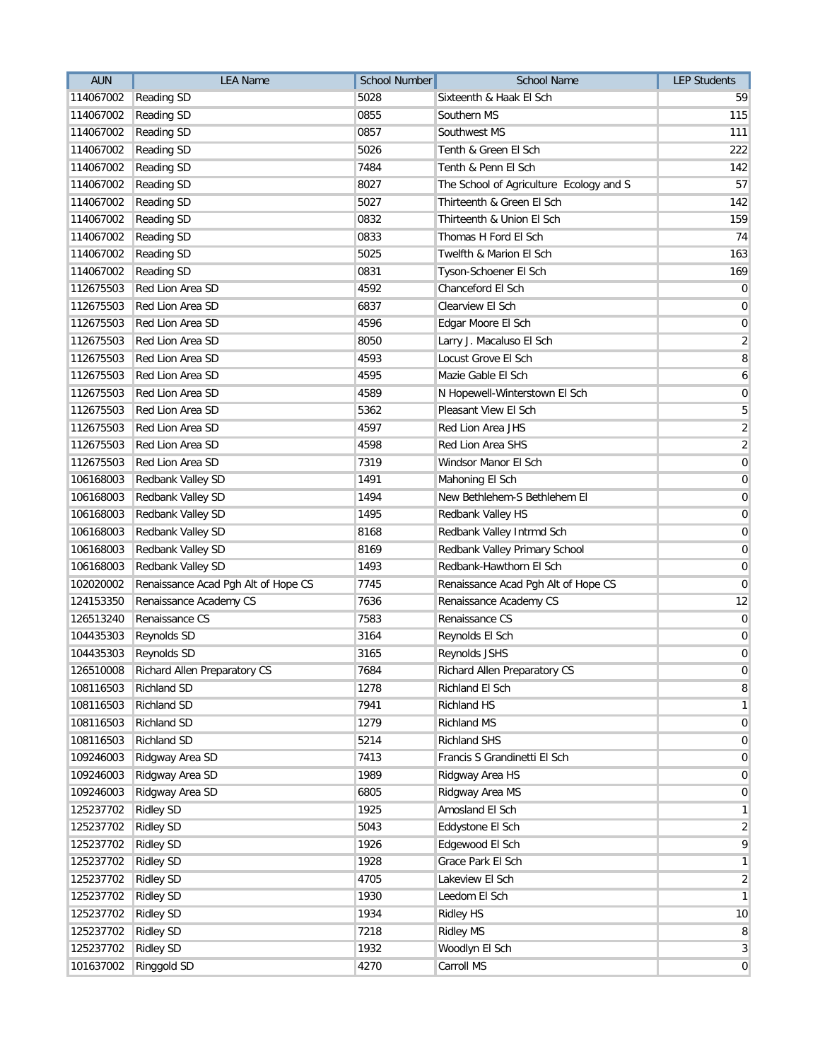| AUN | LEA Name | School Number | School Name | LEP Students |
|---|---|---|---|---|
| 114067002 | Reading SD | 5028 | Sixteenth & Haak El Sch | 59 |
| 114067002 | Reading SD | 0855 | Southern MS | 115 |
| 114067002 | Reading SD | 0857 | Southwest MS | 111 |
| 114067002 | Reading SD | 5026 | Tenth & Green El Sch | 222 |
| 114067002 | Reading SD | 7484 | Tenth & Penn El Sch | 142 |
| 114067002 | Reading SD | 8027 | The School of Agriculture Ecology and S | 57 |
| 114067002 | Reading SD | 5027 | Thirteenth & Green El Sch | 142 |
| 114067002 | Reading SD | 0832 | Thirteenth & Union El Sch | 159 |
| 114067002 | Reading SD | 0833 | Thomas H Ford El Sch | 74 |
| 114067002 | Reading SD | 5025 | Twelfth & Marion El Sch | 163 |
| 114067002 | Reading SD | 0831 | Tyson-Schoener El Sch | 169 |
| 112675503 | Red Lion Area SD | 4592 | Chanceford El Sch | 0 |
| 112675503 | Red Lion Area SD | 6837 | Clearview El Sch | 0 |
| 112675503 | Red Lion Area SD | 4596 | Edgar Moore El Sch | 0 |
| 112675503 | Red Lion Area SD | 8050 | Larry J. Macaluso El Sch | 2 |
| 112675503 | Red Lion Area SD | 4593 | Locust Grove El Sch | 8 |
| 112675503 | Red Lion Area SD | 4595 | Mazie Gable El Sch | 6 |
| 112675503 | Red Lion Area SD | 4589 | N Hopewell-Winterstown El Sch | 0 |
| 112675503 | Red Lion Area SD | 5362 | Pleasant View El Sch | 5 |
| 112675503 | Red Lion Area SD | 4597 | Red Lion Area JHS | 2 |
| 112675503 | Red Lion Area SD | 4598 | Red Lion Area SHS | 2 |
| 112675503 | Red Lion Area SD | 7319 | Windsor Manor El Sch | 0 |
| 106168003 | Redbank Valley SD | 1491 | Mahoning El Sch | 0 |
| 106168003 | Redbank Valley SD | 1494 | New Bethlehem-S Bethlehem El | 0 |
| 106168003 | Redbank Valley SD | 1495 | Redbank Valley HS | 0 |
| 106168003 | Redbank Valley SD | 8168 | Redbank Valley Intrmd Sch | 0 |
| 106168003 | Redbank Valley SD | 8169 | Redbank Valley Primary School | 0 |
| 106168003 | Redbank Valley SD | 1493 | Redbank-Hawthorn El Sch | 0 |
| 102020002 | Renaissance Acad Pgh Alt of Hope CS | 7745 | Renaissance Acad Pgh Alt of Hope CS | 0 |
| 124153350 | Renaissance Academy CS | 7636 | Renaissance Academy CS | 12 |
| 126513240 | Renaissance CS | 7583 | Renaissance CS | 0 |
| 104435303 | Reynolds SD | 3164 | Reynolds El Sch | 0 |
| 104435303 | Reynolds SD | 3165 | Reynolds JSHS | 0 |
| 126510008 | Richard Allen Preparatory CS | 7684 | Richard Allen Preparatory CS | 0 |
| 108116503 | Richland SD | 1278 | Richland El Sch | 8 |
| 108116503 | Richland SD | 7941 | Richland HS | 1 |
| 108116503 | Richland SD | 1279 | Richland MS | 0 |
| 108116503 | Richland SD | 5214 | Richland SHS | 0 |
| 109246003 | Ridgway Area SD | 7413 | Francis S Grandinetti El Sch | 0 |
| 109246003 | Ridgway Area SD | 1989 | Ridgway Area HS | 0 |
| 109246003 | Ridgway Area SD | 6805 | Ridgway Area MS | 0 |
| 125237702 | Ridley SD | 1925 | Amosland El Sch | 1 |
| 125237702 | Ridley SD | 5043 | Eddystone El Sch | 2 |
| 125237702 | Ridley SD | 1926 | Edgewood El Sch | 9 |
| 125237702 | Ridley SD | 1928 | Grace Park El Sch | 1 |
| 125237702 | Ridley SD | 4705 | Lakeview El Sch | 2 |
| 125237702 | Ridley SD | 1930 | Leedom El Sch | 1 |
| 125237702 | Ridley SD | 1934 | Ridley HS | 10 |
| 125237702 | Ridley SD | 7218 | Ridley MS | 8 |
| 125237702 | Ridley SD | 1932 | Woodlyn El Sch | 3 |
| 101637002 | Ringgold SD | 4270 | Carroll MS | 0 |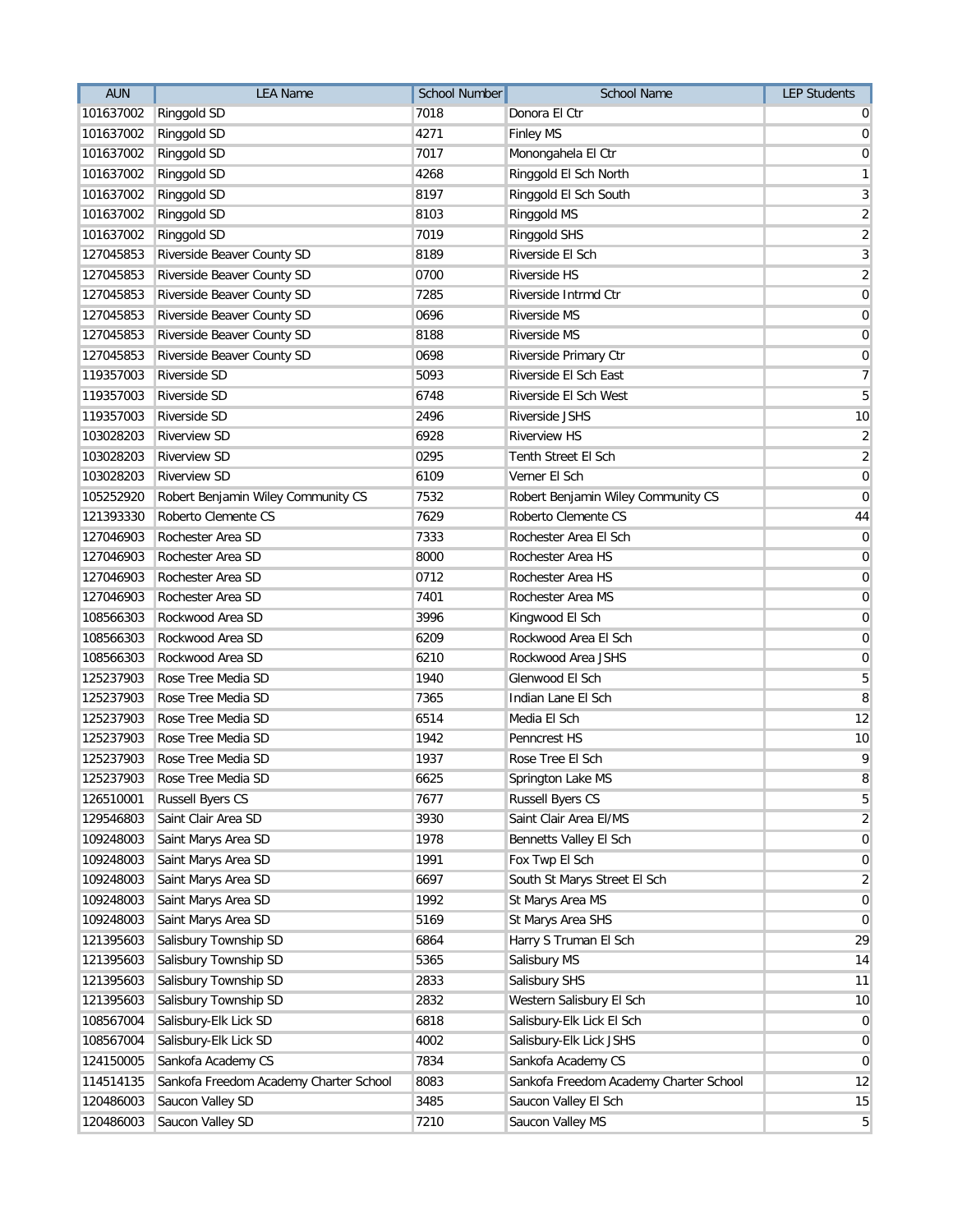| AUN | LEA Name | School Number | School Name | LEP Students |
|---|---|---|---|---|
| 101637002 | Ringgold SD | 7018 | Donora El Ctr | 0 |
| 101637002 | Ringgold SD | 4271 | Finley MS | 0 |
| 101637002 | Ringgold SD | 7017 | Monongahela El Ctr | 0 |
| 101637002 | Ringgold SD | 4268 | Ringgold El Sch North | 1 |
| 101637002 | Ringgold SD | 8197 | Ringgold El Sch South | 3 |
| 101637002 | Ringgold SD | 8103 | Ringgold MS | 2 |
| 101637002 | Ringgold SD | 7019 | Ringgold SHS | 2 |
| 127045853 | Riverside Beaver County SD | 8189 | Riverside El Sch | 3 |
| 127045853 | Riverside Beaver County SD | 0700 | Riverside HS | 2 |
| 127045853 | Riverside Beaver County SD | 7285 | Riverside Intrmd Ctr | 0 |
| 127045853 | Riverside Beaver County SD | 0696 | Riverside MS | 0 |
| 127045853 | Riverside Beaver County SD | 8188 | Riverside MS | 0 |
| 127045853 | Riverside Beaver County SD | 0698 | Riverside Primary Ctr | 0 |
| 119357003 | Riverside SD | 5093 | Riverside El Sch East | 7 |
| 119357003 | Riverside SD | 6748 | Riverside El Sch West | 5 |
| 119357003 | Riverside SD | 2496 | Riverside JSHS | 10 |
| 103028203 | Riverview SD | 6928 | Riverview HS | 2 |
| 103028203 | Riverview SD | 0295 | Tenth Street El Sch | 2 |
| 103028203 | Riverview SD | 6109 | Verner El Sch | 0 |
| 105252920 | Robert Benjamin Wiley Community CS | 7532 | Robert Benjamin Wiley Community CS | 0 |
| 121393330 | Roberto Clemente CS | 7629 | Roberto Clemente CS | 44 |
| 127046903 | Rochester Area SD | 7333 | Rochester Area El Sch | 0 |
| 127046903 | Rochester Area SD | 8000 | Rochester Area HS | 0 |
| 127046903 | Rochester Area SD | 0712 | Rochester Area HS | 0 |
| 127046903 | Rochester Area SD | 7401 | Rochester Area MS | 0 |
| 108566303 | Rockwood Area SD | 3996 | Kingwood El Sch | 0 |
| 108566303 | Rockwood Area SD | 6209 | Rockwood Area El Sch | 0 |
| 108566303 | Rockwood Area SD | 6210 | Rockwood Area JSHS | 0 |
| 125237903 | Rose Tree Media SD | 1940 | Glenwood El Sch | 5 |
| 125237903 | Rose Tree Media SD | 7365 | Indian Lane El Sch | 8 |
| 125237903 | Rose Tree Media SD | 6514 | Media El Sch | 12 |
| 125237903 | Rose Tree Media SD | 1942 | Penncrest HS | 10 |
| 125237903 | Rose Tree Media SD | 1937 | Rose Tree El Sch | 9 |
| 125237903 | Rose Tree Media SD | 6625 | Springton Lake MS | 8 |
| 126510001 | Russell Byers CS | 7677 | Russell Byers CS | 5 |
| 129546803 | Saint Clair Area SD | 3930 | Saint Clair Area El/MS | 2 |
| 109248003 | Saint Marys Area SD | 1978 | Bennetts Valley El Sch | 0 |
| 109248003 | Saint Marys Area SD | 1991 | Fox Twp El Sch | 0 |
| 109248003 | Saint Marys Area SD | 6697 | South St Marys Street El Sch | 2 |
| 109248003 | Saint Marys Area SD | 1992 | St Marys Area MS | 0 |
| 109248003 | Saint Marys Area SD | 5169 | St Marys Area SHS | 0 |
| 121395603 | Salisbury Township SD | 6864 | Harry S Truman El Sch | 29 |
| 121395603 | Salisbury Township SD | 5365 | Salisbury MS | 14 |
| 121395603 | Salisbury Township SD | 2833 | Salisbury SHS | 11 |
| 121395603 | Salisbury Township SD | 2832 | Western Salisbury El Sch | 10 |
| 108567004 | Salisbury-Elk Lick SD | 6818 | Salisbury-Elk Lick El Sch | 0 |
| 108567004 | Salisbury-Elk Lick SD | 4002 | Salisbury-Elk Lick JSHS | 0 |
| 124150005 | Sankofa Academy CS | 7834 | Sankofa Academy CS | 0 |
| 114514135 | Sankofa Freedom Academy Charter School | 8083 | Sankofa Freedom Academy Charter School | 12 |
| 120486003 | Saucon Valley SD | 3485 | Saucon Valley El Sch | 15 |
| 120486003 | Saucon Valley SD | 7210 | Saucon Valley MS | 5 |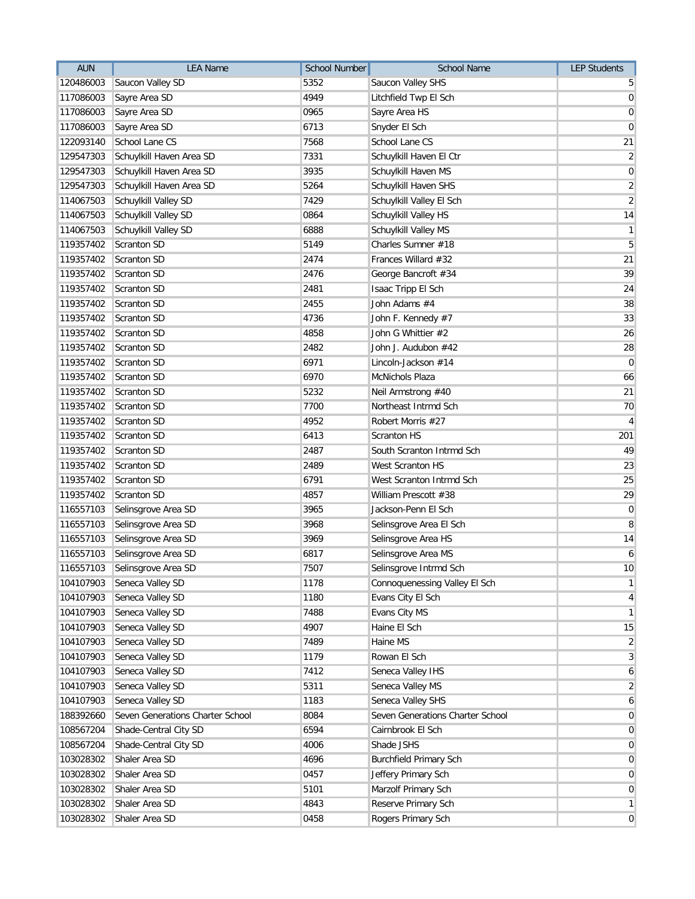| AUN | LEA Name | School Number | School Name | LEP Students |
|---|---|---|---|---|
| 120486003 | Saucon Valley SD | 5352 | Saucon Valley SHS | 5 |
| 117086003 | Sayre Area SD | 4949 | Litchfield Twp El Sch | 0 |
| 117086003 | Sayre Area SD | 0965 | Sayre Area HS | 0 |
| 117086003 | Sayre Area SD | 6713 | Snyder El Sch | 0 |
| 122093140 | School Lane CS | 7568 | School Lane CS | 21 |
| 129547303 | Schuylkill Haven Area SD | 7331 | Schuylkill Haven El Ctr | 2 |
| 129547303 | Schuylkill Haven Area SD | 3935 | Schuylkill Haven MS | 0 |
| 129547303 | Schuylkill Haven Area SD | 5264 | Schuylkill Haven SHS | 2 |
| 114067503 | Schuylkill Valley SD | 7429 | Schuylkill Valley El Sch | 2 |
| 114067503 | Schuylkill Valley SD | 0864 | Schuylkill Valley HS | 14 |
| 114067503 | Schuylkill Valley SD | 6888 | Schuylkill Valley MS | 1 |
| 119357402 | Scranton SD | 5149 | Charles Sumner #18 | 5 |
| 119357402 | Scranton SD | 2474 | Frances Willard #32 | 21 |
| 119357402 | Scranton SD | 2476 | George Bancroft #34 | 39 |
| 119357402 | Scranton SD | 2481 | Isaac Tripp El Sch | 24 |
| 119357402 | Scranton SD | 2455 | John Adams #4 | 38 |
| 119357402 | Scranton SD | 4736 | John F. Kennedy #7 | 33 |
| 119357402 | Scranton SD | 4858 | John G Whittier #2 | 26 |
| 119357402 | Scranton SD | 2482 | John J. Audubon #42 | 28 |
| 119357402 | Scranton SD | 6971 | Lincoln-Jackson #14 | 0 |
| 119357402 | Scranton SD | 6970 | McNichols Plaza | 66 |
| 119357402 | Scranton SD | 5232 | Neil Armstrong #40 | 21 |
| 119357402 | Scranton SD | 7700 | Northeast Intrmd Sch | 70 |
| 119357402 | Scranton SD | 4952 | Robert Morris #27 | 4 |
| 119357402 | Scranton SD | 6413 | Scranton HS | 201 |
| 119357402 | Scranton SD | 2487 | South Scranton Intrmd Sch | 49 |
| 119357402 | Scranton SD | 2489 | West Scranton HS | 23 |
| 119357402 | Scranton SD | 6791 | West Scranton Intrmd Sch | 25 |
| 119357402 | Scranton SD | 4857 | William Prescott #38 | 29 |
| 116557103 | Selinsgrove Area SD | 3965 | Jackson-Penn El Sch | 0 |
| 116557103 | Selinsgrove Area SD | 3968 | Selinsgrove Area El Sch | 8 |
| 116557103 | Selinsgrove Area SD | 3969 | Selinsgrove Area HS | 14 |
| 116557103 | Selinsgrove Area SD | 6817 | Selinsgrove Area MS | 6 |
| 116557103 | Selinsgrove Area SD | 7507 | Selinsgrove Intrmd Sch | 10 |
| 104107903 | Seneca Valley SD | 1178 | Connoquenessing Valley El Sch | 1 |
| 104107903 | Seneca Valley SD | 1180 | Evans City El Sch | 4 |
| 104107903 | Seneca Valley SD | 7488 | Evans City MS | 1 |
| 104107903 | Seneca Valley SD | 4907 | Haine El Sch | 15 |
| 104107903 | Seneca Valley SD | 7489 | Haine MS | 2 |
| 104107903 | Seneca Valley SD | 1179 | Rowan El Sch | 3 |
| 104107903 | Seneca Valley SD | 7412 | Seneca Valley IHS | 6 |
| 104107903 | Seneca Valley SD | 5311 | Seneca Valley MS | 2 |
| 104107903 | Seneca Valley SD | 1183 | Seneca Valley SHS | 6 |
| 188392660 | Seven Generations Charter School | 8084 | Seven Generations Charter School | 0 |
| 108567204 | Shade-Central City SD | 6594 | Cairnbrook El Sch | 0 |
| 108567204 | Shade-Central City SD | 4006 | Shade JSHS | 0 |
| 103028302 | Shaler Area SD | 4696 | Burchfield Primary Sch | 0 |
| 103028302 | Shaler Area SD | 0457 | Jeffery Primary Sch | 0 |
| 103028302 | Shaler Area SD | 5101 | Marzolf Primary Sch | 0 |
| 103028302 | Shaler Area SD | 4843 | Reserve Primary Sch | 1 |
| 103028302 | Shaler Area SD | 0458 | Rogers Primary Sch | 0 |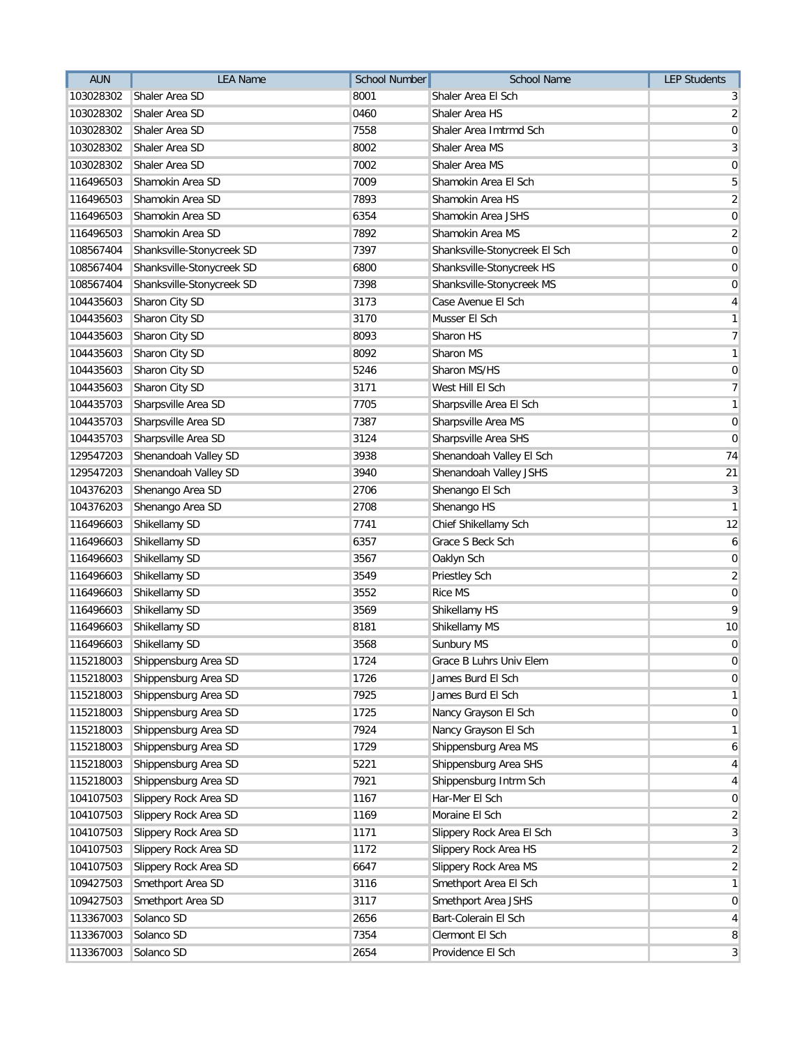| AUN | LEA Name | School Number | School Name | LEP Students |
|---|---|---|---|---|
| 103028302 | Shaler Area SD | 8001 | Shaler Area El Sch | 3 |
| 103028302 | Shaler Area SD | 0460 | Shaler Area HS | 2 |
| 103028302 | Shaler Area SD | 7558 | Shaler Area Imtrmd Sch | 0 |
| 103028302 | Shaler Area SD | 8002 | Shaler Area MS | 3 |
| 103028302 | Shaler Area SD | 7002 | Shaler Area MS | 0 |
| 116496503 | Shamokin Area SD | 7009 | Shamokin Area El Sch | 5 |
| 116496503 | Shamokin Area SD | 7893 | Shamokin Area HS | 2 |
| 116496503 | Shamokin Area SD | 6354 | Shamokin Area JSHS | 0 |
| 116496503 | Shamokin Area SD | 7892 | Shamokin Area MS | 2 |
| 108567404 | Shanksville-Stonycreek SD | 7397 | Shanksville-Stonycreek El Sch | 0 |
| 108567404 | Shanksville-Stonycreek SD | 6800 | Shanksville-Stonycreek HS | 0 |
| 108567404 | Shanksville-Stonycreek SD | 7398 | Shanksville-Stonycreek MS | 0 |
| 104435603 | Sharon City SD | 3173 | Case Avenue El Sch | 4 |
| 104435603 | Sharon City SD | 3170 | Musser El Sch | 1 |
| 104435603 | Sharon City SD | 8093 | Sharon HS | 7 |
| 104435603 | Sharon City SD | 8092 | Sharon MS | 1 |
| 104435603 | Sharon City SD | 5246 | Sharon MS/HS | 0 |
| 104435603 | Sharon City SD | 3171 | West Hill El Sch | 7 |
| 104435703 | Sharpsville Area SD | 7705 | Sharpsville Area El Sch | 1 |
| 104435703 | Sharpsville Area SD | 7387 | Sharpsville Area MS | 0 |
| 104435703 | Sharpsville Area SD | 3124 | Sharpsville Area SHS | 0 |
| 129547203 | Shenandoah Valley SD | 3938 | Shenandoah Valley El Sch | 74 |
| 129547203 | Shenandoah Valley SD | 3940 | Shenandoah Valley JSHS | 21 |
| 104376203 | Shenango Area SD | 2706 | Shenango El Sch | 3 |
| 104376203 | Shenango Area SD | 2708 | Shenango HS | 1 |
| 116496603 | Shikellamy SD | 7741 | Chief Shikellamy Sch | 12 |
| 116496603 | Shikellamy SD | 6357 | Grace S Beck Sch | 6 |
| 116496603 | Shikellamy SD | 3567 | Oaklyn Sch | 0 |
| 116496603 | Shikellamy SD | 3549 | Priestley Sch | 2 |
| 116496603 | Shikellamy SD | 3552 | Rice MS | 0 |
| 116496603 | Shikellamy SD | 3569 | Shikellamy HS | 9 |
| 116496603 | Shikellamy SD | 8181 | Shikellamy MS | 10 |
| 116496603 | Shikellamy SD | 3568 | Sunbury MS | 0 |
| 115218003 | Shippensburg Area SD | 1724 | Grace B Luhrs Univ Elem | 0 |
| 115218003 | Shippensburg Area SD | 1726 | James Burd El Sch | 0 |
| 115218003 | Shippensburg Area SD | 7925 | James Burd El Sch | 1 |
| 115218003 | Shippensburg Area SD | 1725 | Nancy Grayson El Sch | 0 |
| 115218003 | Shippensburg Area SD | 7924 | Nancy Grayson El Sch | 1 |
| 115218003 | Shippensburg Area SD | 1729 | Shippensburg Area MS | 6 |
| 115218003 | Shippensburg Area SD | 5221 | Shippensburg Area SHS | 4 |
| 115218003 | Shippensburg Area SD | 7921 | Shippensburg Intrm Sch | 4 |
| 104107503 | Slippery Rock Area SD | 1167 | Har-Mer El Sch | 0 |
| 104107503 | Slippery Rock Area SD | 1169 | Moraine El Sch | 2 |
| 104107503 | Slippery Rock Area SD | 1171 | Slippery Rock Area El Sch | 3 |
| 104107503 | Slippery Rock Area SD | 1172 | Slippery Rock Area HS | 2 |
| 104107503 | Slippery Rock Area SD | 6647 | Slippery Rock Area MS | 2 |
| 109427503 | Smethport Area SD | 3116 | Smethport Area El Sch | 1 |
| 109427503 | Smethport Area SD | 3117 | Smethport Area JSHS | 0 |
| 113367003 | Solanco SD | 2656 | Bart-Colerain El Sch | 4 |
| 113367003 | Solanco SD | 7354 | Clermont El Sch | 8 |
| 113367003 | Solanco SD | 2654 | Providence El Sch | 3 |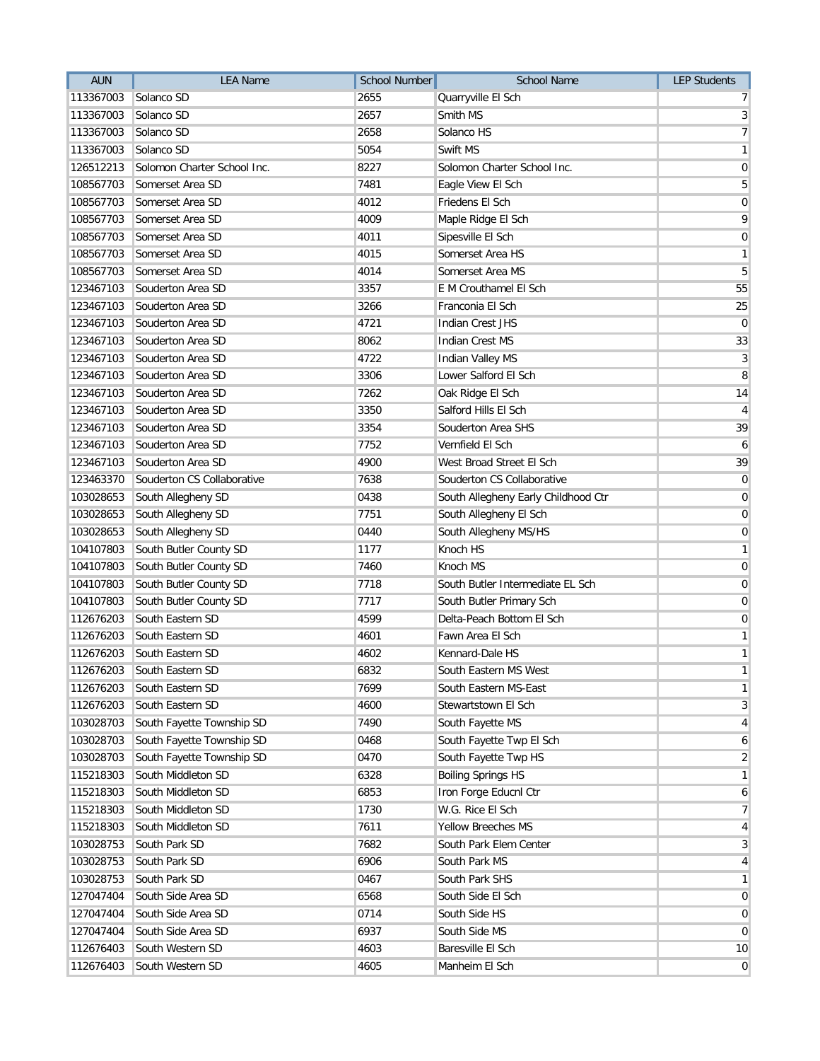| AUN | LEA Name | School Number | School Name | LEP Students |
|---|---|---|---|---|
| 113367003 | Solanco SD | 2655 | Quarryville El Sch | 7 |
| 113367003 | Solanco SD | 2657 | Smith MS | 3 |
| 113367003 | Solanco SD | 2658 | Solanco HS | 7 |
| 113367003 | Solanco SD | 5054 | Swift MS | 1 |
| 126512213 | Solomon Charter School Inc. | 8227 | Solomon Charter School Inc. | 0 |
| 108567703 | Somerset Area SD | 7481 | Eagle View El Sch | 5 |
| 108567703 | Somerset Area SD | 4012 | Friedens El Sch | 0 |
| 108567703 | Somerset Area SD | 4009 | Maple Ridge El Sch | 9 |
| 108567703 | Somerset Area SD | 4011 | Sipesville El Sch | 0 |
| 108567703 | Somerset Area SD | 4015 | Somerset Area HS | 1 |
| 108567703 | Somerset Area SD | 4014 | Somerset Area MS | 5 |
| 123467103 | Souderton Area SD | 3357 | E M Crouthamel El Sch | 55 |
| 123467103 | Souderton Area SD | 3266 | Franconia El Sch | 25 |
| 123467103 | Souderton Area SD | 4721 | Indian Crest JHS | 0 |
| 123467103 | Souderton Area SD | 8062 | Indian Crest MS | 33 |
| 123467103 | Souderton Area SD | 4722 | Indian Valley MS | 3 |
| 123467103 | Souderton Area SD | 3306 | Lower Salford El Sch | 8 |
| 123467103 | Souderton Area SD | 7262 | Oak Ridge El Sch | 14 |
| 123467103 | Souderton Area SD | 3350 | Salford Hills El Sch | 4 |
| 123467103 | Souderton Area SD | 3354 | Souderton Area SHS | 39 |
| 123467103 | Souderton Area SD | 7752 | Vernfield El Sch | 6 |
| 123467103 | Souderton Area SD | 4900 | West Broad Street El Sch | 39 |
| 123463370 | Souderton CS Collaborative | 7638 | Souderton CS Collaborative | 0 |
| 103028653 | South Allegheny SD | 0438 | South Allegheny Early Childhood Ctr | 0 |
| 103028653 | South Allegheny SD | 7751 | South Allegheny El Sch | 0 |
| 103028653 | South Allegheny SD | 0440 | South Allegheny MS/HS | 0 |
| 104107803 | South Butler County SD | 1177 | Knoch HS | 1 |
| 104107803 | South Butler County SD | 7460 | Knoch MS | 0 |
| 104107803 | South Butler County SD | 7718 | South Butler Intermediate EL Sch | 0 |
| 104107803 | South Butler County SD | 7717 | South Butler Primary Sch | 0 |
| 112676203 | South Eastern SD | 4599 | Delta-Peach Bottom El Sch | 0 |
| 112676203 | South Eastern SD | 4601 | Fawn Area El Sch | 1 |
| 112676203 | South Eastern SD | 4602 | Kennard-Dale HS | 1 |
| 112676203 | South Eastern SD | 6832 | South Eastern MS West | 1 |
| 112676203 | South Eastern SD | 7699 | South Eastern MS-East | 1 |
| 112676203 | South Eastern SD | 4600 | Stewartstown El Sch | 3 |
| 103028703 | South Fayette Township SD | 7490 | South Fayette MS | 4 |
| 103028703 | South Fayette Township SD | 0468 | South Fayette Twp El Sch | 6 |
| 103028703 | South Fayette Township SD | 0470 | South Fayette Twp HS | 2 |
| 115218303 | South Middleton SD | 6328 | Boiling Springs HS | 1 |
| 115218303 | South Middleton SD | 6853 | Iron Forge Educnl Ctr | 6 |
| 115218303 | South Middleton SD | 1730 | W.G. Rice El Sch | 7 |
| 115218303 | South Middleton SD | 7611 | Yellow Breeches MS | 4 |
| 103028753 | South Park SD | 7682 | South Park Elem Center | 3 |
| 103028753 | South Park SD | 6906 | South Park MS | 4 |
| 103028753 | South Park SD | 0467 | South Park SHS | 1 |
| 127047404 | South Side Area SD | 6568 | South Side El Sch | 0 |
| 127047404 | South Side Area SD | 0714 | South Side HS | 0 |
| 127047404 | South Side Area SD | 6937 | South Side MS | 0 |
| 112676403 | South Western SD | 4603 | Baresville El Sch | 10 |
| 112676403 | South Western SD | 4605 | Manheim El Sch | 0 |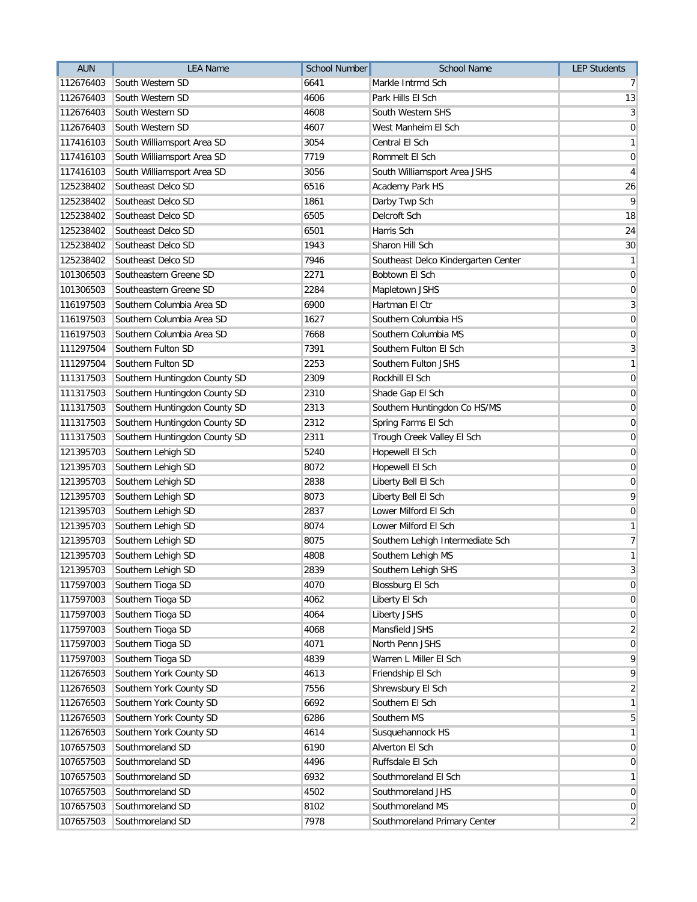| AUN | LEA Name | School Number | School Name | LEP Students |
|---|---|---|---|---|
| 112676403 | South Western SD | 6641 | Markle Intrmd Sch | 7 |
| 112676403 | South Western SD | 4606 | Park Hills El Sch | 13 |
| 112676403 | South Western SD | 4608 | South Western SHS | 3 |
| 112676403 | South Western SD | 4607 | West Manheim El Sch | 0 |
| 117416103 | South Williamsport Area SD | 3054 | Central El Sch | 1 |
| 117416103 | South Williamsport Area SD | 7719 | Rommelt El Sch | 0 |
| 117416103 | South Williamsport Area SD | 3056 | South Williamsport Area JSHS | 4 |
| 125238402 | Southeast Delco SD | 6516 | Academy Park HS | 26 |
| 125238402 | Southeast Delco SD | 1861 | Darby Twp Sch | 9 |
| 125238402 | Southeast Delco SD | 6505 | Delcroft Sch | 18 |
| 125238402 | Southeast Delco SD | 6501 | Harris Sch | 24 |
| 125238402 | Southeast Delco SD | 1943 | Sharon Hill Sch | 30 |
| 125238402 | Southeast Delco SD | 7946 | Southeast Delco Kindergarten Center | 1 |
| 101306503 | Southeastern Greene SD | 2271 | Bobtown El Sch | 0 |
| 101306503 | Southeastern Greene SD | 2284 | Mapletown JSHS | 0 |
| 116197503 | Southern Columbia Area SD | 6900 | Hartman El Ctr | 3 |
| 116197503 | Southern Columbia Area SD | 1627 | Southern Columbia HS | 0 |
| 116197503 | Southern Columbia Area SD | 7668 | Southern Columbia MS | 0 |
| 111297504 | Southern Fulton SD | 7391 | Southern Fulton El Sch | 3 |
| 111297504 | Southern Fulton SD | 2253 | Southern Fulton JSHS | 1 |
| 111317503 | Southern Huntingdon County SD | 2309 | Rockhill El Sch | 0 |
| 111317503 | Southern Huntingdon County SD | 2310 | Shade Gap El Sch | 0 |
| 111317503 | Southern Huntingdon County SD | 2313 | Southern Huntingdon Co HS/MS | 0 |
| 111317503 | Southern Huntingdon County SD | 2312 | Spring Farms El Sch | 0 |
| 111317503 | Southern Huntingdon County SD | 2311 | Trough Creek Valley El Sch | 0 |
| 121395703 | Southern Lehigh SD | 5240 | Hopewell El Sch | 0 |
| 121395703 | Southern Lehigh SD | 8072 | Hopewell El Sch | 0 |
| 121395703 | Southern Lehigh SD | 2838 | Liberty Bell El Sch | 0 |
| 121395703 | Southern Lehigh SD | 8073 | Liberty Bell El Sch | 9 |
| 121395703 | Southern Lehigh SD | 2837 | Lower Milford El Sch | 0 |
| 121395703 | Southern Lehigh SD | 8074 | Lower Milford El Sch | 1 |
| 121395703 | Southern Lehigh SD | 8075 | Southern Lehigh Intermediate Sch | 7 |
| 121395703 | Southern Lehigh SD | 4808 | Southern Lehigh MS | 1 |
| 121395703 | Southern Lehigh SD | 2839 | Southern Lehigh SHS | 3 |
| 117597003 | Southern Tioga SD | 4070 | Blossburg El Sch | 0 |
| 117597003 | Southern Tioga SD | 4062 | Liberty El Sch | 0 |
| 117597003 | Southern Tioga SD | 4064 | Liberty JSHS | 0 |
| 117597003 | Southern Tioga SD | 4068 | Mansfield JSHS | 2 |
| 117597003 | Southern Tioga SD | 4071 | North Penn JSHS | 0 |
| 117597003 | Southern Tioga SD | 4839 | Warren L Miller El Sch | 9 |
| 112676503 | Southern York County SD | 4613 | Friendship El Sch | 9 |
| 112676503 | Southern York County SD | 7556 | Shrewsbury El Sch | 2 |
| 112676503 | Southern York County SD | 6692 | Southern El Sch | 1 |
| 112676503 | Southern York County SD | 6286 | Southern MS | 5 |
| 112676503 | Southern York County SD | 4614 | Susquehannock HS | 1 |
| 107657503 | Southmoreland SD | 6190 | Alverton El Sch | 0 |
| 107657503 | Southmoreland SD | 4496 | Ruffsdale El Sch | 0 |
| 107657503 | Southmoreland SD | 6932 | Southmoreland El Sch | 1 |
| 107657503 | Southmoreland SD | 4502 | Southmoreland JHS | 0 |
| 107657503 | Southmoreland SD | 8102 | Southmoreland MS | 0 |
| 107657503 | Southmoreland SD | 7978 | Southmoreland Primary Center | 2 |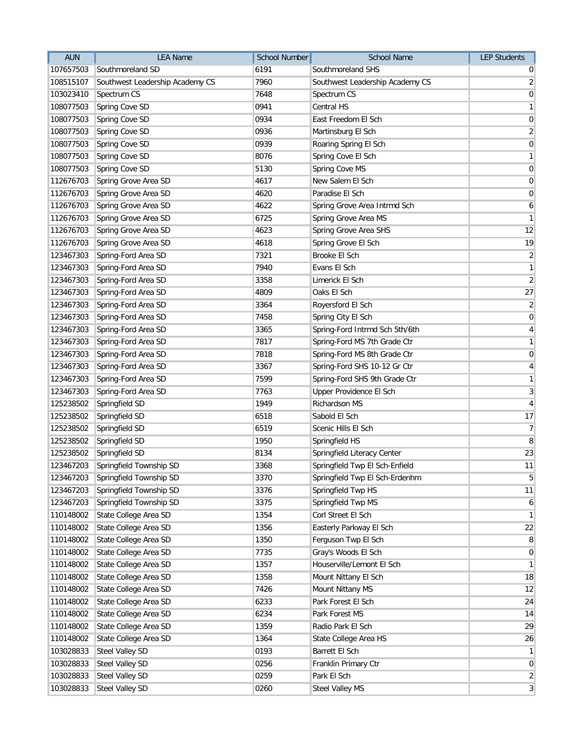| AUN | LEA Name | School Number | School Name | LEP Students |
| --- | --- | --- | --- | --- |
| 107657503 | Southmoreland SD | 6191 | Southmoreland SHS | 0 |
| 108515107 | Southwest Leadership Academy CS | 7960 | Southwest Leadership Academy CS | 2 |
| 103023410 | Spectrum CS | 7648 | Spectrum CS | 0 |
| 108077503 | Spring Cove SD | 0941 | Central HS | 1 |
| 108077503 | Spring Cove SD | 0934 | East Freedom El Sch | 0 |
| 108077503 | Spring Cove SD | 0936 | Martinsburg El Sch | 2 |
| 108077503 | Spring Cove SD | 0939 | Roaring Spring El Sch | 0 |
| 108077503 | Spring Cove SD | 8076 | Spring Cove El Sch | 1 |
| 108077503 | Spring Cove SD | 5130 | Spring Cove MS | 0 |
| 112676703 | Spring Grove Area SD | 4617 | New Salem El Sch | 0 |
| 112676703 | Spring Grove Area SD | 4620 | Paradise El Sch | 0 |
| 112676703 | Spring Grove Area SD | 4622 | Spring Grove Area Intrmd Sch | 6 |
| 112676703 | Spring Grove Area SD | 6725 | Spring Grove Area MS | 1 |
| 112676703 | Spring Grove Area SD | 4623 | Spring Grove Area SHS | 12 |
| 112676703 | Spring Grove Area SD | 4618 | Spring Grove El Sch | 19 |
| 123467303 | Spring-Ford Area SD | 7321 | Brooke El Sch | 2 |
| 123467303 | Spring-Ford Area SD | 7940 | Evans El Sch | 1 |
| 123467303 | Spring-Ford Area SD | 3358 | Limerick El Sch | 2 |
| 123467303 | Spring-Ford Area SD | 4809 | Oaks El Sch | 27 |
| 123467303 | Spring-Ford Area SD | 3364 | Royersford El Sch | 2 |
| 123467303 | Spring-Ford Area SD | 7458 | Spring City El Sch | 0 |
| 123467303 | Spring-Ford Area SD | 3365 | Spring-Ford Intrmd Sch 5th/6th | 4 |
| 123467303 | Spring-Ford Area SD | 7817 | Spring-Ford MS 7th Grade Ctr | 1 |
| 123467303 | Spring-Ford Area SD | 7818 | Spring-Ford MS 8th Grade Ctr | 0 |
| 123467303 | Spring-Ford Area SD | 3367 | Spring-Ford SHS 10-12 Gr Ctr | 4 |
| 123467303 | Spring-Ford Area SD | 7599 | Spring-Ford SHS 9th Grade Ctr | 1 |
| 123467303 | Spring-Ford Area SD | 7763 | Upper Providence El Sch | 3 |
| 125238502 | Springfield SD | 1949 | Richardson MS | 4 |
| 125238502 | Springfield SD | 6518 | Sabold El Sch | 17 |
| 125238502 | Springfield SD | 6519 | Scenic Hills El Sch | 7 |
| 125238502 | Springfield SD | 1950 | Springfield HS | 8 |
| 125238502 | Springfield SD | 8134 | Springfield Literacy Center | 23 |
| 123467203 | Springfield Township SD | 3368 | Springfield Twp El Sch-Enfield | 11 |
| 123467203 | Springfield Township SD | 3370 | Springfield Twp El Sch-Erdenhm | 5 |
| 123467203 | Springfield Township SD | 3376 | Springfield Twp HS | 11 |
| 123467203 | Springfield Township SD | 3375 | Springfield Twp MS | 6 |
| 110148002 | State College Area SD | 1354 | Corl Street El Sch | 1 |
| 110148002 | State College Area SD | 1356 | Easterly Parkway El Sch | 22 |
| 110148002 | State College Area SD | 1350 | Ferguson Twp El Sch | 8 |
| 110148002 | State College Area SD | 7735 | Gray's Woods El Sch | 0 |
| 110148002 | State College Area SD | 1357 | Houserville/Lemont El Sch | 1 |
| 110148002 | State College Area SD | 1358 | Mount Nittany El Sch | 18 |
| 110148002 | State College Area SD | 7426 | Mount Nittany MS | 12 |
| 110148002 | State College Area SD | 6233 | Park Forest El Sch | 24 |
| 110148002 | State College Area SD | 6234 | Park Forest MS | 14 |
| 110148002 | State College Area SD | 1359 | Radio Park El Sch | 29 |
| 110148002 | State College Area SD | 1364 | State College Area HS | 26 |
| 103028833 | Steel Valley SD | 0193 | Barrett El Sch | 1 |
| 103028833 | Steel Valley SD | 0256 | Franklin Primary Ctr | 0 |
| 103028833 | Steel Valley SD | 0259 | Park El Sch | 2 |
| 103028833 | Steel Valley SD | 0260 | Steel Valley MS | 3 |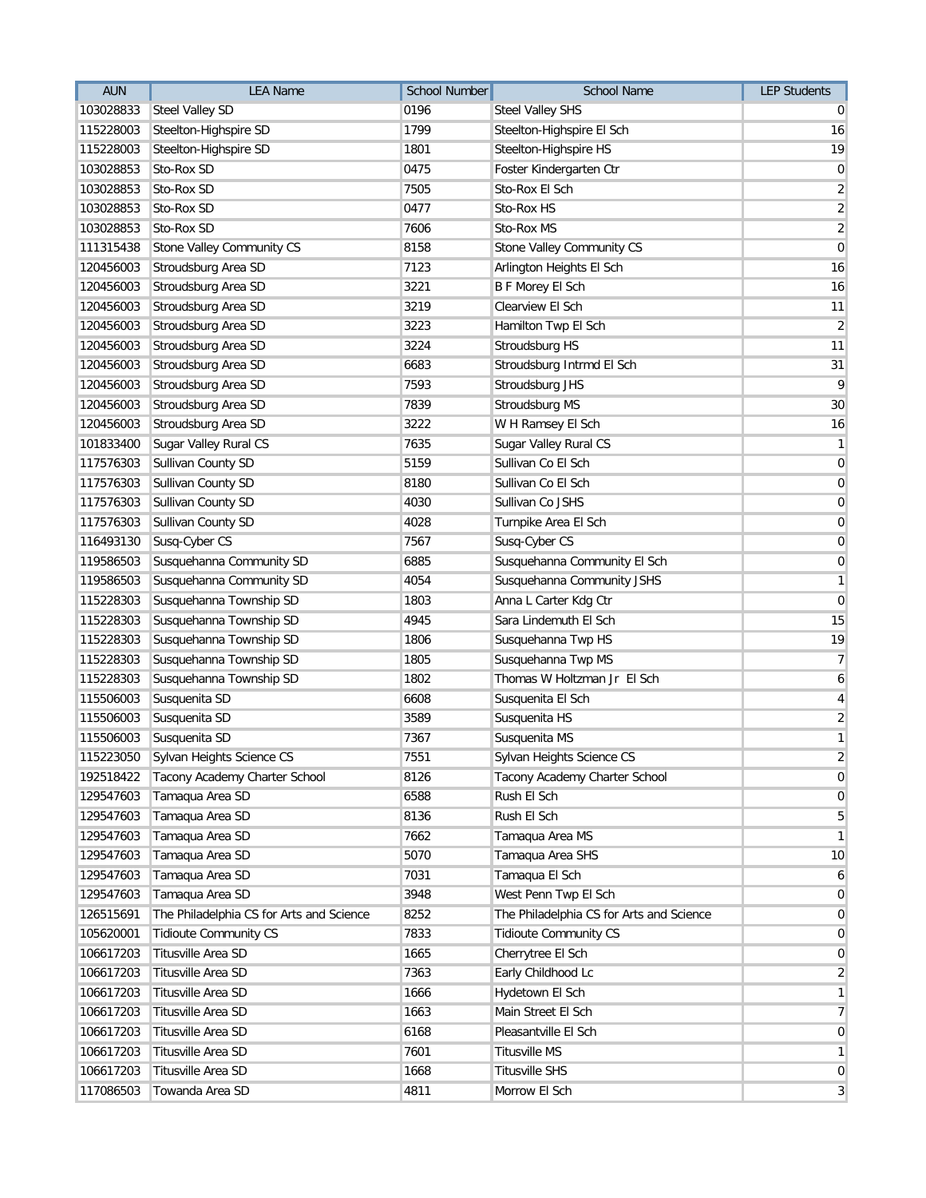| AUN | LEA Name | School Number | School Name | LEP Students |
| --- | --- | --- | --- | --- |
| 103028833 | Steel Valley SD | 0196 | Steel Valley SHS | 0 |
| 115228003 | Steelton-Highspire SD | 1799 | Steelton-Highspire El Sch | 16 |
| 115228003 | Steelton-Highspire SD | 1801 | Steelton-Highspire HS | 19 |
| 103028853 | Sto-Rox SD | 0475 | Foster Kindergarten Ctr | 0 |
| 103028853 | Sto-Rox SD | 7505 | Sto-Rox El Sch | 2 |
| 103028853 | Sto-Rox SD | 0477 | Sto-Rox HS | 2 |
| 103028853 | Sto-Rox SD | 7606 | Sto-Rox MS | 2 |
| 111315438 | Stone Valley Community CS | 8158 | Stone Valley Community CS | 0 |
| 120456003 | Stroudsburg Area SD | 7123 | Arlington Heights El Sch | 16 |
| 120456003 | Stroudsburg Area SD | 3221 | B F Morey El Sch | 16 |
| 120456003 | Stroudsburg Area SD | 3219 | Clearview El Sch | 11 |
| 120456003 | Stroudsburg Area SD | 3223 | Hamilton Twp El Sch | 2 |
| 120456003 | Stroudsburg Area SD | 3224 | Stroudsburg HS | 11 |
| 120456003 | Stroudsburg Area SD | 6683 | Stroudsburg Intrmd El Sch | 31 |
| 120456003 | Stroudsburg Area SD | 7593 | Stroudsburg JHS | 9 |
| 120456003 | Stroudsburg Area SD | 7839 | Stroudsburg MS | 30 |
| 120456003 | Stroudsburg Area SD | 3222 | W H Ramsey El Sch | 16 |
| 101833400 | Sugar Valley Rural CS | 7635 | Sugar Valley Rural CS | 1 |
| 117576303 | Sullivan County SD | 5159 | Sullivan Co El Sch | 0 |
| 117576303 | Sullivan County SD | 8180 | Sullivan Co El Sch | 0 |
| 117576303 | Sullivan County SD | 4030 | Sullivan Co JSHS | 0 |
| 117576303 | Sullivan County SD | 4028 | Turnpike Area El Sch | 0 |
| 116493130 | Susq-Cyber CS | 7567 | Susq-Cyber CS | 0 |
| 119586503 | Susquehanna Community SD | 6885 | Susquehanna Community El Sch | 0 |
| 119586503 | Susquehanna Community SD | 4054 | Susquehanna Community JSHS | 1 |
| 115228303 | Susquehanna Township SD | 1803 | Anna L Carter Kdg Ctr | 0 |
| 115228303 | Susquehanna Township SD | 4945 | Sara Lindemuth El Sch | 15 |
| 115228303 | Susquehanna Township SD | 1806 | Susquehanna Twp HS | 19 |
| 115228303 | Susquehanna Township SD | 1805 | Susquehanna Twp MS | 7 |
| 115228303 | Susquehanna Township SD | 1802 | Thomas W Holtzman Jr El Sch | 6 |
| 115506003 | Susquenita SD | 6608 | Susquenita El Sch | 4 |
| 115506003 | Susquenita SD | 3589 | Susquenita HS | 2 |
| 115506003 | Susquenita SD | 7367 | Susquenita MS | 1 |
| 115223050 | Sylvan Heights Science CS | 7551 | Sylvan Heights Science CS | 2 |
| 192518422 | Tacony Academy Charter School | 8126 | Tacony Academy Charter School | 0 |
| 129547603 | Tamaqua Area SD | 6588 | Rush El Sch | 0 |
| 129547603 | Tamaqua Area SD | 8136 | Rush El Sch | 5 |
| 129547603 | Tamaqua Area SD | 7662 | Tamaqua Area MS | 1 |
| 129547603 | Tamaqua Area SD | 5070 | Tamaqua Area SHS | 10 |
| 129547603 | Tamaqua Area SD | 7031 | Tamaqua El Sch | 6 |
| 129547603 | Tamaqua Area SD | 3948 | West Penn Twp El Sch | 0 |
| 126515691 | The Philadelphia CS for Arts and Science | 8252 | The Philadelphia CS for Arts and Science | 0 |
| 105620001 | Tidioute Community CS | 7833 | Tidioute Community CS | 0 |
| 106617203 | Titusville Area SD | 1665 | Cherrytree El Sch | 0 |
| 106617203 | Titusville Area SD | 7363 | Early Childhood Lc | 2 |
| 106617203 | Titusville Area SD | 1666 | Hydetown El Sch | 1 |
| 106617203 | Titusville Area SD | 1663 | Main Street El Sch | 7 |
| 106617203 | Titusville Area SD | 6168 | Pleasantville El Sch | 0 |
| 106617203 | Titusville Area SD | 7601 | Titusville MS | 1 |
| 106617203 | Titusville Area SD | 1668 | Titusville SHS | 0 |
| 117086503 | Towanda Area SD | 4811 | Morrow El Sch | 3 |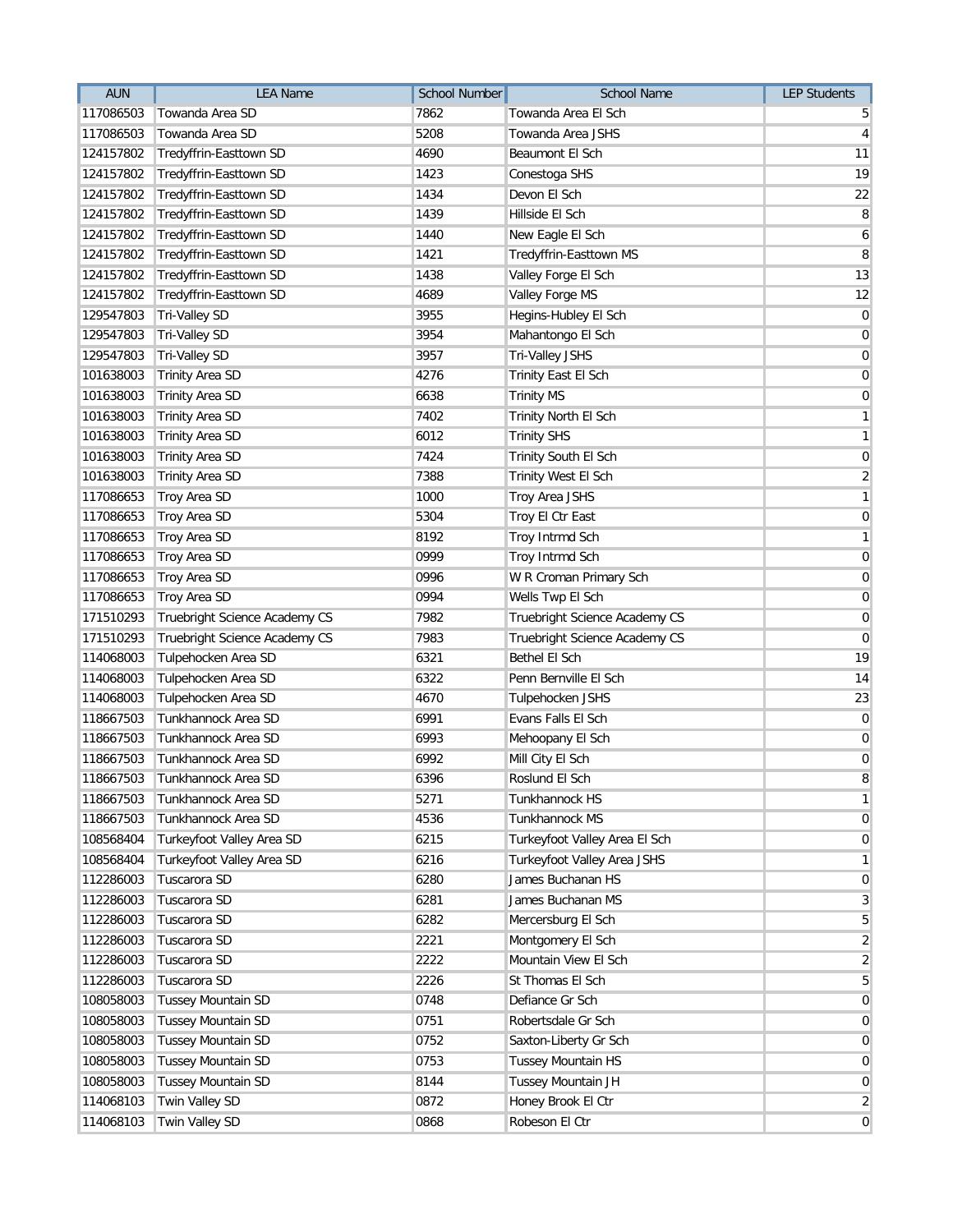| AUN | LEA Name | School Number | School Name | LEP Students |
|---|---|---|---|---|
| 117086503 | Towanda Area SD | 7862 | Towanda Area El Sch | 5 |
| 117086503 | Towanda Area SD | 5208 | Towanda Area JSHS | 4 |
| 124157802 | Tredyffrin-Easttown SD | 4690 | Beaumont El Sch | 11 |
| 124157802 | Tredyffrin-Easttown SD | 1423 | Conestoga SHS | 19 |
| 124157802 | Tredyffrin-Easttown SD | 1434 | Devon El Sch | 22 |
| 124157802 | Tredyffrin-Easttown SD | 1439 | Hillside El Sch | 8 |
| 124157802 | Tredyffrin-Easttown SD | 1440 | New Eagle El Sch | 6 |
| 124157802 | Tredyffrin-Easttown SD | 1421 | Tredyffrin-Easttown MS | 8 |
| 124157802 | Tredyffrin-Easttown SD | 1438 | Valley Forge El Sch | 13 |
| 124157802 | Tredyffrin-Easttown SD | 4689 | Valley Forge MS | 12 |
| 129547803 | Tri-Valley SD | 3955 | Hegins-Hubley El Sch | 0 |
| 129547803 | Tri-Valley SD | 3954 | Mahantongo El Sch | 0 |
| 129547803 | Tri-Valley SD | 3957 | Tri-Valley JSHS | 0 |
| 101638003 | Trinity Area SD | 4276 | Trinity East El Sch | 0 |
| 101638003 | Trinity Area SD | 6638 | Trinity MS | 0 |
| 101638003 | Trinity Area SD | 7402 | Trinity North El Sch | 1 |
| 101638003 | Trinity Area SD | 6012 | Trinity SHS | 1 |
| 101638003 | Trinity Area SD | 7424 | Trinity South El Sch | 0 |
| 101638003 | Trinity Area SD | 7388 | Trinity West El Sch | 2 |
| 117086653 | Troy Area SD | 1000 | Troy Area JSHS | 1 |
| 117086653 | Troy Area SD | 5304 | Troy El Ctr East | 0 |
| 117086653 | Troy Area SD | 8192 | Troy Intrmd Sch | 1 |
| 117086653 | Troy Area SD | 0999 | Troy Intrmd Sch | 0 |
| 117086653 | Troy Area SD | 0996 | W R Croman Primary Sch | 0 |
| 117086653 | Troy Area SD | 0994 | Wells Twp El Sch | 0 |
| 171510293 | Truebright Science Academy CS | 7982 | Truebright Science Academy CS | 0 |
| 171510293 | Truebright Science Academy CS | 7983 | Truebright Science Academy CS | 0 |
| 114068003 | Tulpehocken Area SD | 6321 | Bethel El Sch | 19 |
| 114068003 | Tulpehocken Area SD | 6322 | Penn Bernville El Sch | 14 |
| 114068003 | Tulpehocken Area SD | 4670 | Tulpehocken JSHS | 23 |
| 118667503 | Tunkhannock Area SD | 6991 | Evans Falls El Sch | 0 |
| 118667503 | Tunkhannock Area SD | 6993 | Mehoopany El Sch | 0 |
| 118667503 | Tunkhannock Area SD | 6992 | Mill City El Sch | 0 |
| 118667503 | Tunkhannock Area SD | 6396 | Roslund El Sch | 8 |
| 118667503 | Tunkhannock Area SD | 5271 | Tunkhannock HS | 1 |
| 118667503 | Tunkhannock Area SD | 4536 | Tunkhannock MS | 0 |
| 108568404 | Turkeyfoot Valley Area SD | 6215 | Turkeyfoot Valley Area El Sch | 0 |
| 108568404 | Turkeyfoot Valley Area SD | 6216 | Turkeyfoot Valley Area JSHS | 1 |
| 112286003 | Tuscarora SD | 6280 | James Buchanan HS | 0 |
| 112286003 | Tuscarora SD | 6281 | James Buchanan MS | 3 |
| 112286003 | Tuscarora SD | 6282 | Mercersburg El Sch | 5 |
| 112286003 | Tuscarora SD | 2221 | Montgomery El Sch | 2 |
| 112286003 | Tuscarora SD | 2222 | Mountain View El Sch | 2 |
| 112286003 | Tuscarora SD | 2226 | St Thomas El Sch | 5 |
| 108058003 | Tussey Mountain SD | 0748 | Defiance Gr Sch | 0 |
| 108058003 | Tussey Mountain SD | 0751 | Robertsdale Gr Sch | 0 |
| 108058003 | Tussey Mountain SD | 0752 | Saxton-Liberty Gr Sch | 0 |
| 108058003 | Tussey Mountain SD | 0753 | Tussey Mountain HS | 0 |
| 108058003 | Tussey Mountain SD | 8144 | Tussey Mountain JH | 0 |
| 114068103 | Twin Valley SD | 0872 | Honey Brook El Ctr | 2 |
| 114068103 | Twin Valley SD | 0868 | Robeson El Ctr | 0 |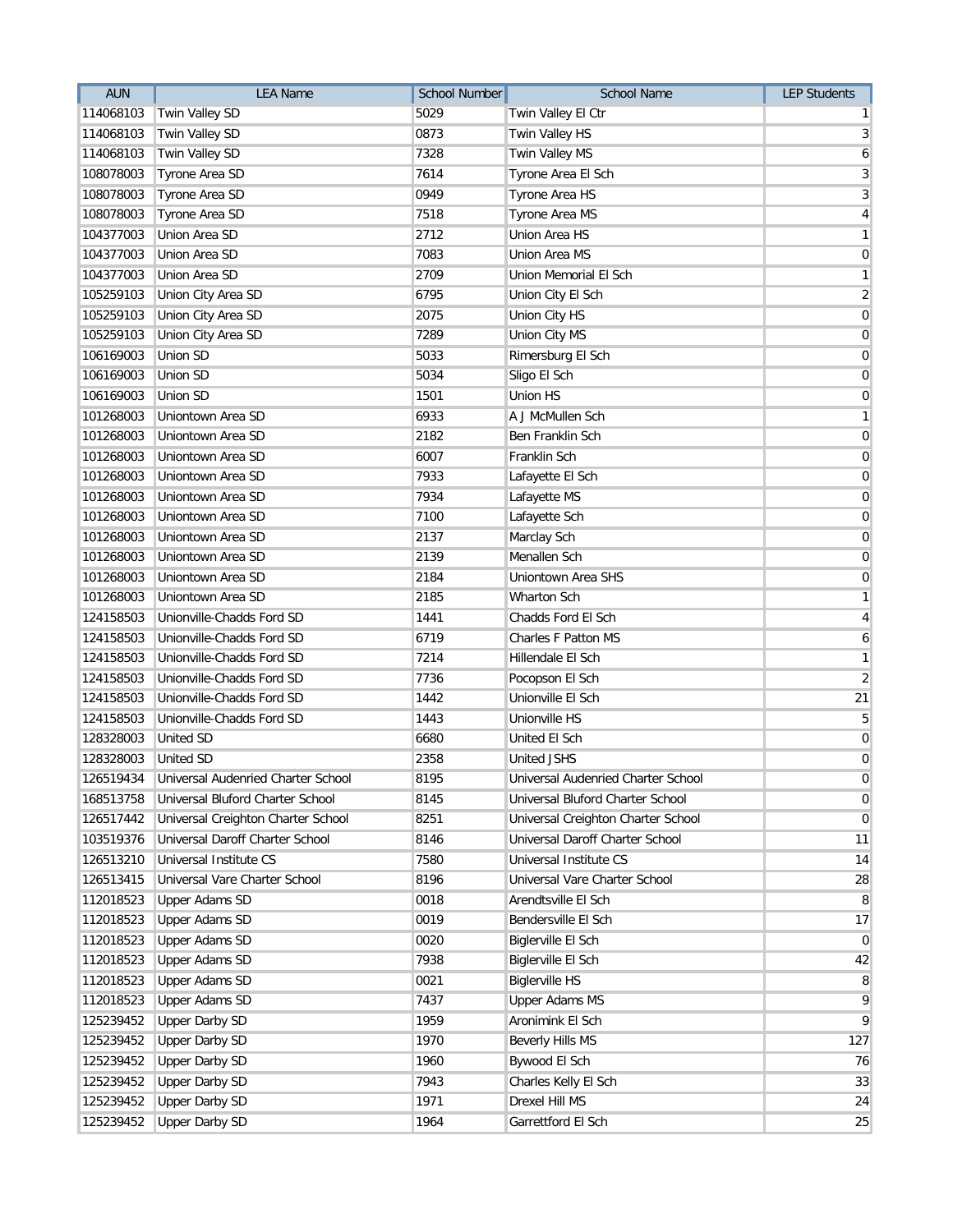| AUN | LEA Name | School Number | School Name | LEP Students |
|---|---|---|---|---|
| 114068103 | Twin Valley SD | 5029 | Twin Valley El Ctr | 1 |
| 114068103 | Twin Valley SD | 0873 | Twin Valley HS | 3 |
| 114068103 | Twin Valley SD | 7328 | Twin Valley MS | 6 |
| 108078003 | Tyrone Area SD | 7614 | Tyrone Area El Sch | 3 |
| 108078003 | Tyrone Area SD | 0949 | Tyrone Area HS | 3 |
| 108078003 | Tyrone Area SD | 7518 | Tyrone Area MS | 4 |
| 104377003 | Union Area SD | 2712 | Union Area HS | 1 |
| 104377003 | Union Area SD | 7083 | Union Area MS | 0 |
| 104377003 | Union Area SD | 2709 | Union Memorial El Sch | 1 |
| 105259103 | Union City Area SD | 6795 | Union City El Sch | 2 |
| 105259103 | Union City Area SD | 2075 | Union City HS | 0 |
| 105259103 | Union City Area SD | 7289 | Union City MS | 0 |
| 106169003 | Union SD | 5033 | Rimersburg El Sch | 0 |
| 106169003 | Union SD | 5034 | Sligo El Sch | 0 |
| 106169003 | Union SD | 1501 | Union HS | 0 |
| 101268003 | Uniontown Area SD | 6933 | A J McMullen Sch | 1 |
| 101268003 | Uniontown Area SD | 2182 | Ben Franklin Sch | 0 |
| 101268003 | Uniontown Area SD | 6007 | Franklin Sch | 0 |
| 101268003 | Uniontown Area SD | 7933 | Lafayette El Sch | 0 |
| 101268003 | Uniontown Area SD | 7934 | Lafayette MS | 0 |
| 101268003 | Uniontown Area SD | 7100 | Lafayette Sch | 0 |
| 101268003 | Uniontown Area SD | 2137 | Marclay Sch | 0 |
| 101268003 | Uniontown Area SD | 2139 | Menallen Sch | 0 |
| 101268003 | Uniontown Area SD | 2184 | Uniontown Area SHS | 0 |
| 101268003 | Uniontown Area SD | 2185 | Wharton Sch | 1 |
| 124158503 | Unionville-Chadds Ford SD | 1441 | Chadds Ford El Sch | 4 |
| 124158503 | Unionville-Chadds Ford SD | 6719 | Charles F Patton MS | 6 |
| 124158503 | Unionville-Chadds Ford SD | 7214 | Hillendale El Sch | 1 |
| 124158503 | Unionville-Chadds Ford SD | 7736 | Pocopson El Sch | 2 |
| 124158503 | Unionville-Chadds Ford SD | 1442 | Unionville El Sch | 21 |
| 124158503 | Unionville-Chadds Ford SD | 1443 | Unionville HS | 5 |
| 128328003 | United SD | 6680 | United El Sch | 0 |
| 128328003 | United SD | 2358 | United JSHS | 0 |
| 126519434 | Universal Audenried Charter School | 8195 | Universal Audenried Charter School | 0 |
| 168513758 | Universal Bluford Charter School | 8145 | Universal Bluford Charter School | 0 |
| 126517442 | Universal Creighton Charter School | 8251 | Universal Creighton Charter School | 0 |
| 103519376 | Universal Daroff Charter School | 8146 | Universal Daroff Charter School | 11 |
| 126513210 | Universal Institute CS | 7580 | Universal Institute CS | 14 |
| 126513415 | Universal Vare Charter School | 8196 | Universal Vare Charter School | 28 |
| 112018523 | Upper Adams SD | 0018 | Arendtsville El Sch | 8 |
| 112018523 | Upper Adams SD | 0019 | Bendersville El Sch | 17 |
| 112018523 | Upper Adams SD | 0020 | Biglerville El Sch | 0 |
| 112018523 | Upper Adams SD | 7938 | Biglerville El Sch | 42 |
| 112018523 | Upper Adams SD | 0021 | Biglerville HS | 8 |
| 112018523 | Upper Adams SD | 7437 | Upper Adams MS | 9 |
| 125239452 | Upper Darby SD | 1959 | Aronimink El Sch | 9 |
| 125239452 | Upper Darby SD | 1970 | Beverly Hills MS | 127 |
| 125239452 | Upper Darby SD | 1960 | Bywood El Sch | 76 |
| 125239452 | Upper Darby SD | 7943 | Charles Kelly El Sch | 33 |
| 125239452 | Upper Darby SD | 1971 | Drexel Hill MS | 24 |
| 125239452 | Upper Darby SD | 1964 | Garrettford El Sch | 25 |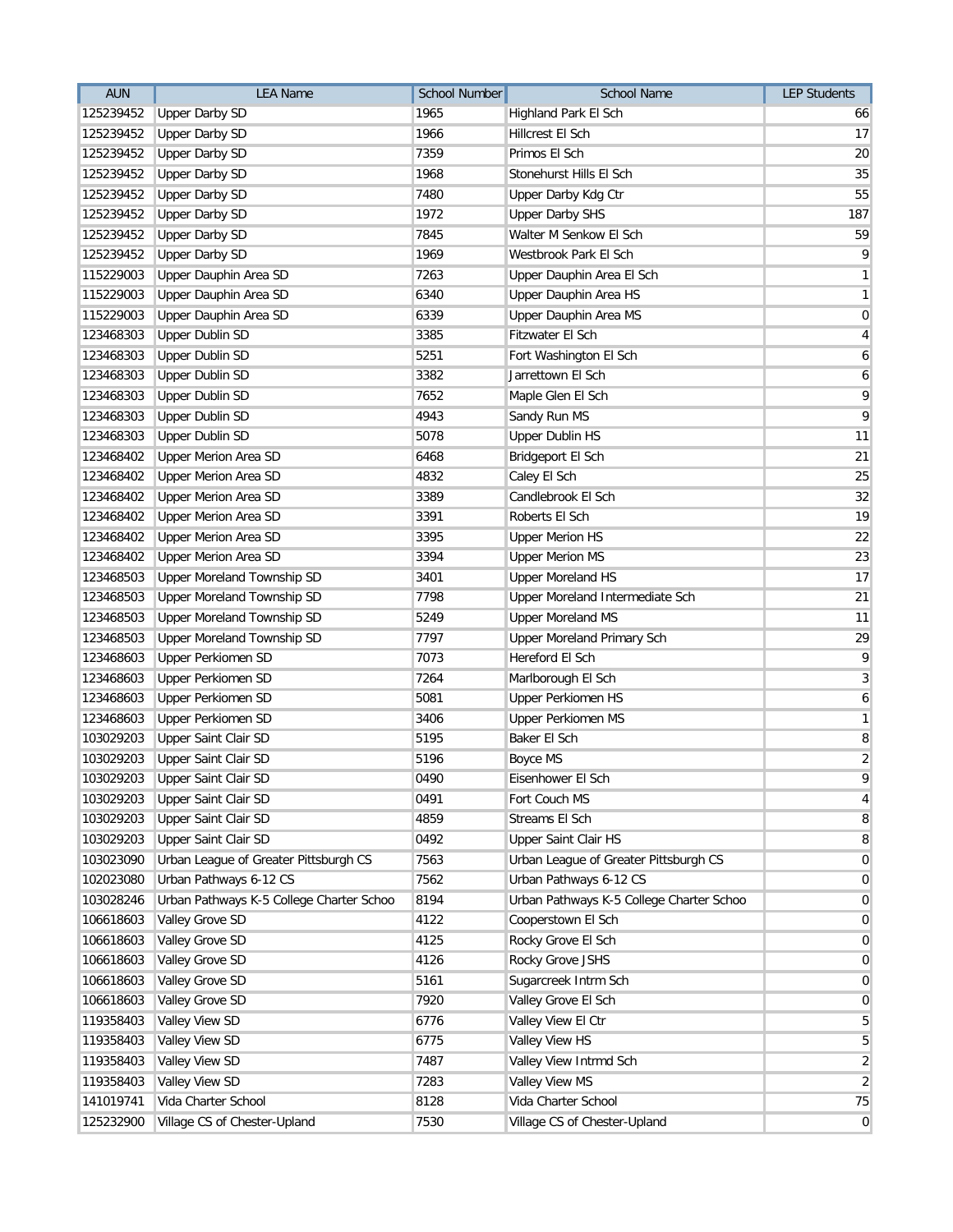| AUN | LEA Name | School Number | School Name | LEP Students |
|---|---|---|---|---|
| 125239452 | Upper Darby SD | 1965 | Highland Park El Sch | 66 |
| 125239452 | Upper Darby SD | 1966 | Hillcrest El Sch | 17 |
| 125239452 | Upper Darby SD | 7359 | Primos El Sch | 20 |
| 125239452 | Upper Darby SD | 1968 | Stonehurst Hills El Sch | 35 |
| 125239452 | Upper Darby SD | 7480 | Upper Darby Kdg Ctr | 55 |
| 125239452 | Upper Darby SD | 1972 | Upper Darby SHS | 187 |
| 125239452 | Upper Darby SD | 7845 | Walter M Senkow El Sch | 59 |
| 125239452 | Upper Darby SD | 1969 | Westbrook Park El Sch | 9 |
| 115229003 | Upper Dauphin Area SD | 7263 | Upper Dauphin Area El Sch | 1 |
| 115229003 | Upper Dauphin Area SD | 6340 | Upper Dauphin Area HS | 1 |
| 115229003 | Upper Dauphin Area SD | 6339 | Upper Dauphin Area MS | 0 |
| 123468303 | Upper Dublin SD | 3385 | Fitzwater El Sch | 4 |
| 123468303 | Upper Dublin SD | 5251 | Fort Washington El Sch | 6 |
| 123468303 | Upper Dublin SD | 3382 | Jarrettown El Sch | 6 |
| 123468303 | Upper Dublin SD | 7652 | Maple Glen El Sch | 9 |
| 123468303 | Upper Dublin SD | 4943 | Sandy Run MS | 9 |
| 123468303 | Upper Dublin SD | 5078 | Upper Dublin HS | 11 |
| 123468402 | Upper Merion Area SD | 6468 | Bridgeport El Sch | 21 |
| 123468402 | Upper Merion Area SD | 4832 | Caley El Sch | 25 |
| 123468402 | Upper Merion Area SD | 3389 | Candlebrook El Sch | 32 |
| 123468402 | Upper Merion Area SD | 3391 | Roberts El Sch | 19 |
| 123468402 | Upper Merion Area SD | 3395 | Upper Merion HS | 22 |
| 123468402 | Upper Merion Area SD | 3394 | Upper Merion MS | 23 |
| 123468503 | Upper Moreland Township SD | 3401 | Upper Moreland HS | 17 |
| 123468503 | Upper Moreland Township SD | 7798 | Upper Moreland Intermediate Sch | 21 |
| 123468503 | Upper Moreland Township SD | 5249 | Upper Moreland MS | 11 |
| 123468503 | Upper Moreland Township SD | 7797 | Upper Moreland Primary Sch | 29 |
| 123468603 | Upper Perkiomen SD | 7073 | Hereford El Sch | 9 |
| 123468603 | Upper Perkiomen SD | 7264 | Marlborough El Sch | 3 |
| 123468603 | Upper Perkiomen SD | 5081 | Upper Perkiomen HS | 6 |
| 123468603 | Upper Perkiomen SD | 3406 | Upper Perkiomen MS | 1 |
| 103029203 | Upper Saint Clair SD | 5195 | Baker El Sch | 8 |
| 103029203 | Upper Saint Clair SD | 5196 | Boyce MS | 2 |
| 103029203 | Upper Saint Clair SD | 0490 | Eisenhower El Sch | 9 |
| 103029203 | Upper Saint Clair SD | 0491 | Fort Couch MS | 4 |
| 103029203 | Upper Saint Clair SD | 4859 | Streams El Sch | 8 |
| 103029203 | Upper Saint Clair SD | 0492 | Upper Saint Clair HS | 8 |
| 103023090 | Urban League of Greater Pittsburgh CS | 7563 | Urban League of Greater Pittsburgh CS | 0 |
| 102023080 | Urban Pathways 6-12 CS | 7562 | Urban Pathways 6-12 CS | 0 |
| 103028246 | Urban Pathways K-5 College Charter Schoo | 8194 | Urban Pathways K-5 College Charter Schoo | 0 |
| 106618603 | Valley Grove SD | 4122 | Cooperstown El Sch | 0 |
| 106618603 | Valley Grove SD | 4125 | Rocky Grove El Sch | 0 |
| 106618603 | Valley Grove SD | 4126 | Rocky Grove JSHS | 0 |
| 106618603 | Valley Grove SD | 5161 | Sugarcreek Intrm Sch | 0 |
| 106618603 | Valley Grove SD | 7920 | Valley Grove El Sch | 0 |
| 119358403 | Valley View SD | 6776 | Valley View El Ctr | 5 |
| 119358403 | Valley View SD | 6775 | Valley View HS | 5 |
| 119358403 | Valley View SD | 7487 | Valley View Intrmd Sch | 2 |
| 119358403 | Valley View SD | 7283 | Valley View MS | 2 |
| 141019741 | Vida Charter School | 8128 | Vida Charter School | 75 |
| 125232900 | Village CS of Chester-Upland | 7530 | Village CS of Chester-Upland | 0 |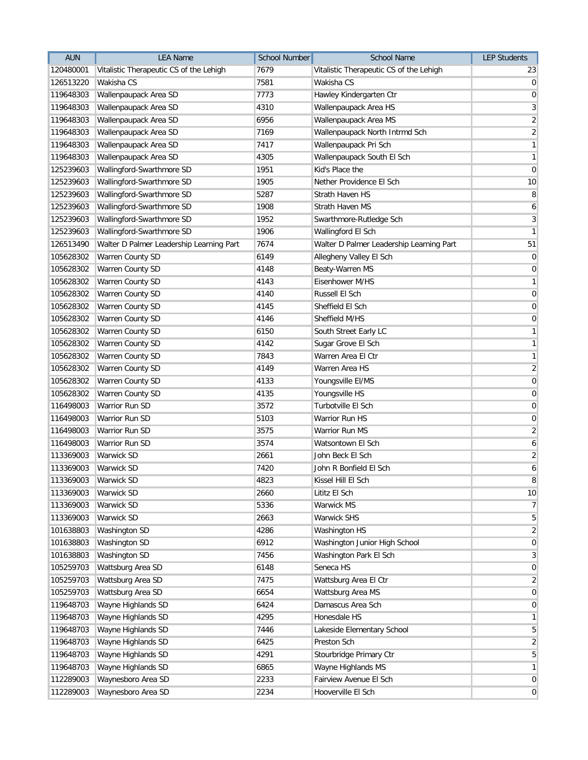| AUN | LEA Name | School Number | School Name | LEP Students |
|---|---|---|---|---|
| 120480001 | Vitalistic Therapeutic CS of the Lehigh | 7679 | Vitalistic Therapeutic CS of the Lehigh | 23 |
| 126513220 | Wakisha CS | 7581 | Wakisha CS | 0 |
| 119648303 | Wallenpaupack Area SD | 7773 | Hawley Kindergarten Ctr | 0 |
| 119648303 | Wallenpaupack Area SD | 4310 | Wallenpaupack Area HS | 3 |
| 119648303 | Wallenpaupack Area SD | 6956 | Wallenpaupack Area MS | 2 |
| 119648303 | Wallenpaupack Area SD | 7169 | Wallenpaupack North Intrmd Sch | 2 |
| 119648303 | Wallenpaupack Area SD | 7417 | Wallenpaupack Pri Sch | 1 |
| 119648303 | Wallenpaupack Area SD | 4305 | Wallenpaupack South El Sch | 1 |
| 125239603 | Wallingford-Swarthmore SD | 1951 | Kid's Place the | 0 |
| 125239603 | Wallingford-Swarthmore SD | 1905 | Nether Providence El Sch | 10 |
| 125239603 | Wallingford-Swarthmore SD | 5287 | Strath Haven HS | 8 |
| 125239603 | Wallingford-Swarthmore SD | 1908 | Strath Haven MS | 6 |
| 125239603 | Wallingford-Swarthmore SD | 1952 | Swarthmore-Rutledge Sch | 3 |
| 125239603 | Wallingford-Swarthmore SD | 1906 | Wallingford El Sch | 1 |
| 126513490 | Walter D Palmer Leadership Learning Part | 7674 | Walter D Palmer Leadership Learning Part | 51 |
| 105628302 | Warren County SD | 6149 | Allegheny Valley El Sch | 0 |
| 105628302 | Warren County SD | 4148 | Beaty-Warren MS | 0 |
| 105628302 | Warren County SD | 4143 | Eisenhower M/HS | 1 |
| 105628302 | Warren County SD | 4140 | Russell El Sch | 0 |
| 105628302 | Warren County SD | 4145 | Sheffield El Sch | 0 |
| 105628302 | Warren County SD | 4146 | Sheffield M/HS | 0 |
| 105628302 | Warren County SD | 6150 | South Street Early LC | 1 |
| 105628302 | Warren County SD | 4142 | Sugar Grove El Sch | 1 |
| 105628302 | Warren County SD | 7843 | Warren Area El Ctr | 1 |
| 105628302 | Warren County SD | 4149 | Warren Area HS | 2 |
| 105628302 | Warren County SD | 4133 | Youngsville El/MS | 0 |
| 105628302 | Warren County SD | 4135 | Youngsville HS | 0 |
| 116498003 | Warrior Run SD | 3572 | Turbotville El Sch | 0 |
| 116498003 | Warrior Run SD | 5103 | Warrior Run HS | 0 |
| 116498003 | Warrior Run SD | 3575 | Warrior Run MS | 2 |
| 116498003 | Warrior Run SD | 3574 | Watsontown El Sch | 6 |
| 113369003 | Warwick SD | 2661 | John Beck El Sch | 2 |
| 113369003 | Warwick SD | 7420 | John R Bonfield El Sch | 6 |
| 113369003 | Warwick SD | 4823 | Kissel Hill El Sch | 8 |
| 113369003 | Warwick SD | 2660 | Lititz El Sch | 10 |
| 113369003 | Warwick SD | 5336 | Warwick MS | 7 |
| 113369003 | Warwick SD | 2663 | Warwick SHS | 5 |
| 101638803 | Washington SD | 4286 | Washington HS | 2 |
| 101638803 | Washington SD | 6912 | Washington Junior High School | 0 |
| 101638803 | Washington SD | 7456 | Washington Park El Sch | 3 |
| 105259703 | Wattsburg Area SD | 6148 | Seneca HS | 0 |
| 105259703 | Wattsburg Area SD | 7475 | Wattsburg Area El Ctr | 2 |
| 105259703 | Wattsburg Area SD | 6654 | Wattsburg Area MS | 0 |
| 119648703 | Wayne Highlands SD | 6424 | Damascus Area Sch | 0 |
| 119648703 | Wayne Highlands SD | 4295 | Honesdale HS | 1 |
| 119648703 | Wayne Highlands SD | 7446 | Lakeside Elementary School | 5 |
| 119648703 | Wayne Highlands SD | 6425 | Preston Sch | 2 |
| 119648703 | Wayne Highlands SD | 4291 | Stourbridge Primary Ctr | 5 |
| 119648703 | Wayne Highlands SD | 6865 | Wayne Highlands MS | 1 |
| 112289003 | Waynesboro Area SD | 2233 | Fairview Avenue El Sch | 0 |
| 112289003 | Waynesboro Area SD | 2234 | Hooverville El Sch | 0 |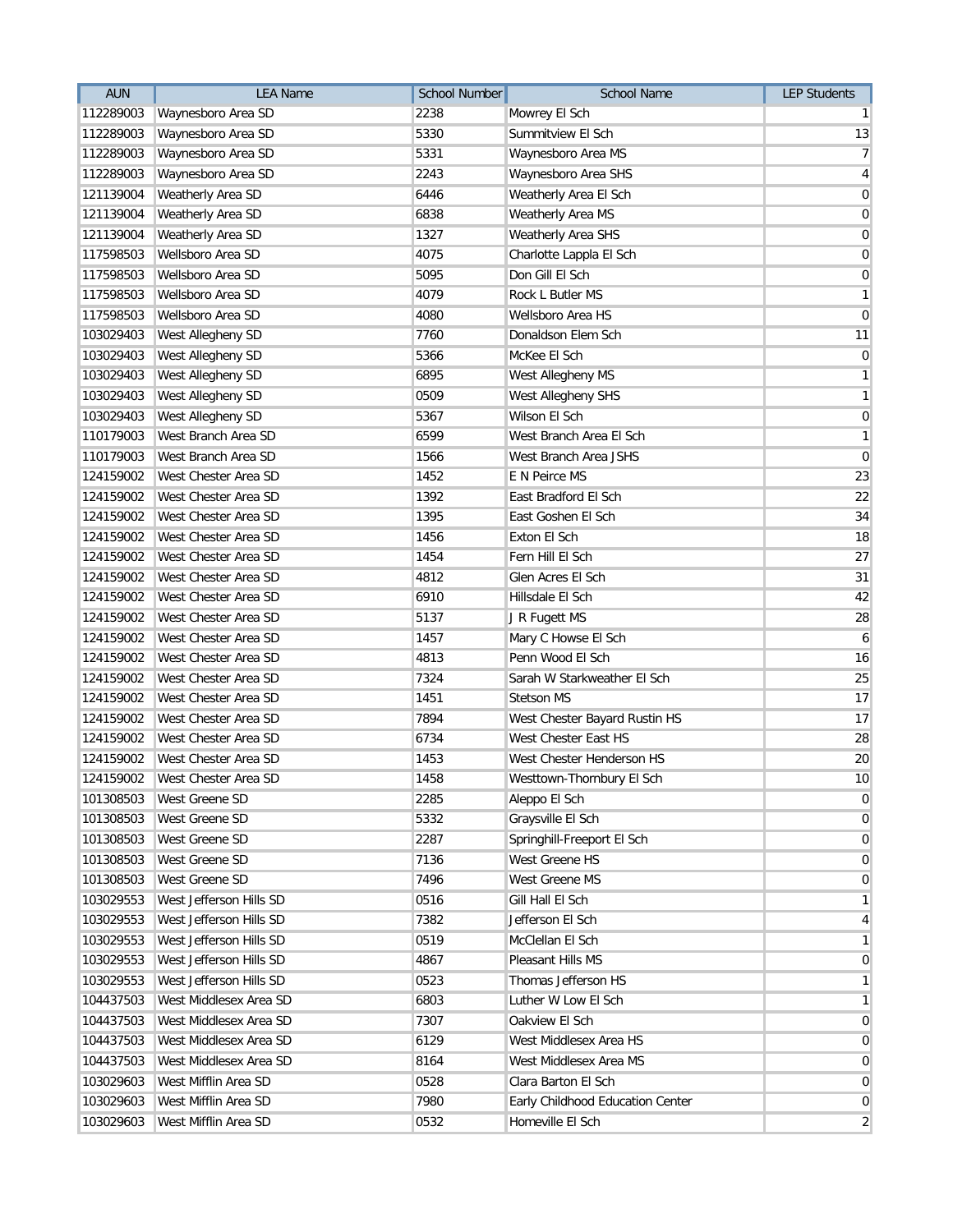| AUN | LEA Name | School Number | School Name | LEP Students |
|---|---|---|---|---|
| 112289003 | Waynesboro Area SD | 2238 | Mowrey El Sch | 1 |
| 112289003 | Waynesboro Area SD | 5330 | Summitview El Sch | 13 |
| 112289003 | Waynesboro Area SD | 5331 | Waynesboro Area MS | 7 |
| 112289003 | Waynesboro Area SD | 2243 | Waynesboro Area SHS | 4 |
| 121139004 | Weatherly Area SD | 6446 | Weatherly Area El Sch | 0 |
| 121139004 | Weatherly Area SD | 6838 | Weatherly Area MS | 0 |
| 121139004 | Weatherly Area SD | 1327 | Weatherly Area SHS | 0 |
| 117598503 | Wellsboro Area SD | 4075 | Charlotte Lappla El Sch | 0 |
| 117598503 | Wellsboro Area SD | 5095 | Don Gill El Sch | 0 |
| 117598503 | Wellsboro Area SD | 4079 | Rock L Butler MS | 1 |
| 117598503 | Wellsboro Area SD | 4080 | Wellsboro Area HS | 0 |
| 103029403 | West Allegheny SD | 7760 | Donaldson Elem Sch | 11 |
| 103029403 | West Allegheny SD | 5366 | McKee El Sch | 0 |
| 103029403 | West Allegheny SD | 6895 | West Allegheny MS | 1 |
| 103029403 | West Allegheny SD | 0509 | West Allegheny SHS | 1 |
| 103029403 | West Allegheny SD | 5367 | Wilson El Sch | 0 |
| 110179003 | West Branch Area SD | 6599 | West Branch Area El Sch | 1 |
| 110179003 | West Branch Area SD | 1566 | West Branch Area JSHS | 0 |
| 124159002 | West Chester Area SD | 1452 | E N Peirce MS | 23 |
| 124159002 | West Chester Area SD | 1392 | East Bradford El Sch | 22 |
| 124159002 | West Chester Area SD | 1395 | East Goshen El Sch | 34 |
| 124159002 | West Chester Area SD | 1456 | Exton El Sch | 18 |
| 124159002 | West Chester Area SD | 1454 | Fern Hill El Sch | 27 |
| 124159002 | West Chester Area SD | 4812 | Glen Acres El Sch | 31 |
| 124159002 | West Chester Area SD | 6910 | Hillsdale El Sch | 42 |
| 124159002 | West Chester Area SD | 5137 | J R Fugett MS | 28 |
| 124159002 | West Chester Area SD | 1457 | Mary C Howse El Sch | 6 |
| 124159002 | West Chester Area SD | 4813 | Penn Wood El Sch | 16 |
| 124159002 | West Chester Area SD | 7324 | Sarah W Starkweather El Sch | 25 |
| 124159002 | West Chester Area SD | 1451 | Stetson MS | 17 |
| 124159002 | West Chester Area SD | 7894 | West Chester Bayard Rustin HS | 17 |
| 124159002 | West Chester Area SD | 6734 | West Chester East HS | 28 |
| 124159002 | West Chester Area SD | 1453 | West Chester Henderson HS | 20 |
| 124159002 | West Chester Area SD | 1458 | Westtown-Thornbury El Sch | 10 |
| 101308503 | West Greene SD | 2285 | Aleppo El Sch | 0 |
| 101308503 | West Greene SD | 5332 | Graysville El Sch | 0 |
| 101308503 | West Greene SD | 2287 | Springhill-Freeport El Sch | 0 |
| 101308503 | West Greene SD | 7136 | West Greene HS | 0 |
| 101308503 | West Greene SD | 7496 | West Greene MS | 0 |
| 103029553 | West Jefferson Hills SD | 0516 | Gill Hall El Sch | 1 |
| 103029553 | West Jefferson Hills SD | 7382 | Jefferson El Sch | 4 |
| 103029553 | West Jefferson Hills SD | 0519 | McClellan El Sch | 1 |
| 103029553 | West Jefferson Hills SD | 4867 | Pleasant Hills MS | 0 |
| 103029553 | West Jefferson Hills SD | 0523 | Thomas Jefferson HS | 1 |
| 104437503 | West Middlesex Area SD | 6803 | Luther W Low El Sch | 1 |
| 104437503 | West Middlesex Area SD | 7307 | Oakview El Sch | 0 |
| 104437503 | West Middlesex Area SD | 6129 | West Middlesex Area HS | 0 |
| 104437503 | West Middlesex Area SD | 8164 | West Middlesex Area MS | 0 |
| 103029603 | West Mifflin Area SD | 0528 | Clara Barton El Sch | 0 |
| 103029603 | West Mifflin Area SD | 7980 | Early Childhood Education Center | 0 |
| 103029603 | West Mifflin Area SD | 0532 | Homeville El Sch | 2 |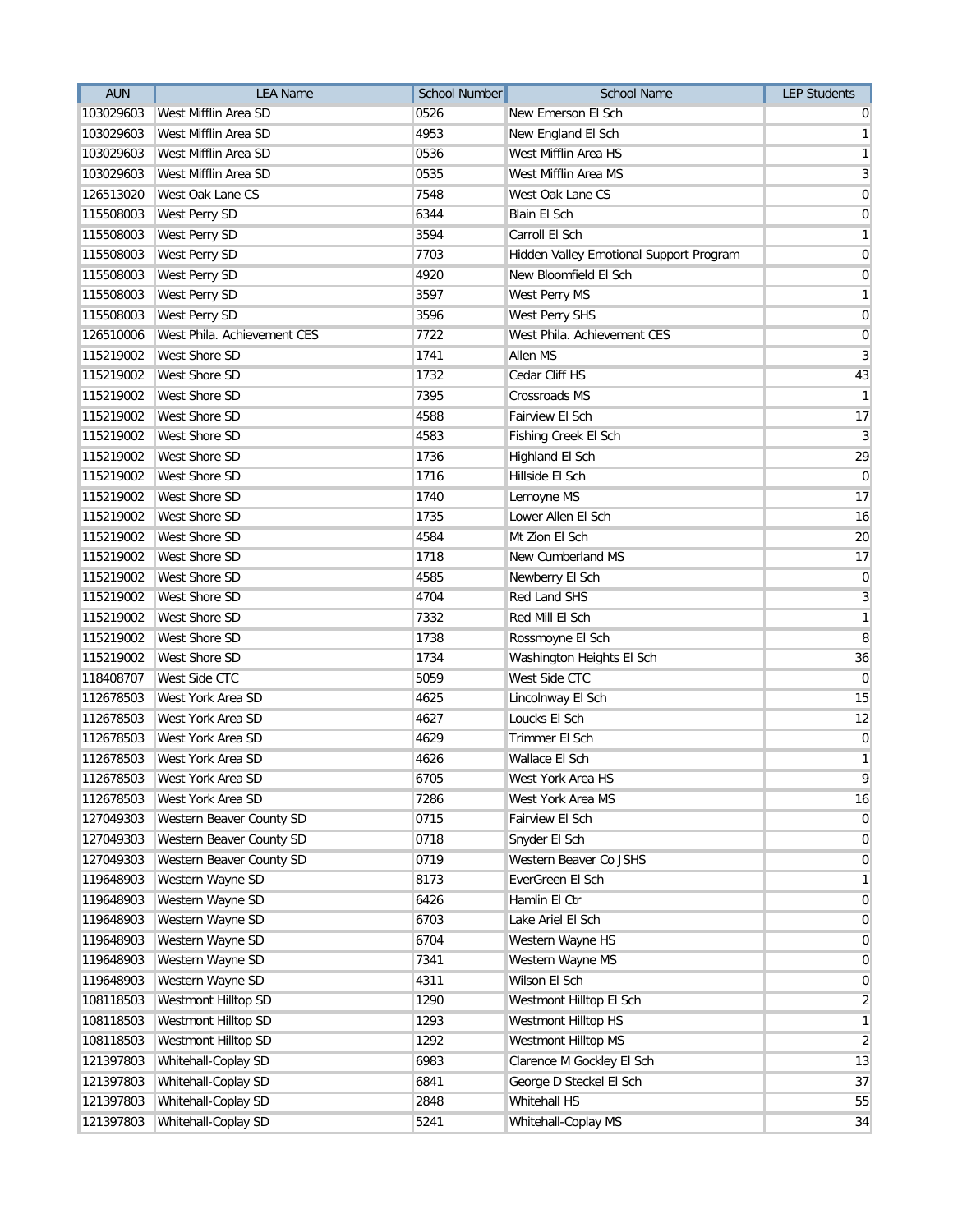| AUN | LEA Name | School Number | School Name | LEP Students |
|---|---|---|---|---|
| 103029603 | West Mifflin Area SD | 0526 | New Emerson El Sch | 0 |
| 103029603 | West Mifflin Area SD | 4953 | New England El Sch | 1 |
| 103029603 | West Mifflin Area SD | 0536 | West Mifflin Area HS | 1 |
| 103029603 | West Mifflin Area SD | 0535 | West Mifflin Area MS | 3 |
| 126513020 | West Oak Lane CS | 7548 | West Oak Lane CS | 0 |
| 115508003 | West Perry SD | 6344 | Blain El Sch | 0 |
| 115508003 | West Perry SD | 3594 | Carroll El Sch | 1 |
| 115508003 | West Perry SD | 7703 | Hidden Valley Emotional Support Program | 0 |
| 115508003 | West Perry SD | 4920 | New Bloomfield El Sch | 0 |
| 115508003 | West Perry SD | 3597 | West Perry MS | 1 |
| 115508003 | West Perry SD | 3596 | West Perry SHS | 0 |
| 126510006 | West Phila. Achievement CES | 7722 | West Phila. Achievement CES | 0 |
| 115219002 | West Shore SD | 1741 | Allen MS | 3 |
| 115219002 | West Shore SD | 1732 | Cedar Cliff HS | 43 |
| 115219002 | West Shore SD | 7395 | Crossroads MS | 1 |
| 115219002 | West Shore SD | 4588 | Fairview El Sch | 17 |
| 115219002 | West Shore SD | 4583 | Fishing Creek El Sch | 3 |
| 115219002 | West Shore SD | 1736 | Highland El Sch | 29 |
| 115219002 | West Shore SD | 1716 | Hillside El Sch | 0 |
| 115219002 | West Shore SD | 1740 | Lemoyne MS | 17 |
| 115219002 | West Shore SD | 1735 | Lower Allen El Sch | 16 |
| 115219002 | West Shore SD | 4584 | Mt Zion El Sch | 20 |
| 115219002 | West Shore SD | 1718 | New Cumberland MS | 17 |
| 115219002 | West Shore SD | 4585 | Newberry El Sch | 0 |
| 115219002 | West Shore SD | 4704 | Red Land SHS | 3 |
| 115219002 | West Shore SD | 7332 | Red Mill El Sch | 1 |
| 115219002 | West Shore SD | 1738 | Rossmoyne El Sch | 8 |
| 115219002 | West Shore SD | 1734 | Washington Heights El Sch | 36 |
| 118408707 | West Side CTC | 5059 | West Side CTC | 0 |
| 112678503 | West York Area SD | 4625 | Lincolnway El Sch | 15 |
| 112678503 | West York Area SD | 4627 | Loucks El Sch | 12 |
| 112678503 | West York Area SD | 4629 | Trimmer El Sch | 0 |
| 112678503 | West York Area SD | 4626 | Wallace El Sch | 1 |
| 112678503 | West York Area SD | 6705 | West York Area HS | 9 |
| 112678503 | West York Area SD | 7286 | West York Area MS | 16 |
| 127049303 | Western Beaver County SD | 0715 | Fairview El Sch | 0 |
| 127049303 | Western Beaver County SD | 0718 | Snyder El Sch | 0 |
| 127049303 | Western Beaver County SD | 0719 | Western Beaver Co JSHS | 0 |
| 119648903 | Western Wayne SD | 8173 | EverGreen El Sch | 1 |
| 119648903 | Western Wayne SD | 6426 | Hamlin El Ctr | 0 |
| 119648903 | Western Wayne SD | 6703 | Lake Ariel El Sch | 0 |
| 119648903 | Western Wayne SD | 6704 | Western Wayne HS | 0 |
| 119648903 | Western Wayne SD | 7341 | Western Wayne MS | 0 |
| 119648903 | Western Wayne SD | 4311 | Wilson El Sch | 0 |
| 108118503 | Westmont Hilltop SD | 1290 | Westmont Hilltop El Sch | 2 |
| 108118503 | Westmont Hilltop SD | 1293 | Westmont Hilltop HS | 1 |
| 108118503 | Westmont Hilltop SD | 1292 | Westmont Hilltop MS | 2 |
| 121397803 | Whitehall-Coplay SD | 6983 | Clarence M Gockley El Sch | 13 |
| 121397803 | Whitehall-Coplay SD | 6841 | George D Steckel El Sch | 37 |
| 121397803 | Whitehall-Coplay SD | 2848 | Whitehall HS | 55 |
| 121397803 | Whitehall-Coplay SD | 5241 | Whitehall-Coplay MS | 34 |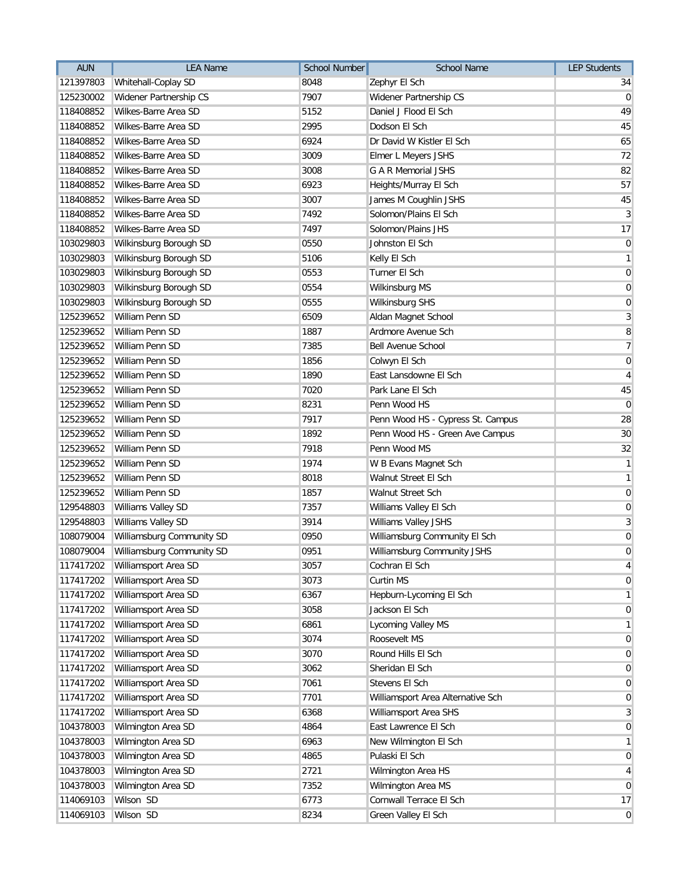| AUN | LEA Name | School Number | School Name | LEP Students |
|---|---|---|---|---|
| 121397803 | Whitehall-Coplay SD | 8048 | Zephyr El Sch | 34 |
| 125230002 | Widener Partnership CS | 7907 | Widener Partnership CS | 0 |
| 118408852 | Wilkes-Barre Area SD | 5152 | Daniel J Flood El Sch | 49 |
| 118408852 | Wilkes-Barre Area SD | 2995 | Dodson El Sch | 45 |
| 118408852 | Wilkes-Barre Area SD | 6924 | Dr David W Kistler El Sch | 65 |
| 118408852 | Wilkes-Barre Area SD | 3009 | Elmer L Meyers JSHS | 72 |
| 118408852 | Wilkes-Barre Area SD | 3008 | G A R Memorial JSHS | 82 |
| 118408852 | Wilkes-Barre Area SD | 6923 | Heights/Murray El Sch | 57 |
| 118408852 | Wilkes-Barre Area SD | 3007 | James M Coughlin JSHS | 45 |
| 118408852 | Wilkes-Barre Area SD | 7492 | Solomon/Plains El Sch | 3 |
| 118408852 | Wilkes-Barre Area SD | 7497 | Solomon/Plains JHS | 17 |
| 103029803 | Wilkinsburg Borough SD | 0550 | Johnston El Sch | 0 |
| 103029803 | Wilkinsburg Borough SD | 5106 | Kelly El Sch | 1 |
| 103029803 | Wilkinsburg Borough SD | 0553 | Turner El Sch | 0 |
| 103029803 | Wilkinsburg Borough SD | 0554 | Wilkinsburg MS | 0 |
| 103029803 | Wilkinsburg Borough SD | 0555 | Wilkinsburg SHS | 0 |
| 125239652 | William Penn SD | 6509 | Aldan Magnet School | 3 |
| 125239652 | William Penn SD | 1887 | Ardmore Avenue Sch | 8 |
| 125239652 | William Penn SD | 7385 | Bell Avenue School | 7 |
| 125239652 | William Penn SD | 1856 | Colwyn El Sch | 0 |
| 125239652 | William Penn SD | 1890 | East Lansdowne El Sch | 4 |
| 125239652 | William Penn SD | 7020 | Park Lane El Sch | 45 |
| 125239652 | William Penn SD | 8231 | Penn Wood HS | 0 |
| 125239652 | William Penn SD | 7917 | Penn Wood HS - Cypress St. Campus | 28 |
| 125239652 | William Penn SD | 1892 | Penn Wood HS - Green Ave Campus | 30 |
| 125239652 | William Penn SD | 7918 | Penn Wood MS | 32 |
| 125239652 | William Penn SD | 1974 | W B Evans Magnet Sch | 1 |
| 125239652 | William Penn SD | 8018 | Walnut Street El Sch | 1 |
| 125239652 | William Penn SD | 1857 | Walnut Street Sch | 0 |
| 129548803 | Williams Valley SD | 7357 | Williams Valley El Sch | 0 |
| 129548803 | Williams Valley SD | 3914 | Williams Valley JSHS | 3 |
| 108079004 | Williamsburg Community SD | 0950 | Williamsburg Community El Sch | 0 |
| 108079004 | Williamsburg Community SD | 0951 | Williamsburg Community JSHS | 0 |
| 117417202 | Williamsport Area SD | 3057 | Cochran El Sch | 4 |
| 117417202 | Williamsport Area SD | 3073 | Curtin MS | 0 |
| 117417202 | Williamsport Area SD | 6367 | Hepburn-Lycoming El Sch | 1 |
| 117417202 | Williamsport Area SD | 3058 | Jackson El Sch | 0 |
| 117417202 | Williamsport Area SD | 6861 | Lycoming Valley MS | 1 |
| 117417202 | Williamsport Area SD | 3074 | Roosevelt MS | 0 |
| 117417202 | Williamsport Area SD | 3070 | Round Hills El Sch | 0 |
| 117417202 | Williamsport Area SD | 3062 | Sheridan El Sch | 0 |
| 117417202 | Williamsport Area SD | 7061 | Stevens El Sch | 0 |
| 117417202 | Williamsport Area SD | 7701 | Williamsport Area Alternative Sch | 0 |
| 117417202 | Williamsport Area SD | 6368 | Williamsport Area SHS | 3 |
| 104378003 | Wilmington Area SD | 4864 | East Lawrence El Sch | 0 |
| 104378003 | Wilmington Area SD | 6963 | New Wilmington El Sch | 1 |
| 104378003 | Wilmington Area SD | 4865 | Pulaski El Sch | 0 |
| 104378003 | Wilmington Area SD | 2721 | Wilmington Area HS | 4 |
| 104378003 | Wilmington Area SD | 7352 | Wilmington Area MS | 0 |
| 114069103 | Wilson SD | 6773 | Cornwall Terrace El Sch | 17 |
| 114069103 | Wilson SD | 8234 | Green Valley El Sch | 0 |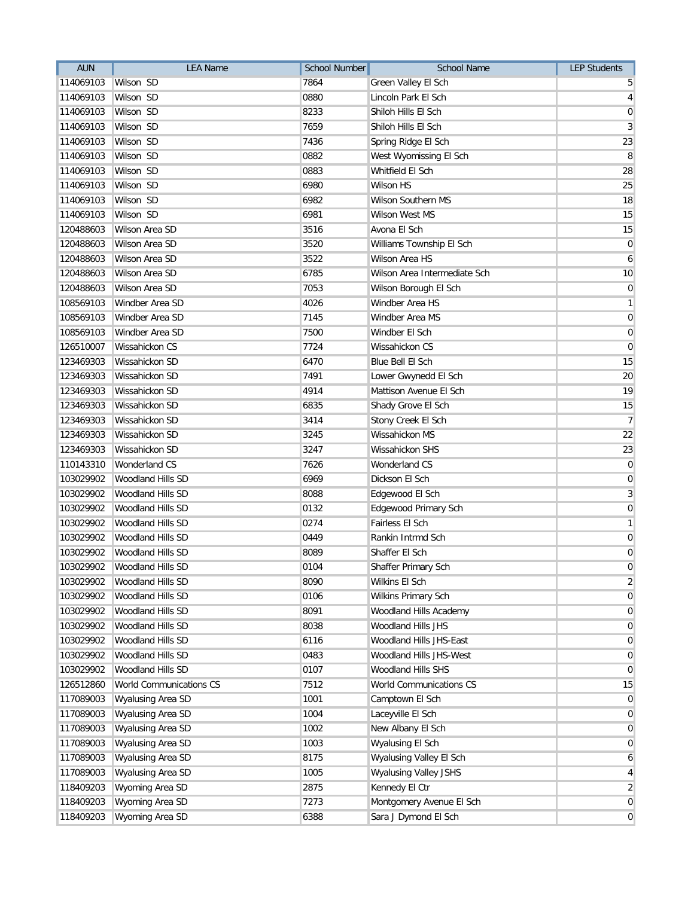| AUN | LEA Name | School Number | School Name | LEP Students |
|---|---|---|---|---|
| 114069103 | Wilson SD | 7864 | Green Valley El Sch | 5 |
| 114069103 | Wilson SD | 0880 | Lincoln Park El Sch | 4 |
| 114069103 | Wilson SD | 8233 | Shiloh Hills El Sch | 0 |
| 114069103 | Wilson SD | 7659 | Shiloh Hills El Sch | 3 |
| 114069103 | Wilson SD | 7436 | Spring Ridge El Sch | 23 |
| 114069103 | Wilson SD | 0882 | West Wyomissing El Sch | 8 |
| 114069103 | Wilson SD | 0883 | Whitfield El Sch | 28 |
| 114069103 | Wilson SD | 6980 | Wilson HS | 25 |
| 114069103 | Wilson SD | 6982 | Wilson Southern MS | 18 |
| 114069103 | Wilson SD | 6981 | Wilson West MS | 15 |
| 120488603 | Wilson Area SD | 3516 | Avona El Sch | 15 |
| 120488603 | Wilson Area SD | 3520 | Williams Township El Sch | 0 |
| 120488603 | Wilson Area SD | 3522 | Wilson Area HS | 6 |
| 120488603 | Wilson Area SD | 6785 | Wilson Area Intermediate Sch | 10 |
| 120488603 | Wilson Area SD | 7053 | Wilson Borough El Sch | 0 |
| 108569103 | Windber Area SD | 4026 | Windber Area HS | 1 |
| 108569103 | Windber Area SD | 7145 | Windber Area MS | 0 |
| 108569103 | Windber Area SD | 7500 | Windber El Sch | 0 |
| 126510007 | Wissahickon CS | 7724 | Wissahickon CS | 0 |
| 123469303 | Wissahickon SD | 6470 | Blue Bell El Sch | 15 |
| 123469303 | Wissahickon SD | 7491 | Lower Gwynedd El Sch | 20 |
| 123469303 | Wissahickon SD | 4914 | Mattison Avenue El Sch | 19 |
| 123469303 | Wissahickon SD | 6835 | Shady Grove El Sch | 15 |
| 123469303 | Wissahickon SD | 3414 | Stony Creek El Sch | 7 |
| 123469303 | Wissahickon SD | 3245 | Wissahickon MS | 22 |
| 123469303 | Wissahickon SD | 3247 | Wissahickon SHS | 23 |
| 110143310 | Wonderland CS | 7626 | Wonderland CS | 0 |
| 103029902 | Woodland Hills SD | 6969 | Dickson El Sch | 0 |
| 103029902 | Woodland Hills SD | 8088 | Edgewood El Sch | 3 |
| 103029902 | Woodland Hills SD | 0132 | Edgewood Primary Sch | 0 |
| 103029902 | Woodland Hills SD | 0274 | Fairless El Sch | 1 |
| 103029902 | Woodland Hills SD | 0449 | Rankin Intrmd Sch | 0 |
| 103029902 | Woodland Hills SD | 8089 | Shaffer El Sch | 0 |
| 103029902 | Woodland Hills SD | 0104 | Shaffer Primary Sch | 0 |
| 103029902 | Woodland Hills SD | 8090 | Wilkins El Sch | 2 |
| 103029902 | Woodland Hills SD | 0106 | Wilkins Primary Sch | 0 |
| 103029902 | Woodland Hills SD | 8091 | Woodland Hills Academy | 0 |
| 103029902 | Woodland Hills SD | 8038 | Woodland Hills JHS | 0 |
| 103029902 | Woodland Hills SD | 6116 | Woodland Hills JHS-East | 0 |
| 103029902 | Woodland Hills SD | 0483 | Woodland Hills JHS-West | 0 |
| 103029902 | Woodland Hills SD | 0107 | Woodland Hills SHS | 0 |
| 126512860 | World Communications CS | 7512 | World Communications CS | 15 |
| 117089003 | Wyalusing Area SD | 1001 | Camptown El Sch | 0 |
| 117089003 | Wyalusing Area SD | 1004 | Laceyville El Sch | 0 |
| 117089003 | Wyalusing Area SD | 1002 | New Albany El Sch | 0 |
| 117089003 | Wyalusing Area SD | 1003 | Wyalusing El Sch | 0 |
| 117089003 | Wyalusing Area SD | 8175 | Wyalusing Valley El Sch | 6 |
| 117089003 | Wyalusing Area SD | 1005 | Wyalusing Valley JSHS | 4 |
| 118409203 | Wyoming Area SD | 2875 | Kennedy El Ctr | 2 |
| 118409203 | Wyoming Area SD | 7273 | Montgomery Avenue El Sch | 0 |
| 118409203 | Wyoming Area SD | 6388 | Sara J Dymond El Sch | 0 |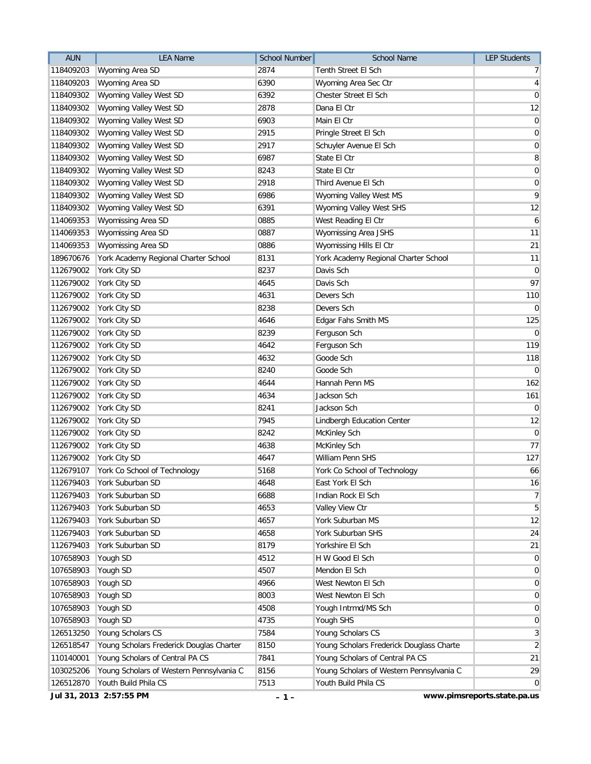| AUN | LEA Name | School Number | School Name | LEP Students |
|---|---|---|---|---|
| 118409203 | Wyoming Area SD | 2874 | Tenth Street El Sch | 7 |
| 118409203 | Wyoming Area SD | 6390 | Wyoming Area Sec Ctr | 4 |
| 118409302 | Wyoming Valley West SD | 6392 | Chester Street El Sch | 0 |
| 118409302 | Wyoming Valley West SD | 2878 | Dana El Ctr | 12 |
| 118409302 | Wyoming Valley West SD | 6903 | Main El Ctr | 0 |
| 118409302 | Wyoming Valley West SD | 2915 | Pringle Street El Sch | 0 |
| 118409302 | Wyoming Valley West SD | 2917 | Schuyler Avenue El Sch | 0 |
| 118409302 | Wyoming Valley West SD | 6987 | State El Ctr | 8 |
| 118409302 | Wyoming Valley West SD | 8243 | State El Ctr | 0 |
| 118409302 | Wyoming Valley West SD | 2918 | Third Avenue El Sch | 0 |
| 118409302 | Wyoming Valley West SD | 6986 | Wyoming Valley West MS | 9 |
| 118409302 | Wyoming Valley West SD | 6391 | Wyoming Valley West SHS | 12 |
| 114069353 | Wyomissing Area SD | 0885 | West Reading El Ctr | 6 |
| 114069353 | Wyomissing Area SD | 0887 | Wyomissing Area JSHS | 11 |
| 114069353 | Wyomissing Area SD | 0886 | Wyomissing Hills El Ctr | 21 |
| 189670676 | York Academy Regional Charter School | 8131 | York Academy Regional Charter School | 11 |
| 112679002 | York City SD | 8237 | Davis Sch | 0 |
| 112679002 | York City SD | 4645 | Davis Sch | 97 |
| 112679002 | York City SD | 4631 | Devers Sch | 110 |
| 112679002 | York City SD | 8238 | Devers Sch | 0 |
| 112679002 | York City SD | 4646 | Edgar Fahs Smith MS | 125 |
| 112679002 | York City SD | 8239 | Ferguson Sch | 0 |
| 112679002 | York City SD | 4642 | Ferguson Sch | 119 |
| 112679002 | York City SD | 4632 | Goode Sch | 118 |
| 112679002 | York City SD | 8240 | Goode Sch | 0 |
| 112679002 | York City SD | 4644 | Hannah Penn MS | 162 |
| 112679002 | York City SD | 4634 | Jackson Sch | 161 |
| 112679002 | York City SD | 8241 | Jackson Sch | 0 |
| 112679002 | York City SD | 7945 | Lindbergh Education Center | 12 |
| 112679002 | York City SD | 8242 | McKinley Sch | 0 |
| 112679002 | York City SD | 4638 | McKinley Sch | 77 |
| 112679002 | York City SD | 4647 | William Penn SHS | 127 |
| 112679107 | York Co School of Technology | 5168 | York Co School of Technology | 66 |
| 112679403 | York Suburban SD | 4648 | East York El Sch | 16 |
| 112679403 | York Suburban SD | 6688 | Indian Rock El Sch | 7 |
| 112679403 | York Suburban SD | 4653 | Valley View Ctr | 5 |
| 112679403 | York Suburban SD | 4657 | York Suburban MS | 12 |
| 112679403 | York Suburban SD | 4658 | York Suburban SHS | 24 |
| 112679403 | York Suburban SD | 8179 | Yorkshire El Sch | 21 |
| 107658903 | Yough SD | 4512 | H W Good El Sch | 0 |
| 107658903 | Yough SD | 4507 | Mendon El Sch | 0 |
| 107658903 | Yough SD | 4966 | West Newton El Sch | 0 |
| 107658903 | Yough SD | 8003 | West Newton El Sch | 0 |
| 107658903 | Yough SD | 4508 | Yough Intrmd/MS Sch | 0 |
| 107658903 | Yough SD | 4735 | Yough SHS | 0 |
| 126513250 | Young Scholars CS | 7584 | Young Scholars CS | 3 |
| 126518547 | Young Scholars Frederick Douglas Charter | 8150 | Young Scholars Frederick Douglass Charte | 2 |
| 110140001 | Young Scholars of Central PA CS | 7841 | Young Scholars of Central PA CS | 21 |
| 103025206 | Young Scholars of Western Pennsylvania C | 8156 | Young Scholars of Western Pennsylvania C | 29 |
| 126512870 | Youth Build Phila CS | 7513 | Youth Build Phila CS | 0 |